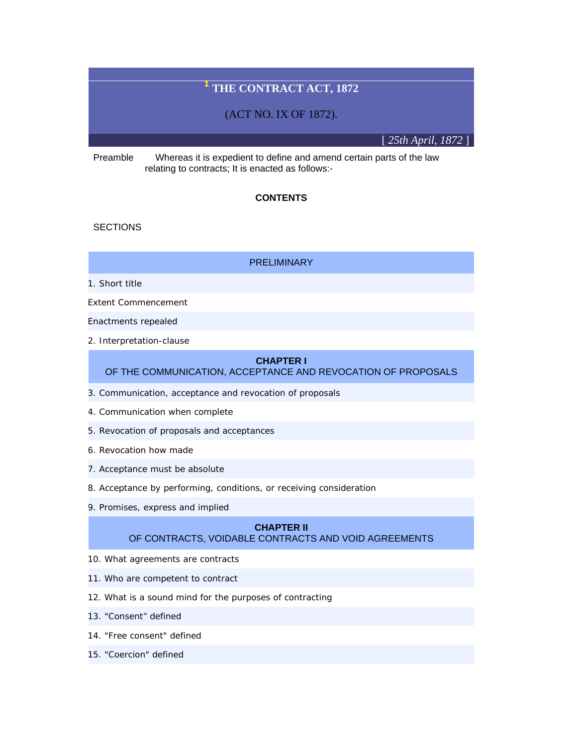# [1] THE CONTRACT ACT, 1872

(ACT NO. IX OF 1872).

[ *25th April, 1872* ]

Preamble Whereas it is expedient to define and amend certain parts of the law relating to contracts; It is enacted as follows:-

**CONTENTS**

SECTIONS

PRELIMINARY

1. Short title

Extent Commencement

Enactments repealed

2. Interpretation-clause

**CHAPTER I**
OF THE COMMUNICATION, ACCEPTANCE AND REVOCATION OF PROPOSALS

3. Communication, acceptance and revocation of proposals

4. Communication when complete

5. Revocation of proposals and acceptances

6. Revocation how made

7. Acceptance must be absolute

8. Acceptance by performing, conditions, or receiving consideration

9. Promises, express and implied

**CHAPTER II**
OF CONTRACTS, VOIDABLE CONTRACTS AND VOID AGREEMENTS

10. What agreements are contracts

11. Who are competent to contract

12. What is a sound mind for the purposes of contracting

13. "Consent" defined

14. "Free consent" defined

15. "Coercion" defined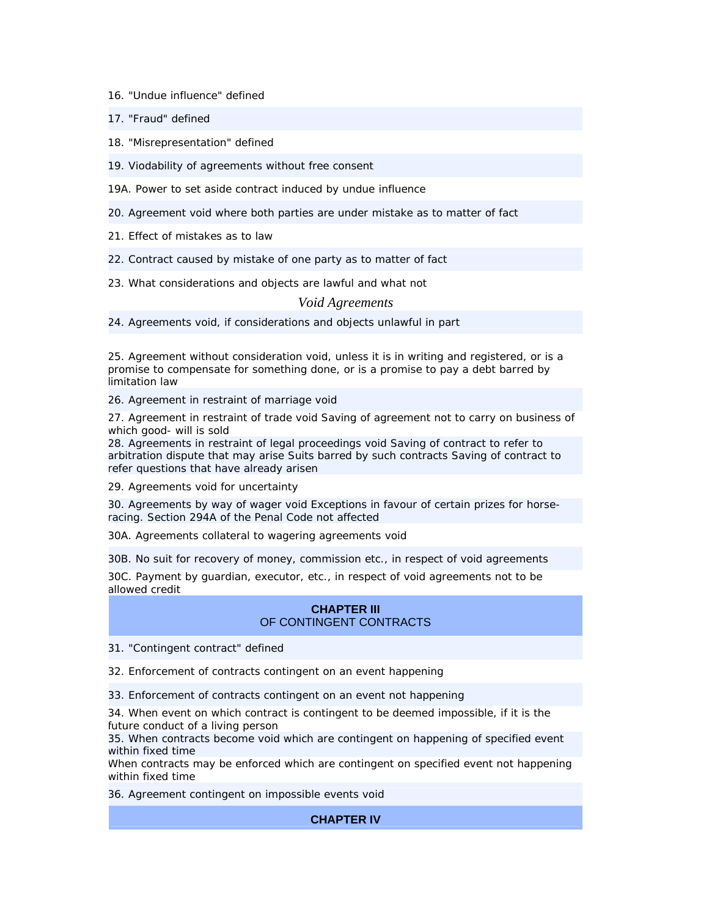16. "Undue influence" defined

17. "Fraud" defined

18. "Misrepresentation" defined

19. Viodability of agreements without free consent

19A. Power to set aside contract induced by undue influence

20. Agreement void where both parties are under mistake as to matter of fact

21. Effect of mistakes as to law

22. Contract caused by mistake of one party as to matter of fact

23. What considerations and objects are lawful and what not

*Void Agreements*

24. Agreements void, if considerations and objects unlawful in part

25. Agreement without consideration void, unless it is in writing and registered, or is a promise to compensate for something done, or is a promise to pay a debt barred by limitation law

26. Agreement in restraint of marriage void

27. Agreement in restraint of trade void Saving of agreement not to carry on business of which good- will is sold

28. Agreements in restraint of legal proceedings void Saving of contract to refer to arbitration dispute that may arise Suits barred by such contracts Saving of contract to refer questions that have already arisen

29. Agreements void for uncertainty

30. Agreements by way of wager void Exceptions in favour of certain prizes for horse-racing. Section 294A of the Penal Code not affected

30A. Agreements collateral to wagering agreements void

30B. No suit for recovery of money, commission etc., in respect of void agreements

30C. Payment by guardian, executor, etc., in respect of void agreements not to be allowed credit

## CHAPTER III
## OF CONTINGENT CONTRACTS

31. "Contingent contract" defined

32. Enforcement of contracts contingent on an event happening

33. Enforcement of contracts contingent on an event not happening

34. When event on which contract is contingent to be deemed impossible, if it is the future conduct of a living person

35. When contracts become void which are contingent on happening of specified event within fixed time

When contracts may be enforced which are contingent on specified event not happening within fixed time

36. Agreement contingent on impossible events void

## CHAPTER IV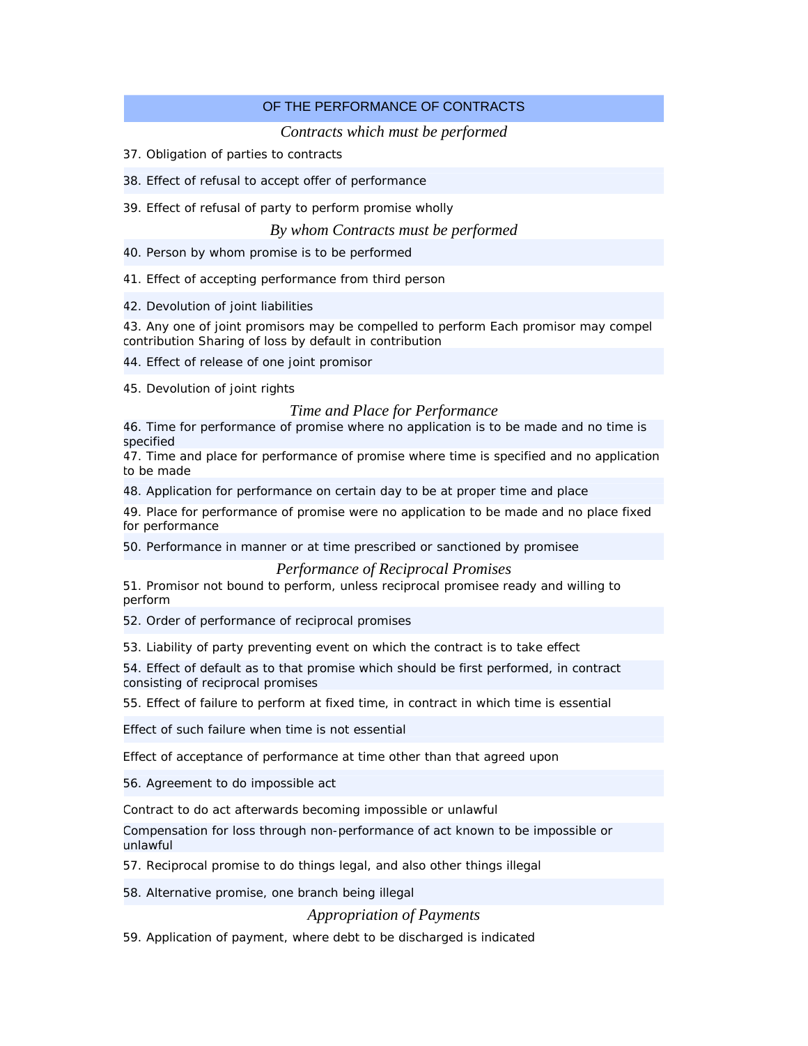## OF THE PERFORMANCE OF CONTRACTS

### *Contracts which must be performed*

37. Obligation of parties to contracts

38. Effect of refusal to accept offer of performance

39. Effect of refusal of party to perform promise wholly

### *By whom Contracts must be performed*

40. Person by whom promise is to be performed

41. Effect of accepting performance from third person

42. Devolution of joint liabilities

43. Any one of joint promisors may be compelled to perform Each promisor may compel contribution Sharing of loss by default in contribution

44. Effect of release of one joint promisor

45. Devolution of joint rights

### *Time and Place for Performance*

46. Time for performance of promise where no application is to be made and no time is specified

47. Time and place for performance of promise where time is specified and no application to be made

48. Application for performance on certain day to be at proper time and place

49. Place for performance of promise were no application to be made and no place fixed for performance

50. Performance in manner or at time prescribed or sanctioned by promisee

### *Performance of Reciprocal Promises*

51. Promisor not bound to perform, unless reciprocal promisee ready and willing to perform

52. Order of performance of reciprocal promises

53. Liability of party preventing event on which the contract is to take effect

54. Effect of default as to that promise which should be first performed, in contract consisting of reciprocal promises

55. Effect of failure to perform at fixed time, in contract in which time is essential

Effect of such failure when time is not essential

Effect of acceptance of performance at time other than that agreed upon

56. Agreement to do impossible act

Contract to do act afterwards becoming impossible or unlawful

Compensation for loss through non-performance of act known to be impossible or unlawful

57. Reciprocal promise to do things legal, and also other things illegal

58. Alternative promise, one branch being illegal

### *Appropriation of Payments*

59. Application of payment, where debt to be discharged is indicated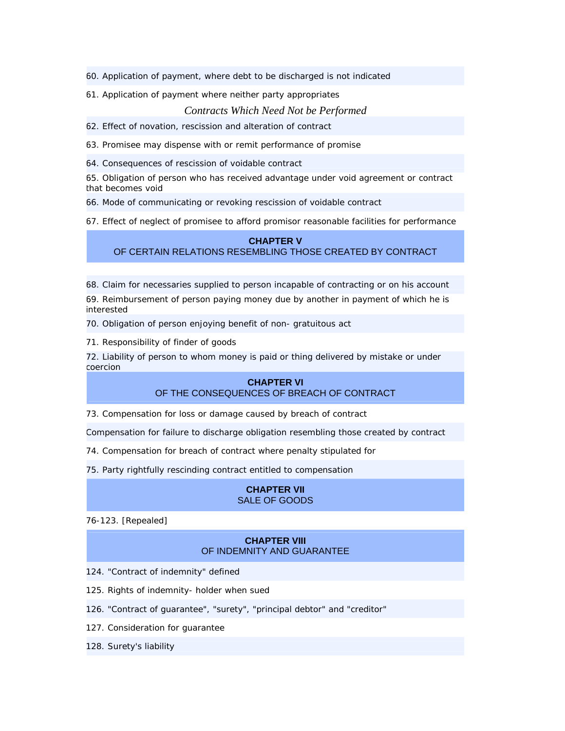60. Application of payment, where debt to be discharged is not indicated

61. Application of payment where neither party appropriates

*Contracts Which Need Not be Performed*

62. Effect of novation, rescission and alteration of contract

63. Promisee may dispense with or remit performance of promise

64. Consequences of rescission of voidable contract

65. Obligation of person who has received advantage under void agreement or contract that becomes void

66. Mode of communicating or revoking rescission of voidable contract

67. Effect of neglect of promisee to afford promisor reasonable facilities for performance

## CHAPTER V
## OF CERTAIN RELATIONS RESEMBLING THOSE CREATED BY CONTRACT

68. Claim for necessaries supplied to person incapable of contracting or on his account

69. Reimbursement of person paying money due by another in payment of which he is interested

70. Obligation of person enjoying benefit of non- gratuitous act

71. Responsibility of finder of goods

72. Liability of person to whom money is paid or thing delivered by mistake or under coercion

## CHAPTER VI
## OF THE CONSEQUENCES OF BREACH OF CONTRACT

73. Compensation for loss or damage caused by breach of contract

Compensation for failure to discharge obligation resembling those created by contract

74. Compensation for breach of contract where penalty stipulated for

75. Party rightfully rescinding contract entitled to compensation

## CHAPTER VII
## SALE OF GOODS

76-123. [Repealed]

## CHAPTER VIII
## OF INDEMNITY AND GUARANTEE

124. "Contract of indemnity" defined

125. Rights of indemnity- holder when sued

126. "Contract of guarantee", "surety", "principal debtor" and "creditor"

127. Consideration for guarantee

128. Surety's liability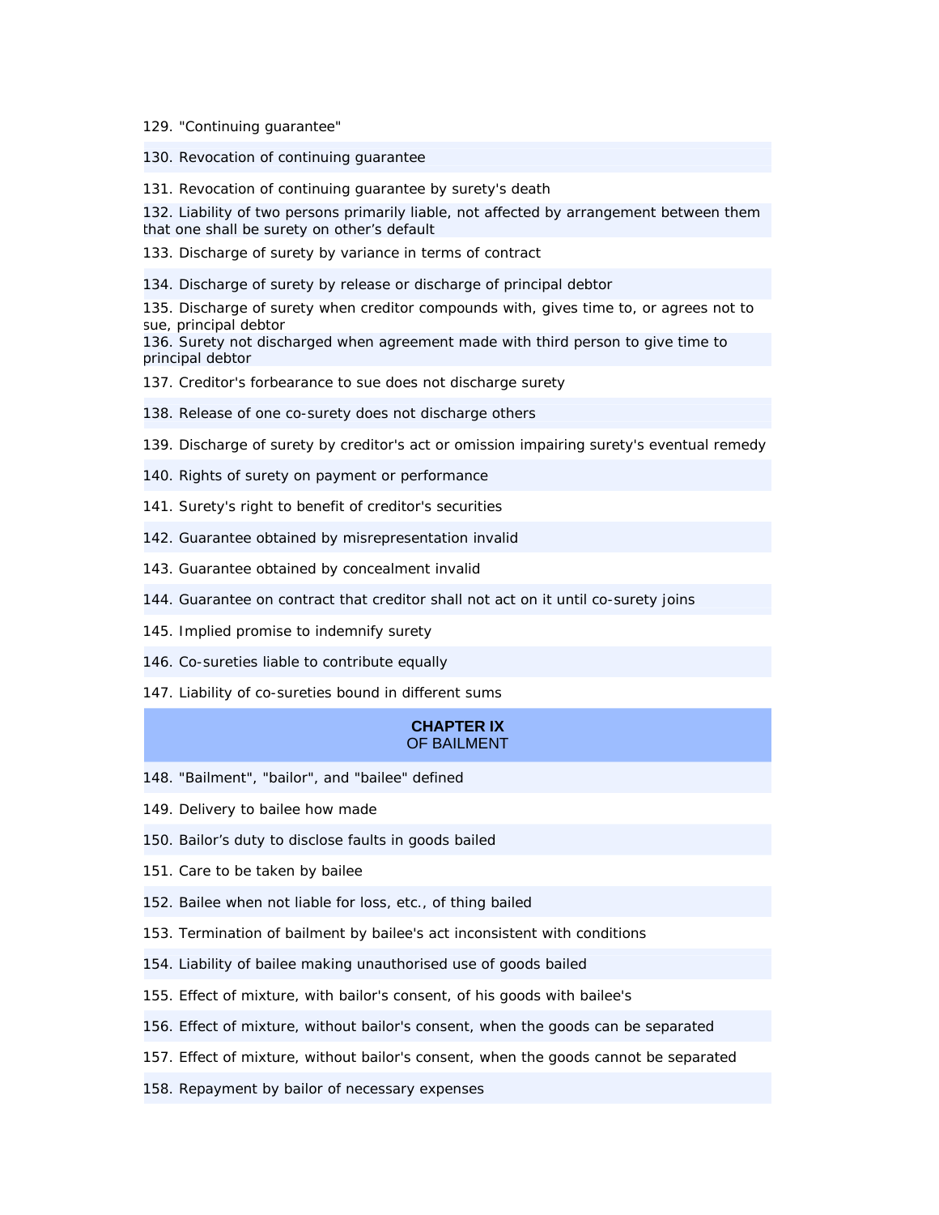129. "Continuing guarantee"

130. Revocation of continuing guarantee

131. Revocation of continuing guarantee by surety's death

132. Liability of two persons primarily liable, not affected by arrangement between them that one shall be surety on other's default

133. Discharge of surety by variance in terms of contract

134. Discharge of surety by release or discharge of principal debtor

135. Discharge of surety when creditor compounds with, gives time to, or agrees not to sue, principal debtor

136. Surety not discharged when agreement made with third person to give time to principal debtor

137. Creditor's forbearance to sue does not discharge surety

138. Release of one co-surety does not discharge others

139. Discharge of surety by creditor's act or omission impairing surety's eventual remedy

140. Rights of surety on payment or performance

141. Surety's right to benefit of creditor's securities

142. Guarantee obtained by misrepresentation invalid

143. Guarantee obtained by concealment invalid

144. Guarantee on contract that creditor shall not act on it until co-surety joins

145. Implied promise to indemnify surety

146. Co-sureties liable to contribute equally

147. Liability of co-sureties bound in different sums

## CHAPTER IX
OF BAILMENT

148. "Bailment", "bailor", and "bailee" defined

149. Delivery to bailee how made

150. Bailor's duty to disclose faults in goods bailed

151. Care to be taken by bailee

152. Bailee when not liable for loss, etc., of thing bailed

153. Termination of bailment by bailee's act inconsistent with conditions

154. Liability of bailee making unauthorised use of goods bailed

155. Effect of mixture, with bailor's consent, of his goods with bailee's

156. Effect of mixture, without bailor's consent, when the goods can be separated

157. Effect of mixture, without bailor's consent, when the goods cannot be separated

158. Repayment by bailor of necessary expenses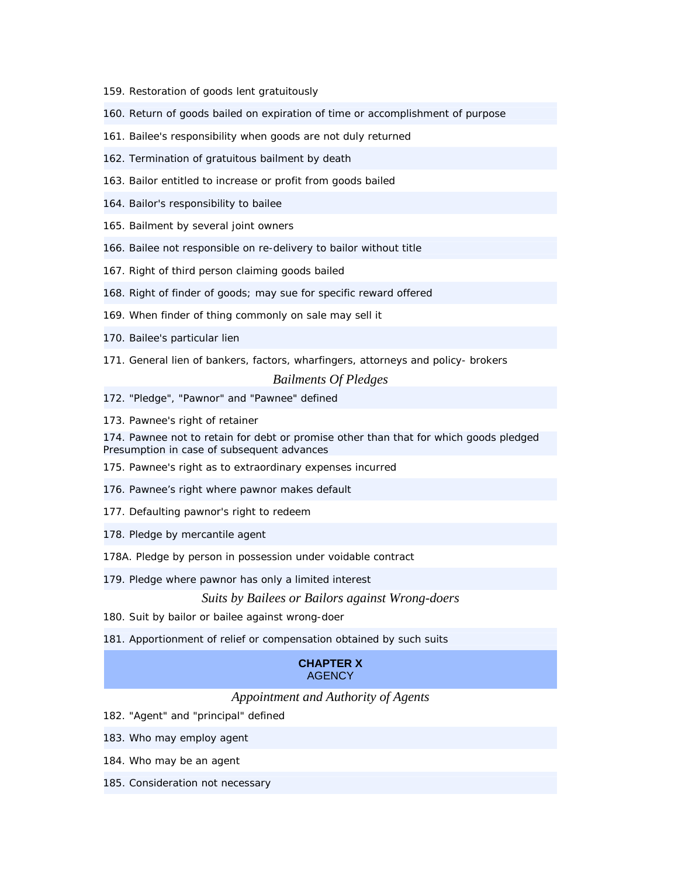159. Restoration of goods lent gratuitously

160. Return of goods bailed on expiration of time or accomplishment of purpose

161. Bailee's responsibility when goods are not duly returned

162. Termination of gratuitous bailment by death

163. Bailor entitled to increase or profit from goods bailed

164. Bailor's responsibility to bailee

165. Bailment by several joint owners

166. Bailee not responsible on re-delivery to bailor without title

167. Right of third person claiming goods bailed

168. Right of finder of goods; may sue for specific reward offered

169. When finder of thing commonly on sale may sell it

170. Bailee's particular lien

171. General lien of bankers, factors, wharfingers, attorneys and policy- brokers

### *Bailments Of Pledges*

172. "Pledge", "Pawnor" and "Pawnee" defined

173. Pawnee's right of retainer

174. Pawnee not to retain for debt or promise other than that for which goods pledged Presumption in case of subsequent advances

175. Pawnee's right as to extraordinary expenses incurred

176. Pawnee’s right where pawnor makes default

177. Defaulting pawnor's right to redeem

178. Pledge by mercantile agent

178A. Pledge by person in possession under voidable contract

179. Pledge where pawnor has only a limited interest

### *Suits by Bailees or Bailors against Wrong-doers*

180. Suit by bailor or bailee against wrong-doer

181. Apportionment of relief or compensation obtained by such suits

## CHAPTER X
## AGENCY

### *Appointment and Authority of Agents*

182. "Agent" and "principal" defined

183. Who may employ agent

184. Who may be an agent

185. Consideration not necessary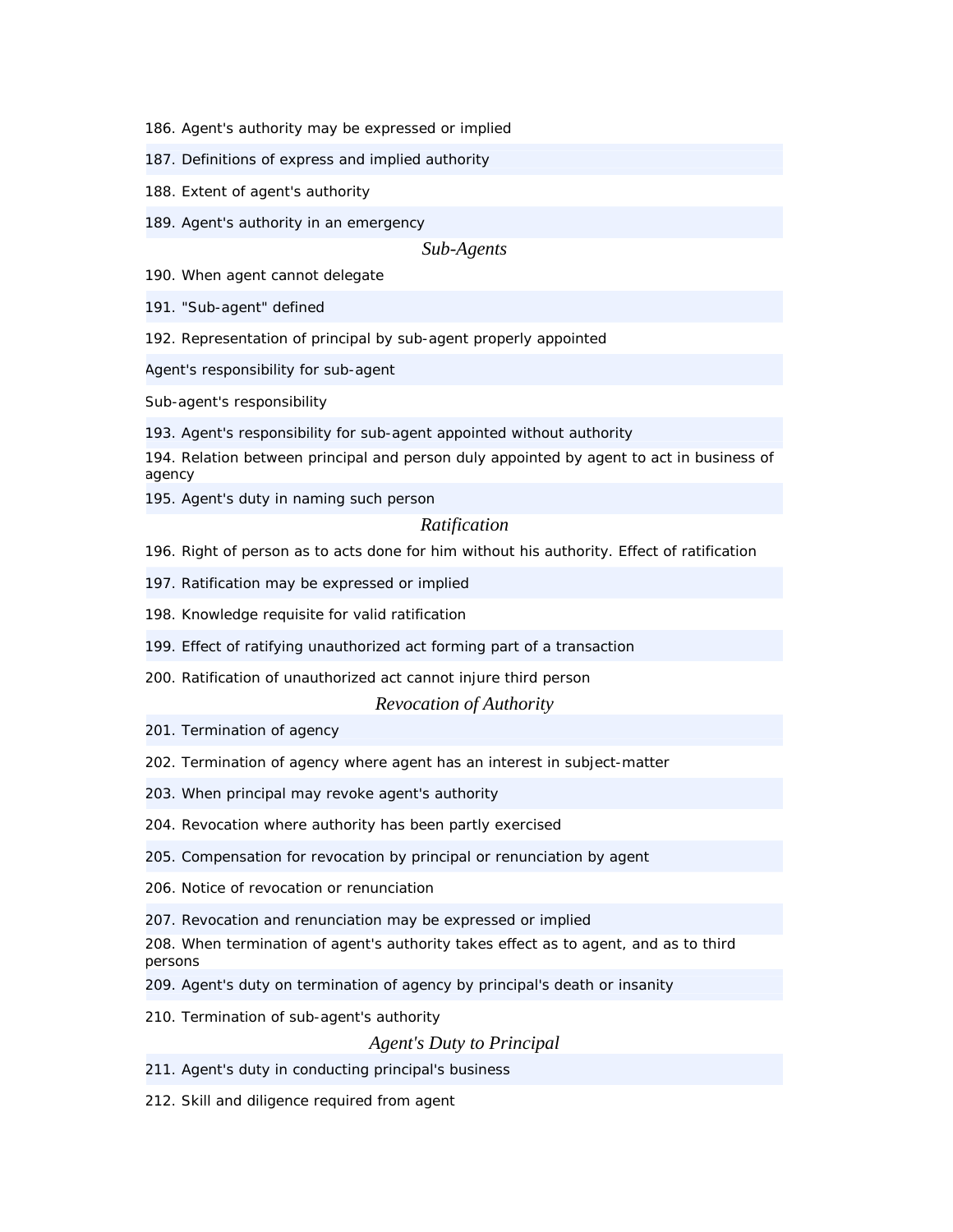186. Agent's authority may be expressed or implied

187. Definitions of express and implied authority

188. Extent of agent's authority

189. Agent's authority in an emergency

### *Sub-Agents*

190. When agent cannot delegate

191. "Sub-agent" defined

192. Representation of principal by sub-agent properly appointed

Agent's responsibility for sub-agent

Sub-agent's responsibility

193. Agent's responsibility for sub-agent appointed without authority

194. Relation between principal and person duly appointed by agent to act in business of agency

195. Agent's duty in naming such person

### *Ratification*

196. Right of person as to acts done for him without his authority. Effect of ratification

197. Ratification may be expressed or implied

198. Knowledge requisite for valid ratification

199. Effect of ratifying unauthorized act forming part of a transaction

200. Ratification of unauthorized act cannot injure third person

### *Revocation of Authority*

201. Termination of agency

202. Termination of agency where agent has an interest in subject-matter

203. When principal may revoke agent's authority

204. Revocation where authority has been partly exercised

205. Compensation for revocation by principal or renunciation by agent

206. Notice of revocation or renunciation

207. Revocation and renunciation may be expressed or implied

208. When termination of agent's authority takes effect as to agent, and as to third persons

209. Agent's duty on termination of agency by principal's death or insanity

210. Termination of sub-agent's authority

### *Agent's Duty to Principal*

211. Agent's duty in conducting principal's business

212. Skill and diligence required from agent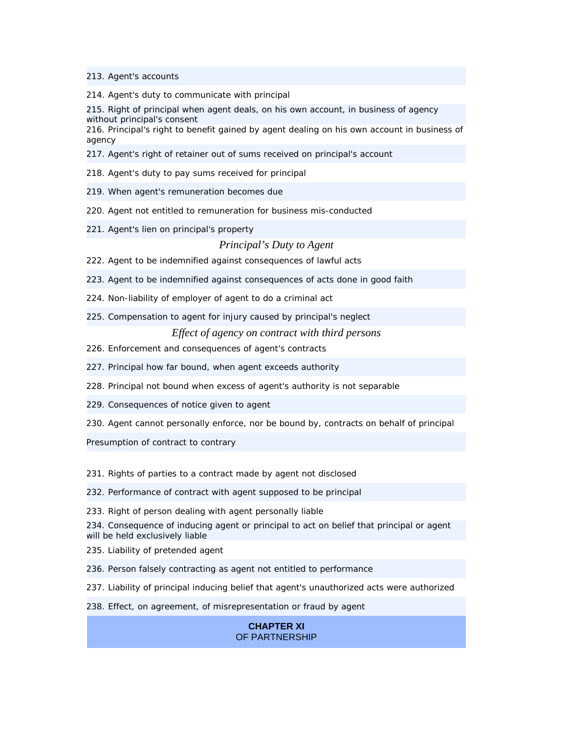213. Agent's accounts

214. Agent's duty to communicate with principal

215. Right of principal when agent deals, on his own account, in business of agency without principal's consent

216. Principal's right to benefit gained by agent dealing on his own account in business of agency

217. Agent's right of retainer out of sums received on principal's account

218. Agent's duty to pay sums received for principal

219. When agent's remuneration becomes due

220. Agent not entitled to remuneration for business mis-conducted

221. Agent's lien on principal's property

*Principal's Duty to Agent*

222. Agent to be indemnified against consequences of lawful acts

223. Agent to be indemnified against consequences of acts done in good faith

224. Non-liability of employer of agent to do a criminal act

225. Compensation to agent for injury caused by principal's neglect

*Effect of agency on contract with third persons*

226. Enforcement and consequences of agent's contracts

227. Principal how far bound, when agent exceeds authority

228. Principal not bound when excess of agent's authority is not separable

229. Consequences of notice given to agent

230. Agent cannot personally enforce, nor be bound by, contracts on behalf of principal

Presumption of contract to contrary

231. Rights of parties to a contract made by agent not disclosed

232. Performance of contract with agent supposed to be principal

233. Right of person dealing with agent personally liable

234. Consequence of inducing agent or principal to act on belief that principal or agent will be held exclusively liable

235. Liability of pretended agent

236. Person falsely contracting as agent not entitled to performance

237. Liability of principal inducing belief that agent's unauthorized acts were authorized

238. Effect, on agreement, of misrepresentation or fraud by agent

## CHAPTER XI
## OF PARTNERSHIP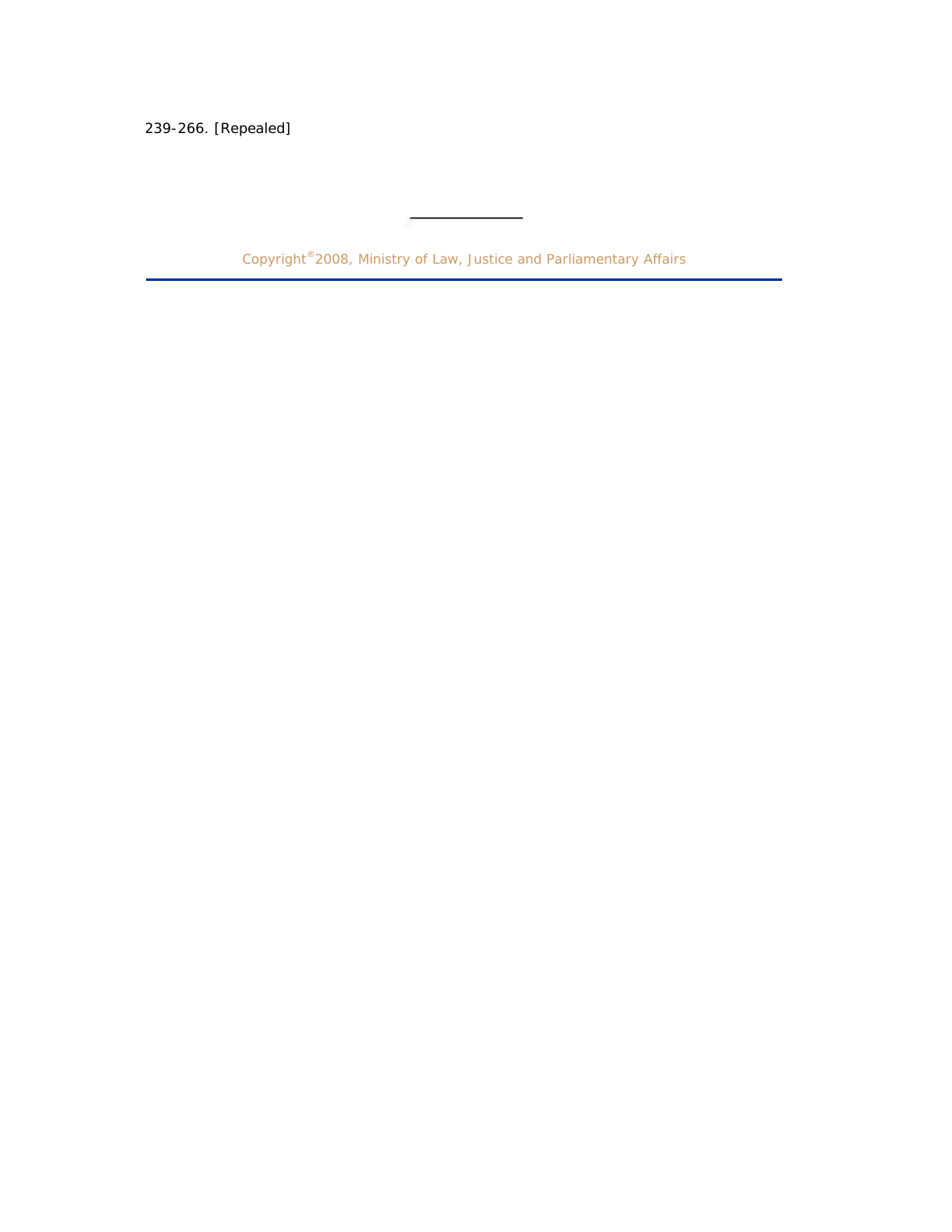239-266. [Repealed]

---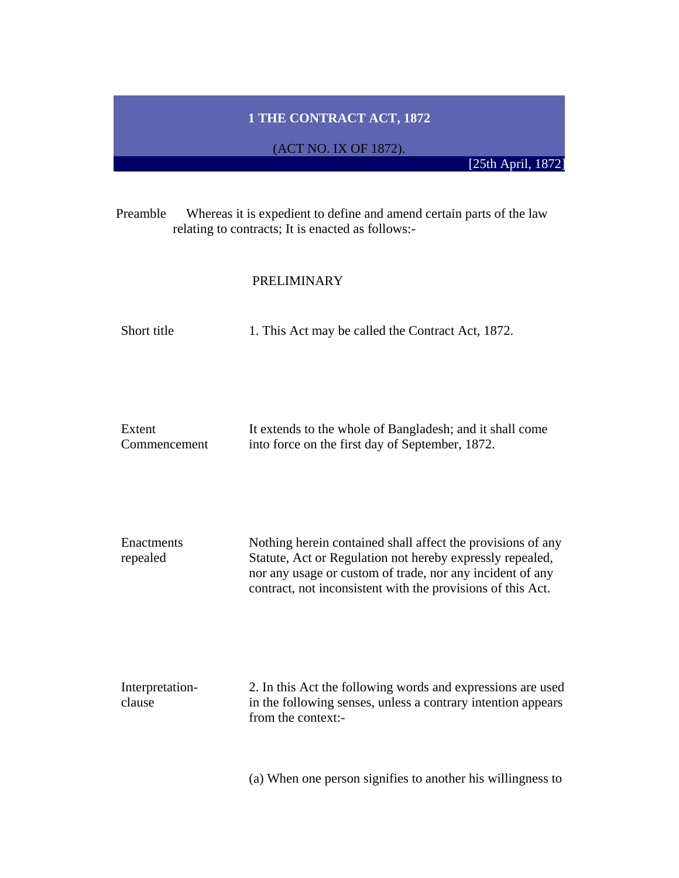# 1 THE CONTRACT ACT, 1872

(ACT NO. IX OF 1872).

[25th April, 1872]

Preamble — Whereas it is expedient to define and amend certain parts of the law relating to contracts; It is enacted as follows:-

## PRELIMINARY

**Short title**

1. This Act may be called the Contract Act, 1872.

**Extent Commencement**

It extends to the whole of Bangladesh; and it shall come into force on the first day of September, 1872.

**Enactments repealed**

Nothing herein contained shall affect the provisions of any Statute, Act or Regulation not hereby expressly repealed, nor any usage or custom of trade, nor any incident of any contract, not inconsistent with the provisions of this Act.

**Interpretation-clause**

2. In this Act the following words and expressions are used in the following senses, unless a contrary intention appears from the context:-

(a) When one person signifies to another his willingness to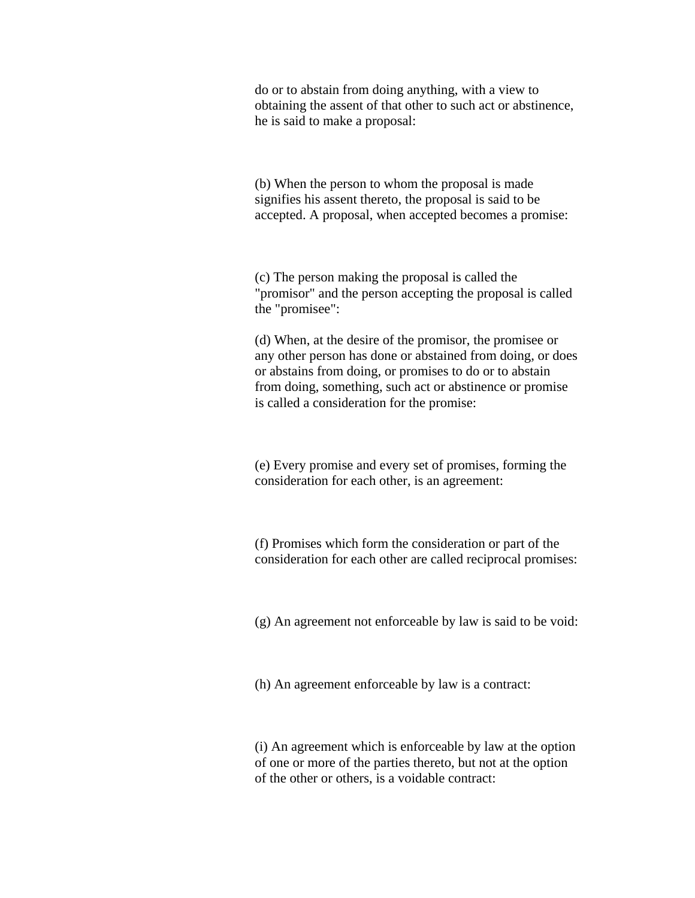do or to abstain from doing anything, with a view to obtaining the assent of that other to such act or abstinence, he is said to make a proposal:

(b) When the person to whom the proposal is made signifies his assent thereto, the proposal is said to be accepted. A proposal, when accepted becomes a promise:

(c) The person making the proposal is called the "promisor" and the person accepting the proposal is called the "promisee":

(d) When, at the desire of the promisor, the promisee or any other person has done or abstained from doing, or does or abstains from doing, or promises to do or to abstain from doing, something, such act or abstinence or promise is called a consideration for the promise:

(e) Every promise and every set of promises, forming the consideration for each other, is an agreement:

(f) Promises which form the consideration or part of the consideration for each other are called reciprocal promises:

(g) An agreement not enforceable by law is said to be void:

(h) An agreement enforceable by law is a contract:

(i) An agreement which is enforceable by law at the option of one or more of the parties thereto, but not at the option of the other or others, is a voidable contract: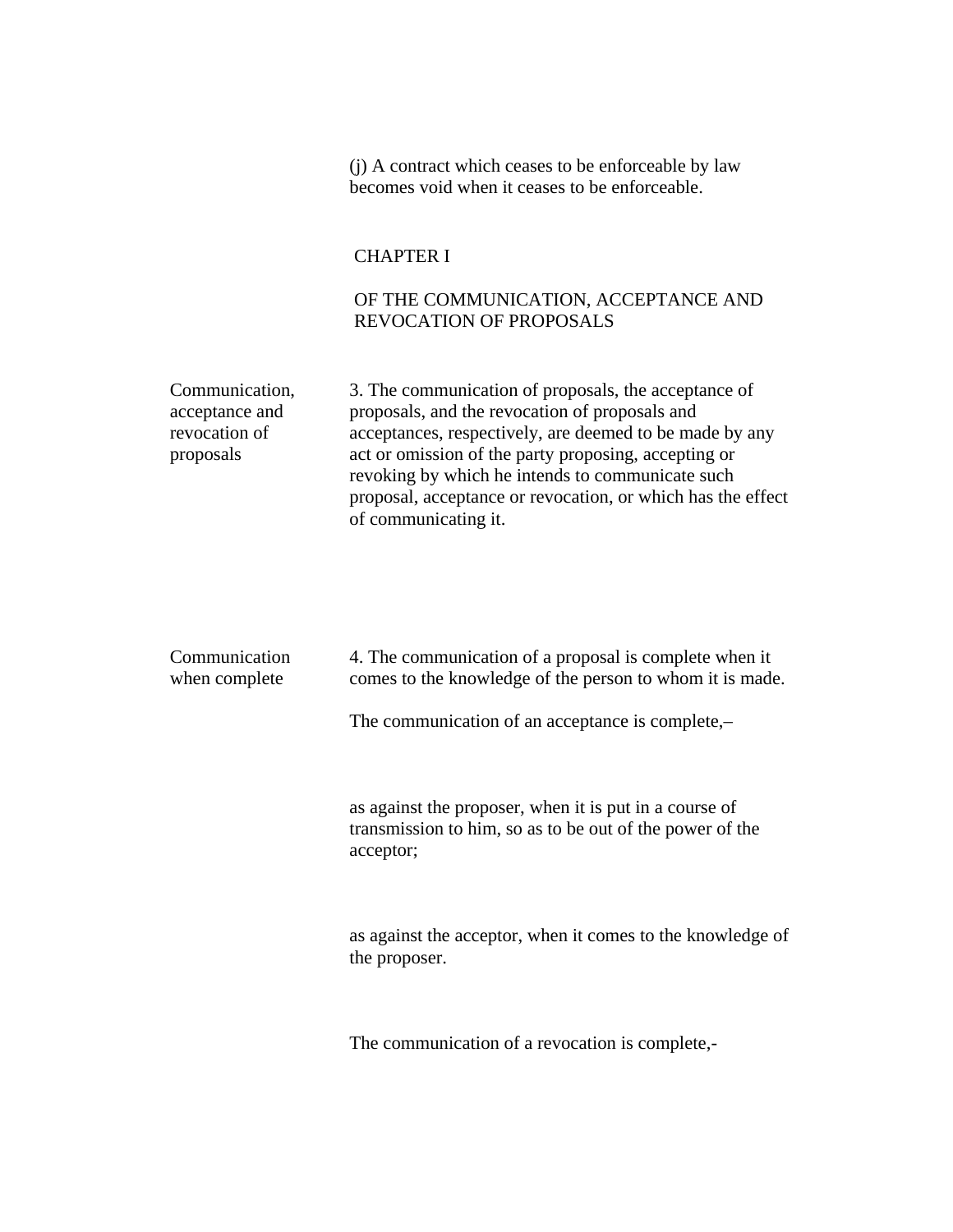(j) A contract which ceases to be enforceable by law becomes void when it ceases to be enforceable.

## CHAPTER I

## OF THE COMMUNICATION, ACCEPTANCE AND REVOCATION OF PROPOSALS

Communication, acceptance and revocation of proposals

3. The communication of proposals, the acceptance of proposals, and the revocation of proposals and acceptances, respectively, are deemed to be made by any act or omission of the party proposing, accepting or revoking by which he intends to communicate such proposal, acceptance or revocation, or which has the effect of communicating it.

Communication when complete

4. The communication of a proposal is complete when it comes to the knowledge of the person to whom it is made.

The communication of an acceptance is complete,–

as against the proposer, when it is put in a course of transmission to him, so as to be out of the power of the acceptor;

as against the acceptor, when it comes to the knowledge of the proposer.

The communication of a revocation is complete,-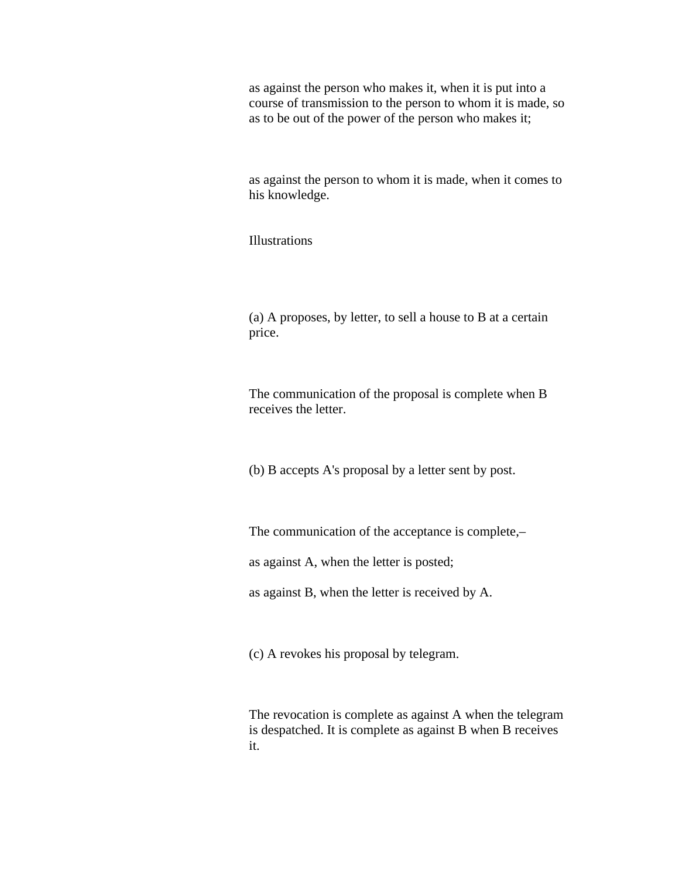as against the person who makes it, when it is put into a course of transmission to the person to whom it is made, so as to be out of the power of the person who makes it;

as against the person to whom it is made, when it comes to his knowledge.

Illustrations

(a) A proposes, by letter, to sell a house to B at a certain price.

The communication of the proposal is complete when B receives the letter.

(b) B accepts A's proposal by a letter sent by post.

The communication of the acceptance is complete,–

as against A, when the letter is posted;

as against B, when the letter is received by A.

(c) A revokes his proposal by telegram.

The revocation is complete as against A when the telegram is despatched. It is complete as against B when B receives it.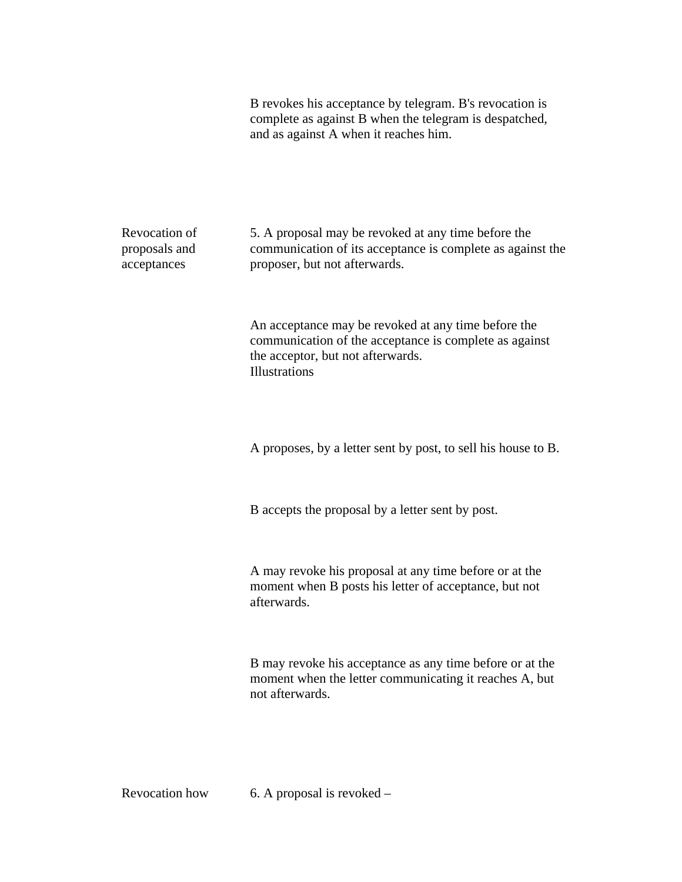B revokes his acceptance by telegram. B's revocation is complete as against B when the telegram is despatched, and as against A when it reaches him.

**Revocation of proposals and acceptances**

5. A proposal may be revoked at any time before the communication of its acceptance is complete as against the proposer, but not afterwards.

An acceptance may be revoked at any time before the communication of the acceptance is complete as against the acceptor, but not afterwards.

Illustrations

A proposes, by a letter sent by post, to sell his house to B.

B accepts the proposal by a letter sent by post.

A may revoke his proposal at any time before or at the moment when B posts his letter of acceptance, but not afterwards.

B may revoke his acceptance as any time before or at the moment when the letter communicating it reaches A, but not afterwards.

**Revocation how**

6. A proposal is revoked –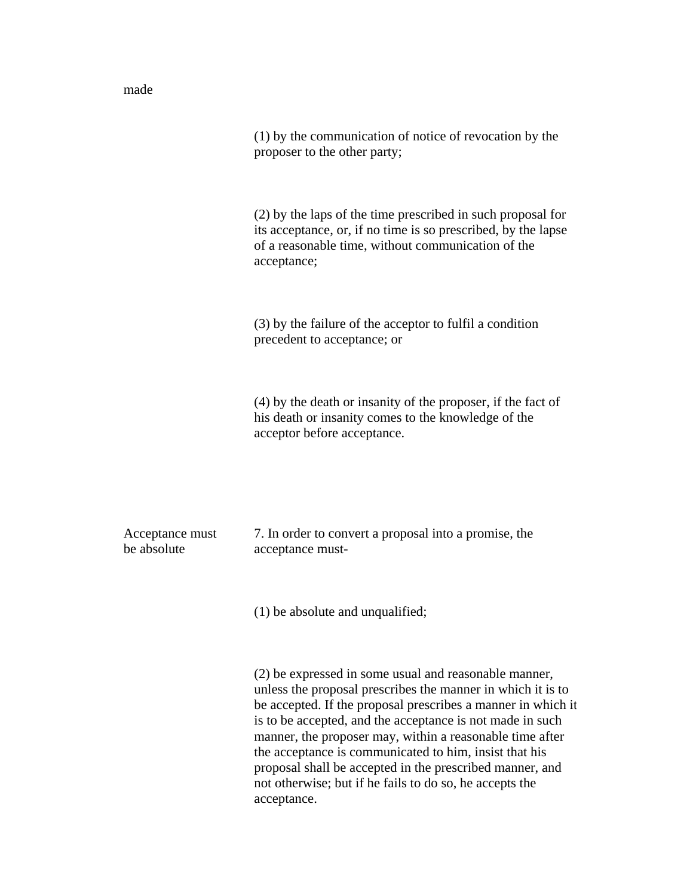made

(1) by the communication of notice of revocation by the proposer to the other party;

(2) by the laps of the time prescribed in such proposal for its acceptance, or, if no time is so prescribed, by the lapse of a reasonable time, without communication of the acceptance;

(3) by the failure of the acceptor to fulfil a condition precedent to acceptance; or

(4) by the death or insanity of the proposer, if the fact of his death or insanity comes to the knowledge of the acceptor before acceptance.

Acceptance must be absolute

7. In order to convert a proposal into a promise, the acceptance must-

(1) be absolute and unqualified;

(2) be expressed in some usual and reasonable manner, unless the proposal prescribes the manner in which it is to be accepted. If the proposal prescribes a manner in which it is to be accepted, and the acceptance is not made in such manner, the proposer may, within a reasonable time after the acceptance is communicated to him, insist that his proposal shall be accepted in the prescribed manner, and not otherwise; but if he fails to do so, he accepts the acceptance.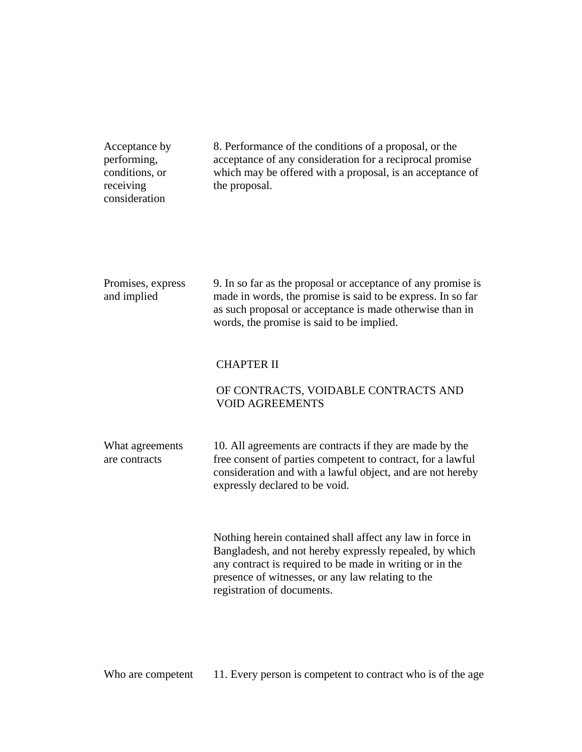**Acceptance by performing, conditions, or receiving consideration**

8. Performance of the conditions of a proposal, or the acceptance of any consideration for a reciprocal promise which may be offered with a proposal, is an acceptance of the proposal.

**Promises, express and implied**

9. In so far as the proposal or acceptance of any promise is made in words, the promise is said to be express. In so far as such proposal or acceptance is made otherwise than in words, the promise is said to be implied.

## CHAPTER II

## OF CONTRACTS, VOIDABLE CONTRACTS AND VOID AGREEMENTS

**What agreements are contracts**

10. All agreements are contracts if they are made by the free consent of parties competent to contract, for a lawful consideration and with a lawful object, and are not hereby expressly declared to be void.

Nothing herein contained shall affect any law in force in Bangladesh, and not hereby expressly repealed, by which any contract is required to be made in writing or in the presence of witnesses, or any law relating to the registration of documents.

**Who are competent**

11. Every person is competent to contract who is of the age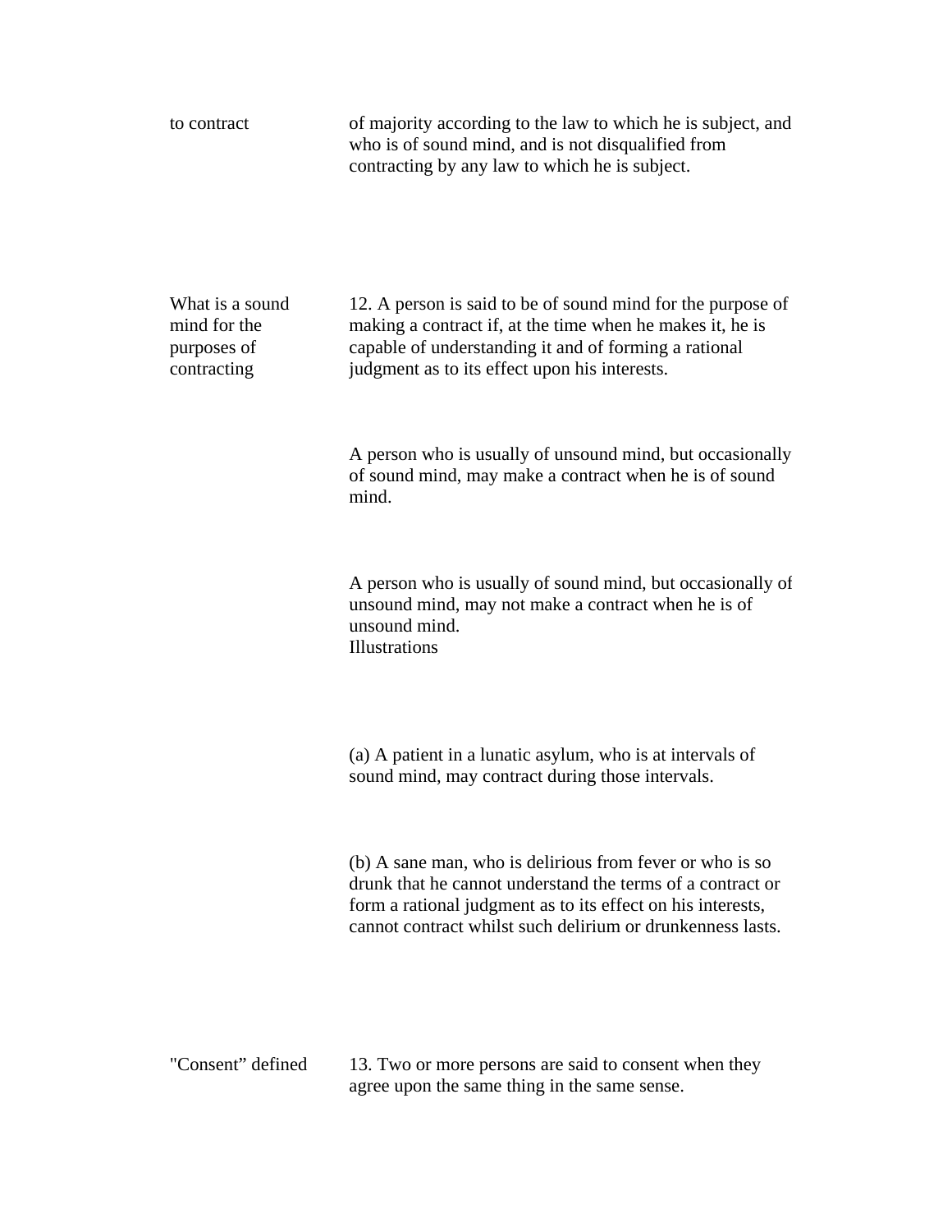to contract — of majority according to the law to which he is subject, and who is of sound mind, and is not disqualified from contracting by any law to which he is subject.

**What is a sound mind for the purposes of contracting**

12. A person is said to be of sound mind for the purpose of making a contract if, at the time when he makes it, he is capable of understanding it and of forming a rational judgment as to its effect upon his interests.

A person who is usually of unsound mind, but occasionally of sound mind, may make a contract when he is of sound mind.

A person who is usually of sound mind, but occasionally of unsound mind, may not make a contract when he is of unsound mind.

Illustrations

(a) A patient in a lunatic asylum, who is at intervals of sound mind, may contract during those intervals.

(b) A sane man, who is delirious from fever or who is so drunk that he cannot understand the terms of a contract or form a rational judgment as to its effect on his interests, cannot contract whilst such delirium or drunkenness lasts.

**"Consent" defined**

13. Two or more persons are said to consent when they agree upon the same thing in the same sense.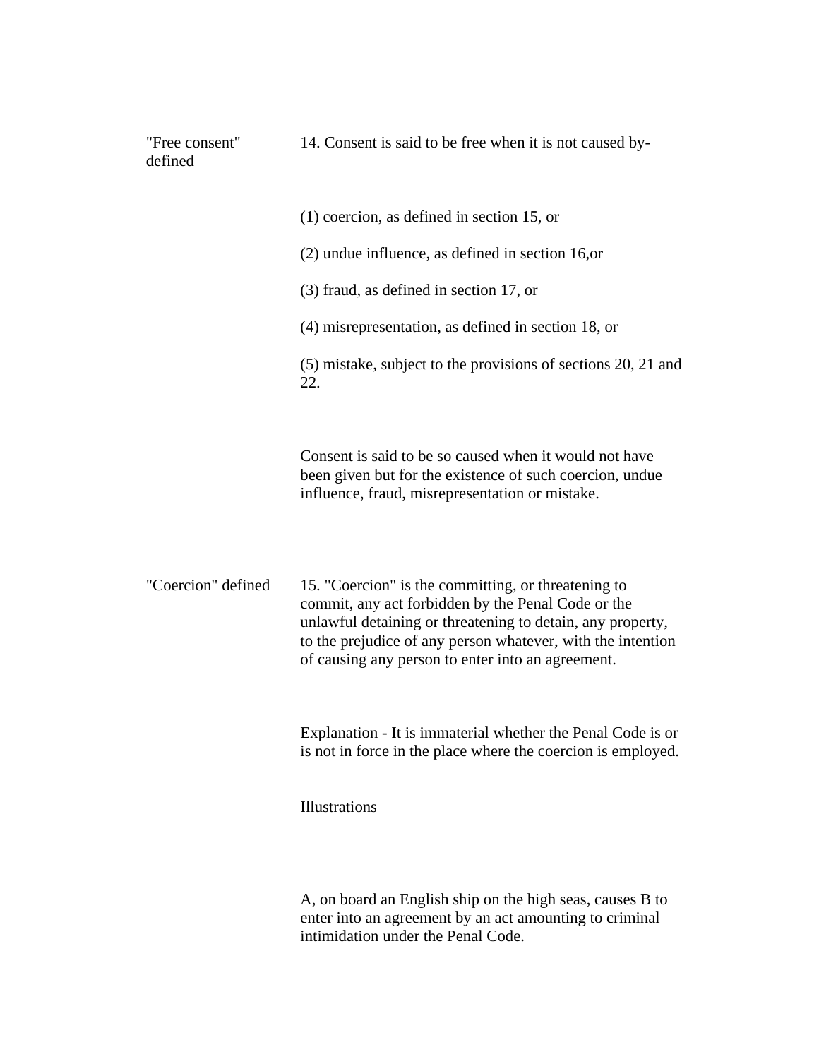"Free consent" defined

14. Consent is said to be free when it is not caused by-

(1) coercion, as defined in section 15, or

(2) undue influence, as defined in section 16,or

(3) fraud, as defined in section 17, or

(4) misrepresentation, as defined in section 18, or

(5) mistake, subject to the provisions of sections 20, 21 and 22.

Consent is said to be so caused when it would not have been given but for the existence of such coercion, undue influence, fraud, misrepresentation or mistake.

"Coercion" defined

15. "Coercion" is the committing, or threatening to commit, any act forbidden by the Penal Code or the unlawful detaining or threatening to detain, any property, to the prejudice of any person whatever, with the intention of causing any person to enter into an agreement.

Explanation - It is immaterial whether the Penal Code is or is not in force in the place where the coercion is employed.

Illustrations

A, on board an English ship on the high seas, causes B to enter into an agreement by an act amounting to criminal intimidation under the Penal Code.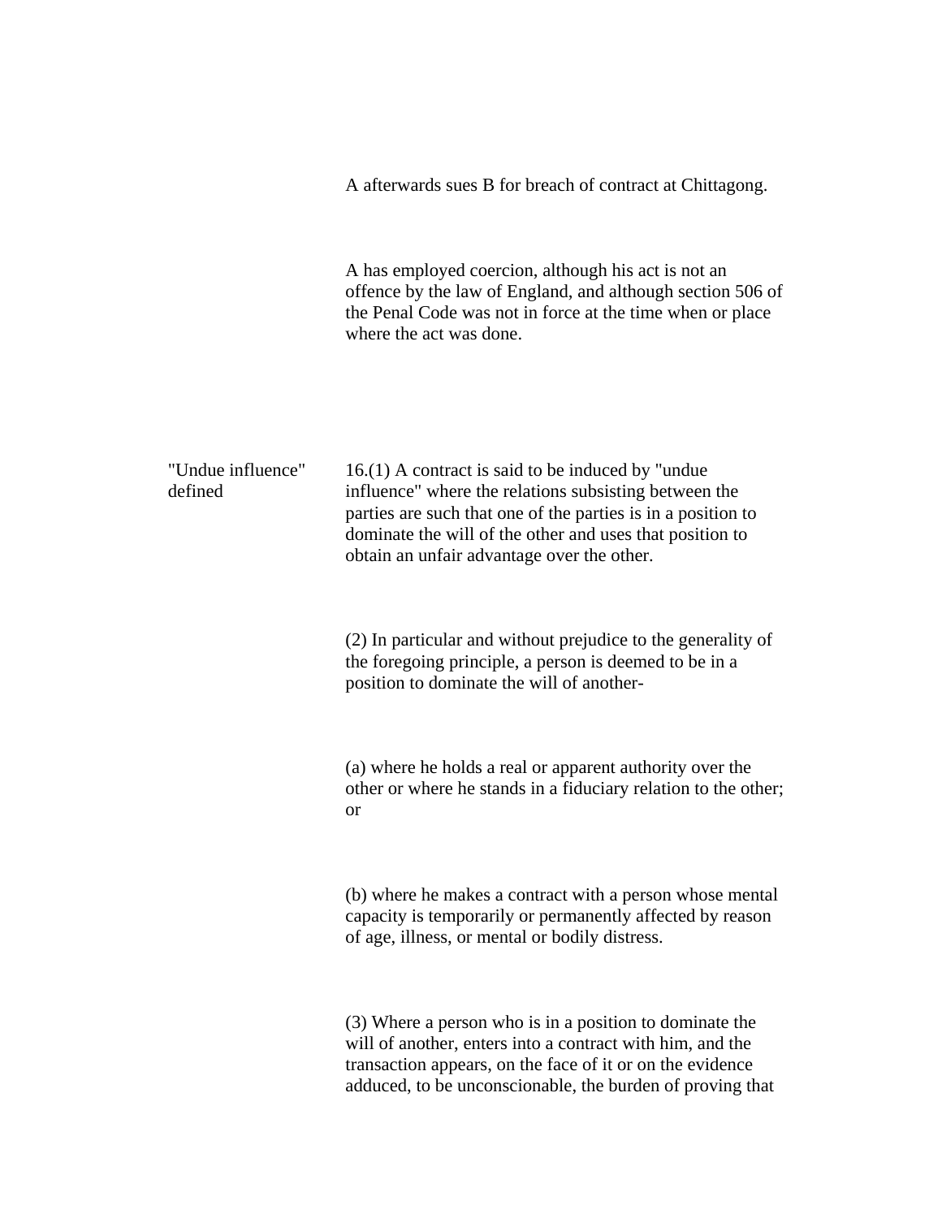A afterwards sues B for breach of contract at Chittagong.

A has employed coercion, although his act is not an offence by the law of England, and although section 506 of the Penal Code was not in force at the time when or place where the act was done.

**"Undue influence" defined**

16.(1) A contract is said to be induced by "undue influence" where the relations subsisting between the parties are such that one of the parties is in a position to dominate the will of the other and uses that position to obtain an unfair advantage over the other.

(2) In particular and without prejudice to the generality of the foregoing principle, a person is deemed to be in a position to dominate the will of another-

(a) where he holds a real or apparent authority over the other or where he stands in a fiduciary relation to the other; or

(b) where he makes a contract with a person whose mental capacity is temporarily or permanently affected by reason of age, illness, or mental or bodily distress.

(3) Where a person who is in a position to dominate the will of another, enters into a contract with him, and the transaction appears, on the face of it or on the evidence adduced, to be unconscionable, the burden of proving that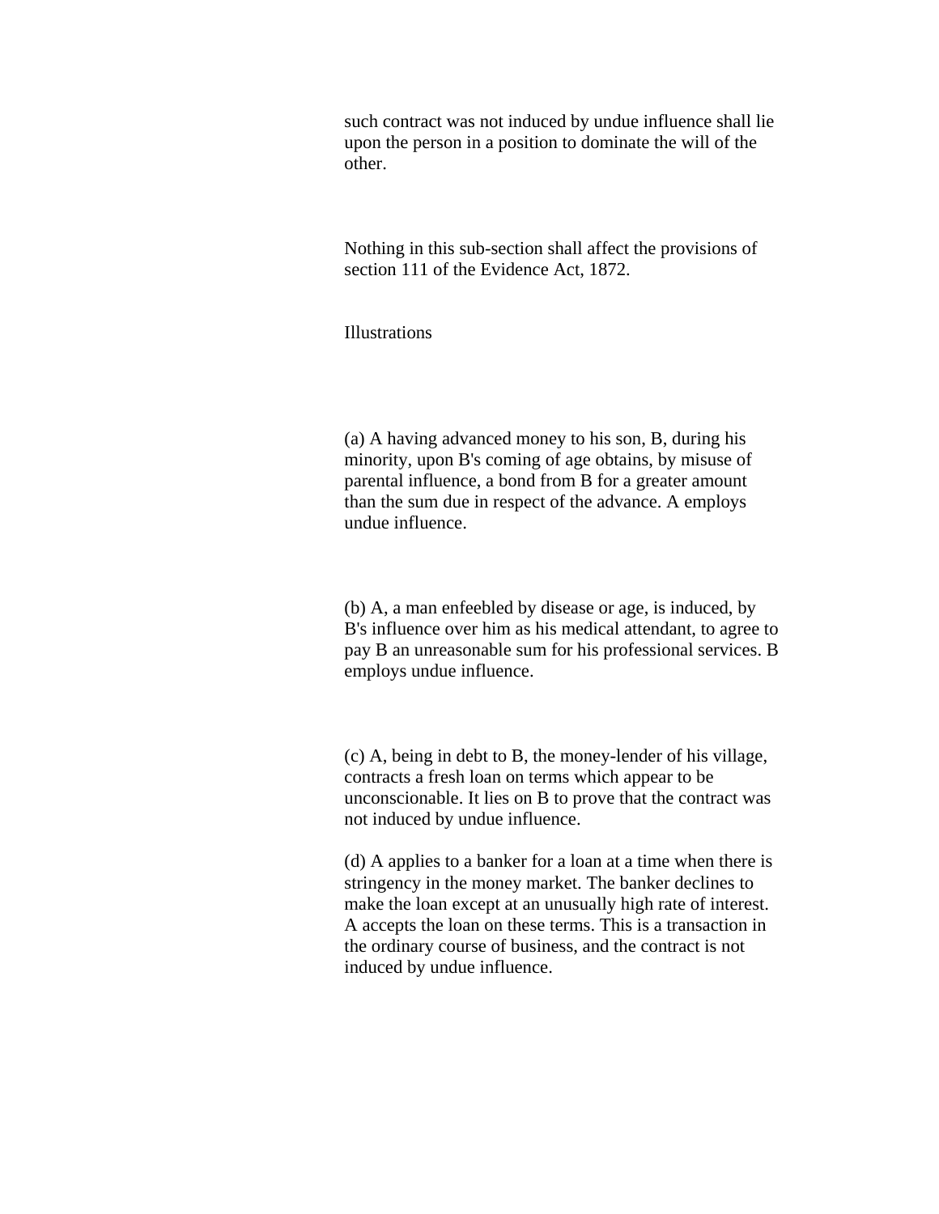such contract was not induced by undue influence shall lie upon the person in a position to dominate the will of the other.

Nothing in this sub-section shall affect the provisions of section 111 of the Evidence Act, 1872.

Illustrations

(a) A having advanced money to his son, B, during his minority, upon B's coming of age obtains, by misuse of parental influence, a bond from B for a greater amount than the sum due in respect of the advance. A employs undue influence.

(b) A, a man enfeebled by disease or age, is induced, by B's influence over him as his medical attendant, to agree to pay B an unreasonable sum for his professional services. B employs undue influence.

(c) A, being in debt to B, the money-lender of his village, contracts a fresh loan on terms which appear to be unconscionable. It lies on B to prove that the contract was not induced by undue influence.

(d) A applies to a banker for a loan at a time when there is stringency in the money market. The banker declines to make the loan except at an unusually high rate of interest. A accepts the loan on these terms. This is a transaction in the ordinary course of business, and the contract is not induced by undue influence.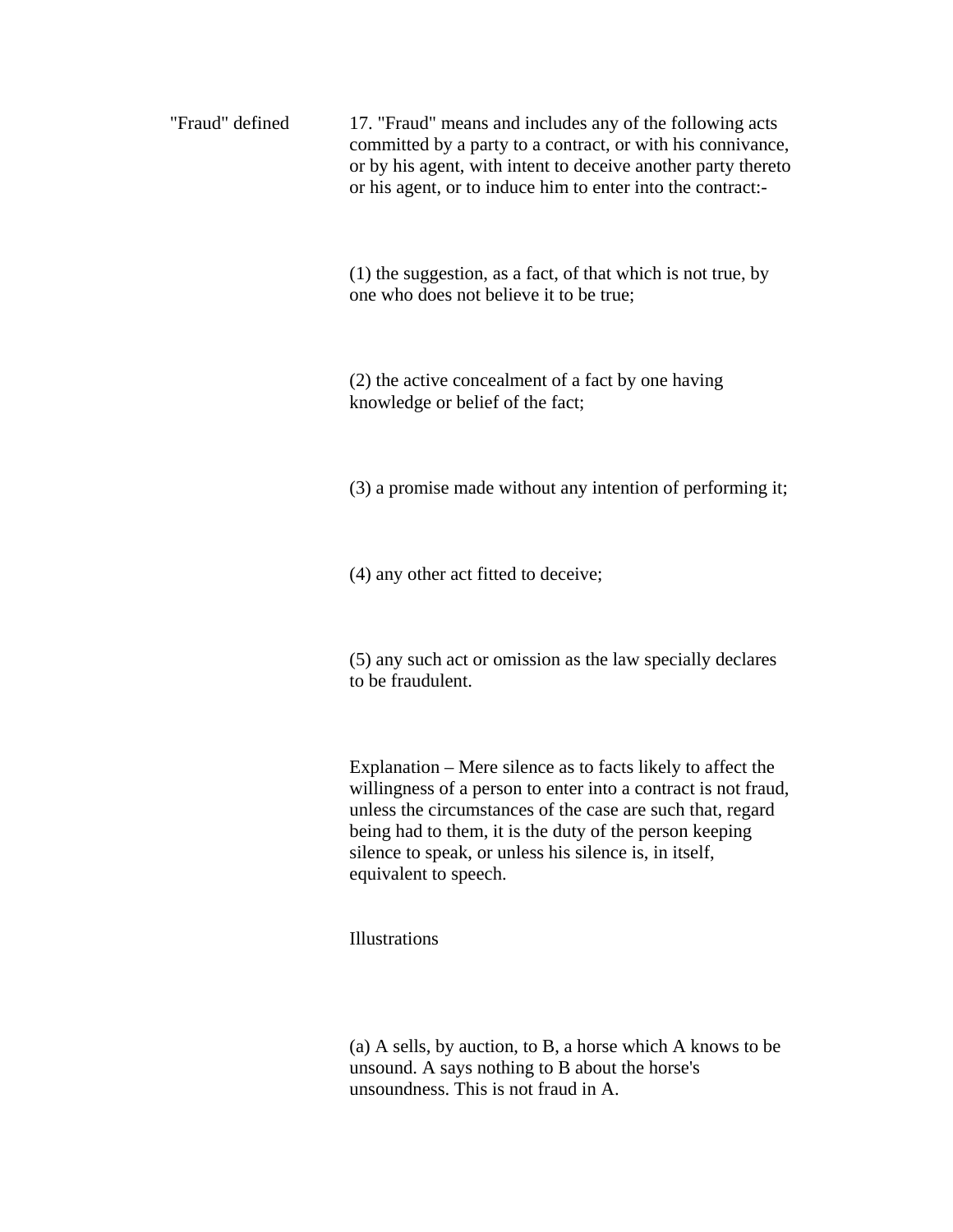"Fraud" defined

17. "Fraud" means and includes any of the following acts committed by a party to a contract, or with his connivance, or by his agent, with intent to deceive another party thereto or his agent, or to induce him to enter into the contract:-

(1) the suggestion, as a fact, of that which is not true, by one who does not believe it to be true;

(2) the active concealment of a fact by one having knowledge or belief of the fact;

(3) a promise made without any intention of performing it;

(4) any other act fitted to deceive;

(5) any such act or omission as the law specially declares to be fraudulent.

Explanation – Mere silence as to facts likely to affect the willingness of a person to enter into a contract is not fraud, unless the circumstances of the case are such that, regard being had to them, it is the duty of the person keeping silence to speak, or unless his silence is, in itself, equivalent to speech.

Illustrations

(a) A sells, by auction, to B, a horse which A knows to be unsound. A says nothing to B about the horse's unsoundness. This is not fraud in A.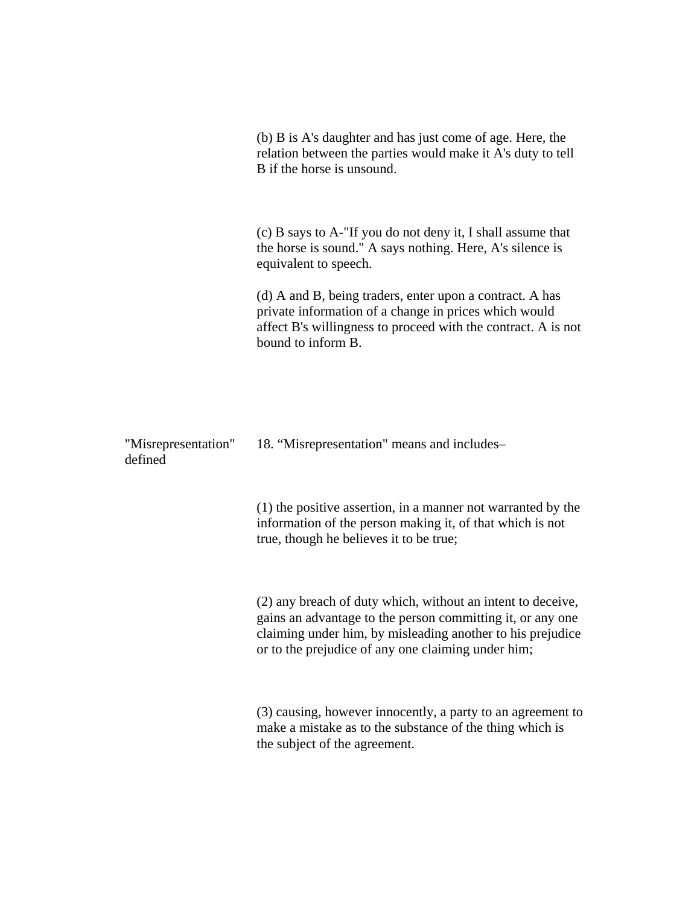(b) B is A's daughter and has just come of age. Here, the relation between the parties would make it A's duty to tell B if the horse is unsound.

(c) B says to A-"If you do not deny it, I shall assume that the horse is sound." A says nothing. Here, A's silence is equivalent to speech.

(d) A and B, being traders, enter upon a contract. A has private information of a change in prices which would affect B's willingness to proceed with the contract. A is not bound to inform B.

"Misrepresentation" defined

18. “Misrepresentation" means and includes–

(1) the positive assertion, in a manner not warranted by the information of the person making it, of that which is not true, though he believes it to be true;

(2) any breach of duty which, without an intent to deceive, gains an advantage to the person committing it, or any one claiming under him, by misleading another to his prejudice or to the prejudice of any one claiming under him;

(3) causing, however innocently, a party to an agreement to make a mistake as to the substance of the thing which is the subject of the agreement.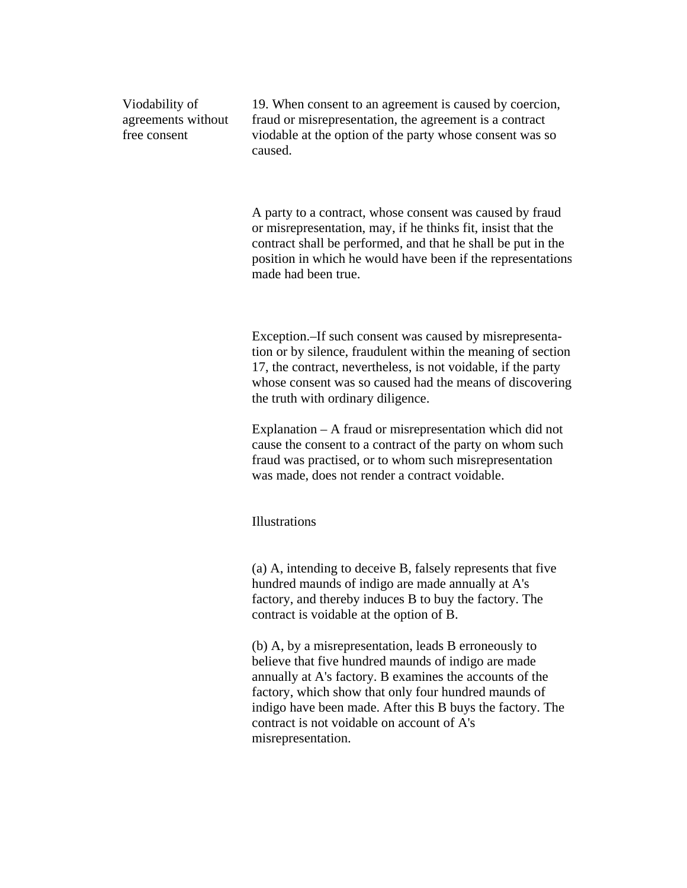Viodability of agreements without free consent

19. When consent to an agreement is caused by coercion, fraud or misrepresentation, the agreement is a contract viodable at the option of the party whose consent was so caused.

A party to a contract, whose consent was caused by fraud or misrepresentation, may, if he thinks fit, insist that the contract shall be performed, and that he shall be put in the position in which he would have been if the representations made had been true.

Exception.–If such consent was caused by misrepresentation or by silence, fraudulent within the meaning of section 17, the contract, nevertheless, is not voidable, if the party whose consent was so caused had the means of discovering the truth with ordinary diligence.

Explanation – A fraud or misrepresentation which did not cause the consent to a contract of the party on whom such fraud was practised, or to whom such misrepresentation was made, does not render a contract voidable.

Illustrations

(a) A, intending to deceive B, falsely represents that five hundred maunds of indigo are made annually at A's factory, and thereby induces B to buy the factory. The contract is voidable at the option of B.

(b) A, by a misrepresentation, leads B erroneously to believe that five hundred maunds of indigo are made annually at A's factory. B examines the accounts of the factory, which show that only four hundred maunds of indigo have been made. After this B buys the factory. The contract is not voidable on account of A's misrepresentation.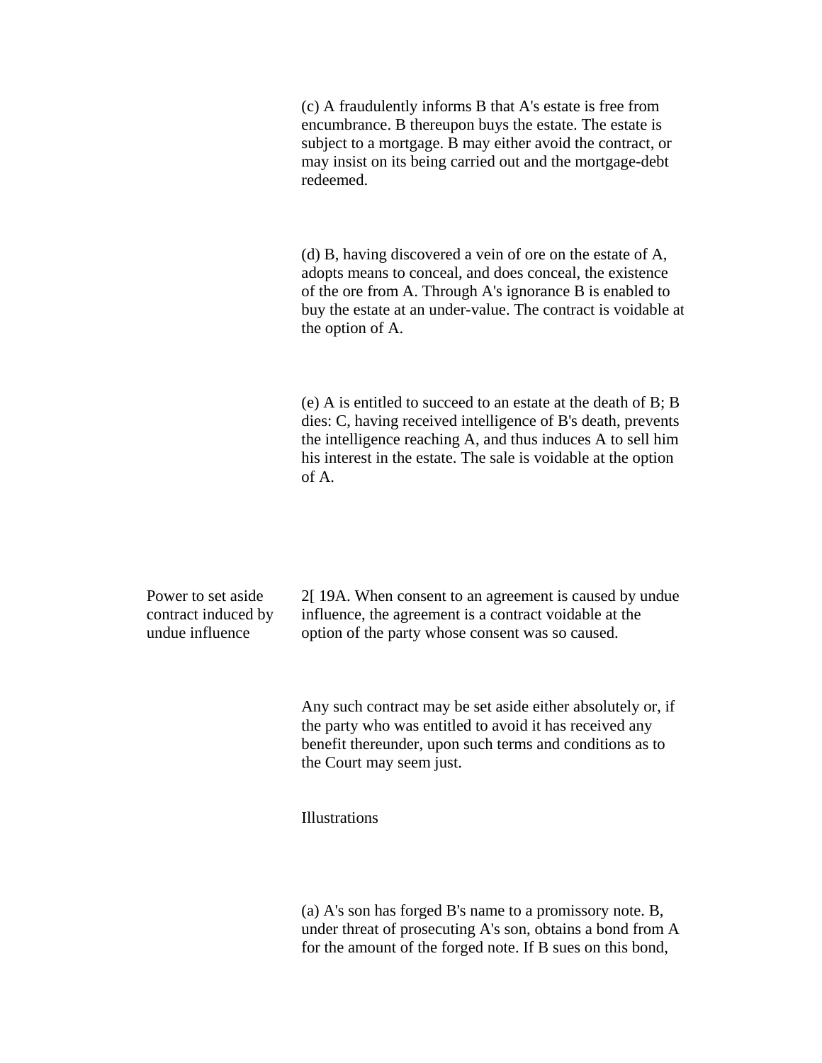(c) A fraudulently informs B that A's estate is free from encumbrance. B thereupon buys the estate. The estate is subject to a mortgage. B may either avoid the contract, or may insist on its being carried out and the mortgage-debt redeemed.

(d) B, having discovered a vein of ore on the estate of A, adopts means to conceal, and does conceal, the existence of the ore from A. Through A's ignorance B is enabled to buy the estate at an under-value. The contract is voidable at the option of A.

(e) A is entitled to succeed to an estate at the death of B; B dies: C, having received intelligence of B's death, prevents the intelligence reaching A, and thus induces A to sell him his interest in the estate. The sale is voidable at the option of A.

**Power to set aside contract induced by undue influence**

2[ 19A. When consent to an agreement is caused by undue influence, the agreement is a contract voidable at the option of the party whose consent was so caused.

Any such contract may be set aside either absolutely or, if the party who was entitled to avoid it has received any benefit thereunder, upon such terms and conditions as to the Court may seem just.

Illustrations

(a) A's son has forged B's name to a promissory note. B, under threat of prosecuting A's son, obtains a bond from A for the amount of the forged note. If B sues on this bond,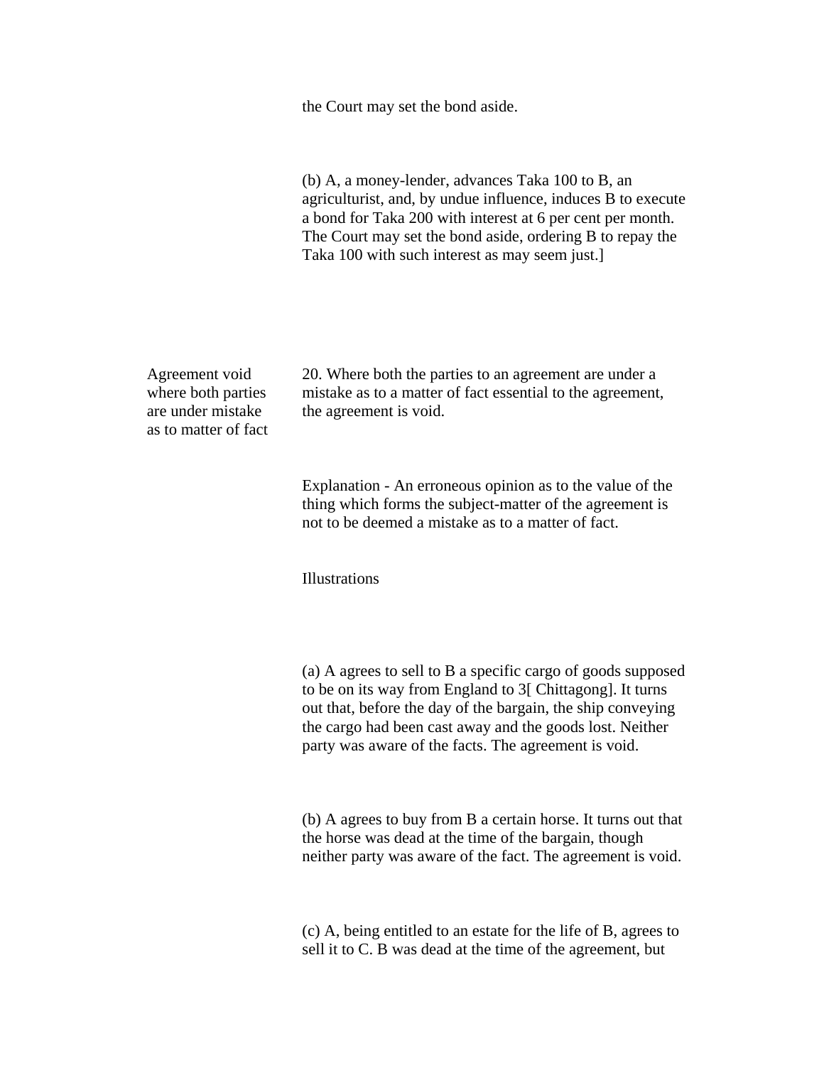the Court may set the bond aside.

(b) A, a money-lender, advances Taka 100 to B, an agriculturist, and, by undue influence, induces B to execute a bond for Taka 200 with interest at 6 per cent per month. The Court may set the bond aside, ordering B to repay the Taka 100 with such interest as may seem just.]

**Agreement void where both parties are under mistake as to matter of fact**

20. Where both the parties to an agreement are under a mistake as to a matter of fact essential to the agreement, the agreement is void.

Explanation - An erroneous opinion as to the value of the thing which forms the subject-matter of the agreement is not to be deemed a mistake as to a matter of fact.

Illustrations

(a) A agrees to sell to B a specific cargo of goods supposed to be on its way from England to 3[ Chittagong]. It turns out that, before the day of the bargain, the ship conveying the cargo had been cast away and the goods lost. Neither party was aware of the facts. The agreement is void.

(b) A agrees to buy from B a certain horse. It turns out that the horse was dead at the time of the bargain, though neither party was aware of the fact. The agreement is void.

(c) A, being entitled to an estate for the life of B, agrees to sell it to C. B was dead at the time of the agreement, but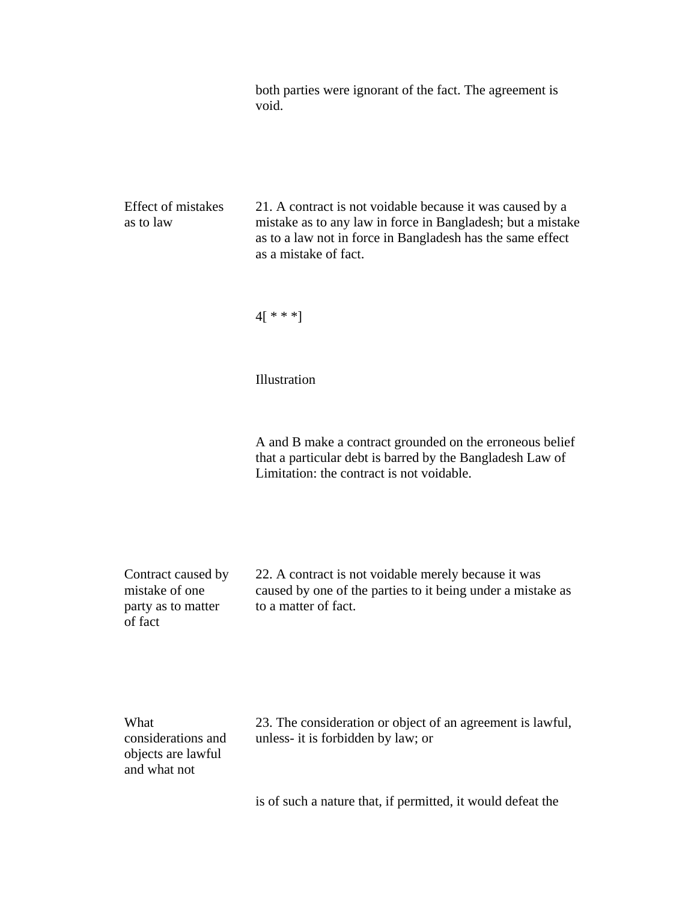both parties were ignorant of the fact. The agreement is void.

**Effect of mistakes as to law**

21. A contract is not voidable because it was caused by a mistake as to any law in force in Bangladesh; but a mistake as to a law not in force in Bangladesh has the same effect as a mistake of fact.

4[ * * *]

Illustration

A and B make a contract grounded on the erroneous belief that a particular debt is barred by the Bangladesh Law of Limitation: the contract is not voidable.

**Contract caused by mistake of one party as to matter of fact**

22. A contract is not voidable merely because it was caused by one of the parties to it being under a mistake as to a matter of fact.

**What considerations and objects are lawful and what not**

23. The consideration or object of an agreement is lawful, unless- it is forbidden by law; or

is of such a nature that, if permitted, it would defeat the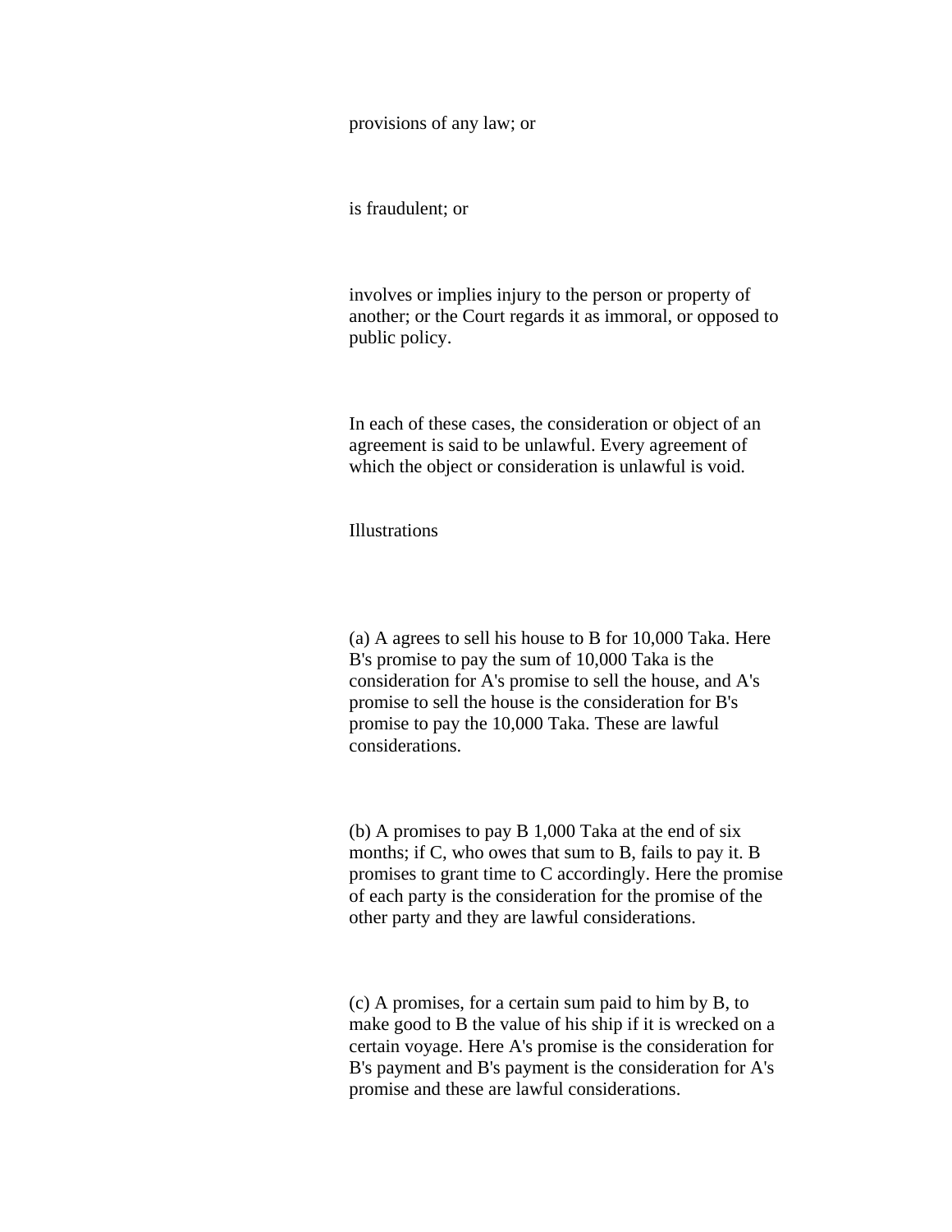provisions of any law; or

is fraudulent; or

involves or implies injury to the person or property of another; or the Court regards it as immoral, or opposed to public policy.

In each of these cases, the consideration or object of an agreement is said to be unlawful. Every agreement of which the object or consideration is unlawful is void.

Illustrations

(a) A agrees to sell his house to B for 10,000 Taka. Here B's promise to pay the sum of 10,000 Taka is the consideration for A's promise to sell the house, and A's promise to sell the house is the consideration for B's promise to pay the 10,000 Taka. These are lawful considerations.

(b) A promises to pay B 1,000 Taka at the end of six months; if C, who owes that sum to B, fails to pay it. B promises to grant time to C accordingly. Here the promise of each party is the consideration for the promise of the other party and they are lawful considerations.

(c) A promises, for a certain sum paid to him by B, to make good to B the value of his ship if it is wrecked on a certain voyage. Here A's promise is the consideration for B's payment and B's payment is the consideration for A's promise and these are lawful considerations.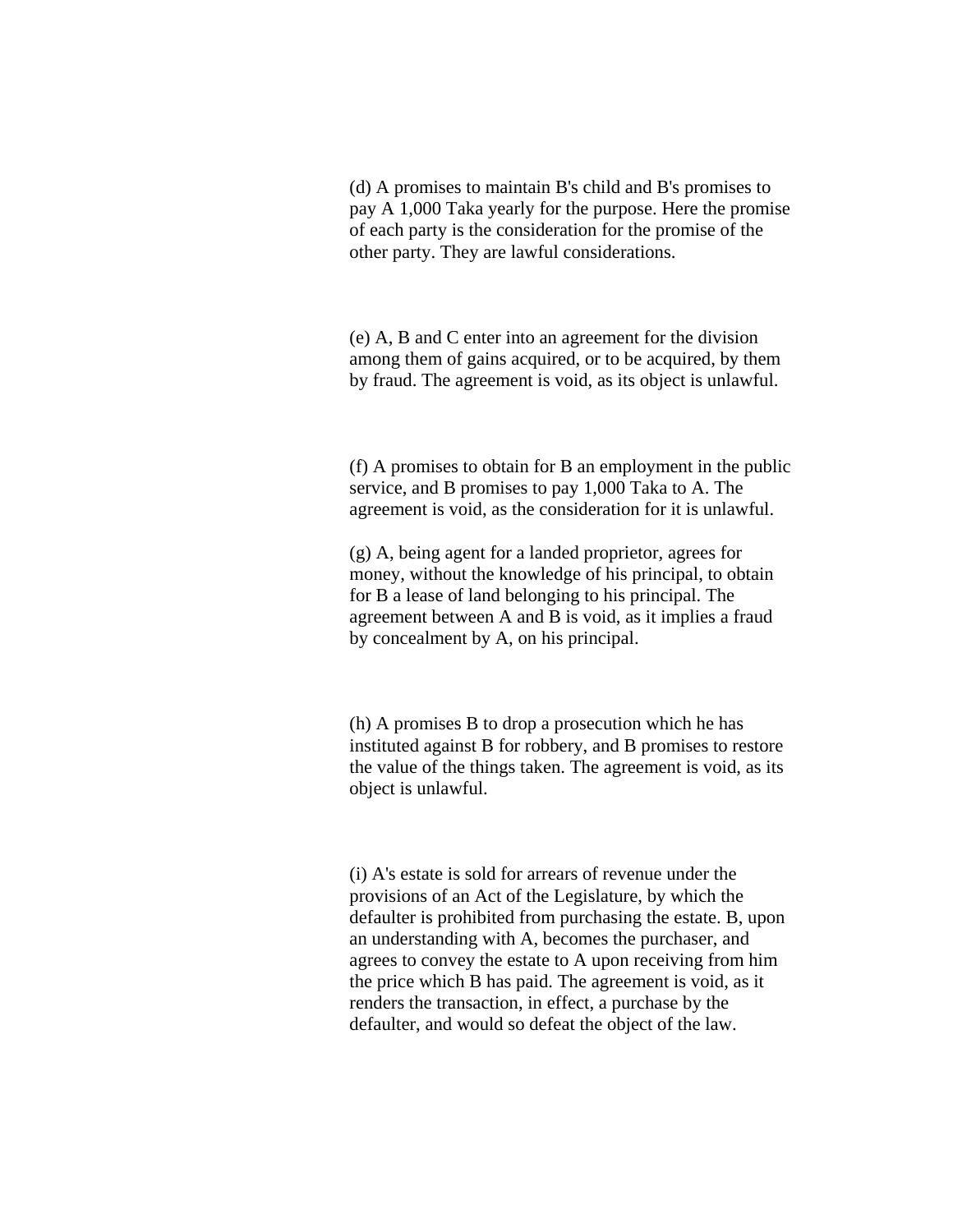(d) A promises to maintain B's child and B's promises to pay A 1,000 Taka yearly for the purpose. Here the promise of each party is the consideration for the promise of the other party. They are lawful considerations.

(e) A, B and C enter into an agreement for the division among them of gains acquired, or to be acquired, by them by fraud. The agreement is void, as its object is unlawful.

(f) A promises to obtain for B an employment in the public service, and B promises to pay 1,000 Taka to A. The agreement is void, as the consideration for it is unlawful.

(g) A, being agent for a landed proprietor, agrees for money, without the knowledge of his principal, to obtain for B a lease of land belonging to his principal. The agreement between A and B is void, as it implies a fraud by concealment by A, on his principal.

(h) A promises B to drop a prosecution which he has instituted against B for robbery, and B promises to restore the value of the things taken. The agreement is void, as its object is unlawful.

(i) A's estate is sold for arrears of revenue under the provisions of an Act of the Legislature, by which the defaulter is prohibited from purchasing the estate. B, upon an understanding with A, becomes the purchaser, and agrees to convey the estate to A upon receiving from him the price which B has paid. The agreement is void, as it renders the transaction, in effect, a purchase by the defaulter, and would so defeat the object of the law.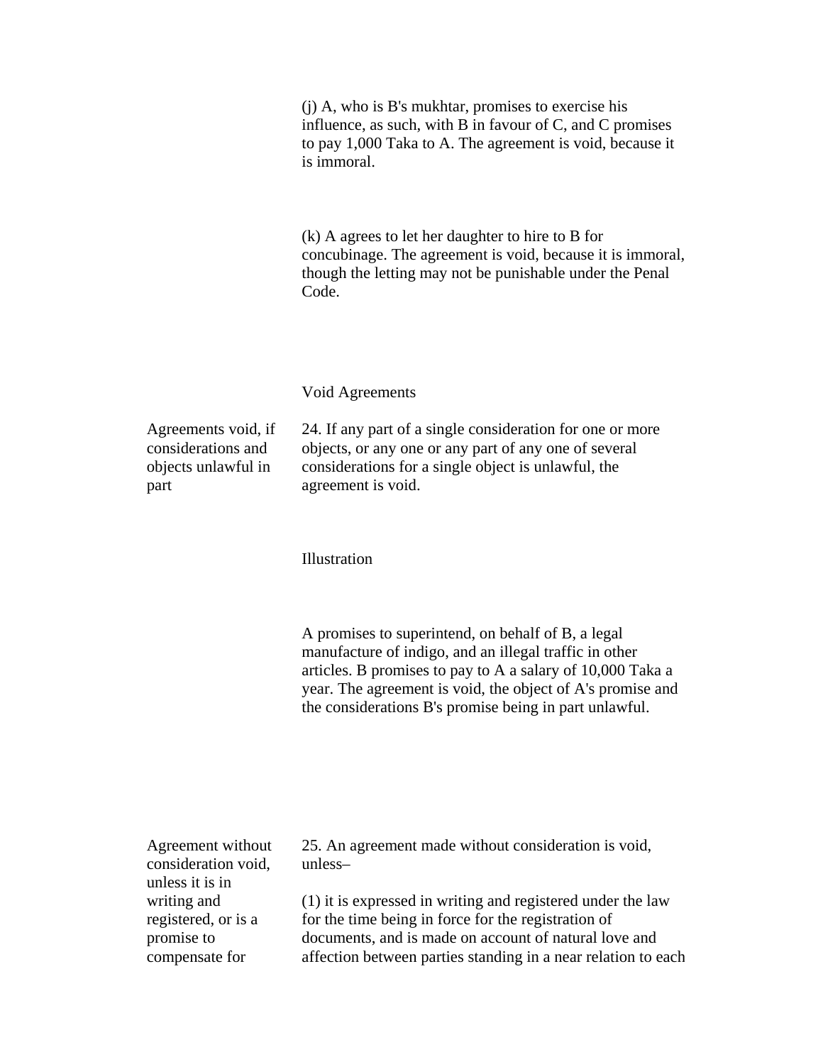(j) A, who is B's mukhtar, promises to exercise his influence, as such, with B in favour of C, and C promises to pay 1,000 Taka to A. The agreement is void, because it is immoral.

(k) A agrees to let her daughter to hire to B for concubinage. The agreement is void, because it is immoral, though the letting may not be punishable under the Penal Code.

### Void Agreements

**Agreements void, if considerations and objects unlawful in part**

24. If any part of a single consideration for one or more objects, or any one or any part of any one of several considerations for a single object is unlawful, the agreement is void.

Illustration

A promises to superintend, on behalf of B, a legal manufacture of indigo, and an illegal traffic in other articles. B promises to pay to A a salary of 10,000 Taka a year. The agreement is void, the object of A's promise and the considerations B's promise being in part unlawful.

**Agreement without consideration void, unless it is in writing and registered, or is a promise to compensate for**

25. An agreement made without consideration is void, unless–

(1) it is expressed in writing and registered under the law for the time being in force for the registration of documents, and is made on account of natural love and affection between parties standing in a near relation to each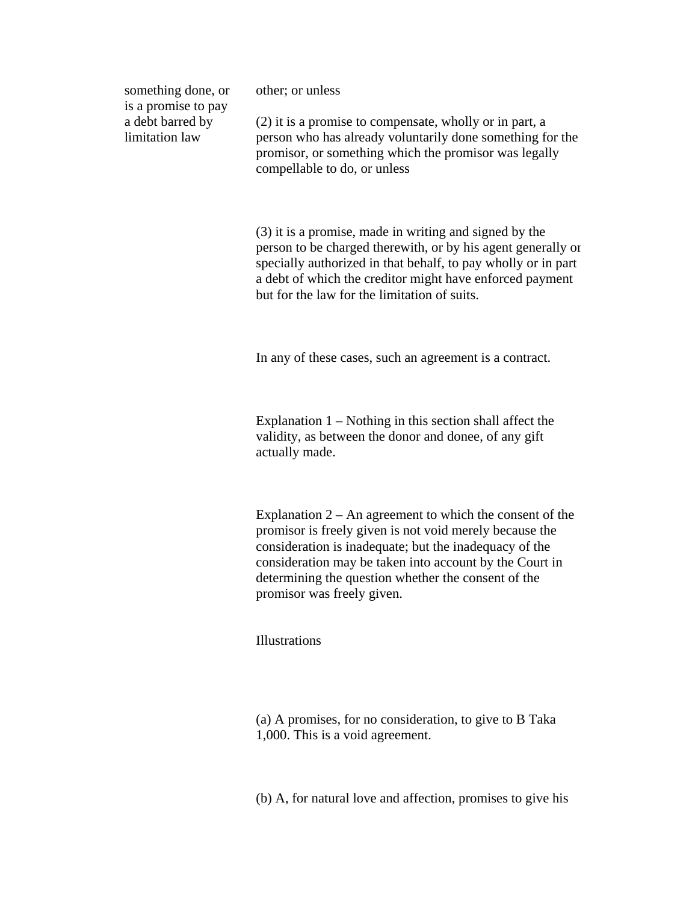something done, or is a promise to pay a debt barred by limitation law

other; or unless

(2) it is a promise to compensate, wholly or in part, a person who has already voluntarily done something for the promisor, or something which the promisor was legally compellable to do, or unless

(3) it is a promise, made in writing and signed by the person to be charged therewith, or by his agent generally or specially authorized in that behalf, to pay wholly or in part a debt of which the creditor might have enforced payment but for the law for the limitation of suits.

In any of these cases, such an agreement is a contract.

Explanation 1 – Nothing in this section shall affect the validity, as between the donor and donee, of any gift actually made.

Explanation 2 – An agreement to which the consent of the promisor is freely given is not void merely because the consideration is inadequate; but the inadequacy of the consideration may be taken into account by the Court in determining the question whether the consent of the promisor was freely given.

Illustrations

(a) A promises, for no consideration, to give to B Taka 1,000. This is a void agreement.

(b) A, for natural love and affection, promises to give his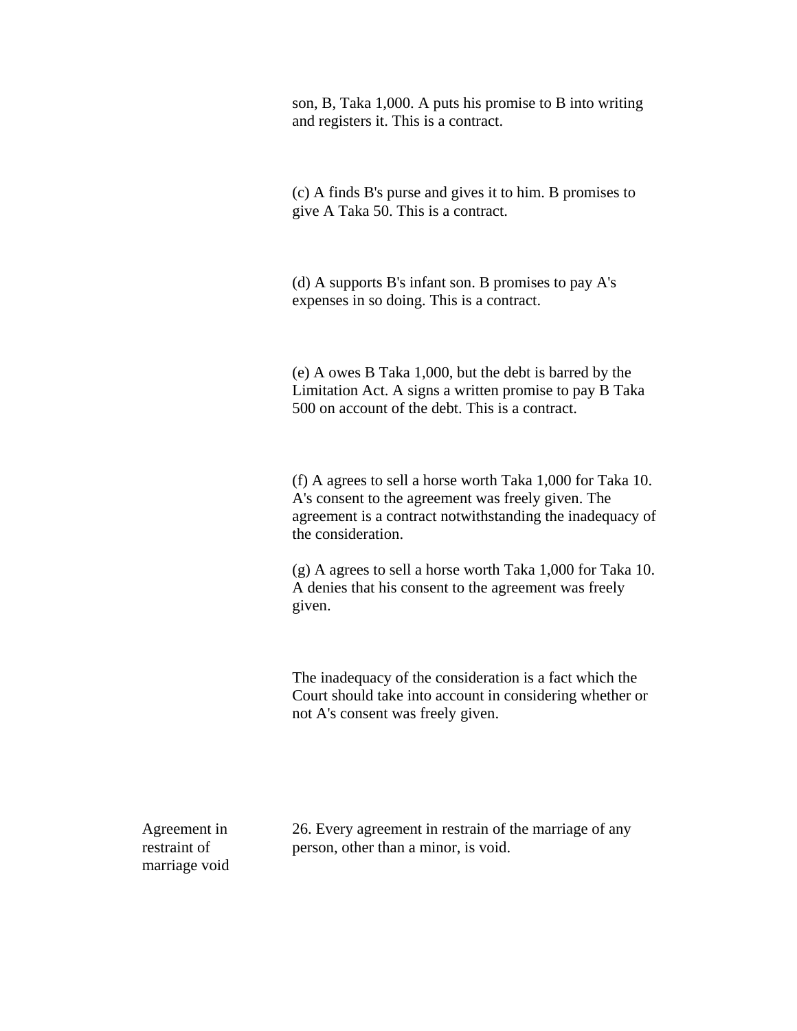son, B, Taka 1,000. A puts his promise to B into writing and registers it. This is a contract.

(c) A finds B's purse and gives it to him. B promises to give A Taka 50. This is a contract.

(d) A supports B's infant son. B promises to pay A's expenses in so doing. This is a contract.

(e) A owes B Taka 1,000, but the debt is barred by the Limitation Act. A signs a written promise to pay B Taka 500 on account of the debt. This is a contract.

(f) A agrees to sell a horse worth Taka 1,000 for Taka 10. A's consent to the agreement was freely given. The agreement is a contract notwithstanding the inadequacy of the consideration.

(g) A agrees to sell a horse worth Taka 1,000 for Taka 10. A denies that his consent to the agreement was freely given.

The inadequacy of the consideration is a fact which the Court should take into account in considering whether or not A's consent was freely given.

**Agreement in restraint of marriage void**

26. Every agreement in restrain of the marriage of any person, other than a minor, is void.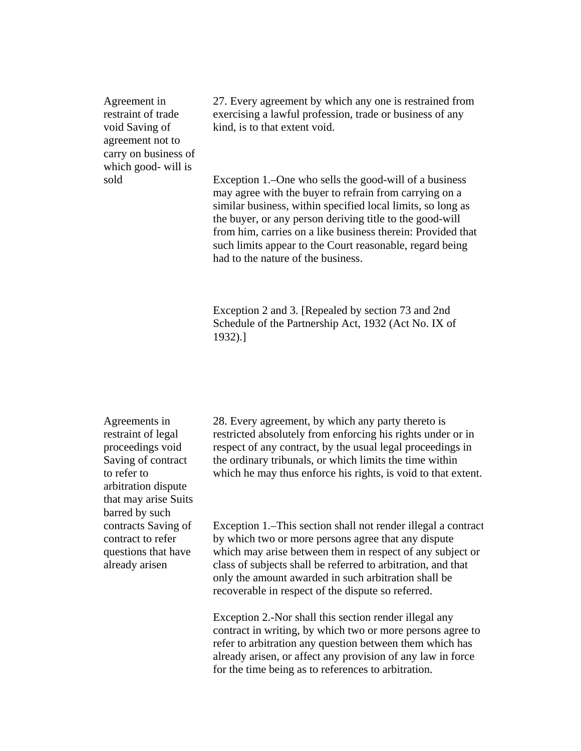**Agreement in restraint of trade void Saving of agreement not to carry on business of which good- will is sold**

27. Every agreement by which any one is restrained from exercising a lawful profession, trade or business of any kind, is to that extent void.

Exception 1.–One who sells the good-will of a business may agree with the buyer to refrain from carrying on a similar business, within specified local limits, so long as the buyer, or any person deriving title to the good-will from him, carries on a like business therein: Provided that such limits appear to the Court reasonable, regard being had to the nature of the business.

Exception 2 and 3. [Repealed by section 73 and 2nd Schedule of the Partnership Act, 1932 (Act No. IX of 1932).]

**Agreements in restraint of legal proceedings void Saving of contract to refer to arbitration dispute that may arise Suits barred by such contracts Saving of contract to refer questions that have already arisen**

28. Every agreement, by which any party thereto is restricted absolutely from enforcing his rights under or in respect of any contract, by the usual legal proceedings in the ordinary tribunals, or which limits the time within which he may thus enforce his rights, is void to that extent.

Exception 1.–This section shall not render illegal a contract by which two or more persons agree that any dispute which may arise between them in respect of any subject or class of subjects shall be referred to arbitration, and that only the amount awarded in such arbitration shall be recoverable in respect of the dispute so referred.

Exception 2.-Nor shall this section render illegal any contract in writing, by which two or more persons agree to refer to arbitration any question between them which has already arisen, or affect any provision of any law in force for the time being as to references to arbitration.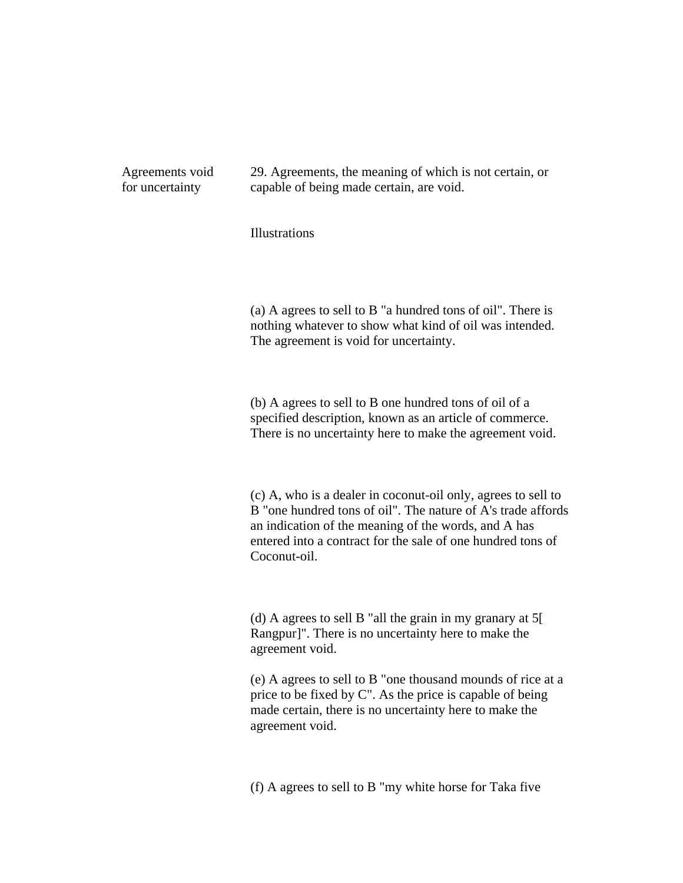Agreements void for uncertainty

29. Agreements, the meaning of which is not certain, or capable of being made certain, are void.

Illustrations

(a) A agrees to sell to B "a hundred tons of oil". There is nothing whatever to show what kind of oil was intended. The agreement is void for uncertainty.

(b) A agrees to sell to B one hundred tons of oil of a specified description, known as an article of commerce. There is no uncertainty here to make the agreement void.

(c) A, who is a dealer in coconut-oil only, agrees to sell to B "one hundred tons of oil". The nature of A's trade affords an indication of the meaning of the words, and A has entered into a contract for the sale of one hundred tons of Coconut-oil.

(d) A agrees to sell B "all the grain in my granary at 5[ Rangpur]". There is no uncertainty here to make the agreement void.

(e) A agrees to sell to B "one thousand mounds of rice at a price to be fixed by C". As the price is capable of being made certain, there is no uncertainty here to make the agreement void.

(f) A agrees to sell to B "my white horse for Taka five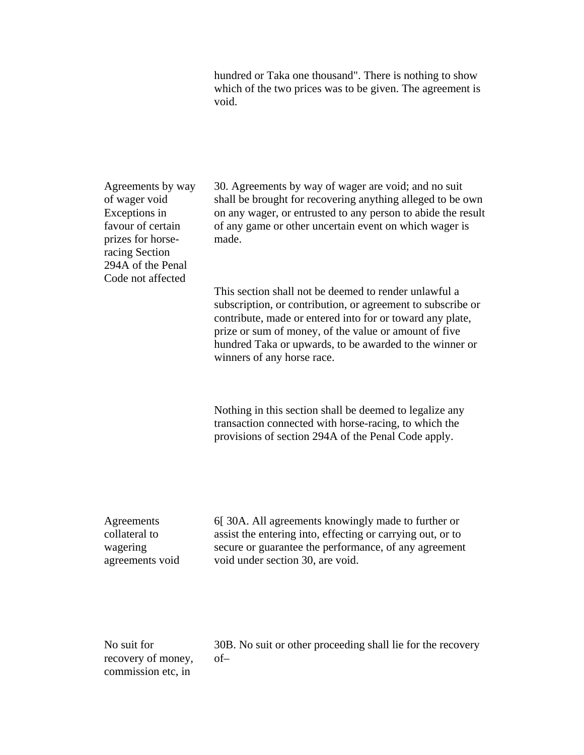hundred or Taka one thousand". There is nothing to show which of the two prices was to be given. The agreement is void.

Agreements by way of wager void Exceptions in favour of certain prizes for horse-racing Section 294A of the Penal Code not affected

30. Agreements by way of wager are void; and no suit shall be brought for recovering anything alleged to be own on any wager, or entrusted to any person to abide the result of any game or other uncertain event on which wager is made.

This section shall not be deemed to render unlawful a subscription, or contribution, or agreement to subscribe or contribute, made or entered into for or toward any plate, prize or sum of money, of the value or amount of five hundred Taka or upwards, to be awarded to the winner or winners of any horse race.

Nothing in this section shall be deemed to legalize any transaction connected with horse-racing, to which the provisions of section 294A of the Penal Code apply.

Agreements collateral to wagering agreements void

6[ 30A. All agreements knowingly made to further or assist the entering into, effecting or carrying out, or to secure or guarantee the performance, of any agreement void under section 30, are void.

No suit for recovery of money, commission etc, in

30B. No suit or other proceeding shall lie for the recovery of–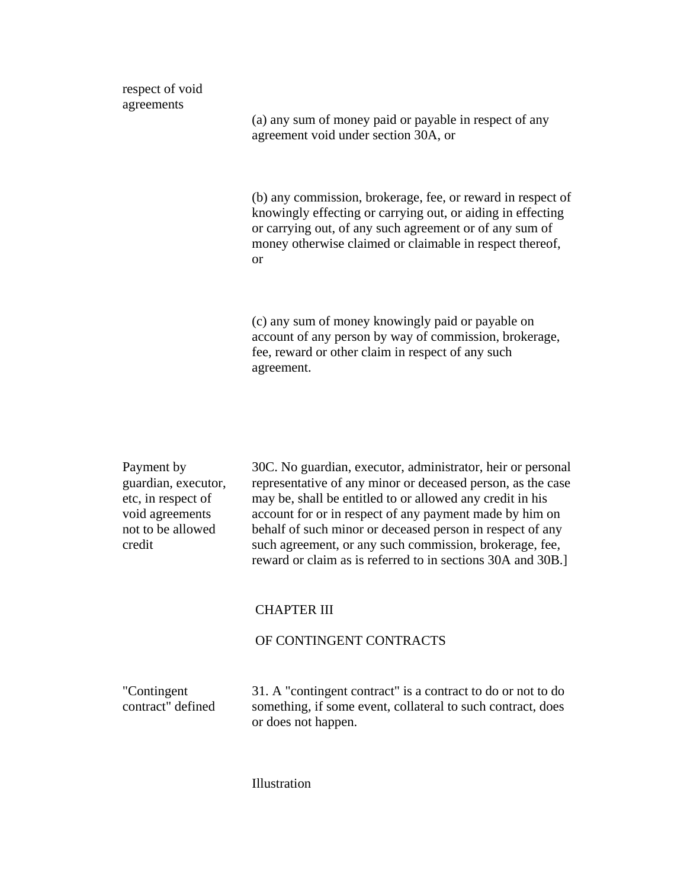respect of void agreements

(a) any sum of money paid or payable in respect of any agreement void under section 30A, or

(b) any commission, brokerage, fee, or reward in respect of knowingly effecting or carrying out, or aiding in effecting or carrying out, of any such agreement or of any sum of money otherwise claimed or claimable in respect thereof, or

(c) any sum of money knowingly paid or payable on account of any person by way of commission, brokerage, fee, reward or other claim in respect of any such agreement.

Payment by guardian, executor, etc, in respect of void agreements not to be allowed credit

30C. No guardian, executor, administrator, heir or personal representative of any minor or deceased person, as the case may be, shall be entitled to or allowed any credit in his account for or in respect of any payment made by him on behalf of such minor or deceased person in respect of any such agreement, or any such commission, brokerage, fee, reward or claim as is referred to in sections 30A and 30B.]

## CHAPTER III

## OF CONTINGENT CONTRACTS

"Contingent contract" defined

31. A "contingent contract" is a contract to do or not to do something, if some event, collateral to such contract, does or does not happen.

Illustration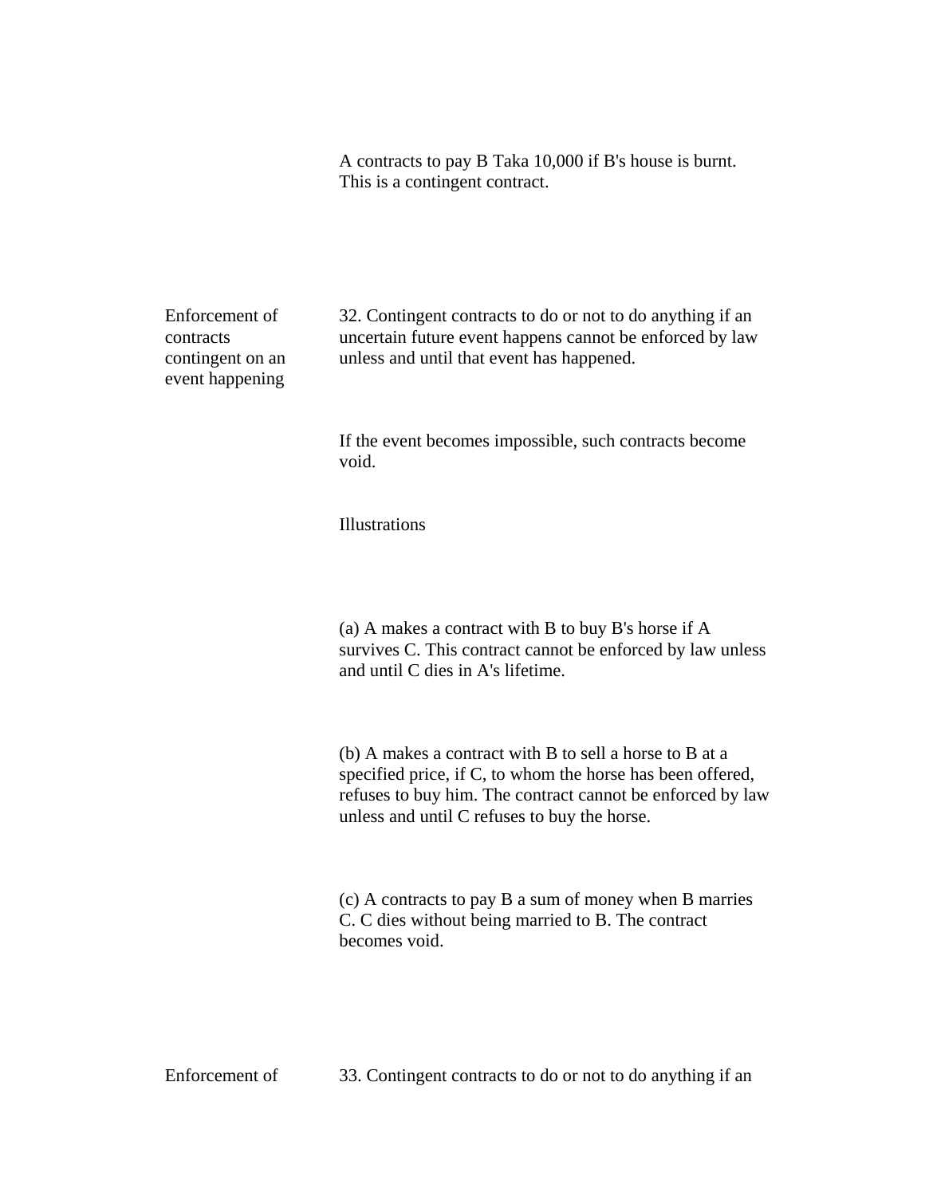A contracts to pay B Taka 10,000 if B's house is burnt. This is a contingent contract.

**Enforcement of contracts contingent on an event happening**

32. Contingent contracts to do or not to do anything if an uncertain future event happens cannot be enforced by law unless and until that event has happened.

If the event becomes impossible, such contracts become void.

Illustrations

(a) A makes a contract with B to buy B's horse if A survives C. This contract cannot be enforced by law unless and until C dies in A's lifetime.

(b) A makes a contract with B to sell a horse to B at a specified price, if C, to whom the horse has been offered, refuses to buy him. The contract cannot be enforced by law unless and until C refuses to buy the horse.

(c) A contracts to pay B a sum of money when B marries C. C dies without being married to B. The contract becomes void.

**Enforcement of**

33. Contingent contracts to do or not to do anything if an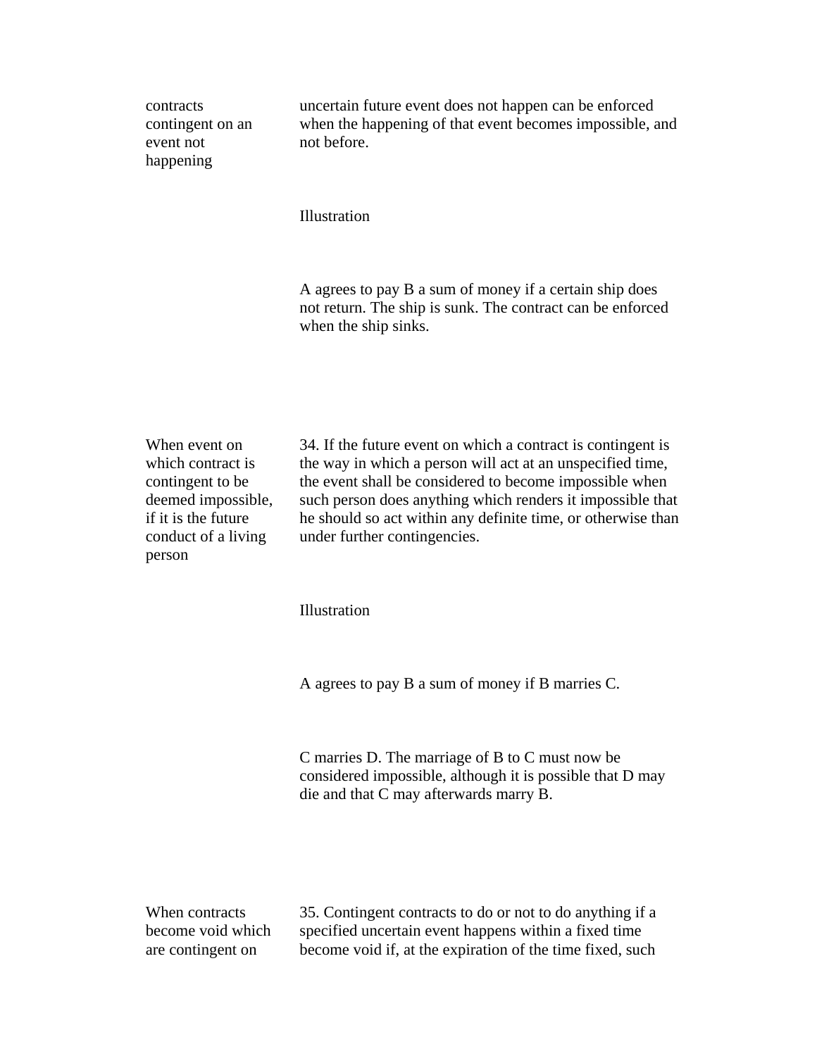contracts contingent on an event not happening

uncertain future event does not happen can be enforced when the happening of that event becomes impossible, and not before.

Illustration

A agrees to pay B a sum of money if a certain ship does not return. The ship is sunk. The contract can be enforced when the ship sinks.

When event on which contract is contingent to be deemed impossible, if it is the future conduct of a living person

34. If the future event on which a contract is contingent is the way in which a person will act at an unspecified time, the event shall be considered to become impossible when such person does anything which renders it impossible that he should so act within any definite time, or otherwise than under further contingencies.

Illustration

A agrees to pay B a sum of money if B marries C.

C marries D. The marriage of B to C must now be considered impossible, although it is possible that D may die and that C may afterwards marry B.

When contracts become void which are contingent on

35. Contingent contracts to do or not to do anything if a specified uncertain event happens within a fixed time become void if, at the expiration of the time fixed, such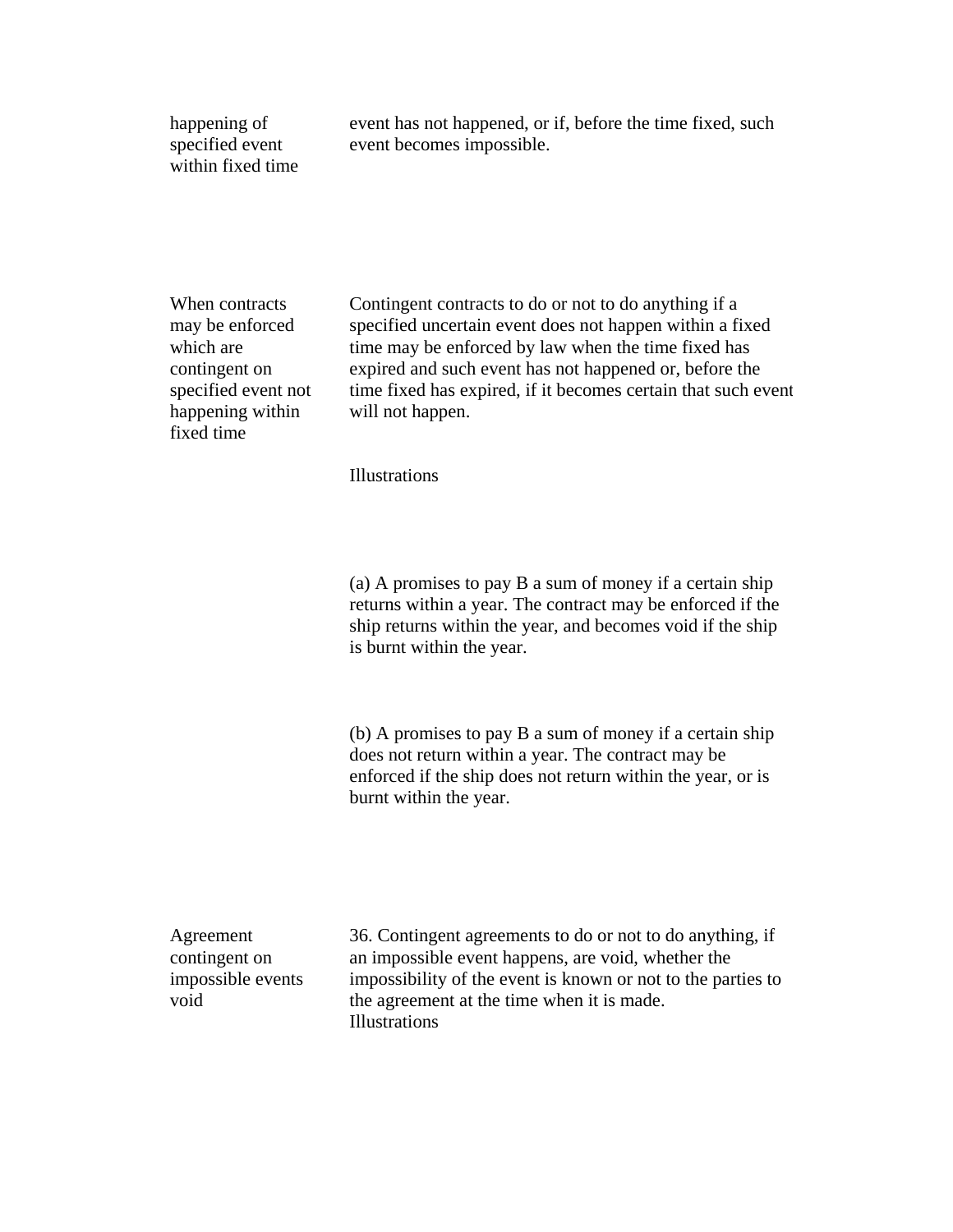happening of specified event within fixed time

event has not happened, or if, before the time fixed, such event becomes impossible.

When contracts may be enforced which are contingent on specified event not happening within fixed time

Contingent contracts to do or not to do anything if a specified uncertain event does not happen within a fixed time may be enforced by law when the time fixed has expired and such event has not happened or, before the time fixed has expired, if it becomes certain that such event will not happen.

Illustrations

(a) A promises to pay B a sum of money if a certain ship returns within a year. The contract may be enforced if the ship returns within the year, and becomes void if the ship is burnt within the year.

(b) A promises to pay B a sum of money if a certain ship does not return within a year. The contract may be enforced if the ship does not return within the year, or is burnt within the year.

Agreement contingent on impossible events void

36. Contingent agreements to do or not to do anything, if an impossible event happens, are void, whether the impossibility of the event is known or not to the parties to the agreement at the time when it is made.

Illustrations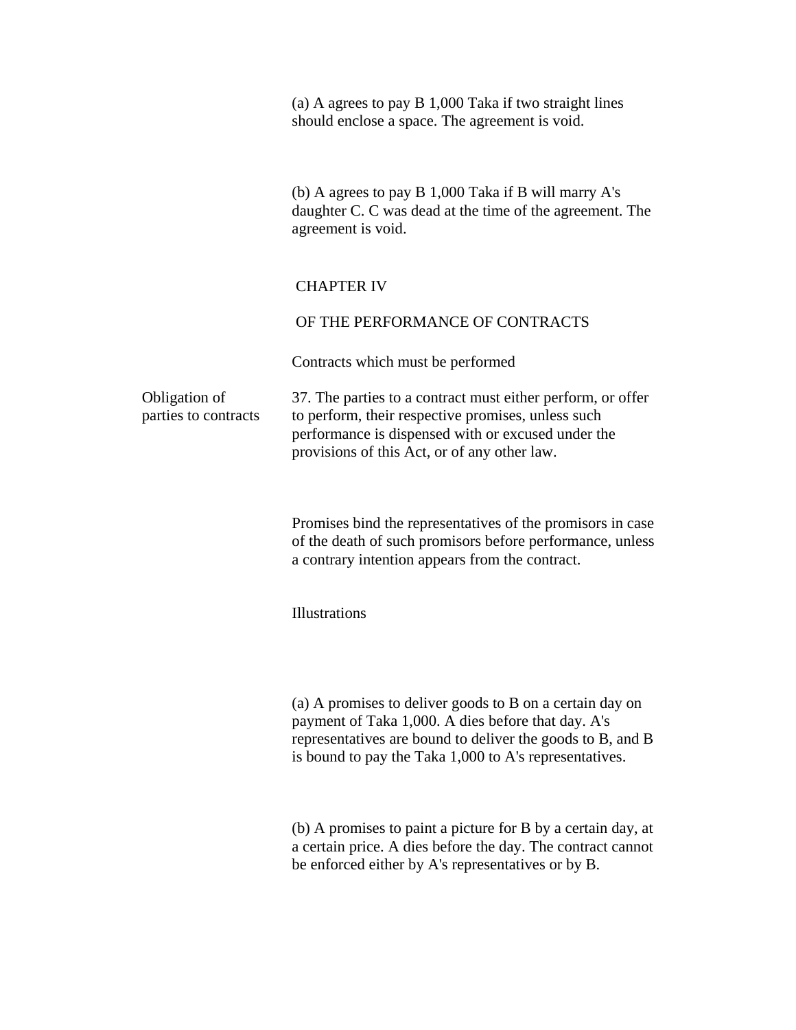(a) A agrees to pay B 1,000 Taka if two straight lines should enclose a space. The agreement is void.

(b) A agrees to pay B 1,000 Taka if B will marry A's daughter C. C was dead at the time of the agreement. The agreement is void.

## CHAPTER IV

## OF THE PERFORMANCE OF CONTRACTS

### Contracts which must be performed

Obligation of parties to contracts

37. The parties to a contract must either perform, or offer to perform, their respective promises, unless such performance is dispensed with or excused under the provisions of this Act, or of any other law.

Promises bind the representatives of the promisors in case of the death of such promisors before performance, unless a contrary intention appears from the contract.

Illustrations

(a) A promises to deliver goods to B on a certain day on payment of Taka 1,000. A dies before that day. A's representatives are bound to deliver the goods to B, and B is bound to pay the Taka 1,000 to A's representatives.

(b) A promises to paint a picture for B by a certain day, at a certain price. A dies before the day. The contract cannot be enforced either by A's representatives or by B.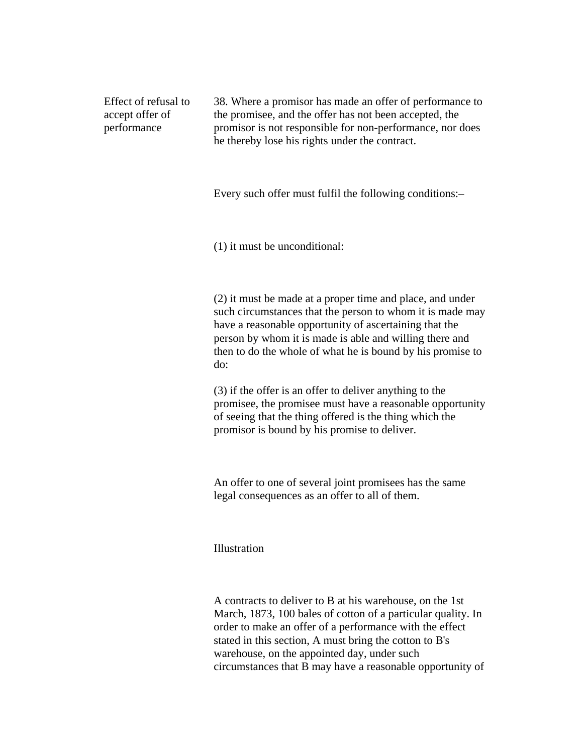**Effect of refusal to accept offer of performance**

38. Where a promisor has made an offer of performance to the promisee, and the offer has not been accepted, the promisor is not responsible for non-performance, nor does he thereby lose his rights under the contract.

Every such offer must fulfil the following conditions:–

(1) it must be unconditional:

(2) it must be made at a proper time and place, and under such circumstances that the person to whom it is made may have a reasonable opportunity of ascertaining that the person by whom it is made is able and willing there and then to do the whole of what he is bound by his promise to do:

(3) if the offer is an offer to deliver anything to the promisee, the promisee must have a reasonable opportunity of seeing that the thing offered is the thing which the promisor is bound by his promise to deliver.

An offer to one of several joint promisees has the same legal consequences as an offer to all of them.

Illustration

A contracts to deliver to B at his warehouse, on the 1st March, 1873, 100 bales of cotton of a particular quality. In order to make an offer of a performance with the effect stated in this section, A must bring the cotton to B's warehouse, on the appointed day, under such circumstances that B may have a reasonable opportunity of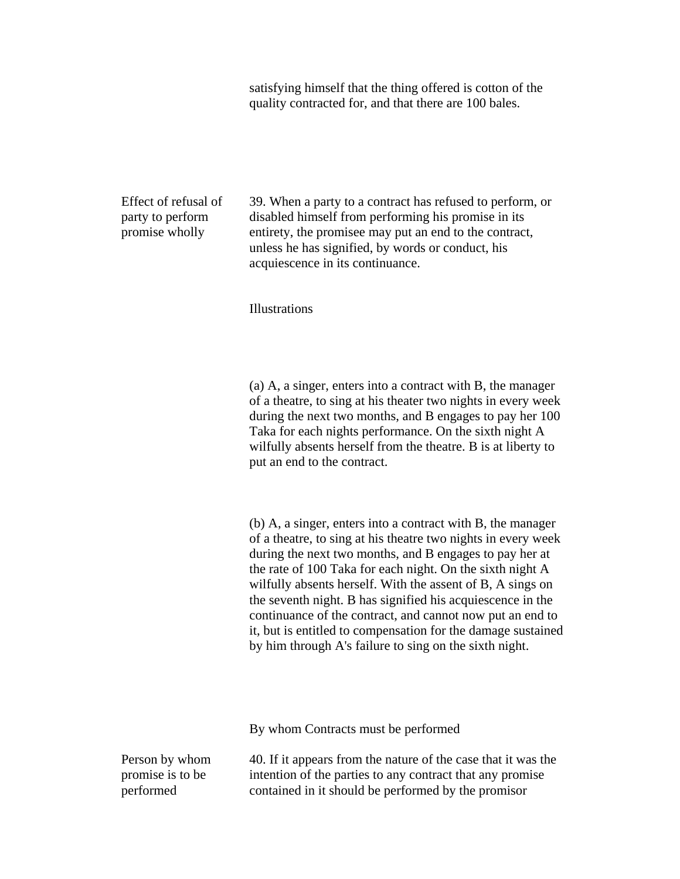satisfying himself that the thing offered is cotton of the quality contracted for, and that there are 100 bales.

**Effect of refusal of party to perform promise wholly**

39. When a party to a contract has refused to perform, or disabled himself from performing his promise in its entirety, the promisee may put an end to the contract, unless he has signified, by words or conduct, his acquiescence in its continuance.

Illustrations

(a) A, a singer, enters into a contract with B, the manager of a theatre, to sing at his theater two nights in every week during the next two months, and B engages to pay her 100 Taka for each nights performance. On the sixth night A wilfully absents herself from the theatre. B is at liberty to put an end to the contract.

(b) A, a singer, enters into a contract with B, the manager of a theatre, to sing at his theatre two nights in every week during the next two months, and B engages to pay her at the rate of 100 Taka for each night. On the sixth night A wilfully absents herself. With the assent of B, A sings on the seventh night. B has signified his acquiescence in the continuance of the contract, and cannot now put an end to it, but is entitled to compensation for the damage sustained by him through A's failure to sing on the sixth night.

## By whom Contracts must be performed

**Person by whom promise is to be performed**

40. If it appears from the nature of the case that it was the intention of the parties to any contract that any promise contained in it should be performed by the promisor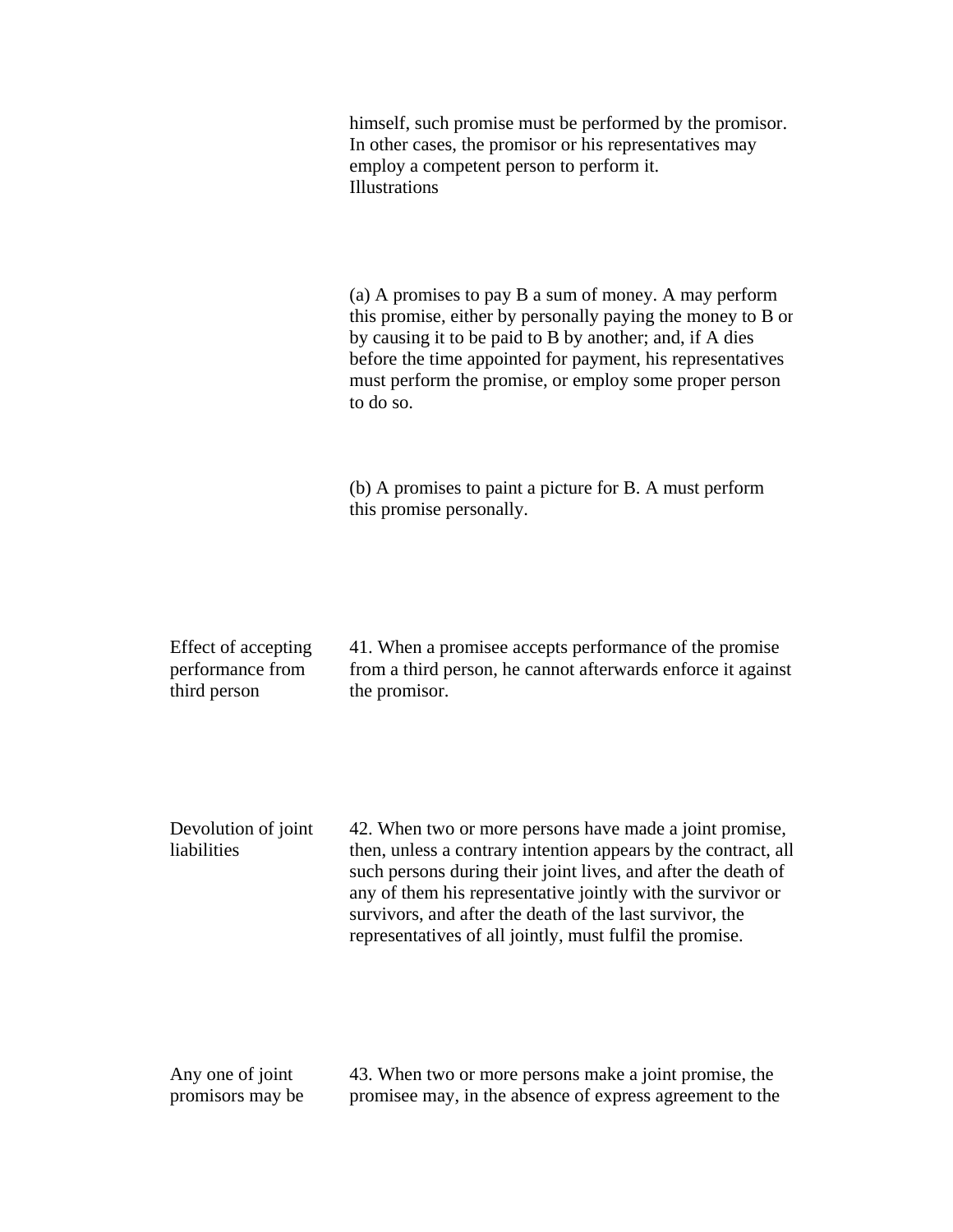himself, such promise must be performed by the promisor. In other cases, the promisor or his representatives may employ a competent person to perform it.

Illustrations

(a) A promises to pay B a sum of money. A may perform this promise, either by personally paying the money to B or by causing it to be paid to B by another; and, if A dies before the time appointed for payment, his representatives must perform the promise, or employ some proper person to do so.

(b) A promises to paint a picture for B. A must perform this promise personally.

**Effect of accepting performance from third person**

41. When a promisee accepts performance of the promise from a third person, he cannot afterwards enforce it against the promisor.

**Devolution of joint liabilities**

42. When two or more persons have made a joint promise, then, unless a contrary intention appears by the contract, all such persons during their joint lives, and after the death of any of them his representative jointly with the survivor or survivors, and after the death of the last survivor, the representatives of all jointly, must fulfil the promise.

**Any one of joint promisors may be**

43. When two or more persons make a joint promise, the promisee may, in the absence of express agreement to the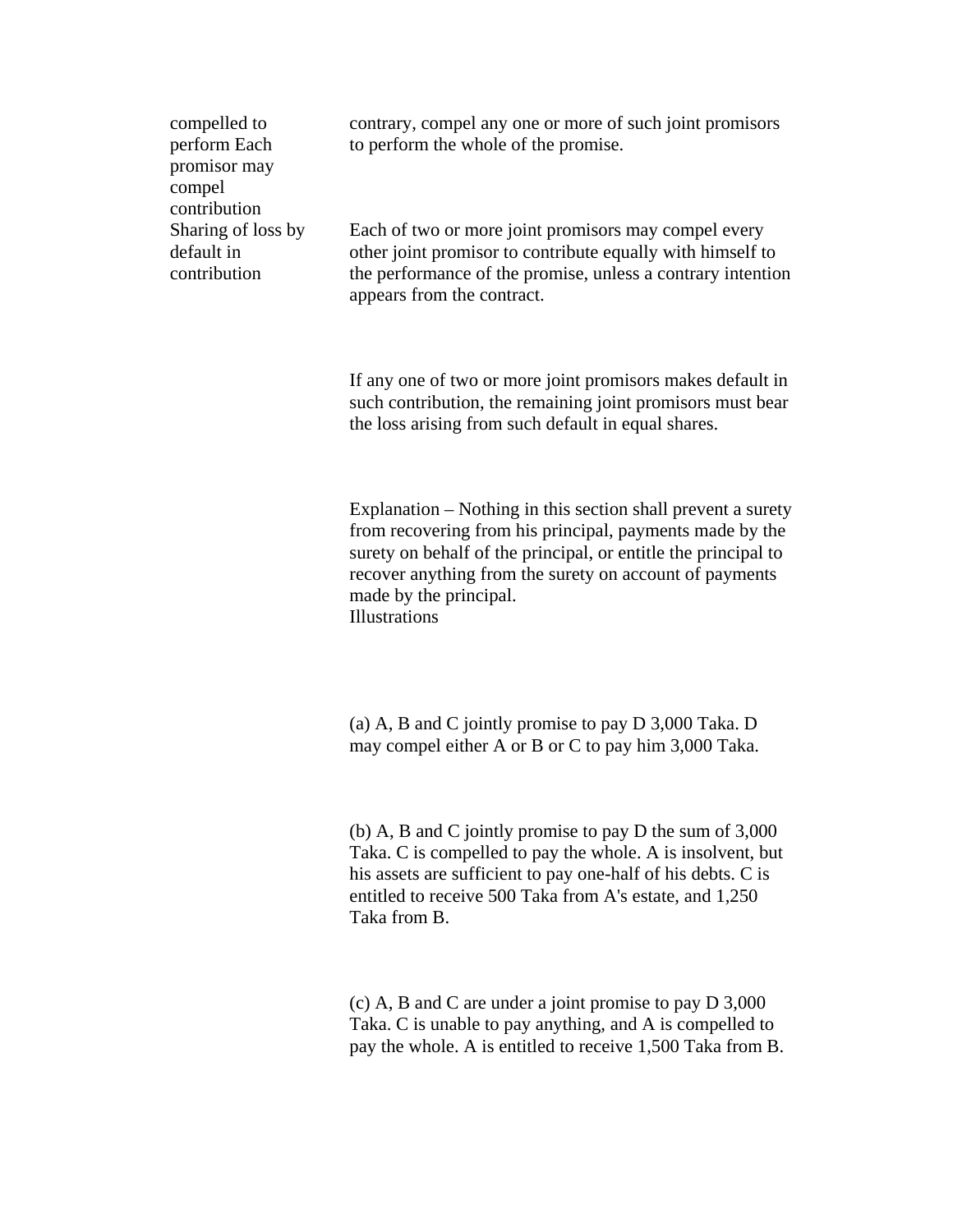compelled to perform Each promisor may compel contribution Sharing of loss by default in contribution

contrary, compel any one or more of such joint promisors to perform the whole of the promise.

Each of two or more joint promisors may compel every other joint promisor to contribute equally with himself to the performance of the promise, unless a contrary intention appears from the contract.

If any one of two or more joint promisors makes default in such contribution, the remaining joint promisors must bear the loss arising from such default in equal shares.

Explanation – Nothing in this section shall prevent a surety from recovering from his principal, payments made by the surety on behalf of the principal, or entitle the principal to recover anything from the surety on account of payments made by the principal.

Illustrations

(a) A, B and C jointly promise to pay D 3,000 Taka. D may compel either A or B or C to pay him 3,000 Taka.

(b) A, B and C jointly promise to pay D the sum of 3,000 Taka. C is compelled to pay the whole. A is insolvent, but his assets are sufficient to pay one-half of his debts. C is entitled to receive 500 Taka from A's estate, and 1,250 Taka from B.

(c) A, B and C are under a joint promise to pay D 3,000 Taka. C is unable to pay anything, and A is compelled to pay the whole. A is entitled to receive 1,500 Taka from B.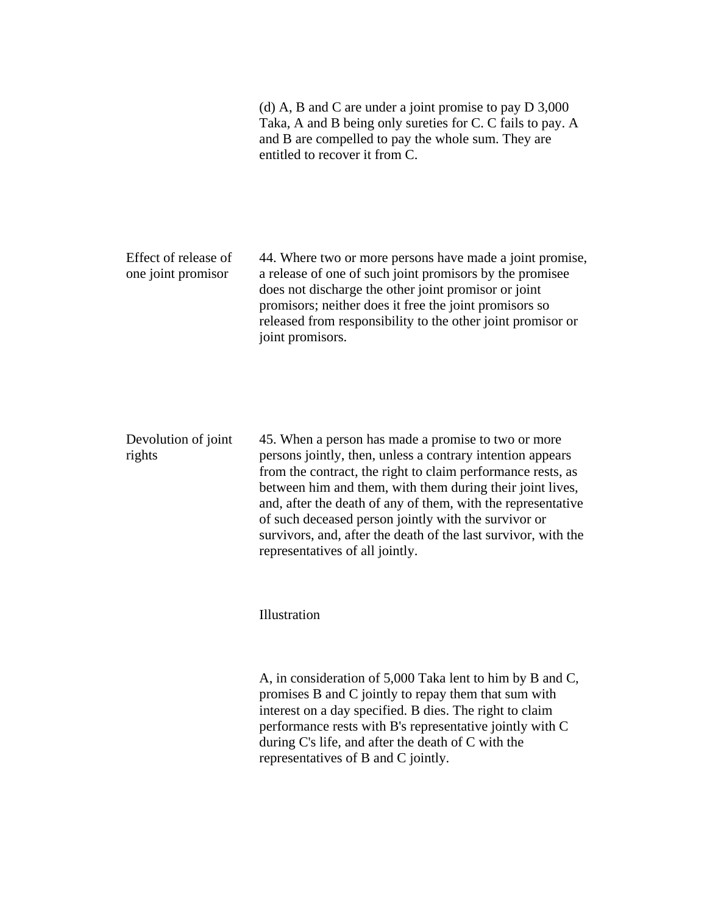(d) A, B and C are under a joint promise to pay D 3,000 Taka, A and B being only sureties for C. C fails to pay. A and B are compelled to pay the whole sum. They are entitled to recover it from C.

**Effect of release of one joint promisor**

44. Where two or more persons have made a joint promise, a release of one of such joint promisors by the promisee does not discharge the other joint promisor or joint promisors; neither does it free the joint promisors so released from responsibility to the other joint promisor or joint promisors.

**Devolution of joint rights**

45. When a person has made a promise to two or more persons jointly, then, unless a contrary intention appears from the contract, the right to claim performance rests, as between him and them, with them during their joint lives, and, after the death of any of them, with the representative of such deceased person jointly with the survivor or survivors, and, after the death of the last survivor, with the representatives of all jointly.

Illustration

A, in consideration of 5,000 Taka lent to him by B and C, promises B and C jointly to repay them that sum with interest on a day specified. B dies. The right to claim performance rests with B's representative jointly with C during C's life, and after the death of C with the representatives of B and C jointly.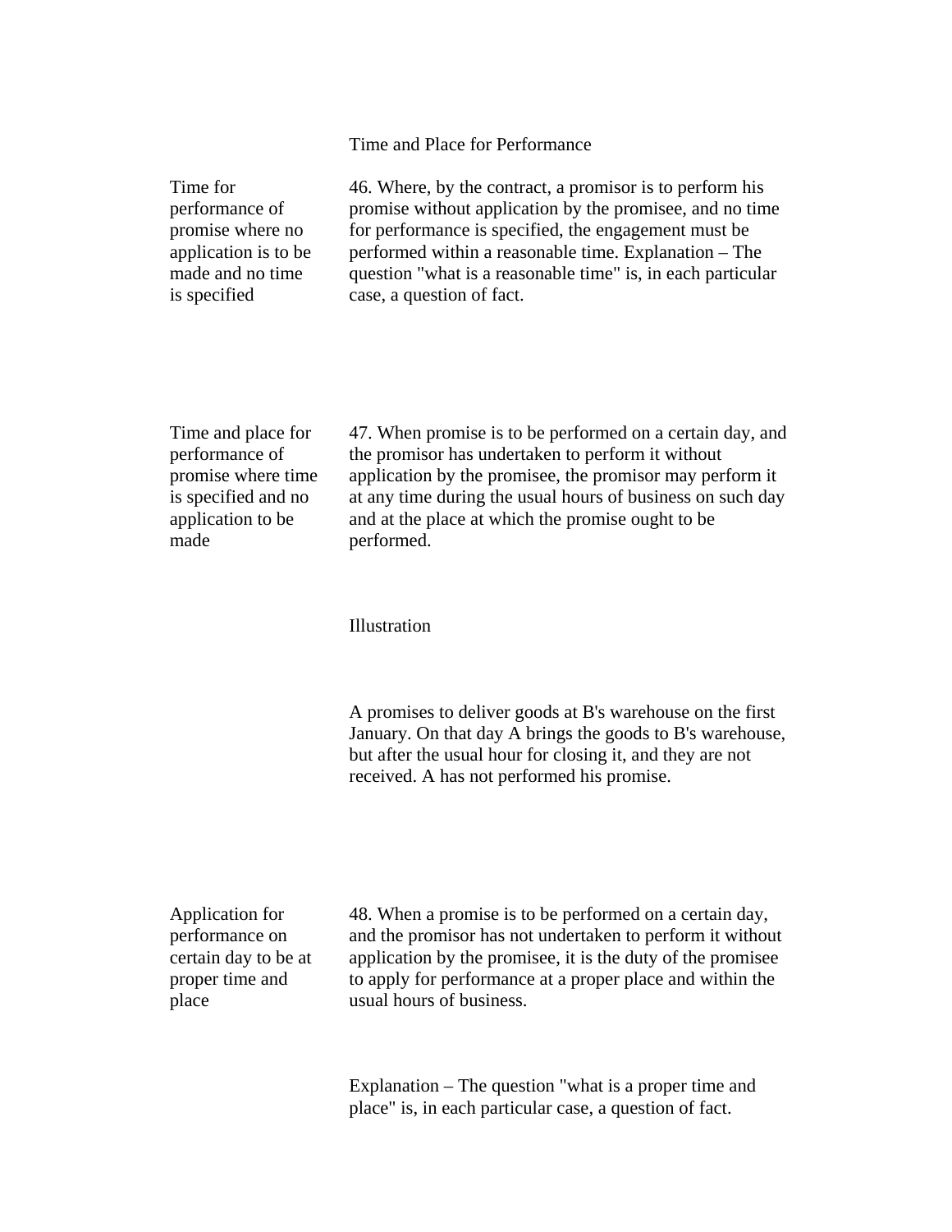## Time and Place for Performance

**Time for performance of promise where no application is to be made and no time is specified**

46. Where, by the contract, a promisor is to perform his promise without application by the promisee, and no time for performance is specified, the engagement must be performed within a reasonable time. Explanation – The question "what is a reasonable time" is, in each particular case, a question of fact.

**Time and place for performance of promise where time is specified and no application to be made**

47. When promise is to be performed on a certain day, and the promisor has undertaken to perform it without application by the promisee, the promisor may perform it at any time during the usual hours of business on such day and at the place at which the promise ought to be performed.

Illustration

A promises to deliver goods at B's warehouse on the first January. On that day A brings the goods to B's warehouse, but after the usual hour for closing it, and they are not received. A has not performed his promise.

**Application for performance on certain day to be at proper time and place**

48. When a promise is to be performed on a certain day, and the promisor has not undertaken to perform it without application by the promisee, it is the duty of the promisee to apply for performance at a proper place and within the usual hours of business.

Explanation – The question "what is a proper time and place" is, in each particular case, a question of fact.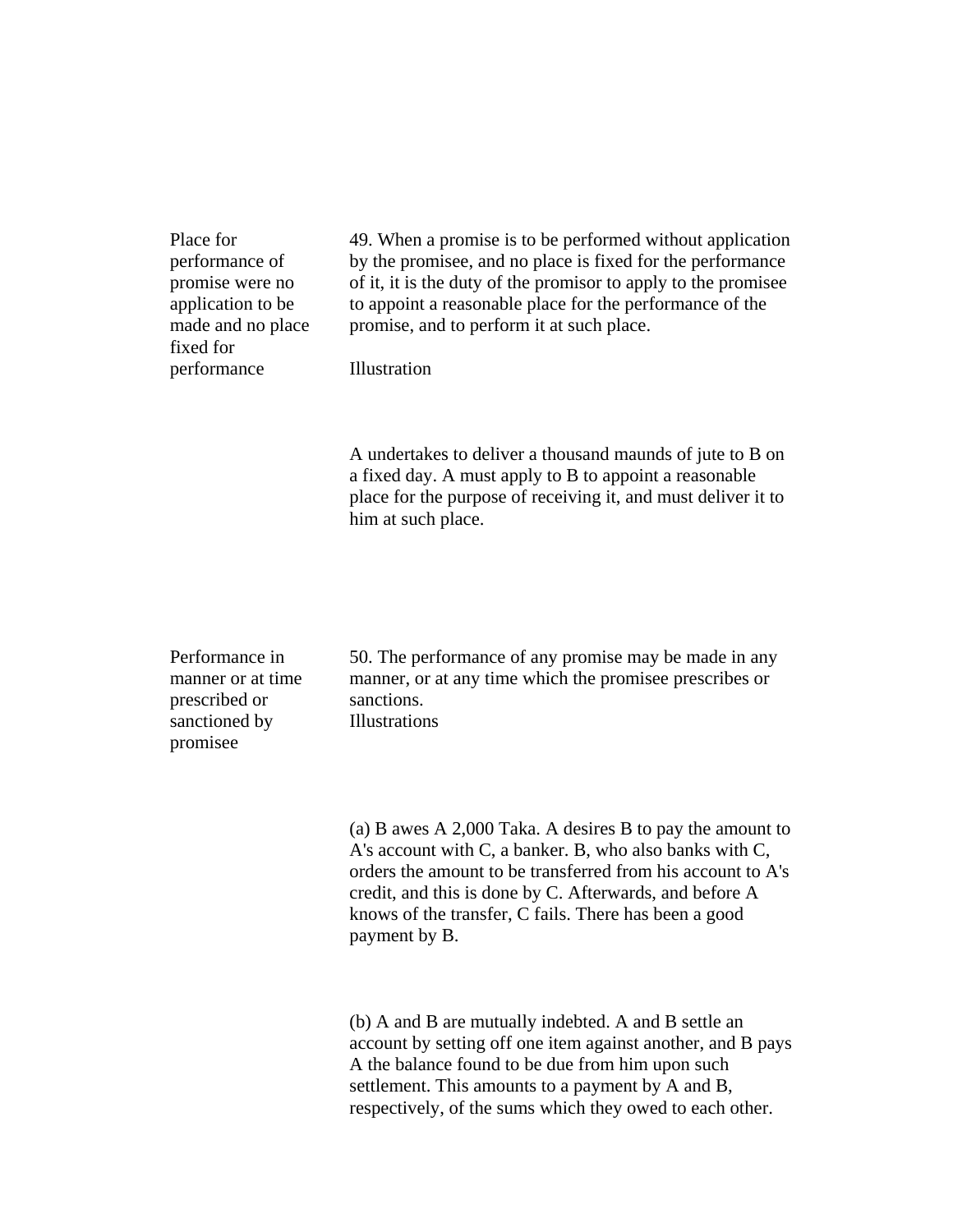**Place for performance of promise were no application to be made and no place fixed for performance**

49. When a promise is to be performed without application by the promisee, and no place is fixed for the performance of it, it is the duty of the promisor to apply to the promisee to appoint a reasonable place for the performance of the promise, and to perform it at such place.

Illustration

A undertakes to deliver a thousand maunds of jute to B on a fixed day. A must apply to B to appoint a reasonable place for the purpose of receiving it, and must deliver it to him at such place.

**Performance in manner or at time prescribed or sanctioned by promisee**

50. The performance of any promise may be made in any manner, or at any time which the promisee prescribes or sanctions.

Illustrations

(a) B awes A 2,000 Taka. A desires B to pay the amount to A's account with C, a banker. B, who also banks with C, orders the amount to be transferred from his account to A's credit, and this is done by C. Afterwards, and before A knows of the transfer, C fails. There has been a good payment by B.

(b) A and B are mutually indebted. A and B settle an account by setting off one item against another, and B pays A the balance found to be due from him upon such settlement. This amounts to a payment by A and B, respectively, of the sums which they owed to each other.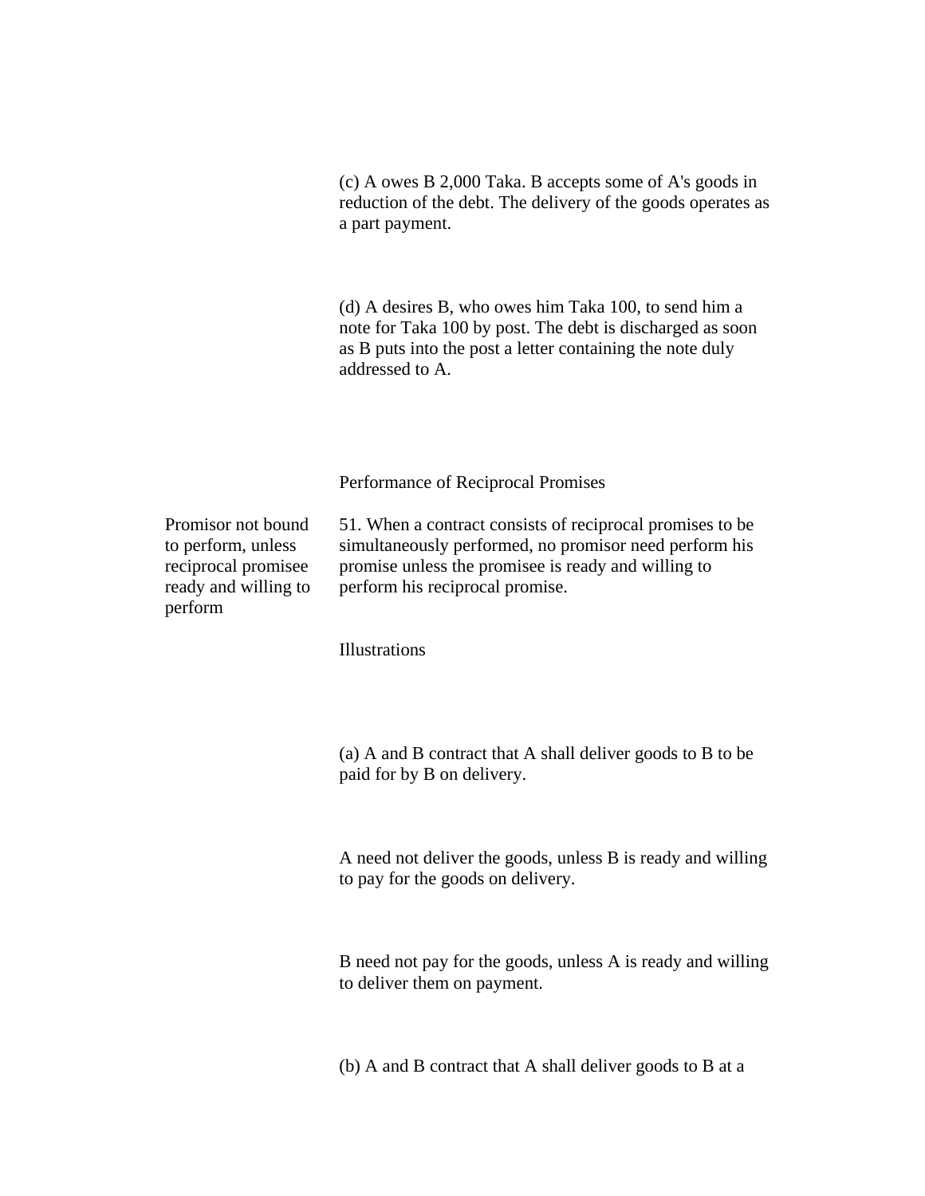(c) A owes B 2,000 Taka. B accepts some of A's goods in reduction of the debt. The delivery of the goods operates as a part payment.

(d) A desires B, who owes him Taka 100, to send him a note for Taka 100 by post. The debt is discharged as soon as B puts into the post a letter containing the note duly addressed to A.

## Performance of Reciprocal Promises

**Promisor not bound to perform, unless reciprocal promisee ready and willing to perform**

51. When a contract consists of reciprocal promises to be simultaneously performed, no promisor need perform his promise unless the promisee is ready and willing to perform his reciprocal promise.

Illustrations

(a) A and B contract that A shall deliver goods to B to be paid for by B on delivery.

A need not deliver the goods, unless B is ready and willing to pay for the goods on delivery.

B need not pay for the goods, unless A is ready and willing to deliver them on payment.

(b) A and B contract that A shall deliver goods to B at a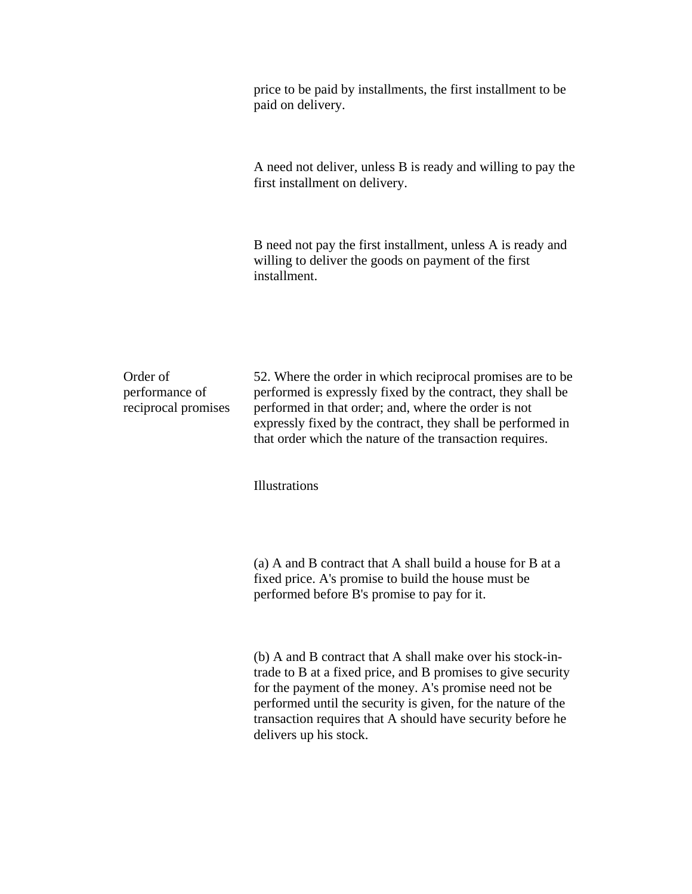price to be paid by installments, the first installment to be paid on delivery.

A need not deliver, unless B is ready and willing to pay the first installment on delivery.

B need not pay the first installment, unless A is ready and willing to deliver the goods on payment of the first installment.

**Order of performance of reciprocal promises**

52. Where the order in which reciprocal promises are to be performed is expressly fixed by the contract, they shall be performed in that order; and, where the order is not expressly fixed by the contract, they shall be performed in that order which the nature of the transaction requires.

Illustrations

(a) A and B contract that A shall build a house for B at a fixed price. A's promise to build the house must be performed before B's promise to pay for it.

(b) A and B contract that A shall make over his stock-in-trade to B at a fixed price, and B promises to give security for the payment of the money. A's promise need not be performed until the security is given, for the nature of the transaction requires that A should have security before he delivers up his stock.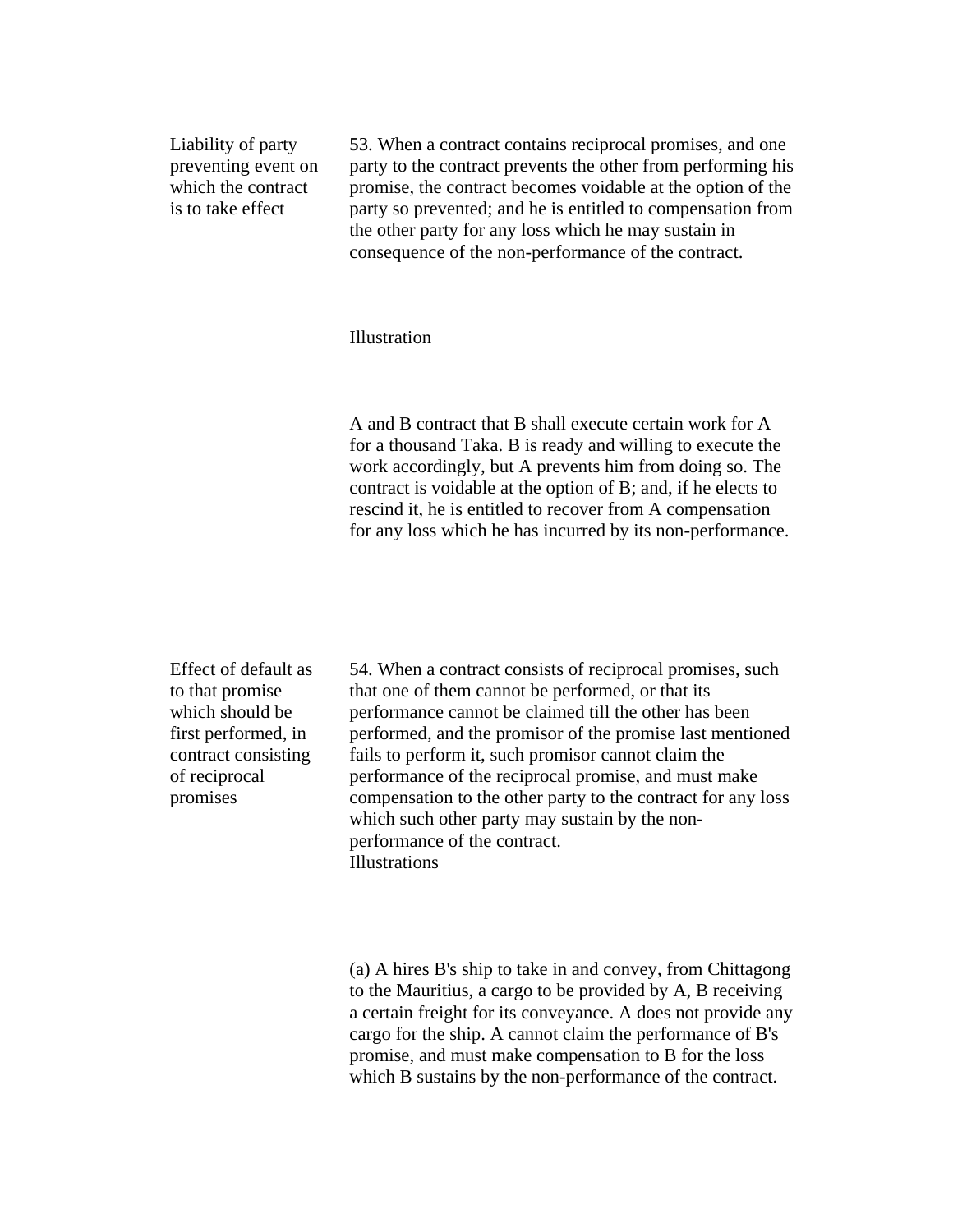**Liability of party preventing event on which the contract is to take effect**

53. When a contract contains reciprocal promises, and one party to the contract prevents the other from performing his promise, the contract becomes voidable at the option of the party so prevented; and he is entitled to compensation from the other party for any loss which he may sustain in consequence of the non-performance of the contract.

Illustration

A and B contract that B shall execute certain work for A for a thousand Taka. B is ready and willing to execute the work accordingly, but A prevents him from doing so. The contract is voidable at the option of B; and, if he elects to rescind it, he is entitled to recover from A compensation for any loss which he has incurred by its non-performance.

**Effect of default as to that promise which should be first performed, in contract consisting of reciprocal promises**

54. When a contract consists of reciprocal promises, such that one of them cannot be performed, or that its performance cannot be claimed till the other has been performed, and the promisor of the promise last mentioned fails to perform it, such promisor cannot claim the performance of the reciprocal promise, and must make compensation to the other party to the contract for any loss which such other party may sustain by the non-performance of the contract.

Illustrations

(a) A hires B's ship to take in and convey, from Chittagong to the Mauritius, a cargo to be provided by A, B receiving a certain freight for its conveyance. A does not provide any cargo for the ship. A cannot claim the performance of B's promise, and must make compensation to B for the loss which B sustains by the non-performance of the contract.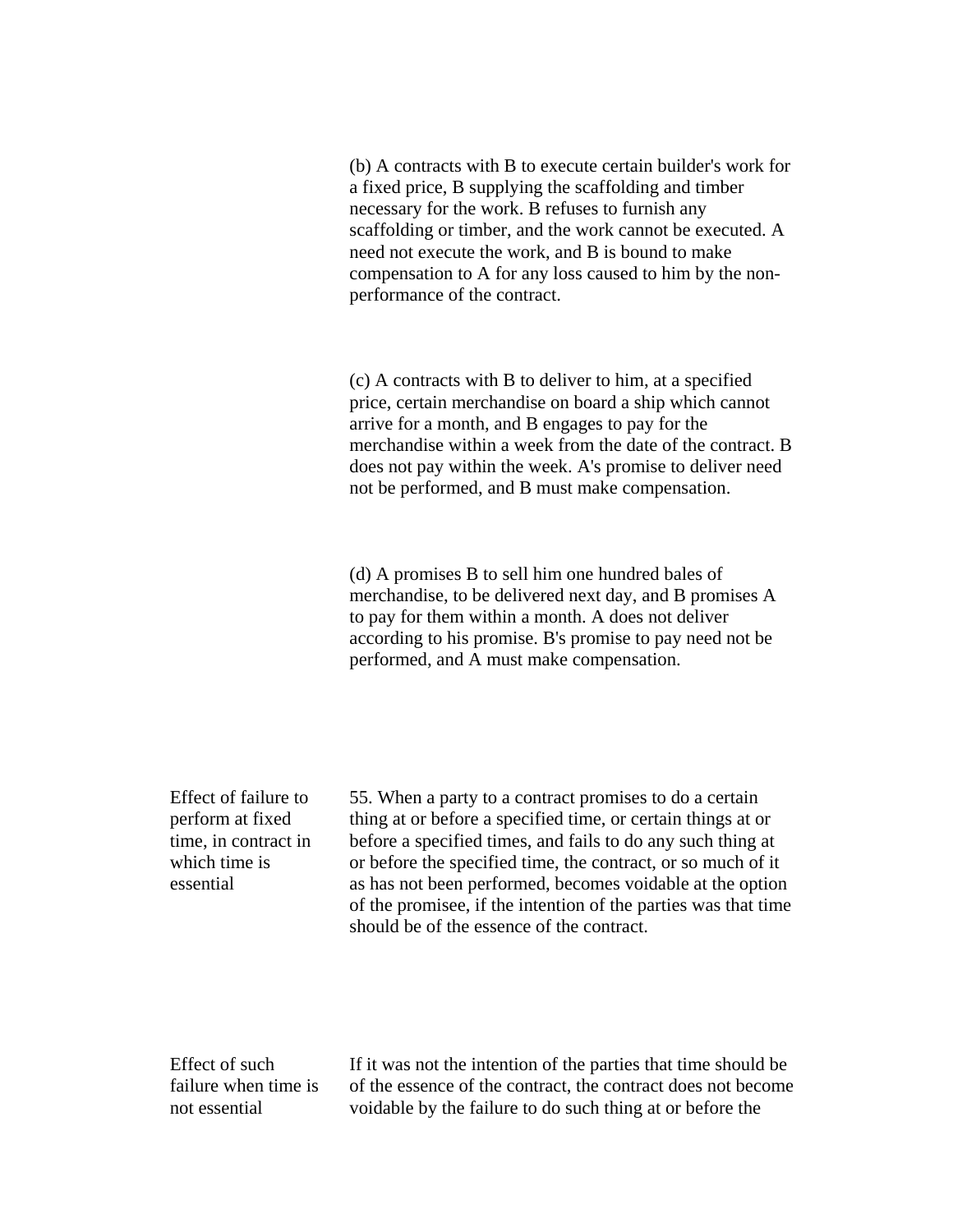(b) A contracts with B to execute certain builder's work for a fixed price, B supplying the scaffolding and timber necessary for the work. B refuses to furnish any scaffolding or timber, and the work cannot be executed. A need not execute the work, and B is bound to make compensation to A for any loss caused to him by the non-performance of the contract.

(c) A contracts with B to deliver to him, at a specified price, certain merchandise on board a ship which cannot arrive for a month, and B engages to pay for the merchandise within a week from the date of the contract. B does not pay within the week. A's promise to deliver need not be performed, and B must make compensation.

(d) A promises B to sell him one hundred bales of merchandise, to be delivered next day, and B promises A to pay for them within a month. A does not deliver according to his promise. B's promise to pay need not be performed, and A must make compensation.

**Effect of failure to perform at fixed time, in contract in which time is essential**

55. When a party to a contract promises to do a certain thing at or before a specified time, or certain things at or before a specified times, and fails to do any such thing at or before the specified time, the contract, or so much of it as has not been performed, becomes voidable at the option of the promisee, if the intention of the parties was that time should be of the essence of the contract.

**Effect of such failure when time is not essential**

If it was not the intention of the parties that time should be of the essence of the contract, the contract does not become voidable by the failure to do such thing at or before the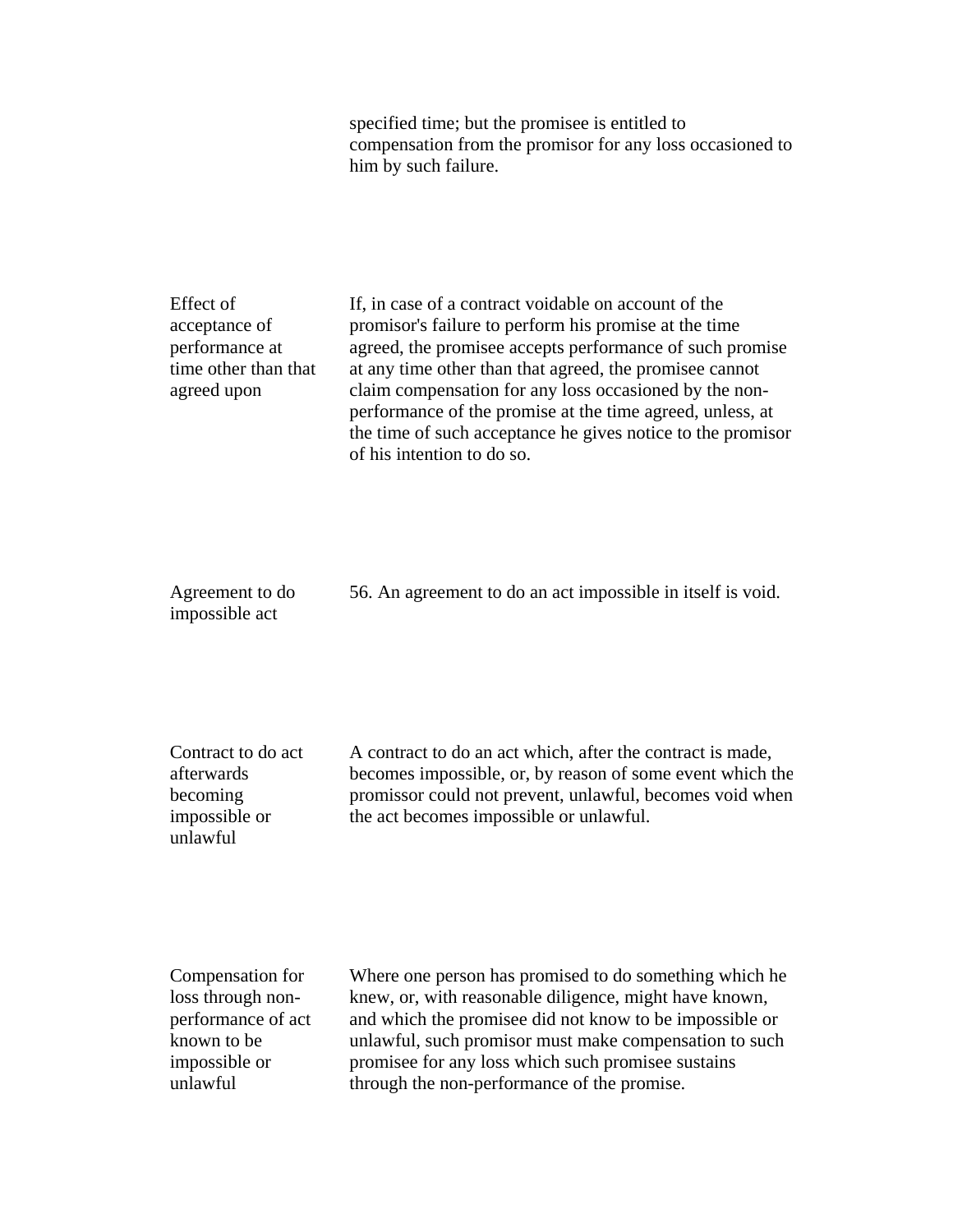specified time; but the promisee is entitled to compensation from the promisor for any loss occasioned to him by such failure.

**Effect of acceptance of performance at time other than that agreed upon**

If, in case of a contract voidable on account of the promisor's failure to perform his promise at the time agreed, the promisee accepts performance of such promise at any time other than that agreed, the promisee cannot claim compensation for any loss occasioned by the non-performance of the promise at the time agreed, unless, at the time of such acceptance he gives notice to the promisor of his intention to do so.

**Agreement to do impossible act**

56. An agreement to do an act impossible in itself is void.

**Contract to do act afterwards becoming impossible or unlawful**

A contract to do an act which, after the contract is made, becomes impossible, or, by reason of some event which the promissor could not prevent, unlawful, becomes void when the act becomes impossible or unlawful.

**Compensation for loss through non-performance of act known to be impossible or unlawful**

Where one person has promised to do something which he knew, or, with reasonable diligence, might have known, and which the promisee did not know to be impossible or unlawful, such promisor must make compensation to such promisee for any loss which such promisee sustains through the non-performance of the promise.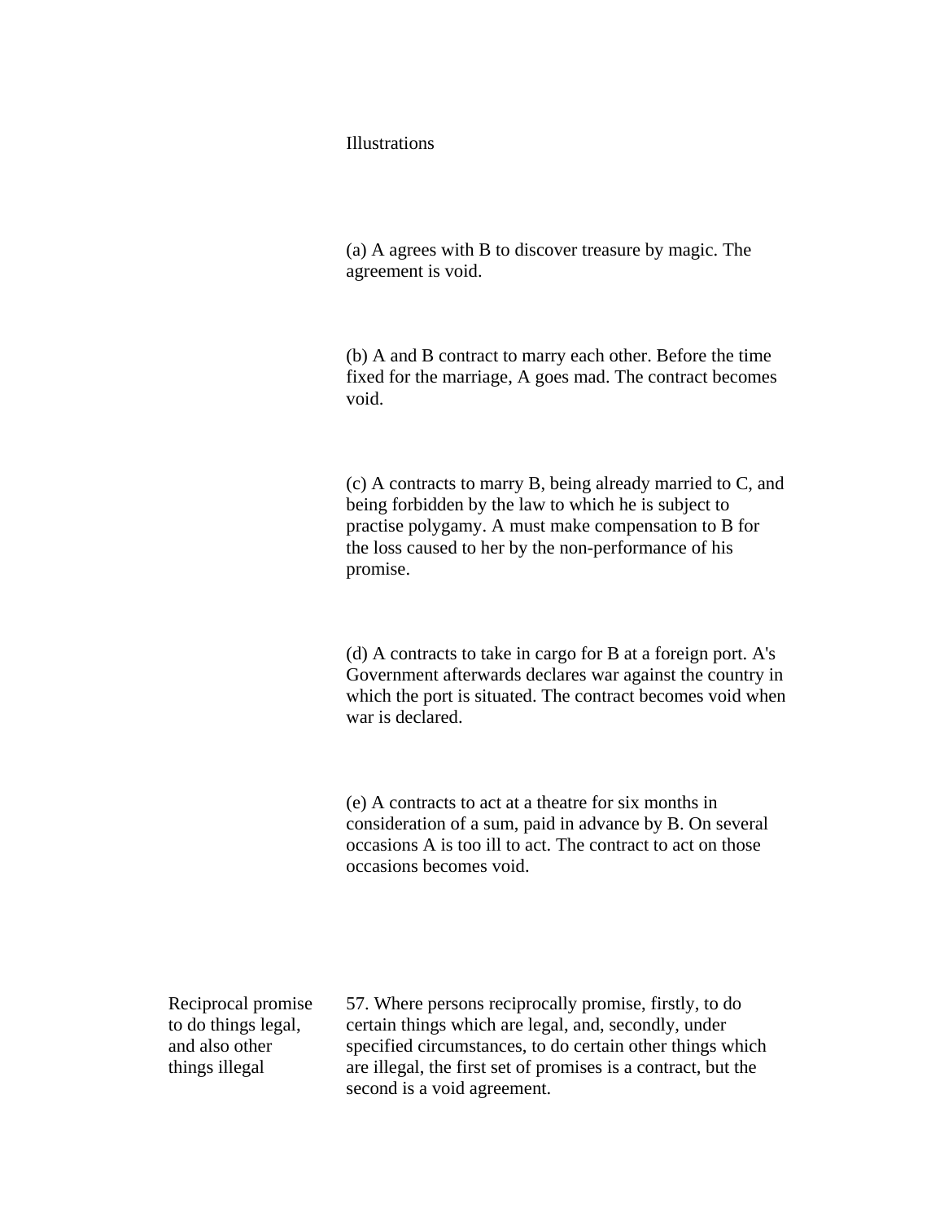Illustrations

(a) A agrees with B to discover treasure by magic. The agreement is void.

(b) A and B contract to marry each other. Before the time fixed for the marriage, A goes mad. The contract becomes void.

(c) A contracts to marry B, being already married to C, and being forbidden by the law to which he is subject to practise polygamy. A must make compensation to B for the loss caused to her by the non-performance of his promise.

(d) A contracts to take in cargo for B at a foreign port. A's Government afterwards declares war against the country in which the port is situated. The contract becomes void when war is declared.

(e) A contracts to act at a theatre for six months in consideration of a sum, paid in advance by B. On several occasions A is too ill to act. The contract to act on those occasions becomes void.

**Reciprocal promise to do things legal, and also other things illegal**

57. Where persons reciprocally promise, firstly, to do certain things which are legal, and, secondly, under specified circumstances, to do certain other things which are illegal, the first set of promises is a contract, but the second is a void agreement.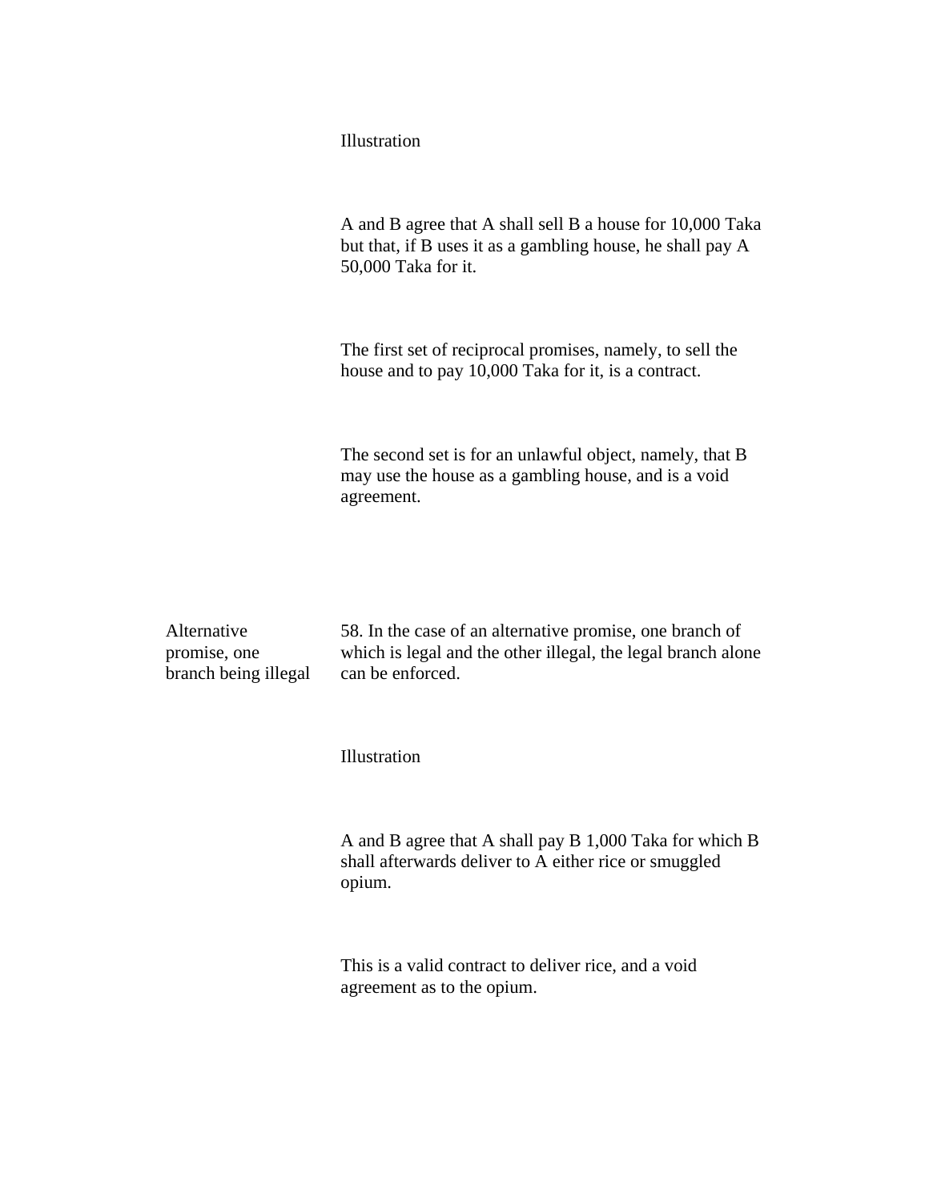Illustration

A and B agree that A shall sell B a house for 10,000 Taka but that, if B uses it as a gambling house, he shall pay A 50,000 Taka for it.

The first set of reciprocal promises, namely, to sell the house and to pay 10,000 Taka for it, is a contract.

The second set is for an unlawful object, namely, that B may use the house as a gambling house, and is a void agreement.

**Alternative promise, one branch being illegal**

58. In the case of an alternative promise, one branch of which is legal and the other illegal, the legal branch alone can be enforced.

Illustration

A and B agree that A shall pay B 1,000 Taka for which B shall afterwards deliver to A either rice or smuggled opium.

This is a valid contract to deliver rice, and a void agreement as to the opium.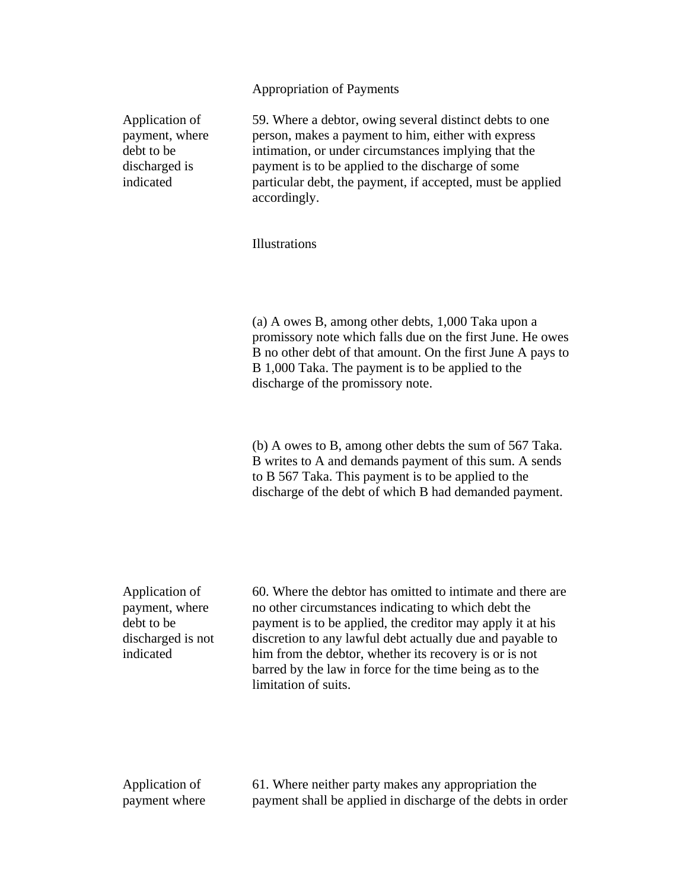## Appropriation of Payments

**Application of payment, where debt to be discharged is indicated**

59. Where a debtor, owing several distinct debts to one person, makes a payment to him, either with express intimation, or under circumstances implying that the payment is to be applied to the discharge of some particular debt, the payment, if accepted, must be applied accordingly.

Illustrations

(a) A owes B, among other debts, 1,000 Taka upon a promissory note which falls due on the first June. He owes B no other debt of that amount. On the first June A pays to B 1,000 Taka. The payment is to be applied to the discharge of the promissory note.

(b) A owes to B, among other debts the sum of 567 Taka. B writes to A and demands payment of this sum. A sends to B 567 Taka. This payment is to be applied to the discharge of the debt of which B had demanded payment.

**Application of payment, where debt to be discharged is not indicated**

60. Where the debtor has omitted to intimate and there are no other circumstances indicating to which debt the payment is to be applied, the creditor may apply it at his discretion to any lawful debt actually due and payable to him from the debtor, whether its recovery is or is not barred by the law in force for the time being as to the limitation of suits.

**Application of payment where**

61. Where neither party makes any appropriation the payment shall be applied in discharge of the debts in order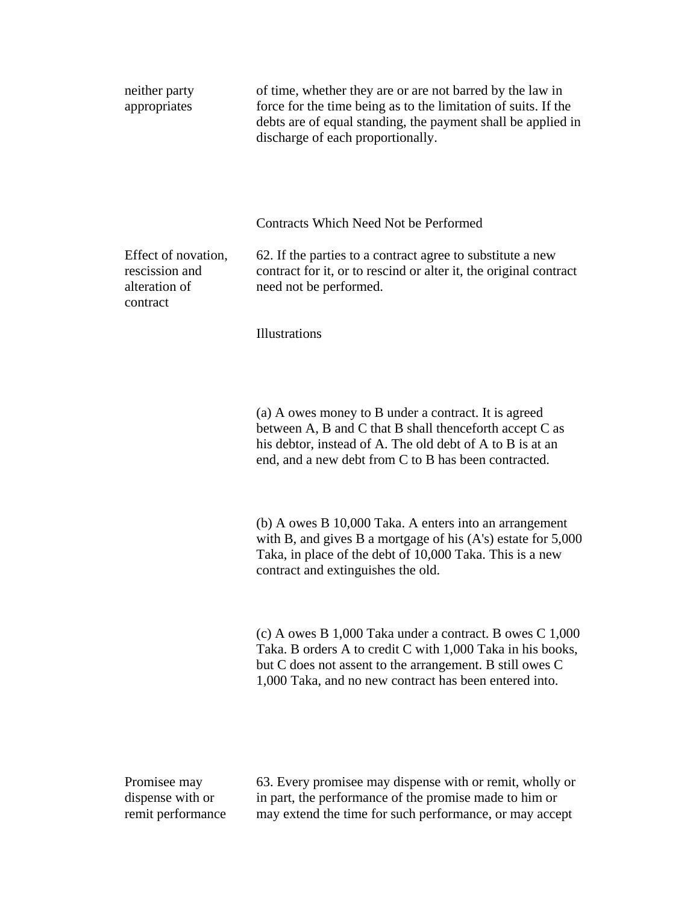neither party appropriates — of time, whether they are or are not barred by the law in force for the time being as to the limitation of suits. If the debts are of equal standing, the payment shall be applied in discharge of each proportionally.

## Contracts Which Need Not be Performed

**Effect of novation, rescission and alteration of contract**

62. If the parties to a contract agree to substitute a new contract for it, or to rescind or alter it, the original contract need not be performed.

Illustrations

(a) A owes money to B under a contract. It is agreed between A, B and C that B shall thenceforth accept C as his debtor, instead of A. The old debt of A to B is at an end, and a new debt from C to B has been contracted.

(b) A owes B 10,000 Taka. A enters into an arrangement with B, and gives B a mortgage of his (A's) estate for 5,000 Taka, in place of the debt of 10,000 Taka. This is a new contract and extinguishes the old.

(c) A owes B 1,000 Taka under a contract. B owes C 1,000 Taka. B orders A to credit C with 1,000 Taka in his books, but C does not assent to the arrangement. B still owes C 1,000 Taka, and no new contract has been entered into.

**Promisee may dispense with or remit performance**

63. Every promisee may dispense with or remit, wholly or in part, the performance of the promise made to him or may extend the time for such performance, or may accept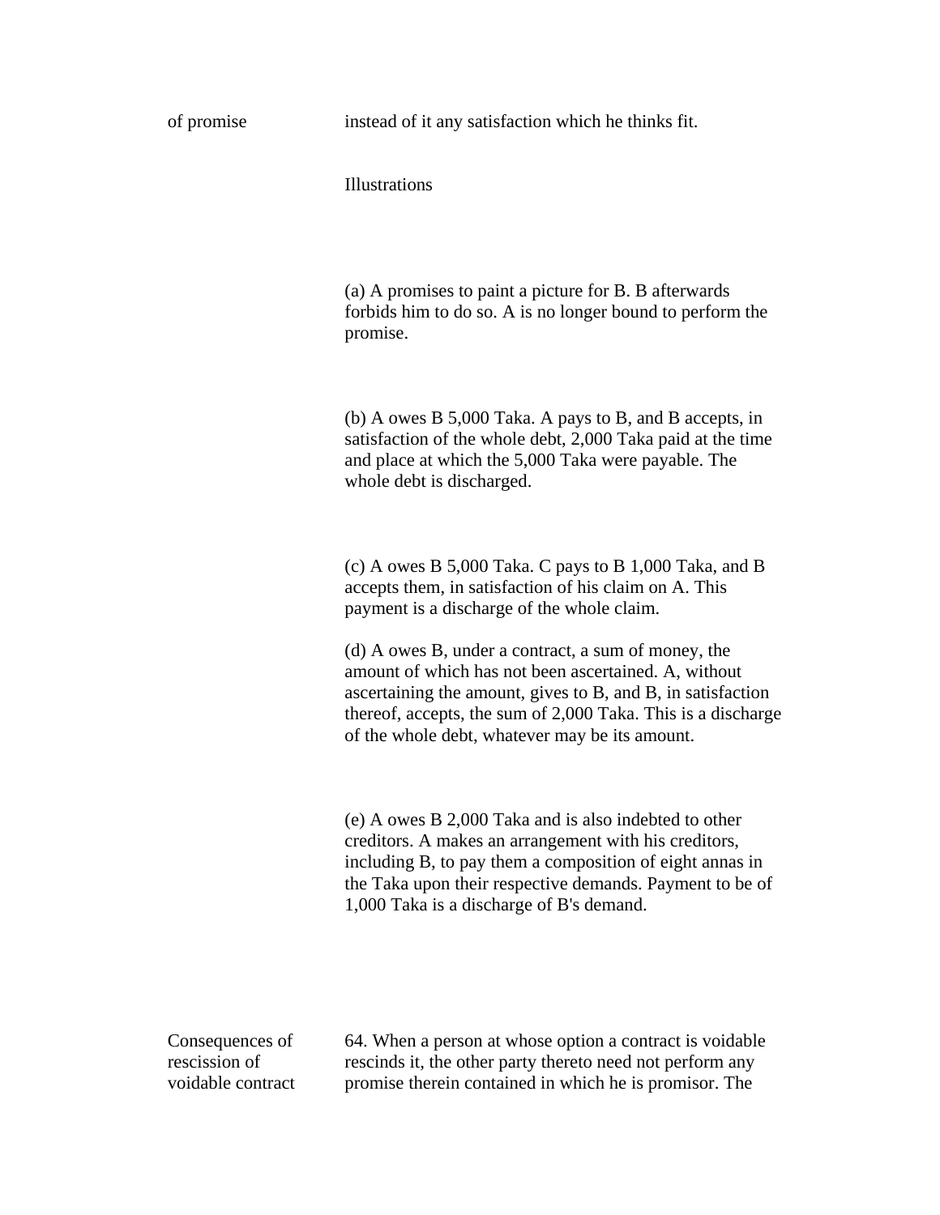of promise instead of it any satisfaction which he thinks fit.

Illustrations

(a) A promises to paint a picture for B. B afterwards forbids him to do so. A is no longer bound to perform the promise.

(b) A owes B 5,000 Taka. A pays to B, and B accepts, in satisfaction of the whole debt, 2,000 Taka paid at the time and place at which the 5,000 Taka were payable. The whole debt is discharged.

(c) A owes B 5,000 Taka. C pays to B 1,000 Taka, and B accepts them, in satisfaction of his claim on A. This payment is a discharge of the whole claim.

(d) A owes B, under a contract, a sum of money, the amount of which has not been ascertained. A, without ascertaining the amount, gives to B, and B, in satisfaction thereof, accepts, the sum of 2,000 Taka. This is a discharge of the whole debt, whatever may be its amount.

(e) A owes B 2,000 Taka and is also indebted to other creditors. A makes an arrangement with his creditors, including B, to pay them a composition of eight annas in the Taka upon their respective demands. Payment to be of 1,000 Taka is a discharge of B's demand.

Consequences of rescission of voidable contract

64. When a person at whose option a contract is voidable rescinds it, the other party thereto need not perform any promise therein contained in which he is promisor. The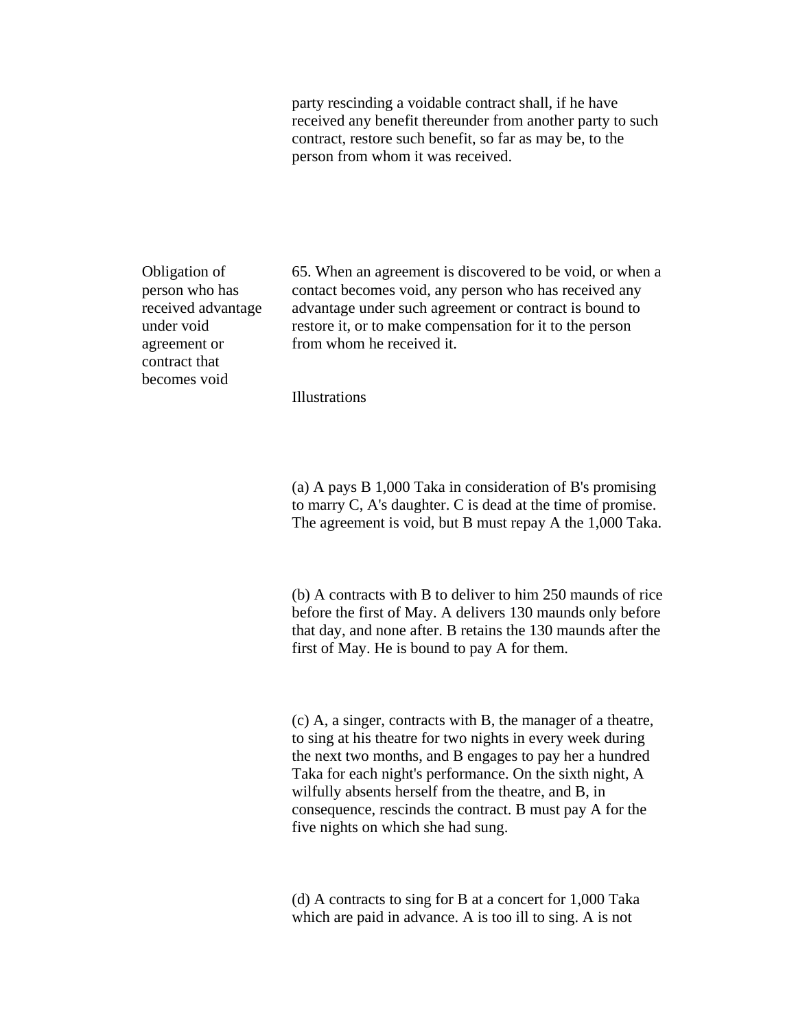party rescinding a voidable contract shall, if he have received any benefit thereunder from another party to such contract, restore such benefit, so far as may be, to the person from whom it was received.

Obligation of person who has received advantage under void agreement or contract that becomes void

65. When an agreement is discovered to be void, or when a contact becomes void, any person who has received any advantage under such agreement or contract is bound to restore it, or to make compensation for it to the person from whom he received it.

Illustrations

(a) A pays B 1,000 Taka in consideration of B's promising to marry C, A's daughter. C is dead at the time of promise. The agreement is void, but B must repay A the 1,000 Taka.

(b) A contracts with B to deliver to him 250 maunds of rice before the first of May. A delivers 130 maunds only before that day, and none after. B retains the 130 maunds after the first of May. He is bound to pay A for them.

(c) A, a singer, contracts with B, the manager of a theatre, to sing at his theatre for two nights in every week during the next two months, and B engages to pay her a hundred Taka for each night's performance. On the sixth night, A wilfully absents herself from the theatre, and B, in consequence, rescinds the contract. B must pay A for the five nights on which she had sung.

(d) A contracts to sing for B at a concert for 1,000 Taka which are paid in advance. A is too ill to sing. A is not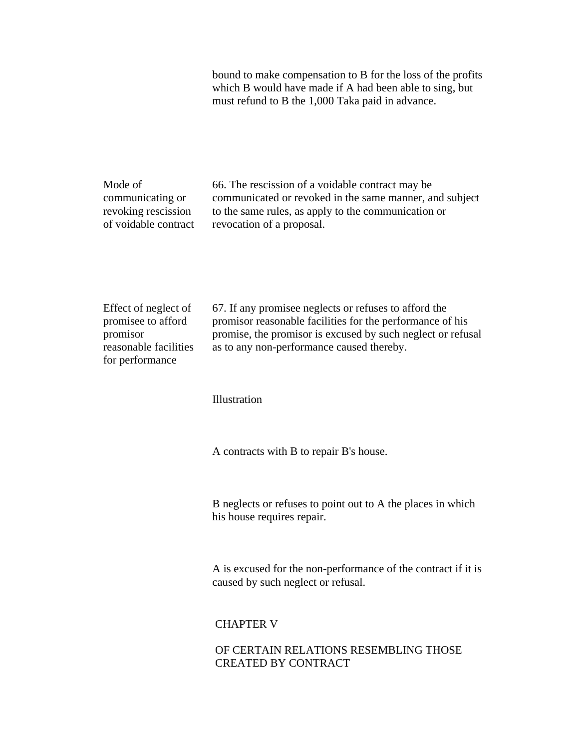bound to make compensation to B for the loss of the profits which B would have made if A had been able to sing, but must refund to B the 1,000 Taka paid in advance.

**Mode of communicating or revoking rescission of voidable contract**

66. The rescission of a voidable contract may be communicated or revoked in the same manner, and subject to the same rules, as apply to the communication or revocation of a proposal.

**Effect of neglect of promisee to afford promisor reasonable facilities for performance**

67. If any promisee neglects or refuses to afford the promisor reasonable facilities for the performance of his promise, the promisor is excused by such neglect or refusal as to any non-performance caused thereby.

Illustration

A contracts with B to repair B's house.

B neglects or refuses to point out to A the places in which his house requires repair.

A is excused for the non-performance of the contract if it is caused by such neglect or refusal.

## CHAPTER V

## OF CERTAIN RELATIONS RESEMBLING THOSE CREATED BY CONTRACT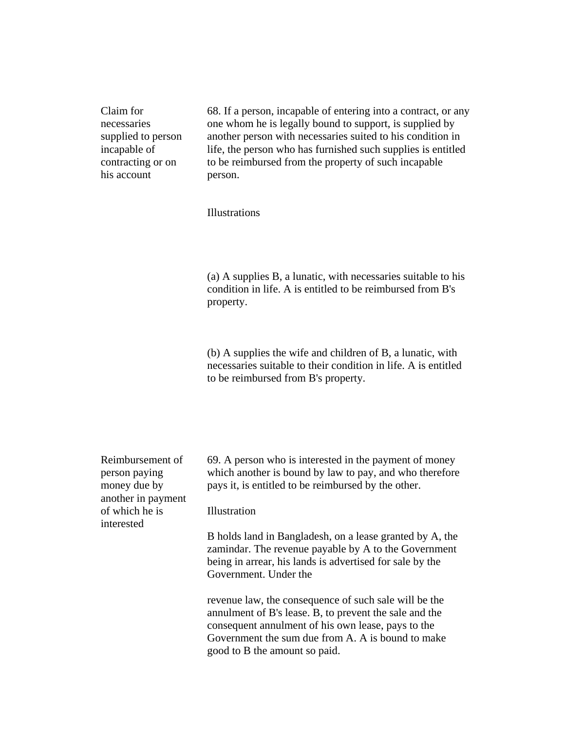**Claim for necessaries supplied to person incapable of contracting or on his account**

68. If a person, incapable of entering into a contract, or any one whom he is legally bound to support, is supplied by another person with necessaries suited to his condition in life, the person who has furnished such supplies is entitled to be reimbursed from the property of such incapable person.

Illustrations

(a) A supplies B, a lunatic, with necessaries suitable to his condition in life. A is entitled to be reimbursed from B's property.

(b) A supplies the wife and children of B, a lunatic, with necessaries suitable to their condition in life. A is entitled to be reimbursed from B's property.

**Reimbursement of person paying money due by another in payment of which he is interested**

69. A person who is interested in the payment of money which another is bound by law to pay, and who therefore pays it, is entitled to be reimbursed by the other.

Illustration

B holds land in Bangladesh, on a lease granted by A, the zamindar. The revenue payable by A to the Government being in arrear, his lands is advertised for sale by the Government. Under the revenue law, the consequence of such sale will be the annulment of B's lease. B, to prevent the sale and the consequent annulment of his own lease, pays to the Government the sum due from A. A is bound to make good to B the amount so paid.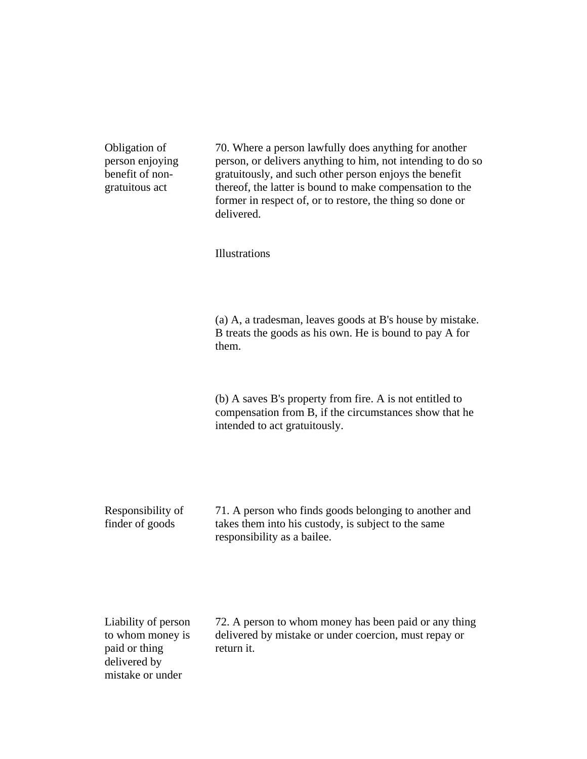**Obligation of person enjoying benefit of non-gratuitous act**

70. Where a person lawfully does anything for another person, or delivers anything to him, not intending to do so gratuitously, and such other person enjoys the benefit thereof, the latter is bound to make compensation to the former in respect of, or to restore, the thing so done or delivered.

Illustrations

(a) A, a tradesman, leaves goods at B's house by mistake. B treats the goods as his own. He is bound to pay A for them.

(b) A saves B's property from fire. A is not entitled to compensation from B, if the circumstances show that he intended to act gratuitously.

**Responsibility of finder of goods**

71. A person who finds goods belonging to another and takes them into his custody, is subject to the same responsibility as a bailee.

**Liability of person to whom money is paid or thing delivered by mistake or under**

72. A person to whom money has been paid or any thing delivered by mistake or under coercion, must repay or return it.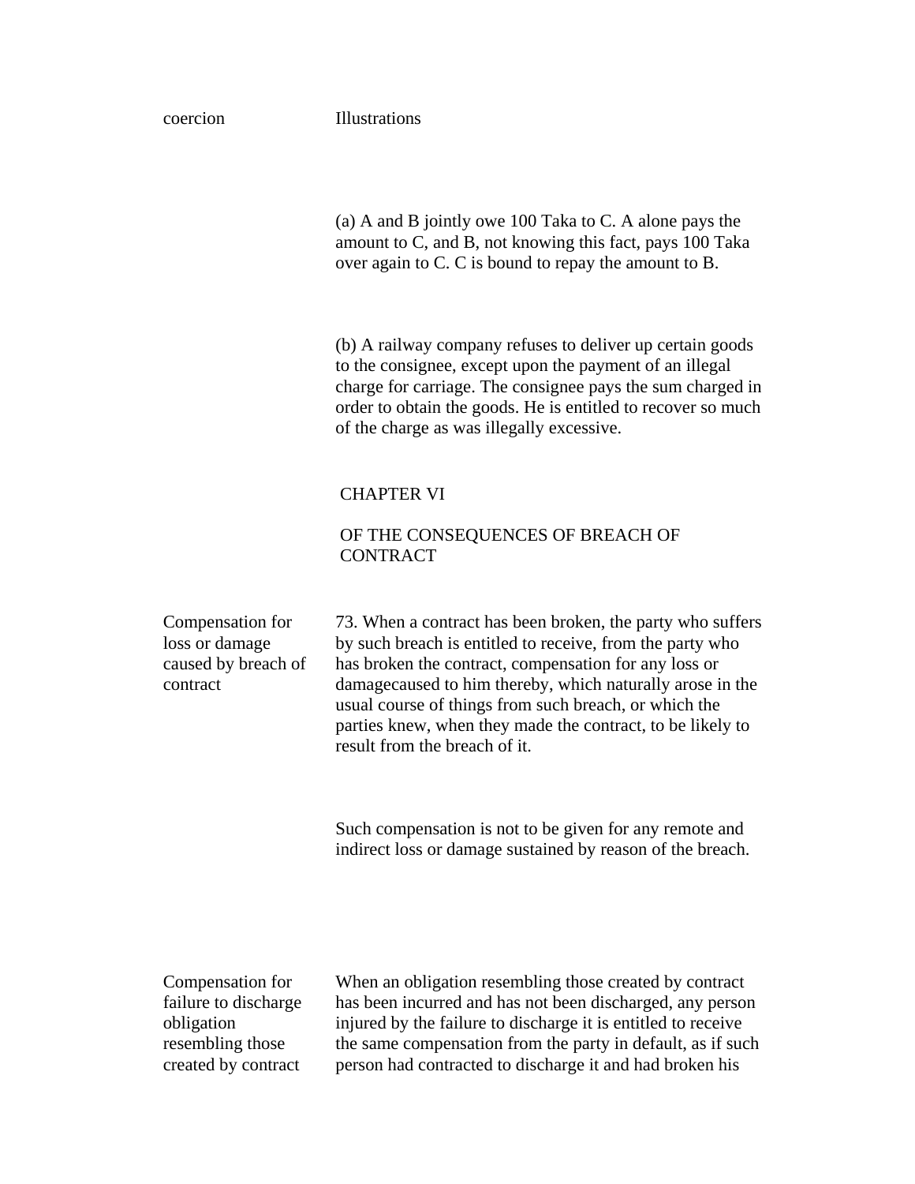coercion

Illustrations

(a) A and B jointly owe 100 Taka to C. A alone pays the amount to C, and B, not knowing this fact, pays 100 Taka over again to C. C is bound to repay the amount to B.

(b) A railway company refuses to deliver up certain goods to the consignee, except upon the payment of an illegal charge for carriage. The consignee pays the sum charged in order to obtain the goods. He is entitled to recover so much of the charge as was illegally excessive.

## CHAPTER VI

## OF THE CONSEQUENCES OF BREACH OF CONTRACT

**Compensation for loss or damage caused by breach of contract**

73. When a contract has been broken, the party who suffers by such breach is entitled to receive, from the party who has broken the contract, compensation for any loss or damagecaused to him thereby, which naturally arose in the usual course of things from such breach, or which the parties knew, when they made the contract, to be likely to result from the breach of it.

Such compensation is not to be given for any remote and indirect loss or damage sustained by reason of the breach.

**Compensation for failure to discharge obligation resembling those created by contract**

When an obligation resembling those created by contract has been incurred and has not been discharged, any person injured by the failure to discharge it is entitled to receive the same compensation from the party in default, as if such person had contracted to discharge it and had broken his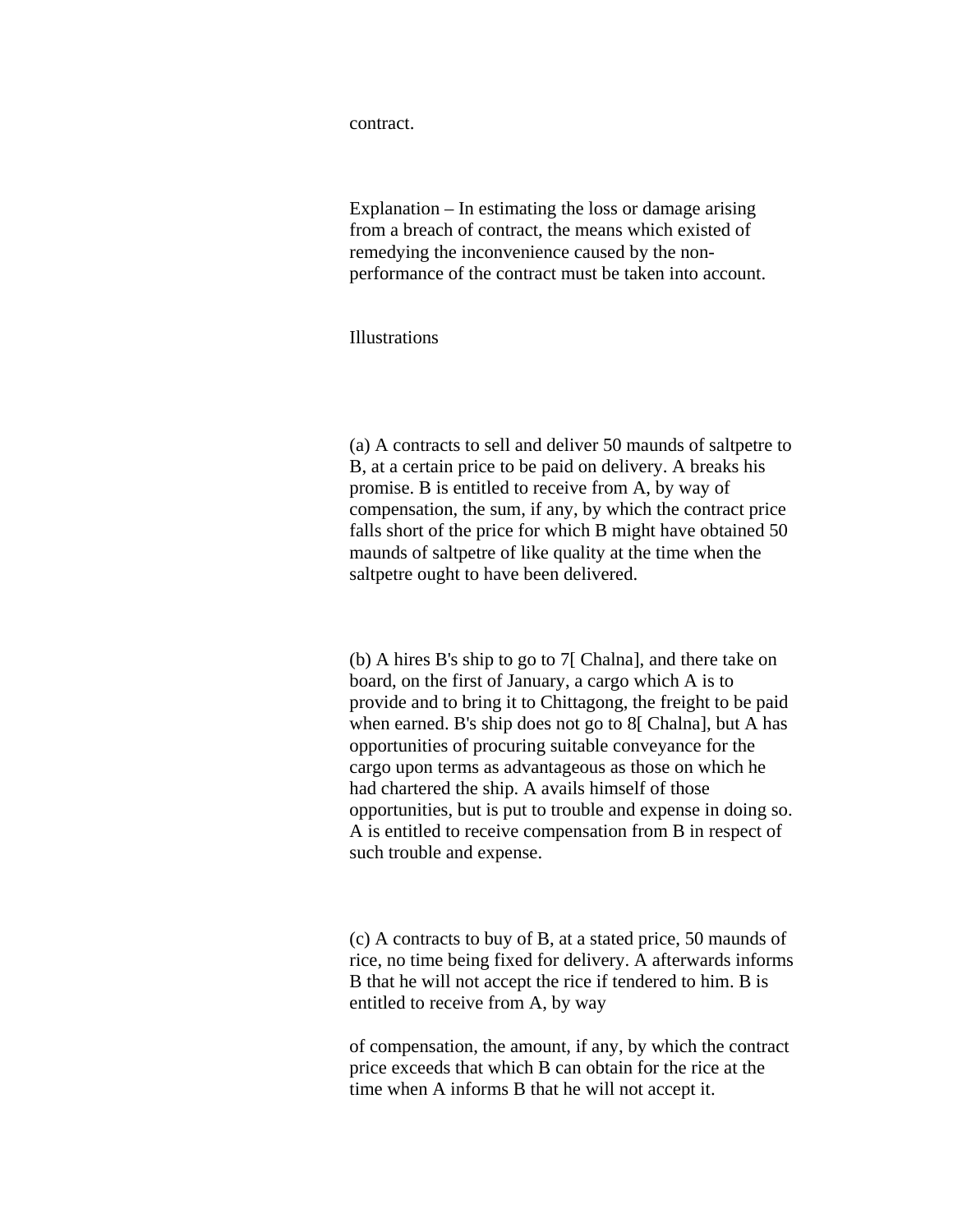contract.

Explanation – In estimating the loss or damage arising from a breach of contract, the means which existed of remedying the inconvenience caused by the non-performance of the contract must be taken into account.

Illustrations

(a) A contracts to sell and deliver 50 maunds of saltpetre to B, at a certain price to be paid on delivery. A breaks his promise. B is entitled to receive from A, by way of compensation, the sum, if any, by which the contract price falls short of the price for which B might have obtained 50 maunds of saltpetre of like quality at the time when the saltpetre ought to have been delivered.

(b) A hires B's ship to go to 7[ Chalna], and there take on board, on the first of January, a cargo which A is to provide and to bring it to Chittagong, the freight to be paid when earned. B's ship does not go to 8[ Chalna], but A has opportunities of procuring suitable conveyance for the cargo upon terms as advantageous as those on which he had chartered the ship. A avails himself of those opportunities, but is put to trouble and expense in doing so. A is entitled to receive compensation from B in respect of such trouble and expense.

(c) A contracts to buy of B, at a stated price, 50 maunds of rice, no time being fixed for delivery. A afterwards informs B that he will not accept the rice if tendered to him. B is entitled to receive from A, by way of compensation, the amount, if any, by which the contract price exceeds that which B can obtain for the rice at the time when A informs B that he will not accept it.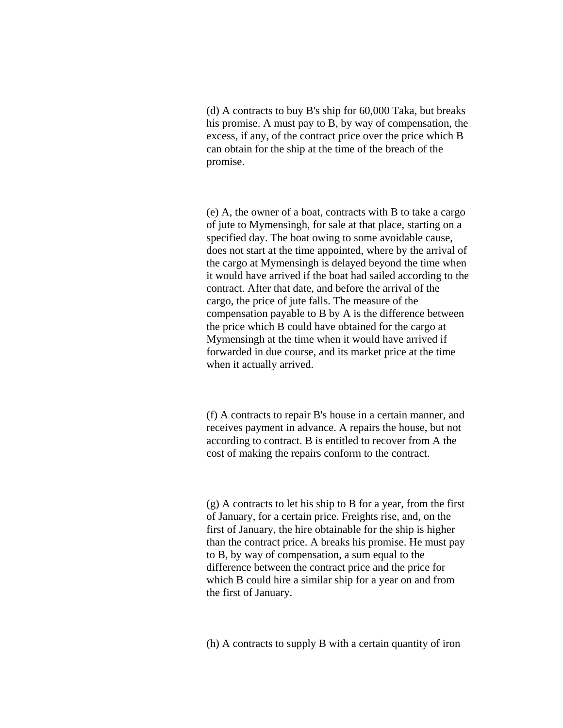(d) A contracts to buy B's ship for 60,000 Taka, but breaks his promise. A must pay to B, by way of compensation, the excess, if any, of the contract price over the price which B can obtain for the ship at the time of the breach of the promise.

(e) A, the owner of a boat, contracts with B to take a cargo of jute to Mymensingh, for sale at that place, starting on a specified day. The boat owing to some avoidable cause, does not start at the time appointed, where by the arrival of the cargo at Mymensingh is delayed beyond the time when it would have arrived if the boat had sailed according to the contract. After that date, and before the arrival of the cargo, the price of jute falls. The measure of the compensation payable to B by A is the difference between the price which B could have obtained for the cargo at Mymensingh at the time when it would have arrived if forwarded in due course, and its market price at the time when it actually arrived.

(f) A contracts to repair B's house in a certain manner, and receives payment in advance. A repairs the house, but not according to contract. B is entitled to recover from A the cost of making the repairs conform to the contract.

(g) A contracts to let his ship to B for a year, from the first of January, for a certain price. Freights rise, and, on the first of January, the hire obtainable for the ship is higher than the contract price. A breaks his promise. He must pay to B, by way of compensation, a sum equal to the difference between the contract price and the price for which B could hire a similar ship for a year on and from the first of January.

(h) A contracts to supply B with a certain quantity of iron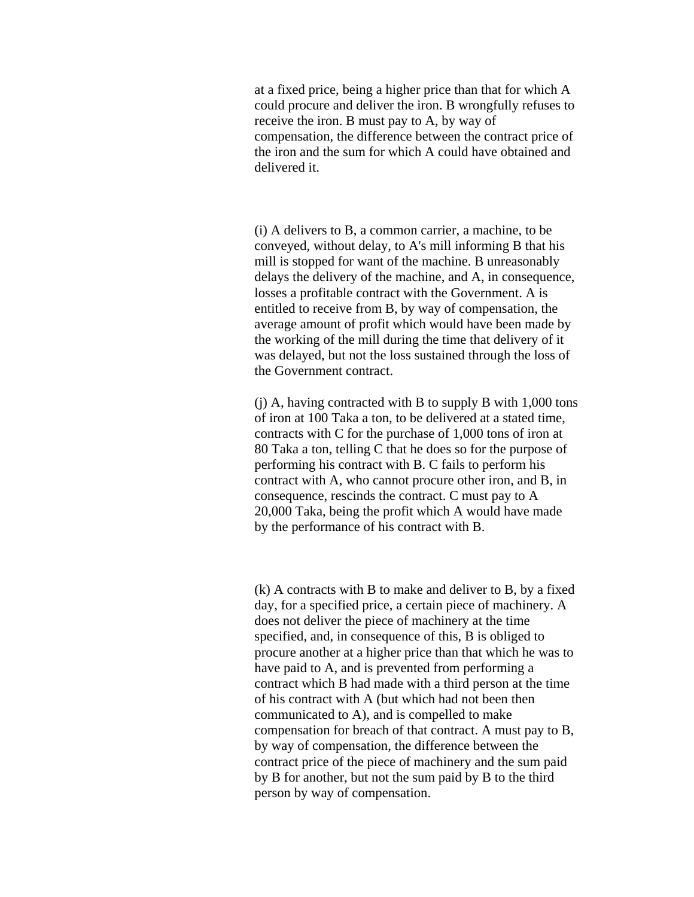at a fixed price, being a higher price than that for which A could procure and deliver the iron. B wrongfully refuses to receive the iron. B must pay to A, by way of compensation, the difference between the contract price of the iron and the sum for which A could have obtained and delivered it.

(i) A delivers to B, a common carrier, a machine, to be conveyed, without delay, to A's mill informing B that his mill is stopped for want of the machine. B unreasonably delays the delivery of the machine, and A, in consequence, losses a profitable contract with the Government. A is entitled to receive from B, by way of compensation, the average amount of profit which would have been made by the working of the mill during the time that delivery of it was delayed, but not the loss sustained through the loss of the Government contract.

(j) A, having contracted with B to supply B with 1,000 tons of iron at 100 Taka a ton, to be delivered at a stated time, contracts with C for the purchase of 1,000 tons of iron at 80 Taka a ton, telling C that he does so for the purpose of performing his contract with B. C fails to perform his contract with A, who cannot procure other iron, and B, in consequence, rescinds the contract. C must pay to A 20,000 Taka, being the profit which A would have made by the performance of his contract with B.

(k) A contracts with B to make and deliver to B, by a fixed day, for a specified price, a certain piece of machinery. A does not deliver the piece of machinery at the time specified, and, in consequence of this, B is obliged to procure another at a higher price than that which he was to have paid to A, and is prevented from performing a contract which B had made with a third person at the time of his contract with A (but which had not been then communicated to A), and is compelled to make compensation for breach of that contract. A must pay to B, by way of compensation, the difference between the contract price of the piece of machinery and the sum paid by B for another, but not the sum paid by B to the third person by way of compensation.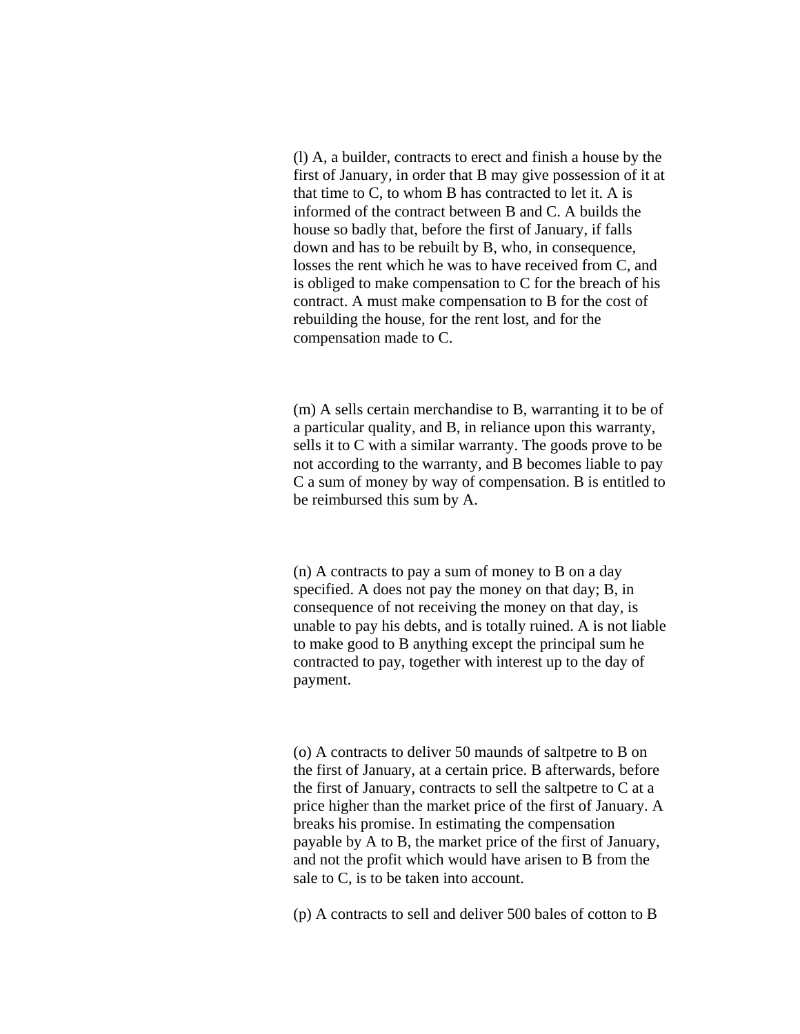(l) A, a builder, contracts to erect and finish a house by the first of January, in order that B may give possession of it at that time to C, to whom B has contracted to let it. A is informed of the contract between B and C. A builds the house so badly that, before the first of January, if falls down and has to be rebuilt by B, who, in consequence, losses the rent which he was to have received from C, and is obliged to make compensation to C for the breach of his contract. A must make compensation to B for the cost of rebuilding the house, for the rent lost, and for the compensation made to C.

(m) A sells certain merchandise to B, warranting it to be of a particular quality, and B, in reliance upon this warranty, sells it to C with a similar warranty. The goods prove to be not according to the warranty, and B becomes liable to pay C a sum of money by way of compensation. B is entitled to be reimbursed this sum by A.

(n) A contracts to pay a sum of money to B on a day specified. A does not pay the money on that day; B, in consequence of not receiving the money on that day, is unable to pay his debts, and is totally ruined. A is not liable to make good to B anything except the principal sum he contracted to pay, together with interest up to the day of payment.

(o) A contracts to deliver 50 maunds of saltpetre to B on the first of January, at a certain price. B afterwards, before the first of January, contracts to sell the saltpetre to C at a price higher than the market price of the first of January. A breaks his promise. In estimating the compensation payable by A to B, the market price of the first of January, and not the profit which would have arisen to B from the sale to C, is to be taken into account.

(p) A contracts to sell and deliver 500 bales of cotton to B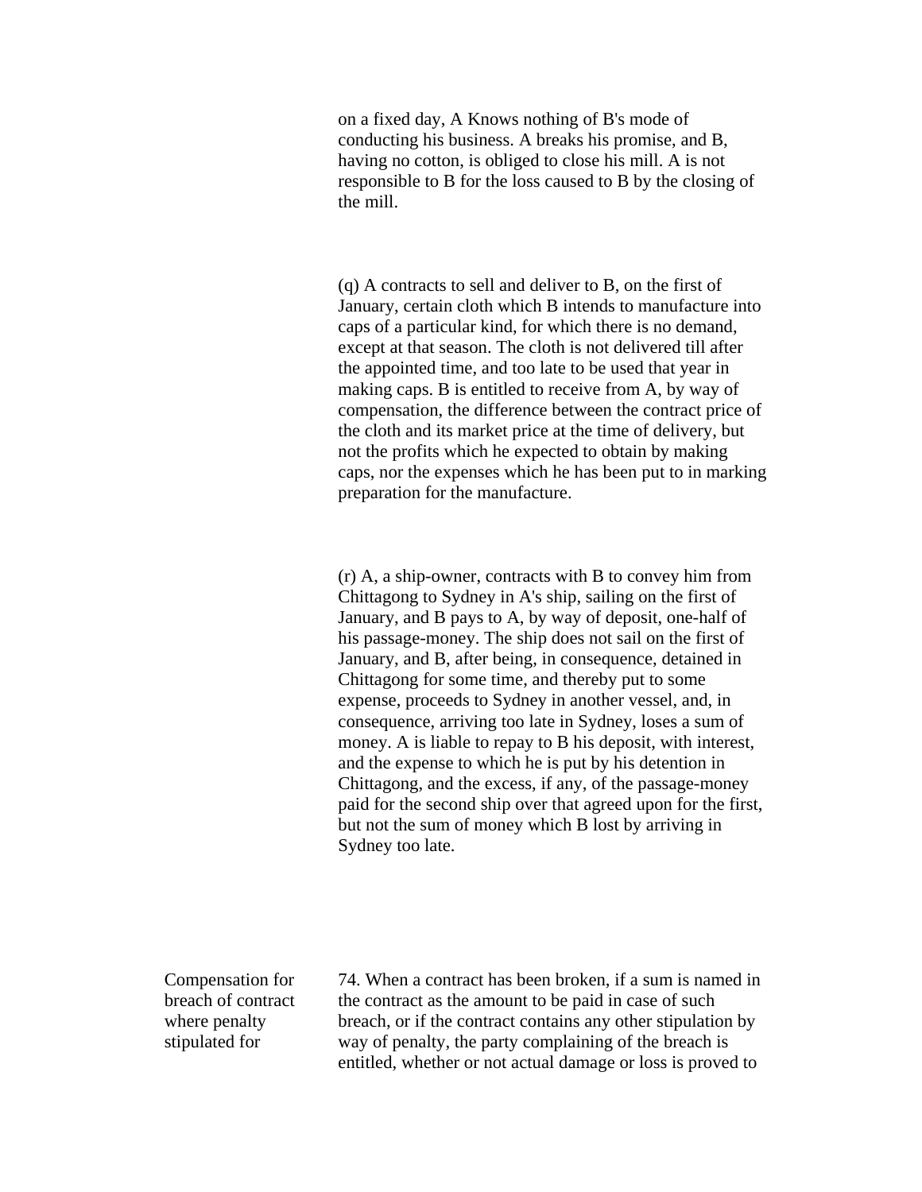on a fixed day, A Knows nothing of B's mode of conducting his business. A breaks his promise, and B, having no cotton, is obliged to close his mill. A is not responsible to B for the loss caused to B by the closing of the mill.

(q) A contracts to sell and deliver to B, on the first of January, certain cloth which B intends to manufacture into caps of a particular kind, for which there is no demand, except at that season. The cloth is not delivered till after the appointed time, and too late to be used that year in making caps. B is entitled to receive from A, by way of compensation, the difference between the contract price of the cloth and its market price at the time of delivery, but not the profits which he expected to obtain by making caps, nor the expenses which he has been put to in marking preparation for the manufacture.

(r) A, a ship-owner, contracts with B to convey him from Chittagong to Sydney in A's ship, sailing on the first of January, and B pays to A, by way of deposit, one-half of his passage-money. The ship does not sail on the first of January, and B, after being, in consequence, detained in Chittagong for some time, and thereby put to some expense, proceeds to Sydney in another vessel, and, in consequence, arriving too late in Sydney, loses a sum of money. A is liable to repay to B his deposit, with interest, and the expense to which he is put by his detention in Chittagong, and the excess, if any, of the passage-money paid for the second ship over that agreed upon for the first, but not the sum of money which B lost by arriving in Sydney too late.

**Compensation for breach of contract where penalty stipulated for**

74. When a contract has been broken, if a sum is named in the contract as the amount to be paid in case of such breach, or if the contract contains any other stipulation by way of penalty, the party complaining of the breach is entitled, whether or not actual damage or loss is proved to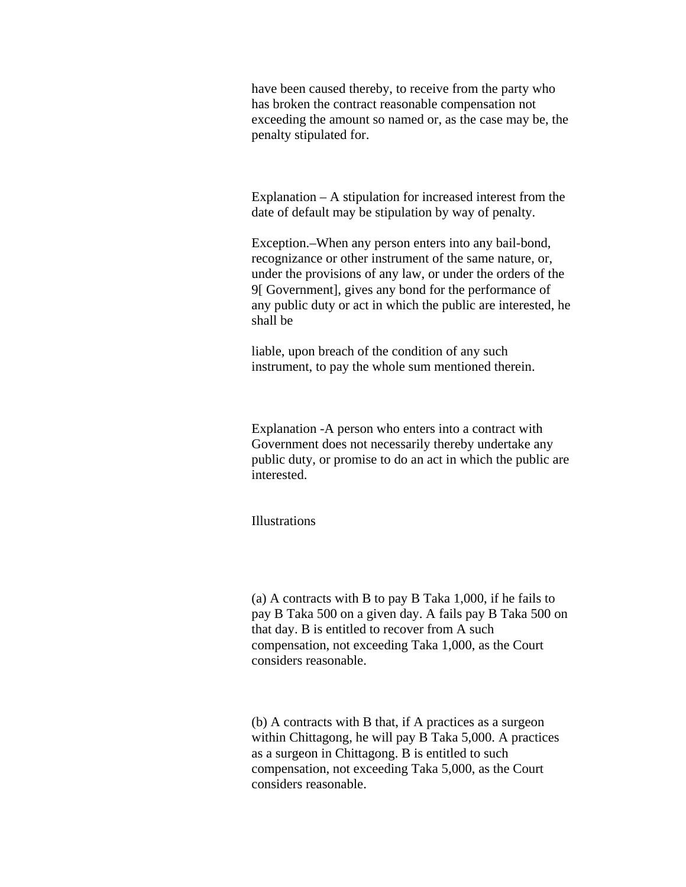have been caused thereby, to receive from the party who has broken the contract reasonable compensation not exceeding the amount so named or, as the case may be, the penalty stipulated for.

Explanation – A stipulation for increased interest from the date of default may be stipulation by way of penalty.

Exception.–When any person enters into any bail-bond, recognizance or other instrument of the same nature, or, under the provisions of any law, or under the orders of the 9[ Government], gives any bond for the performance of any public duty or act in which the public are interested, he shall be

liable, upon breach of the condition of any such instrument, to pay the whole sum mentioned therein.

Explanation -A person who enters into a contract with Government does not necessarily thereby undertake any public duty, or promise to do an act in which the public are interested.

Illustrations

(a) A contracts with B to pay B Taka 1,000, if he fails to pay B Taka 500 on a given day. A fails pay B Taka 500 on that day. B is entitled to recover from A such compensation, not exceeding Taka 1,000, as the Court considers reasonable.

(b) A contracts with B that, if A practices as a surgeon within Chittagong, he will pay B Taka 5,000. A practices as a surgeon in Chittagong. B is entitled to such compensation, not exceeding Taka 5,000, as the Court considers reasonable.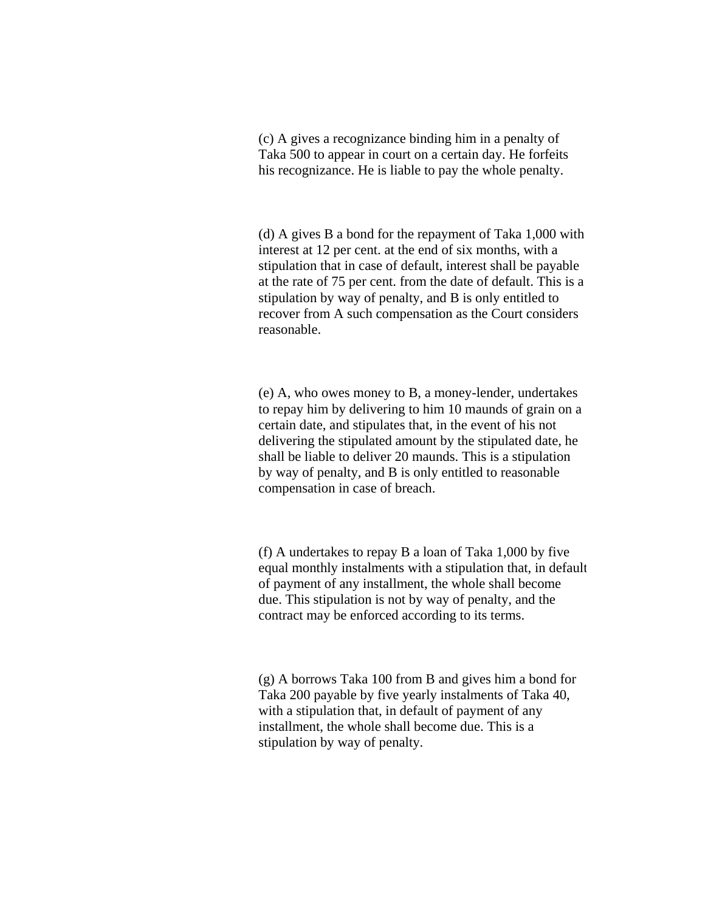(c) A gives a recognizance binding him in a penalty of Taka 500 to appear in court on a certain day. He forfeits his recognizance. He is liable to pay the whole penalty.

(d) A gives B a bond for the repayment of Taka 1,000 with interest at 12 per cent. at the end of six months, with a stipulation that in case of default, interest shall be payable at the rate of 75 per cent. from the date of default. This is a stipulation by way of penalty, and B is only entitled to recover from A such compensation as the Court considers reasonable.

(e) A, who owes money to B, a money-lender, undertakes to repay him by delivering to him 10 maunds of grain on a certain date, and stipulates that, in the event of his not delivering the stipulated amount by the stipulated date, he shall be liable to deliver 20 maunds. This is a stipulation by way of penalty, and B is only entitled to reasonable compensation in case of breach.

(f) A undertakes to repay B a loan of Taka 1,000 by five equal monthly instalments with a stipulation that, in default of payment of any installment, the whole shall become due. This stipulation is not by way of penalty, and the contract may be enforced according to its terms.

(g) A borrows Taka 100 from B and gives him a bond for Taka 200 payable by five yearly instalments of Taka 40, with a stipulation that, in default of payment of any installment, the whole shall become due. This is a stipulation by way of penalty.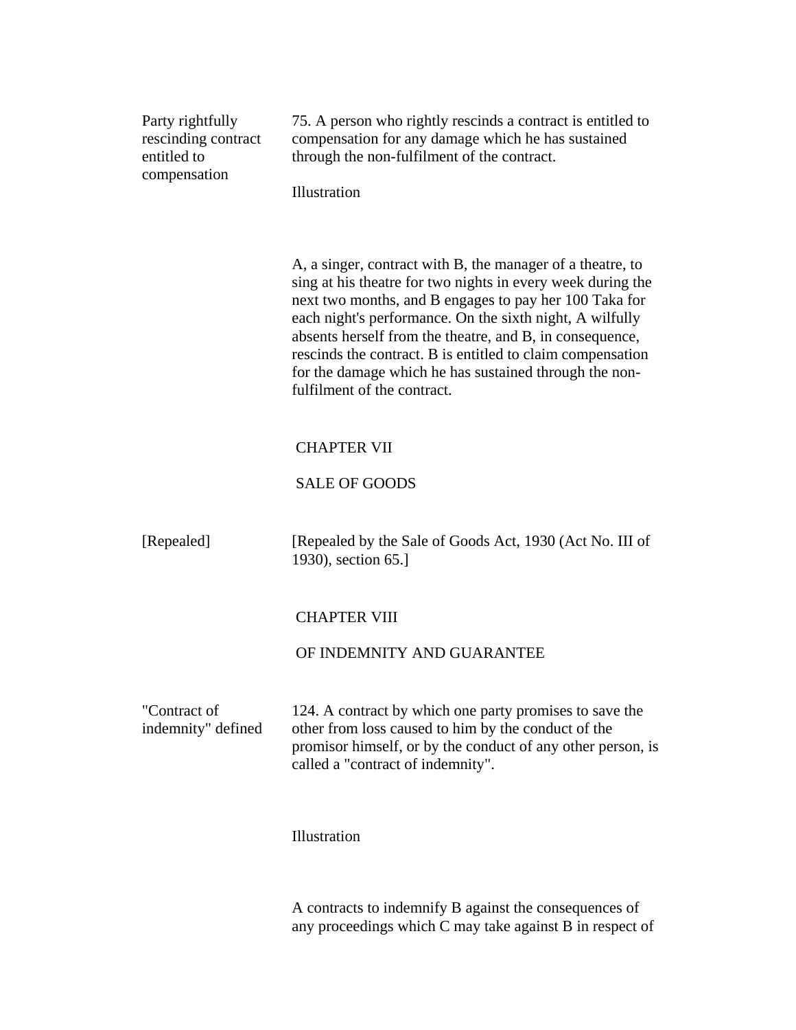**Party rightfully rescinding contract entitled to compensation**

75. A person who rightly rescinds a contract is entitled to compensation for any damage which he has sustained through the non-fulfilment of the contract.

Illustration

A, a singer, contract with B, the manager of a theatre, to sing at his theatre for two nights in every week during the next two months, and B engages to pay her 100 Taka for each night's performance. On the sixth night, A wilfully absents herself from the theatre, and B, in consequence, rescinds the contract. B is entitled to claim compensation for the damage which he has sustained through the non-fulfilment of the contract.

## CHAPTER VII

## SALE OF GOODS

**[Repealed]**

[Repealed by the Sale of Goods Act, 1930 (Act No. III of 1930), section 65.]

## CHAPTER VIII

## OF INDEMNITY AND GUARANTEE

**"Contract of indemnity" defined**

124. A contract by which one party promises to save the other from loss caused to him by the conduct of the promisor himself, or by the conduct of any other person, is called a "contract of indemnity".

Illustration

A contracts to indemnify B against the consequences of any proceedings which C may take against B in respect of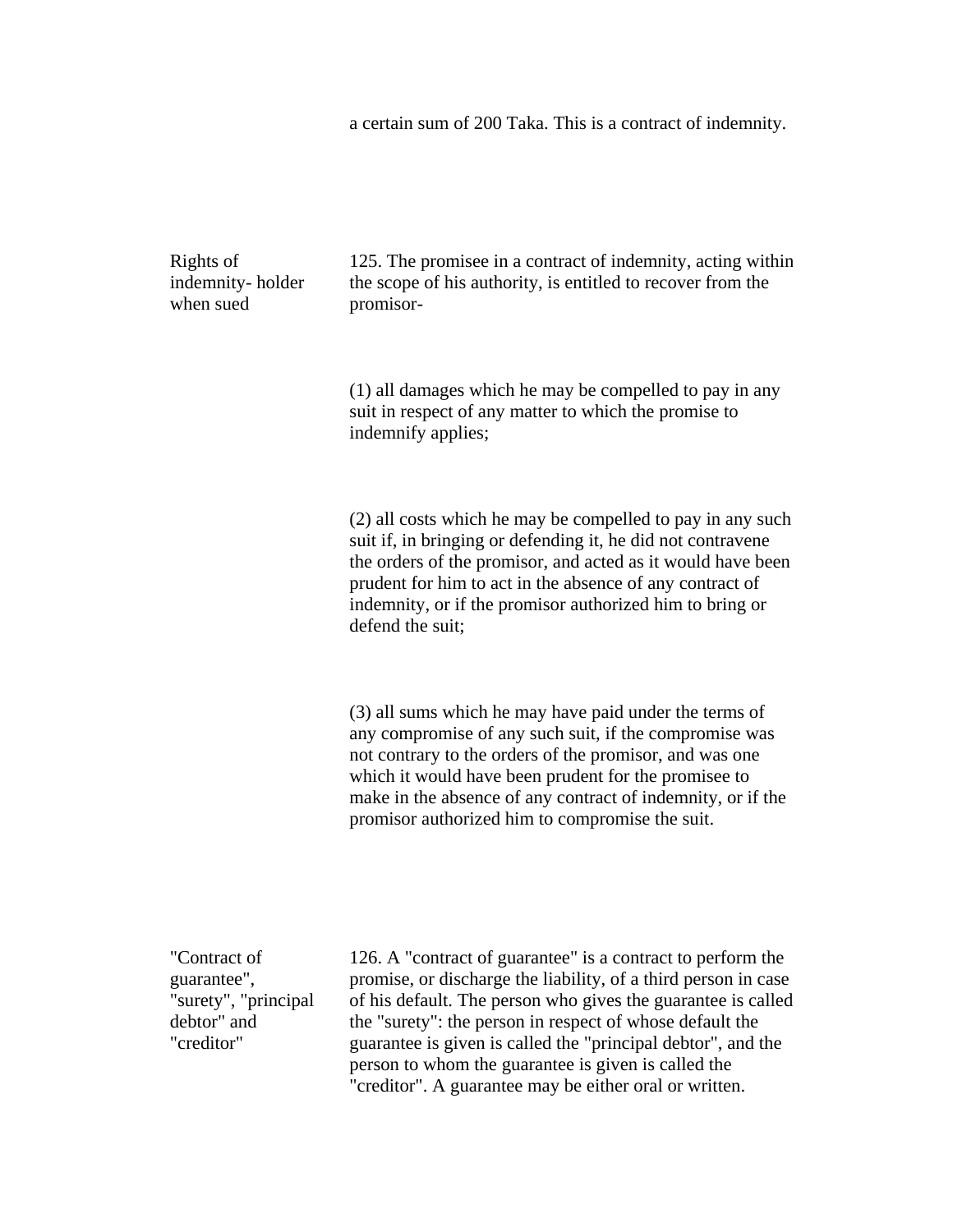a certain sum of 200 Taka. This is a contract of indemnity.

**Rights of indemnity- holder when sued**

125. The promisee in a contract of indemnity, acting within the scope of his authority, is entitled to recover from the promisor-

(1) all damages which he may be compelled to pay in any suit in respect of any matter to which the promise to indemnify applies;

(2) all costs which he may be compelled to pay in any such suit if, in bringing or defending it, he did not contravene the orders of the promisor, and acted as it would have been prudent for him to act in the absence of any contract of indemnity, or if the promisor authorized him to bring or defend the suit;

(3) all sums which he may have paid under the terms of any compromise of any such suit, if the compromise was not contrary to the orders of the promisor, and was one which it would have been prudent for the promisee to make in the absence of any contract of indemnity, or if the promisor authorized him to compromise the suit.

**"Contract of guarantee", "surety", "principal debtor" and "creditor"**

126. A "contract of guarantee" is a contract to perform the promise, or discharge the liability, of a third person in case of his default. The person who gives the guarantee is called the "surety": the person in respect of whose default the guarantee is given is called the "principal debtor", and the person to whom the guarantee is given is called the "creditor". A guarantee may be either oral or written.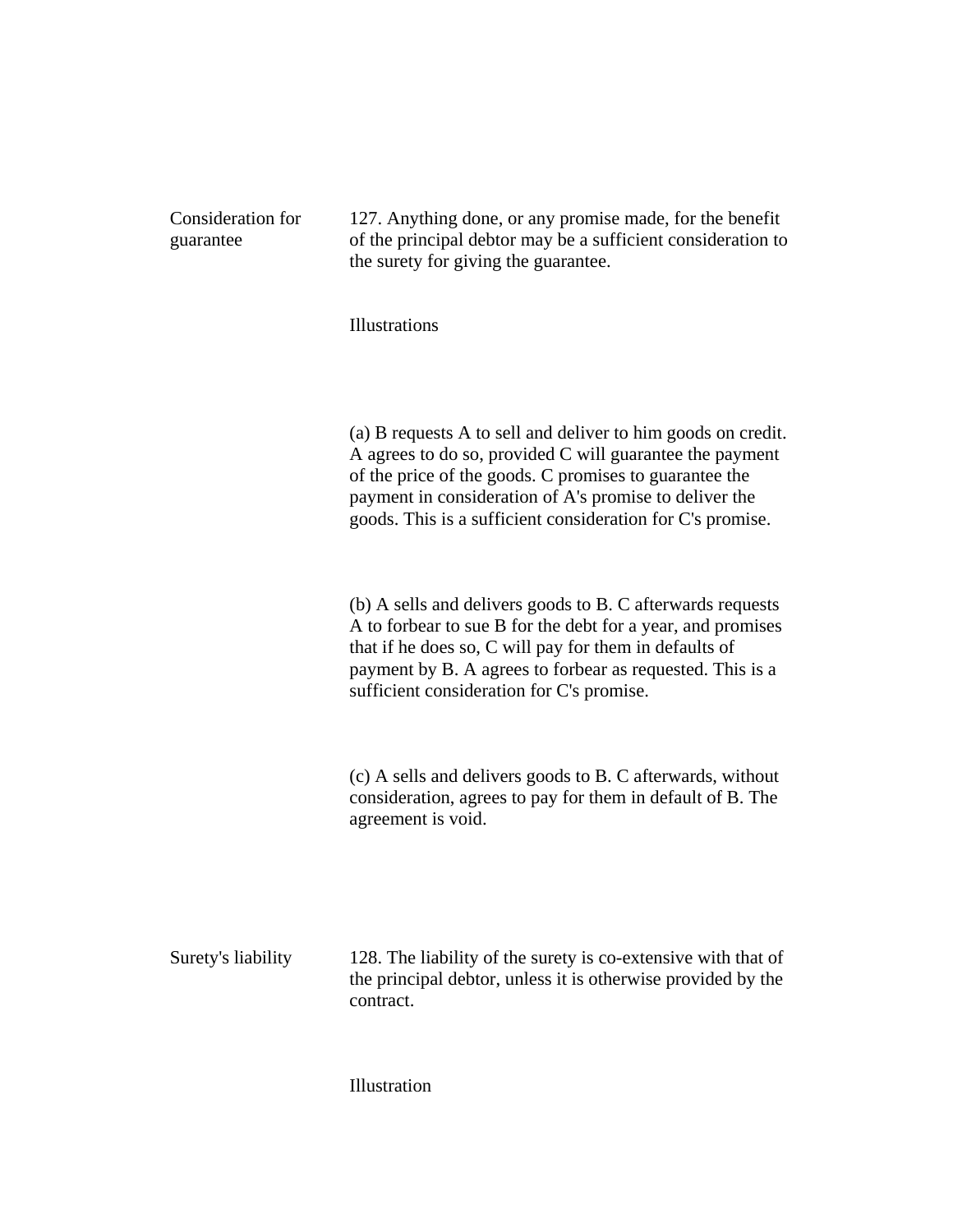**Consideration for guarantee**

127. Anything done, or any promise made, for the benefit of the principal debtor may be a sufficient consideration to the surety for giving the guarantee.

Illustrations

(a) B requests A to sell and deliver to him goods on credit. A agrees to do so, provided C will guarantee the payment of the price of the goods. C promises to guarantee the payment in consideration of A's promise to deliver the goods. This is a sufficient consideration for C's promise.

(b) A sells and delivers goods to B. C afterwards requests A to forbear to sue B for the debt for a year, and promises that if he does so, C will pay for them in defaults of payment by B. A agrees to forbear as requested. This is a sufficient consideration for C's promise.

(c) A sells and delivers goods to B. C afterwards, without consideration, agrees to pay for them in default of B. The agreement is void.

**Surety's liability**

128. The liability of the surety is co-extensive with that of the principal debtor, unless it is otherwise provided by the contract.

Illustration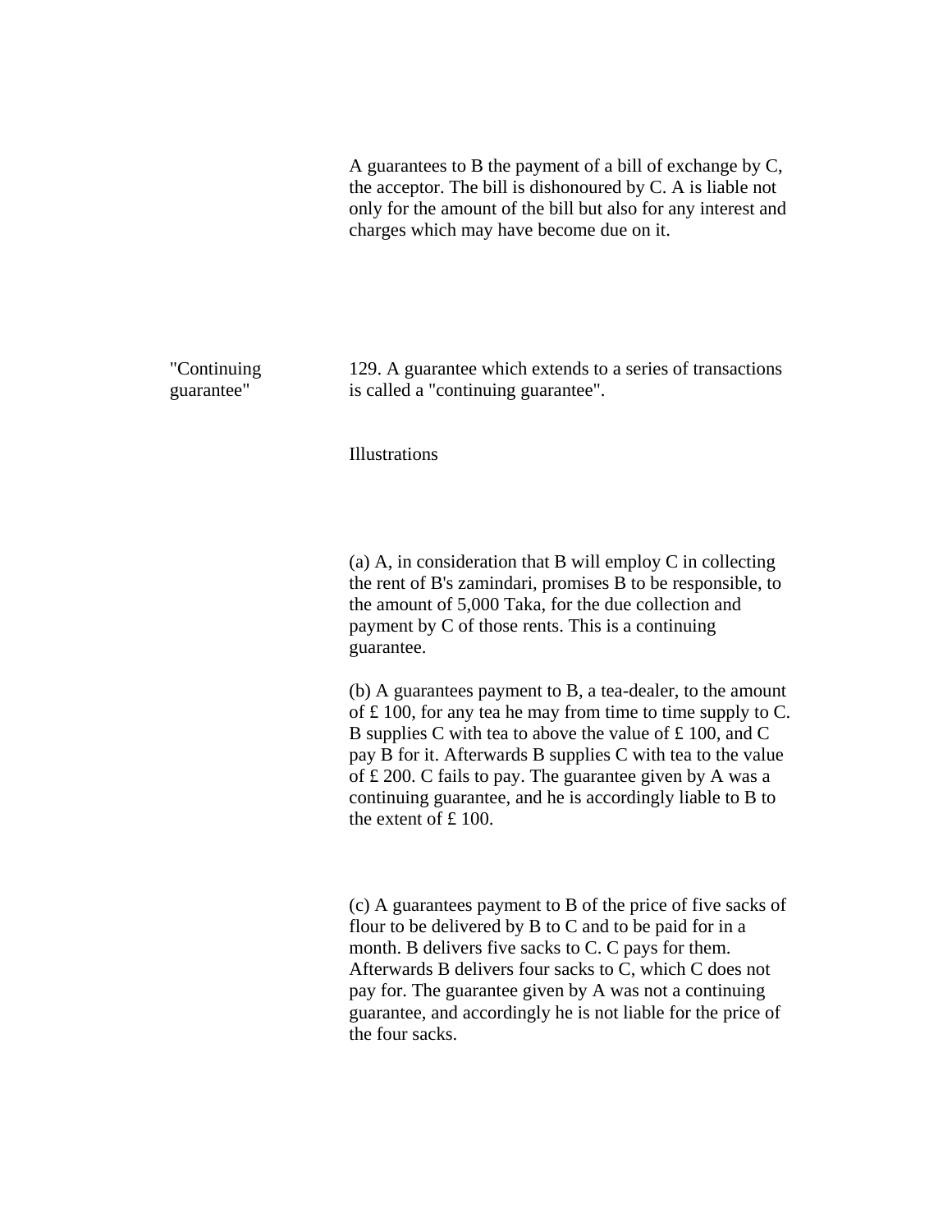A guarantees to B the payment of a bill of exchange by C, the acceptor. The bill is dishonoured by C. A is liable not only for the amount of the bill but also for any interest and charges which may have become due on it.

"Continuing guarantee"

129. A guarantee which extends to a series of transactions is called a "continuing guarantee".

Illustrations

(a) A, in consideration that B will employ C in collecting the rent of B's zamindari, promises B to be responsible, to the amount of 5,000 Taka, for the due collection and payment by C of those rents. This is a continuing guarantee.

(b) A guarantees payment to B, a tea-dealer, to the amount of £ 100, for any tea he may from time to time supply to C. B supplies C with tea to above the value of £ 100, and C pay B for it. Afterwards B supplies C with tea to the value of £ 200. C fails to pay. The guarantee given by A was a continuing guarantee, and he is accordingly liable to B to the extent of £ 100.

(c) A guarantees payment to B of the price of five sacks of flour to be delivered by B to C and to be paid for in a month. B delivers five sacks to C. C pays for them. Afterwards B delivers four sacks to C, which C does not pay for. The guarantee given by A was not a continuing guarantee, and accordingly he is not liable for the price of the four sacks.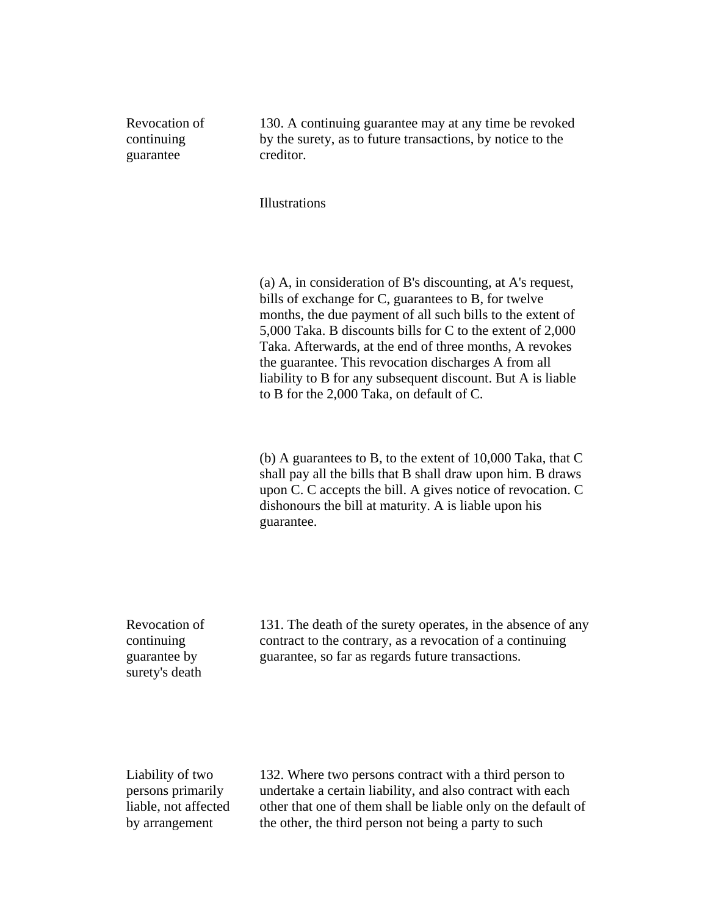**Revocation of continuing guarantee**

130. A continuing guarantee may at any time be revoked by the surety, as to future transactions, by notice to the creditor.

Illustrations

(a) A, in consideration of B's discounting, at A's request, bills of exchange for C, guarantees to B, for twelve months, the due payment of all such bills to the extent of 5,000 Taka. B discounts bills for C to the extent of 2,000 Taka. Afterwards, at the end of three months, A revokes the guarantee. This revocation discharges A from all liability to B for any subsequent discount. But A is liable to B for the 2,000 Taka, on default of C.

(b) A guarantees to B, to the extent of 10,000 Taka, that C shall pay all the bills that B shall draw upon him. B draws upon C. C accepts the bill. A gives notice of revocation. C dishonours the bill at maturity. A is liable upon his guarantee.

**Revocation of continuing guarantee by surety's death**

131. The death of the surety operates, in the absence of any contract to the contrary, as a revocation of a continuing guarantee, so far as regards future transactions.

**Liability of two persons primarily liable, not affected by arrangement**

132. Where two persons contract with a third person to undertake a certain liability, and also contract with each other that one of them shall be liable only on the default of the other, the third person not being a party to such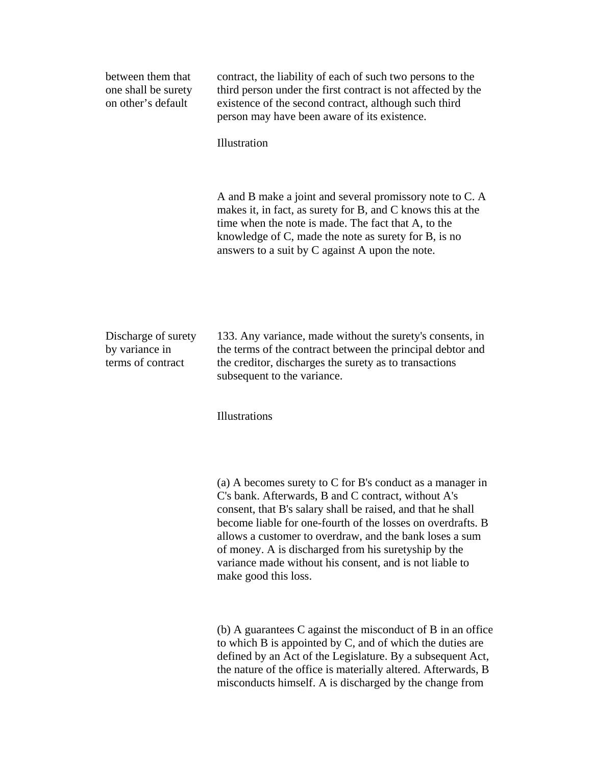between them that one shall be surety on other's default

contract, the liability of each of such two persons to the third person under the first contract is not affected by the existence of the second contract, although such third person may have been aware of its existence.

Illustration

A and B make a joint and several promissory note to C. A makes it, in fact, as surety for B, and C knows this at the time when the note is made. The fact that A, to the knowledge of C, made the note as surety for B, is no answers to a suit by C against A upon the note.

Discharge of surety by variance in terms of contract

133. Any variance, made without the surety's consents, in the terms of the contract between the principal debtor and the creditor, discharges the surety as to transactions subsequent to the variance.

Illustrations

(a) A becomes surety to C for B's conduct as a manager in C's bank. Afterwards, B and C contract, without A's consent, that B's salary shall be raised, and that he shall become liable for one-fourth of the losses on overdrafts. B allows a customer to overdraw, and the bank loses a sum of money. A is discharged from his suretyship by the variance made without his consent, and is not liable to make good this loss.

(b) A guarantees C against the misconduct of B in an office to which B is appointed by C, and of which the duties are defined by an Act of the Legislature. By a subsequent Act, the nature of the office is materially altered. Afterwards, B misconducts himself. A is discharged by the change from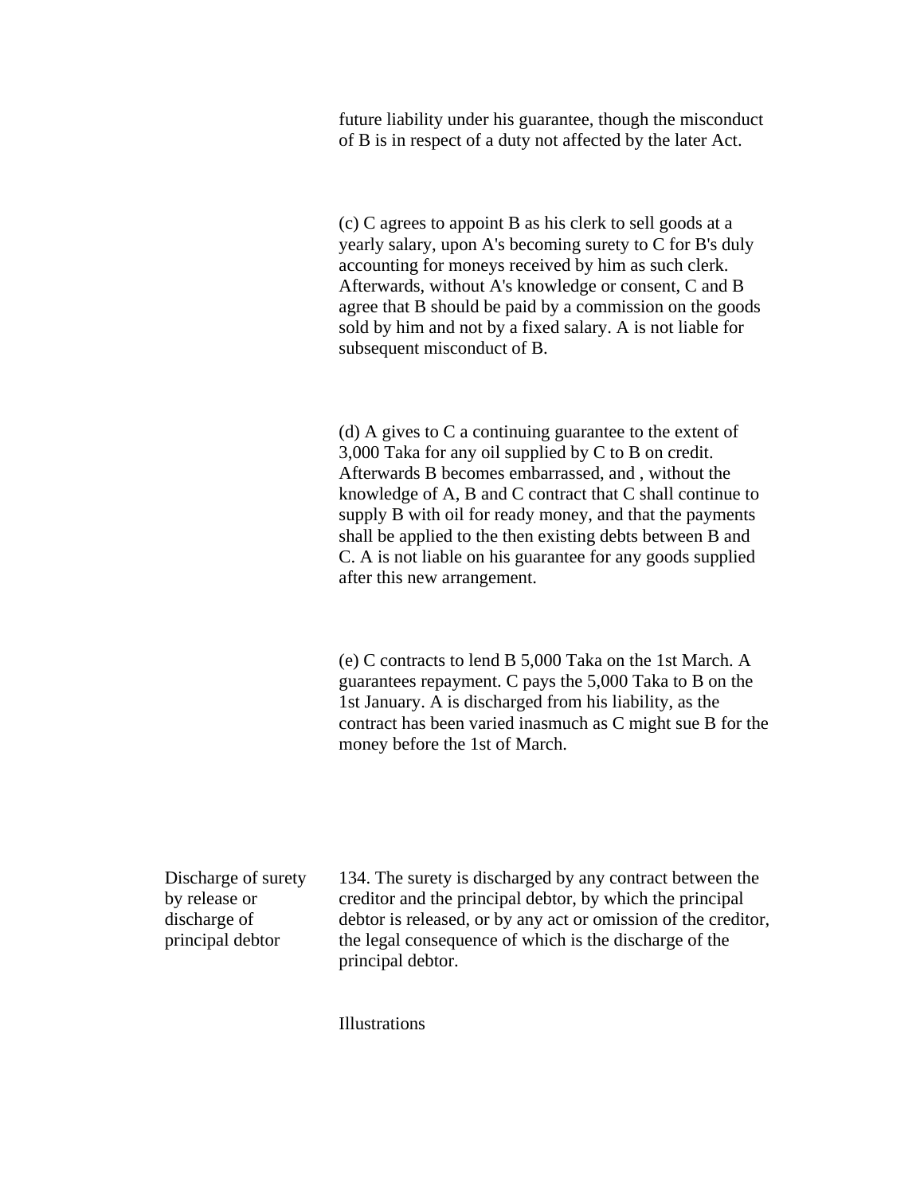future liability under his guarantee, though the misconduct of B is in respect of a duty not affected by the later Act.

(c) C agrees to appoint B as his clerk to sell goods at a yearly salary, upon A's becoming surety to C for B's duly accounting for moneys received by him as such clerk. Afterwards, without A's knowledge or consent, C and B agree that B should be paid by a commission on the goods sold by him and not by a fixed salary. A is not liable for subsequent misconduct of B.

(d) A gives to C a continuing guarantee to the extent of 3,000 Taka for any oil supplied by C to B on credit. Afterwards B becomes embarrassed, and , without the knowledge of A, B and C contract that C shall continue to supply B with oil for ready money, and that the payments shall be applied to the then existing debts between B and C. A is not liable on his guarantee for any goods supplied after this new arrangement.

(e) C contracts to lend B 5,000 Taka on the 1st March. A guarantees repayment. C pays the 5,000 Taka to B on the 1st January. A is discharged from his liability, as the contract has been varied inasmuch as C might sue B for the money before the 1st of March.

**Discharge of surety by release or discharge of principal debtor**

134. The surety is discharged by any contract between the creditor and the principal debtor, by which the principal debtor is released, or by any act or omission of the creditor, the legal consequence of which is the discharge of the principal debtor.

Illustrations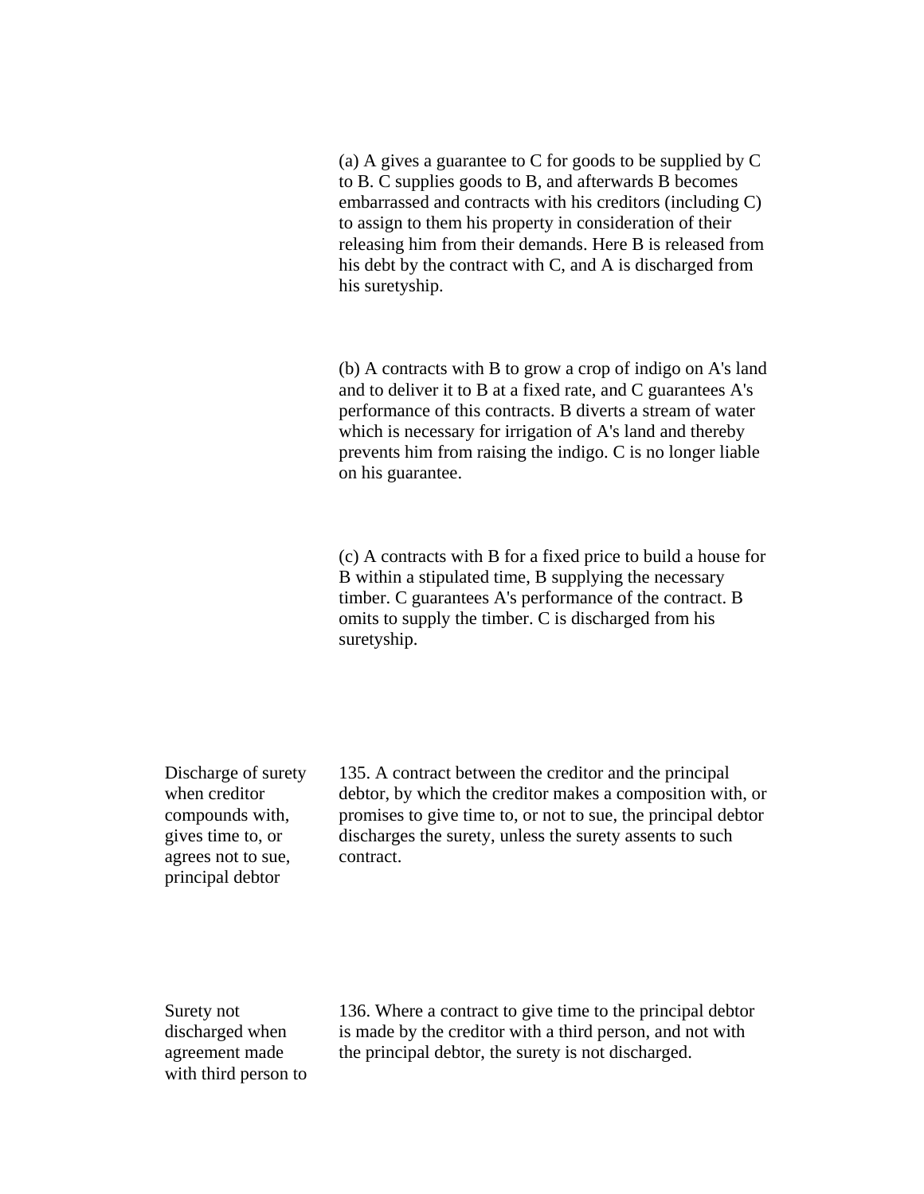(a) A gives a guarantee to C for goods to be supplied by C to B. C supplies goods to B, and afterwards B becomes embarrassed and contracts with his creditors (including C) to assign to them his property in consideration of their releasing him from their demands. Here B is released from his debt by the contract with C, and A is discharged from his suretyship.

(b) A contracts with B to grow a crop of indigo on A's land and to deliver it to B at a fixed rate, and C guarantees A's performance of this contracts. B diverts a stream of water which is necessary for irrigation of A's land and thereby prevents him from raising the indigo. C is no longer liable on his guarantee.

(c) A contracts with B for a fixed price to build a house for B within a stipulated time, B supplying the necessary timber. C guarantees A's performance of the contract. B omits to supply the timber. C is discharged from his suretyship.

**Discharge of surety when creditor compounds with, gives time to, or agrees not to sue, principal debtor**

135. A contract between the creditor and the principal debtor, by which the creditor makes a composition with, or promises to give time to, or not to sue, the principal debtor discharges the surety, unless the surety assents to such contract.

**Surety not discharged when agreement made with third person to**

136. Where a contract to give time to the principal debtor is made by the creditor with a third person, and not with the principal debtor, the surety is not discharged.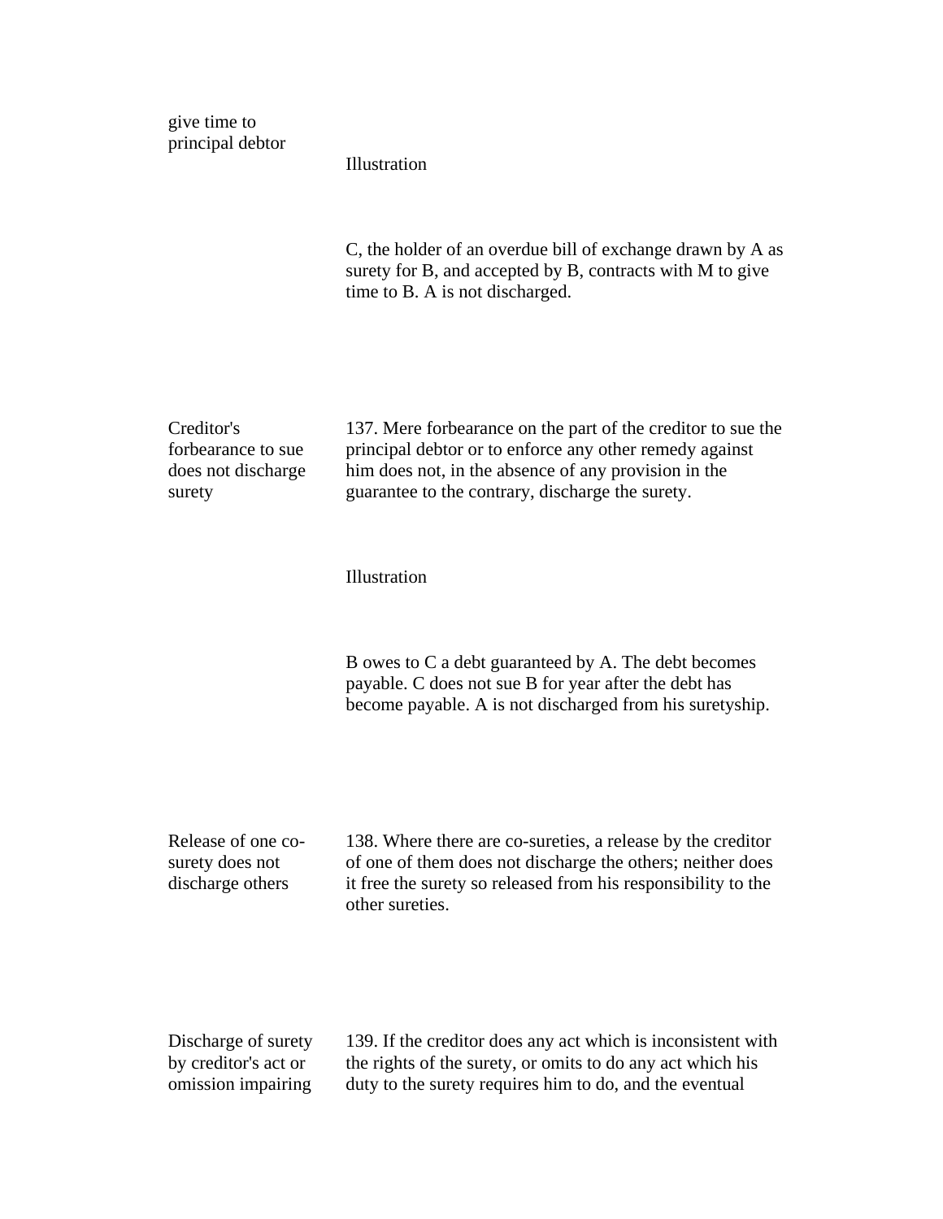give time to principal debtor

Illustration

C, the holder of an overdue bill of exchange drawn by A as surety for B, and accepted by B, contracts with M to give time to B. A is not discharged.

**Creditor's forbearance to sue does not discharge surety**

137. Mere forbearance on the part of the creditor to sue the principal debtor or to enforce any other remedy against him does not, in the absence of any provision in the guarantee to the contrary, discharge the surety.

Illustration

B owes to C a debt guaranteed by A. The debt becomes payable. C does not sue B for year after the debt has become payable. A is not discharged from his suretyship.

**Release of one co-surety does not discharge others**

138. Where there are co-sureties, a release by the creditor of one of them does not discharge the others; neither does it free the surety so released from his responsibility to the other sureties.

**Discharge of surety by creditor's act or omission impairing**

139. If the creditor does any act which is inconsistent with the rights of the surety, or omits to do any act which his duty to the surety requires him to do, and the eventual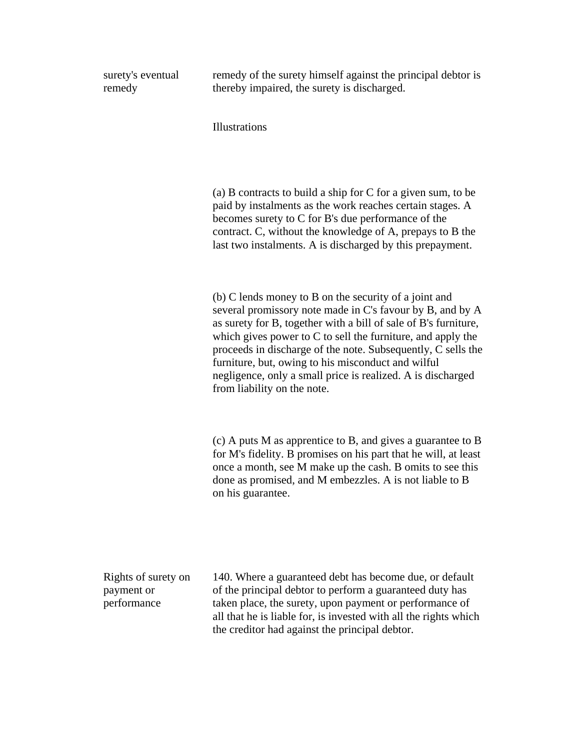surety's eventual remedy — remedy of the surety himself against the principal debtor is thereby impaired, the surety is discharged.

Illustrations

(a) B contracts to build a ship for C for a given sum, to be paid by instalments as the work reaches certain stages. A becomes surety to C for B's due performance of the contract. C, without the knowledge of A, prepays to B the last two instalments. A is discharged by this prepayment.

(b) C lends money to B on the security of a joint and several promissory note made in C's favour by B, and by A as surety for B, together with a bill of sale of B's furniture, which gives power to C to sell the furniture, and apply the proceeds in discharge of the note. Subsequently, C sells the furniture, but, owing to his misconduct and wilful negligence, only a small price is realized. A is discharged from liability on the note.

(c) A puts M as apprentice to B, and gives a guarantee to B for M's fidelity. B promises on his part that he will, at least once a month, see M make up the cash. B omits to see this done as promised, and M embezzles. A is not liable to B on his guarantee.

**Rights of surety on payment or performance**

140. Where a guaranteed debt has become due, or default of the principal debtor to perform a guaranteed duty has taken place, the surety, upon payment or performance of all that he is liable for, is invested with all the rights which the creditor had against the principal debtor.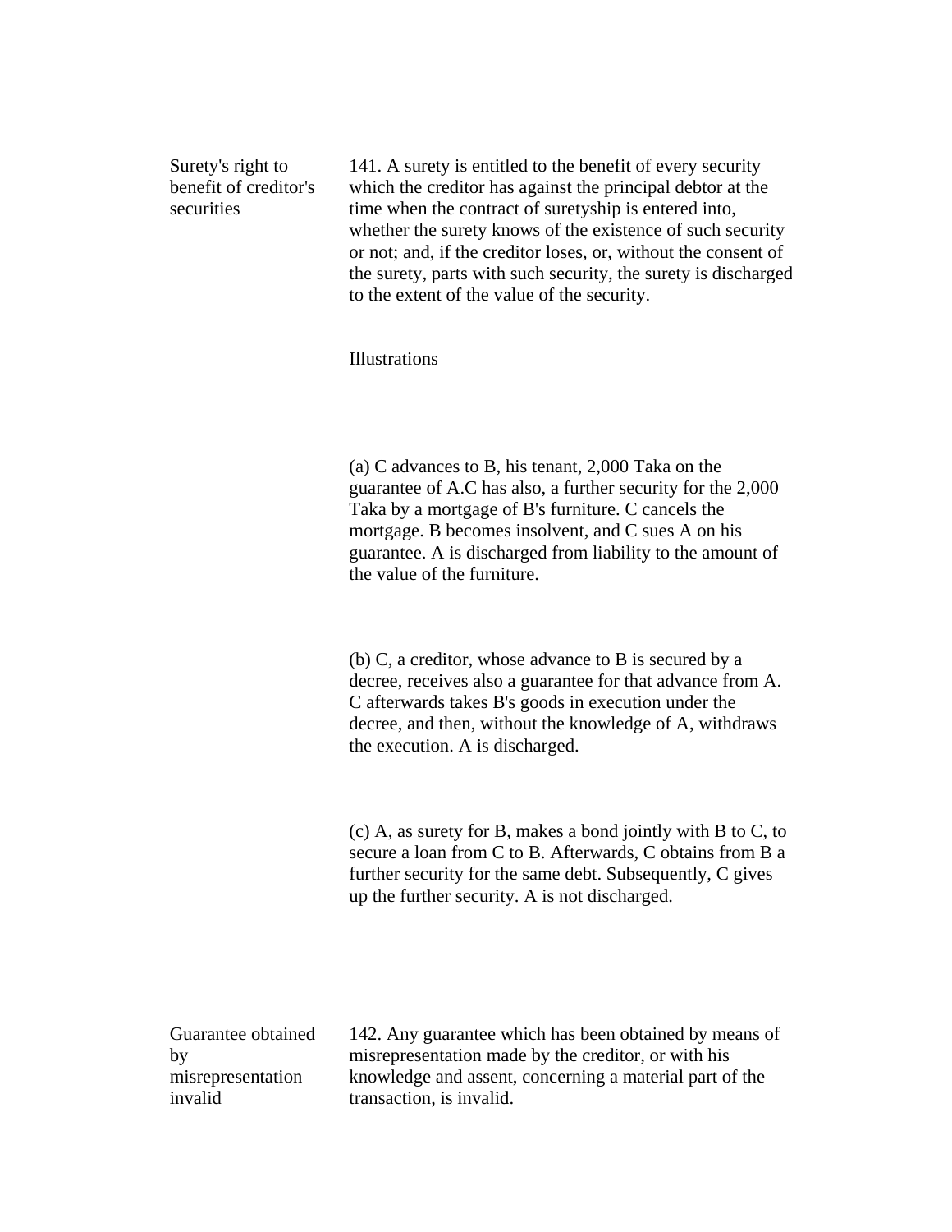**Surety's right to benefit of creditor's securities**

141. A surety is entitled to the benefit of every security which the creditor has against the principal debtor at the time when the contract of suretyship is entered into, whether the surety knows of the existence of such security or not; and, if the creditor loses, or, without the consent of the surety, parts with such security, the surety is discharged to the extent of the value of the security.

Illustrations

(a) C advances to B, his tenant, 2,000 Taka on the guarantee of A.C has also, a further security for the 2,000 Taka by a mortgage of B's furniture. C cancels the mortgage. B becomes insolvent, and C sues A on his guarantee. A is discharged from liability to the amount of the value of the furniture.

(b) C, a creditor, whose advance to B is secured by a decree, receives also a guarantee for that advance from A. C afterwards takes B's goods in execution under the decree, and then, without the knowledge of A, withdraws the execution. A is discharged.

(c) A, as surety for B, makes a bond jointly with B to C, to secure a loan from C to B. Afterwards, C obtains from B a further security for the same debt. Subsequently, C gives up the further security. A is not discharged.

**Guarantee obtained by misrepresentation invalid**

142. Any guarantee which has been obtained by means of misrepresentation made by the creditor, or with his knowledge and assent, concerning a material part of the transaction, is invalid.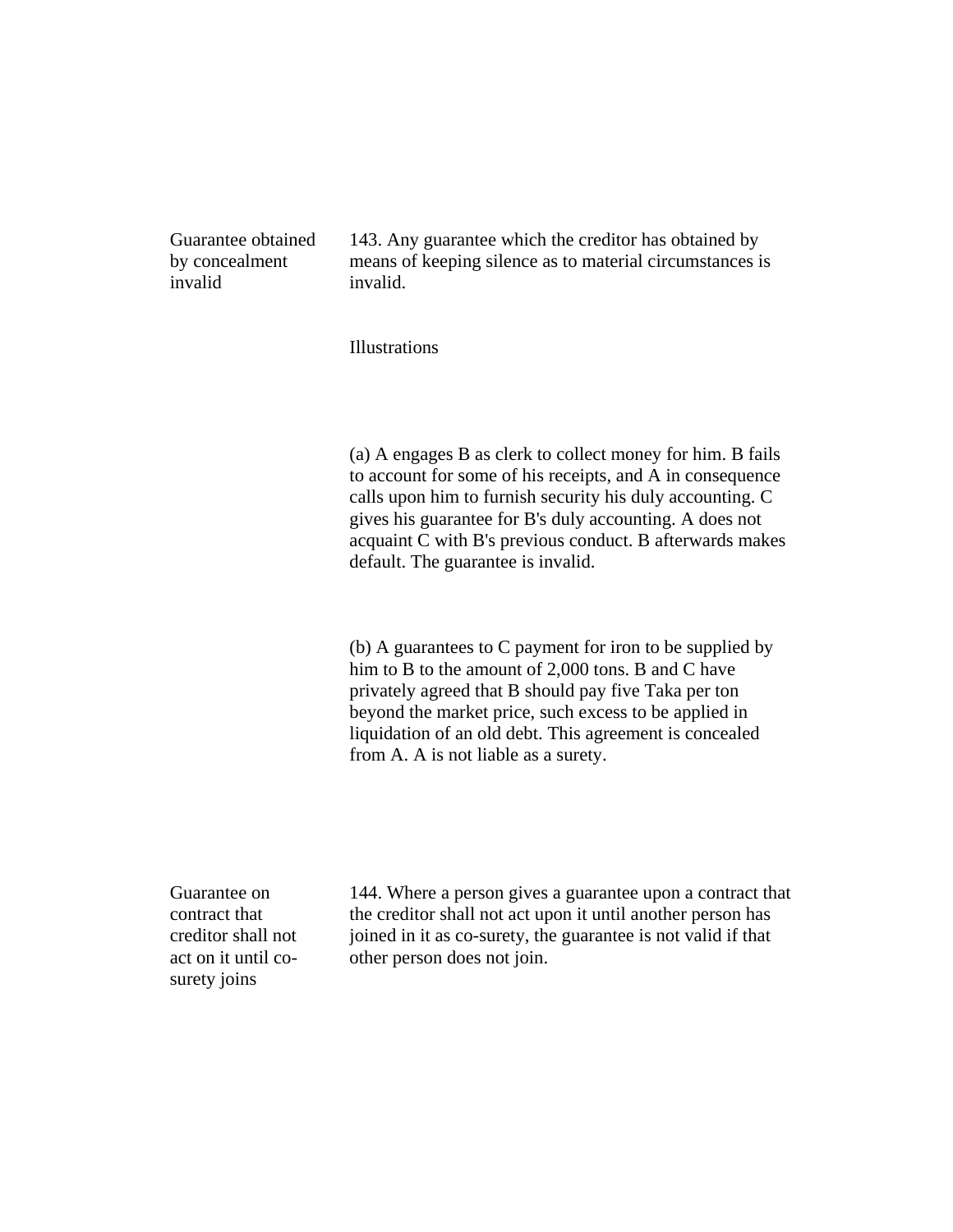**Guarantee obtained by concealment invalid**

143. Any guarantee which the creditor has obtained by means of keeping silence as to material circumstances is invalid.

Illustrations

(a) A engages B as clerk to collect money for him. B fails to account for some of his receipts, and A in consequence calls upon him to furnish security his duly accounting. C gives his guarantee for B's duly accounting. A does not acquaint C with B's previous conduct. B afterwards makes default. The guarantee is invalid.

(b) A guarantees to C payment for iron to be supplied by him to B to the amount of 2,000 tons. B and C have privately agreed that B should pay five Taka per ton beyond the market price, such excess to be applied in liquidation of an old debt. This agreement is concealed from A. A is not liable as a surety.

**Guarantee on contract that creditor shall not act on it until co-surety joins**

144. Where a person gives a guarantee upon a contract that the creditor shall not act upon it until another person has joined in it as co-surety, the guarantee is not valid if that other person does not join.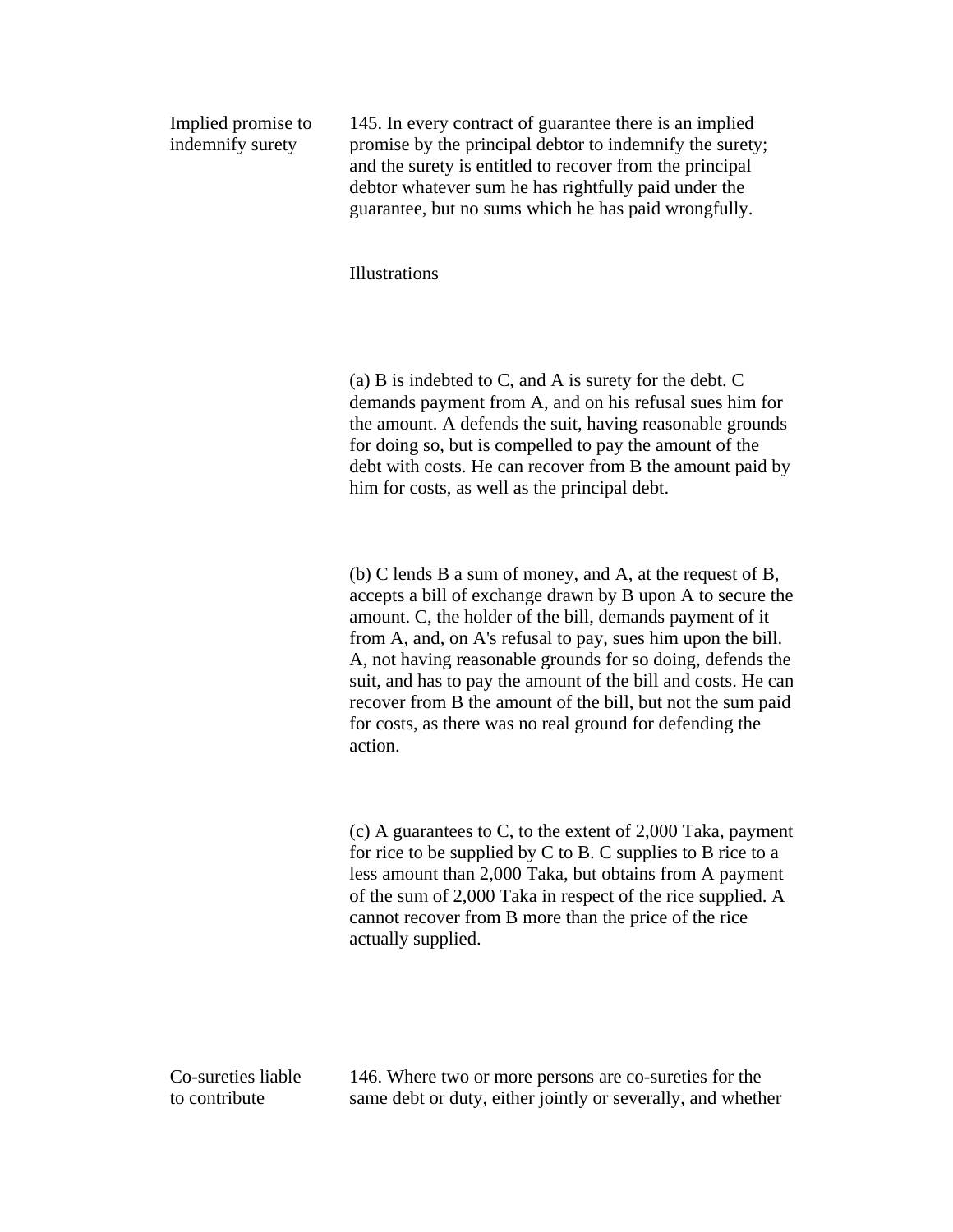**Implied promise to indemnify surety**

145. In every contract of guarantee there is an implied promise by the principal debtor to indemnify the surety; and the surety is entitled to recover from the principal debtor whatever sum he has rightfully paid under the guarantee, but no sums which he has paid wrongfully.

Illustrations

(a) B is indebted to C, and A is surety for the debt. C demands payment from A, and on his refusal sues him for the amount. A defends the suit, having reasonable grounds for doing so, but is compelled to pay the amount of the debt with costs. He can recover from B the amount paid by him for costs, as well as the principal debt.

(b) C lends B a sum of money, and A, at the request of B, accepts a bill of exchange drawn by B upon A to secure the amount. C, the holder of the bill, demands payment of it from A, and, on A's refusal to pay, sues him upon the bill. A, not having reasonable grounds for so doing, defends the suit, and has to pay the amount of the bill and costs. He can recover from B the amount of the bill, but not the sum paid for costs, as there was no real ground for defending the action.

(c) A guarantees to C, to the extent of 2,000 Taka, payment for rice to be supplied by C to B. C supplies to B rice to a less amount than 2,000 Taka, but obtains from A payment of the sum of 2,000 Taka in respect of the rice supplied. A cannot recover from B more than the price of the rice actually supplied.

**Co-sureties liable to contribute**

146. Where two or more persons are co-sureties for the same debt or duty, either jointly or severally, and whether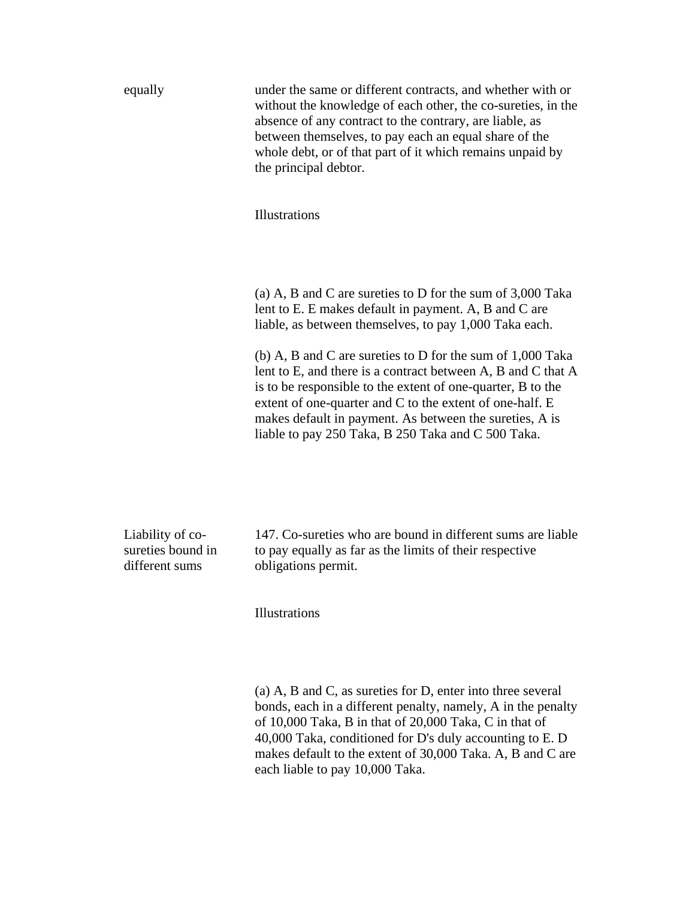equally

under the same or different contracts, and whether with or without the knowledge of each other, the co-sureties, in the absence of any contract to the contrary, are liable, as between themselves, to pay each an equal share of the whole debt, or of that part of it which remains unpaid by the principal debtor.

Illustrations

(a) A, B and C are sureties to D for the sum of 3,000 Taka lent to E. E makes default in payment. A, B and C are liable, as between themselves, to pay 1,000 Taka each.

(b) A, B and C are sureties to D for the sum of 1,000 Taka lent to E, and there is a contract between A, B and C that A is to be responsible to the extent of one-quarter, B to the extent of one-quarter and C to the extent of one-half. E makes default in payment. As between the sureties, A is liable to pay 250 Taka, B 250 Taka and C 500 Taka.

Liability of co-sureties bound in different sums

147. Co-sureties who are bound in different sums are liable to pay equally as far as the limits of their respective obligations permit.

Illustrations

(a) A, B and C, as sureties for D, enter into three several bonds, each in a different penalty, namely, A in the penalty of 10,000 Taka, B in that of 20,000 Taka, C in that of 40,000 Taka, conditioned for D's duly accounting to E. D makes default to the extent of 30,000 Taka. A, B and C are each liable to pay 10,000 Taka.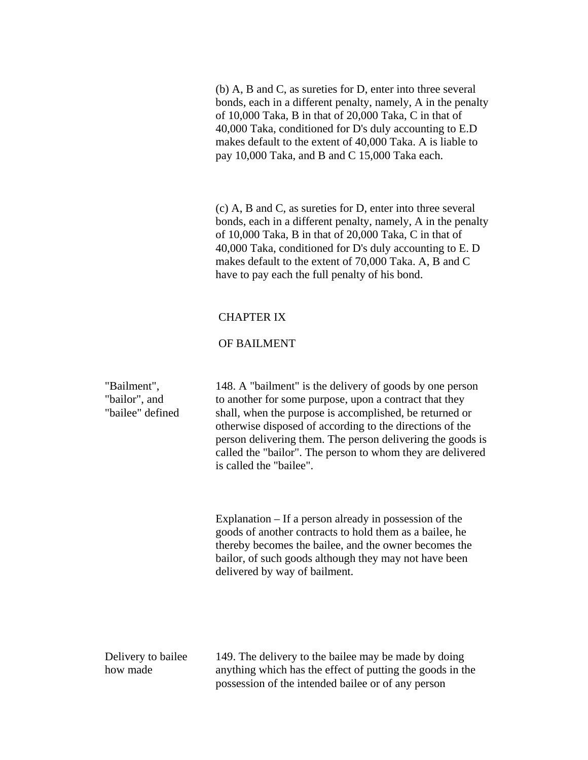(b) A, B and C, as sureties for D, enter into three several bonds, each in a different penalty, namely, A in the penalty of 10,000 Taka, B in that of 20,000 Taka, C in that of 40,000 Taka, conditioned for D's duly accounting to E.D makes default to the extent of 40,000 Taka. A is liable to pay 10,000 Taka, and B and C 15,000 Taka each.

(c) A, B and C, as sureties for D, enter into three several bonds, each in a different penalty, namely, A in the penalty of 10,000 Taka, B in that of 20,000 Taka, C in that of 40,000 Taka, conditioned for D's duly accounting to E. D makes default to the extent of 70,000 Taka. A, B and C have to pay each the full penalty of his bond.

## CHAPTER IX

## OF BAILMENT

"Bailment", "bailor", and "bailee" defined

148. A "bailment" is the delivery of goods by one person to another for some purpose, upon a contract that they shall, when the purpose is accomplished, be returned or otherwise disposed of according to the directions of the person delivering them. The person delivering the goods is called the "bailor". The person to whom they are delivered is called the "bailee".

Explanation – If a person already in possession of the goods of another contracts to hold them as a bailee, he thereby becomes the bailee, and the owner becomes the bailor, of such goods although they may not have been delivered by way of bailment.

Delivery to bailee how made

149. The delivery to the bailee may be made by doing anything which has the effect of putting the goods in the possession of the intended bailee or of any person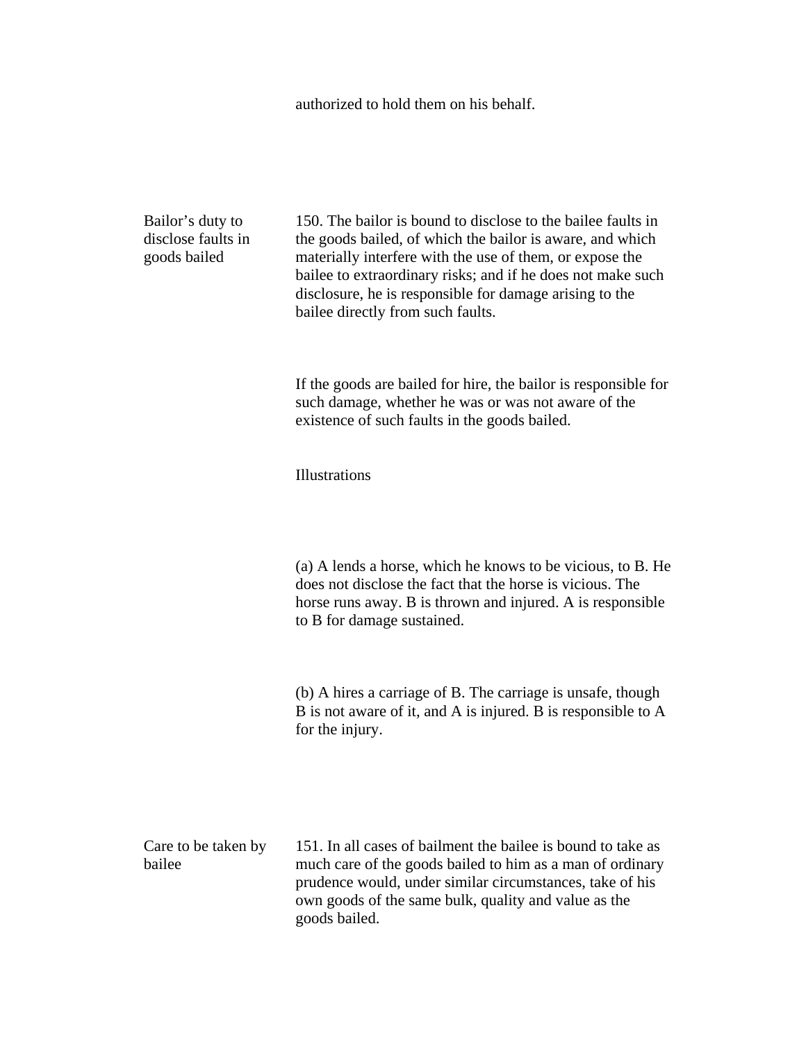authorized to hold them on his behalf.

**Bailor's duty to disclose faults in goods bailed**

150. The bailor is bound to disclose to the bailee faults in the goods bailed, of which the bailor is aware, and which materially interfere with the use of them, or expose the bailee to extraordinary risks; and if he does not make such disclosure, he is responsible for damage arising to the bailee directly from such faults.

If the goods are bailed for hire, the bailor is responsible for such damage, whether he was or was not aware of the existence of such faults in the goods bailed.

Illustrations

(a) A lends a horse, which he knows to be vicious, to B. He does not disclose the fact that the horse is vicious. The horse runs away. B is thrown and injured. A is responsible to B for damage sustained.

(b) A hires a carriage of B. The carriage is unsafe, though B is not aware of it, and A is injured. B is responsible to A for the injury.

**Care to be taken by bailee**

151. In all cases of bailment the bailee is bound to take as much care of the goods bailed to him as a man of ordinary prudence would, under similar circumstances, take of his own goods of the same bulk, quality and value as the goods bailed.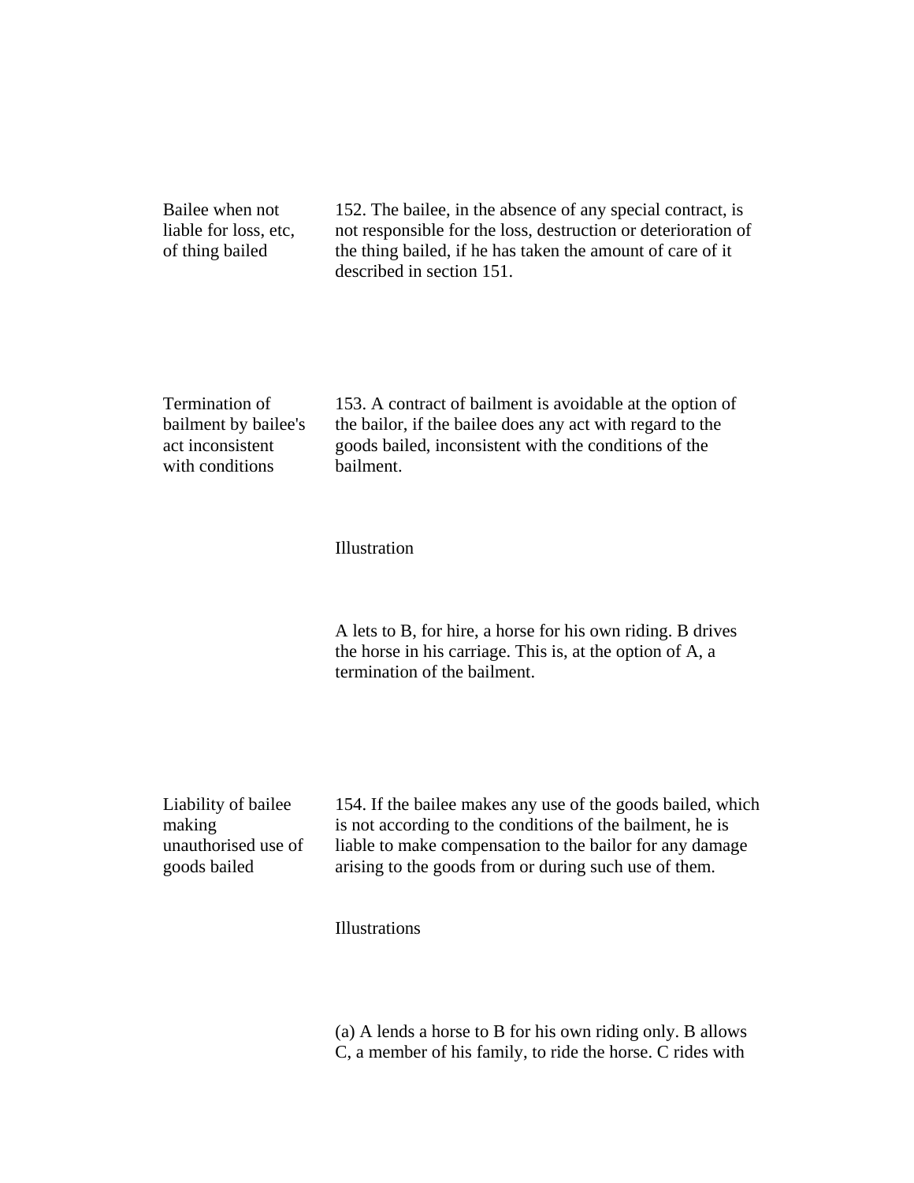**Bailee when not liable for loss, etc, of thing bailed**

152. The bailee, in the absence of any special contract, is not responsible for the loss, destruction or deterioration of the thing bailed, if he has taken the amount of care of it described in section 151.

**Termination of bailment by bailee's act inconsistent with conditions**

153. A contract of bailment is avoidable at the option of the bailor, if the bailee does any act with regard to the goods bailed, inconsistent with the conditions of the bailment.

Illustration

A lets to B, for hire, a horse for his own riding. B drives the horse in his carriage. This is, at the option of A, a termination of the bailment.

**Liability of bailee making unauthorised use of goods bailed**

154. If the bailee makes any use of the goods bailed, which is not according to the conditions of the bailment, he is liable to make compensation to the bailor for any damage arising to the goods from or during such use of them.

Illustrations

(a) A lends a horse to B for his own riding only. B allows C, a member of his family, to ride the horse. C rides with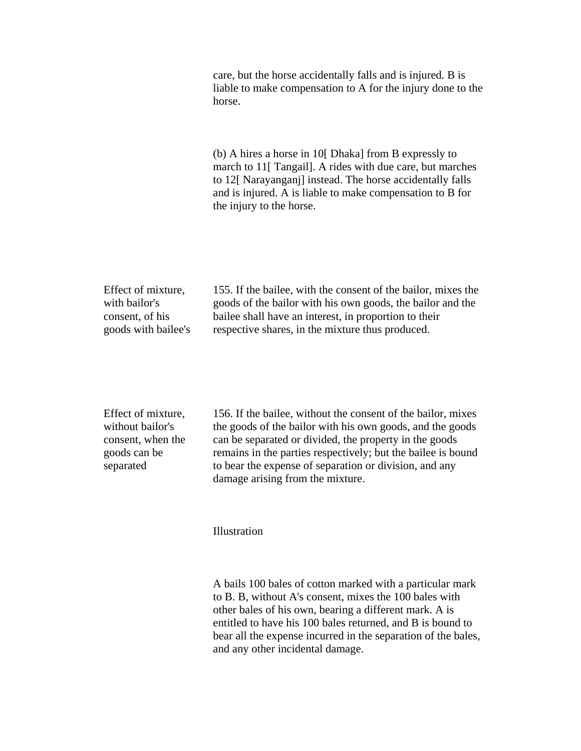care, but the horse accidentally falls and is injured. B is liable to make compensation to A for the injury done to the horse.

(b) A hires a horse in 10[ Dhaka] from B expressly to march to 11[ Tangail]. A rides with due care, but marches to 12[ Narayanganj] instead. The horse accidentally falls and is injured. A is liable to make compensation to B for the injury to the horse.

**Effect of mixture, with bailor's consent, of his goods with bailee's**

155. If the bailee, with the consent of the bailor, mixes the goods of the bailor with his own goods, the bailor and the bailee shall have an interest, in proportion to their respective shares, in the mixture thus produced.

**Effect of mixture, without bailor's consent, when the goods can be separated**

156. If the bailee, without the consent of the bailor, mixes the goods of the bailor with his own goods, and the goods can be separated or divided, the property in the goods remains in the parties respectively; but the bailee is bound to bear the expense of separation or division, and any damage arising from the mixture.

Illustration

A bails 100 bales of cotton marked with a particular mark to B. B, without A's consent, mixes the 100 bales with other bales of his own, bearing a different mark. A is entitled to have his 100 bales returned, and B is bound to bear all the expense incurred in the separation of the bales, and any other incidental damage.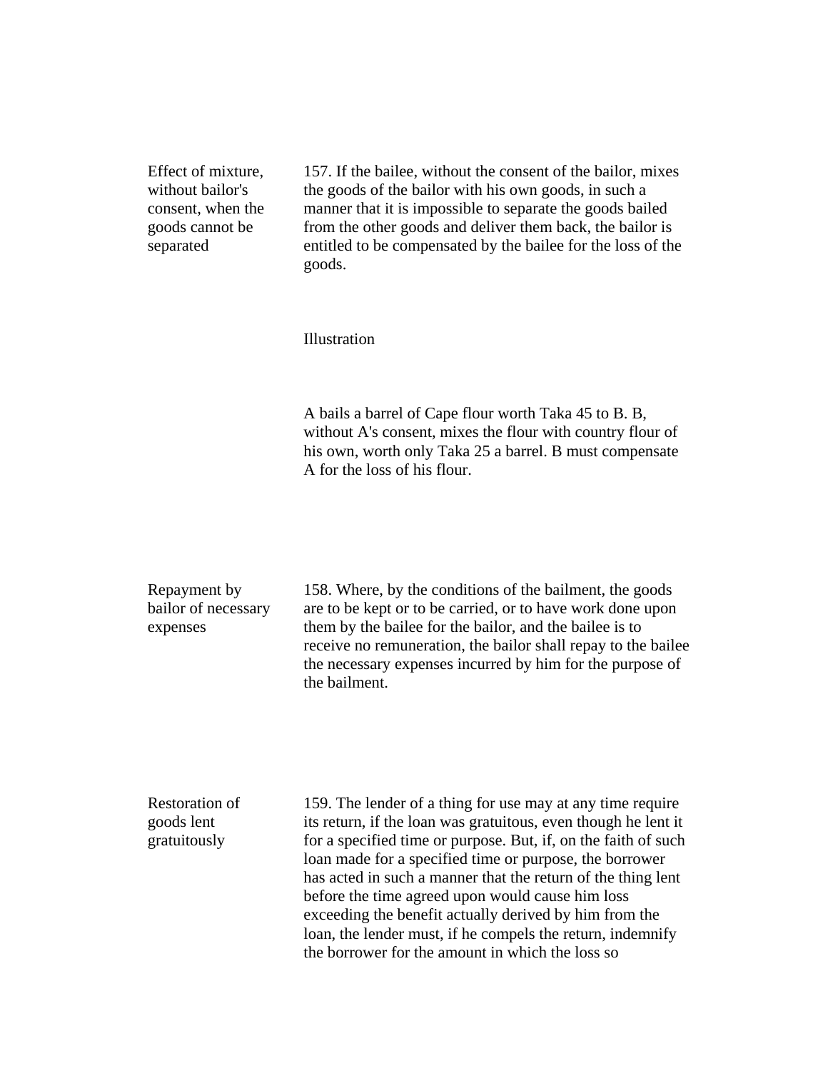**Effect of mixture, without bailor's consent, when the goods cannot be separated**

157. If the bailee, without the consent of the bailor, mixes the goods of the bailor with his own goods, in such a manner that it is impossible to separate the goods bailed from the other goods and deliver them back, the bailor is entitled to be compensated by the bailee for the loss of the goods.

Illustration

A bails a barrel of Cape flour worth Taka 45 to B. B, without A's consent, mixes the flour with country flour of his own, worth only Taka 25 a barrel. B must compensate A for the loss of his flour.

**Repayment by bailor of necessary expenses**

158. Where, by the conditions of the bailment, the goods are to be kept or to be carried, or to have work done upon them by the bailee for the bailor, and the bailee is to receive no remuneration, the bailor shall repay to the bailee the necessary expenses incurred by him for the purpose of the bailment.

**Restoration of goods lent gratuitously**

159. The lender of a thing for use may at any time require its return, if the loan was gratuitous, even though he lent it for a specified time or purpose. But, if, on the faith of such loan made for a specified time or purpose, the borrower has acted in such a manner that the return of the thing lent before the time agreed upon would cause him loss exceeding the benefit actually derived by him from the loan, the lender must, if he compels the return, indemnify the borrower for the amount in which the loss so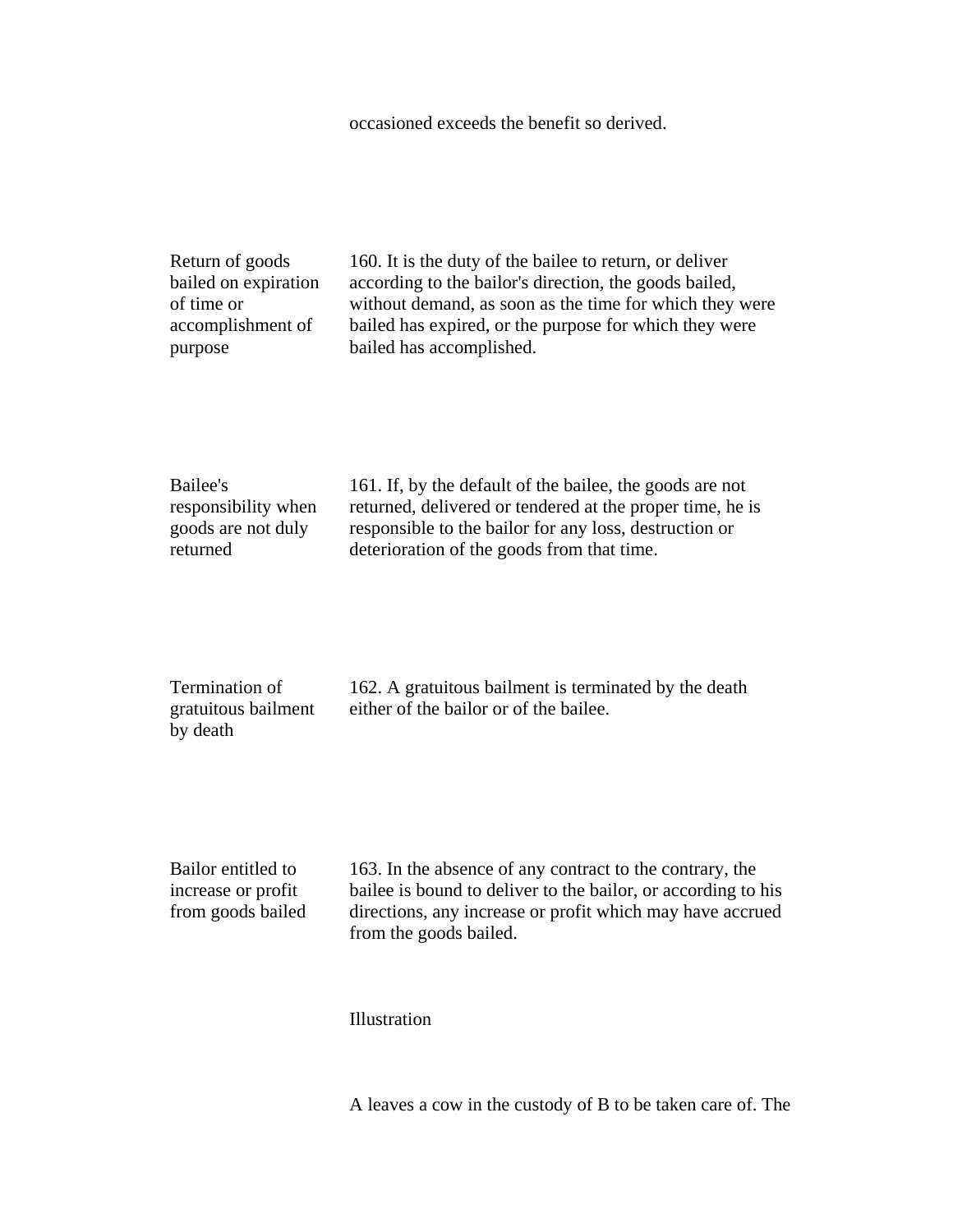occasioned exceeds the benefit so derived.

**Return of goods bailed on expiration of time or accomplishment of purpose**

160. It is the duty of the bailee to return, or deliver according to the bailor's direction, the goods bailed, without demand, as soon as the time for which they were bailed has expired, or the purpose for which they were bailed has accomplished.

**Bailee's responsibility when goods are not duly returned**

161. If, by the default of the bailee, the goods are not returned, delivered or tendered at the proper time, he is responsible to the bailor for any loss, destruction or deterioration of the goods from that time.

**Termination of gratuitous bailment by death**

162. A gratuitous bailment is terminated by the death either of the bailor or of the bailee.

**Bailor entitled to increase or profit from goods bailed**

163. In the absence of any contract to the contrary, the bailee is bound to deliver to the bailor, or according to his directions, any increase or profit which may have accrued from the goods bailed.

Illustration

A leaves a cow in the custody of B to be taken care of. The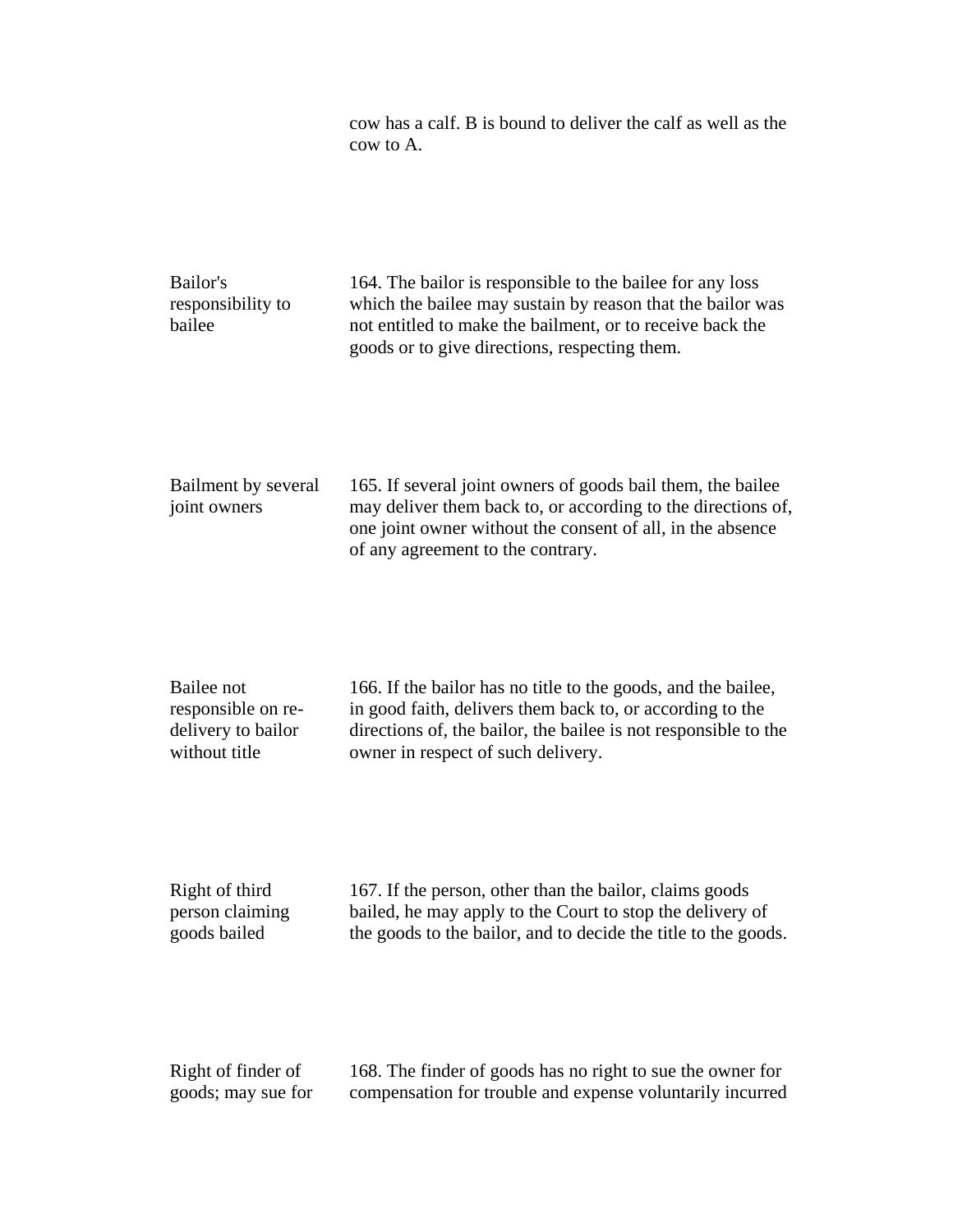cow has a calf. B is bound to deliver the calf as well as the cow to A.

**Bailor's responsibility to bailee**

164. The bailor is responsible to the bailee for any loss which the bailee may sustain by reason that the bailor was not entitled to make the bailment, or to receive back the goods or to give directions, respecting them.

**Bailment by several joint owners**

165. If several joint owners of goods bail them, the bailee may deliver them back to, or according to the directions of, one joint owner without the consent of all, in the absence of any agreement to the contrary.

**Bailee not responsible on re-delivery to bailor without title**

166. If the bailor has no title to the goods, and the bailee, in good faith, delivers them back to, or according to the directions of, the bailor, the bailee is not responsible to the owner in respect of such delivery.

**Right of third person claiming goods bailed**

167. If the person, other than the bailor, claims goods bailed, he may apply to the Court to stop the delivery of the goods to the bailor, and to decide the title to the goods.

**Right of finder of goods; may sue for**

168. The finder of goods has no right to sue the owner for compensation for trouble and expense voluntarily incurred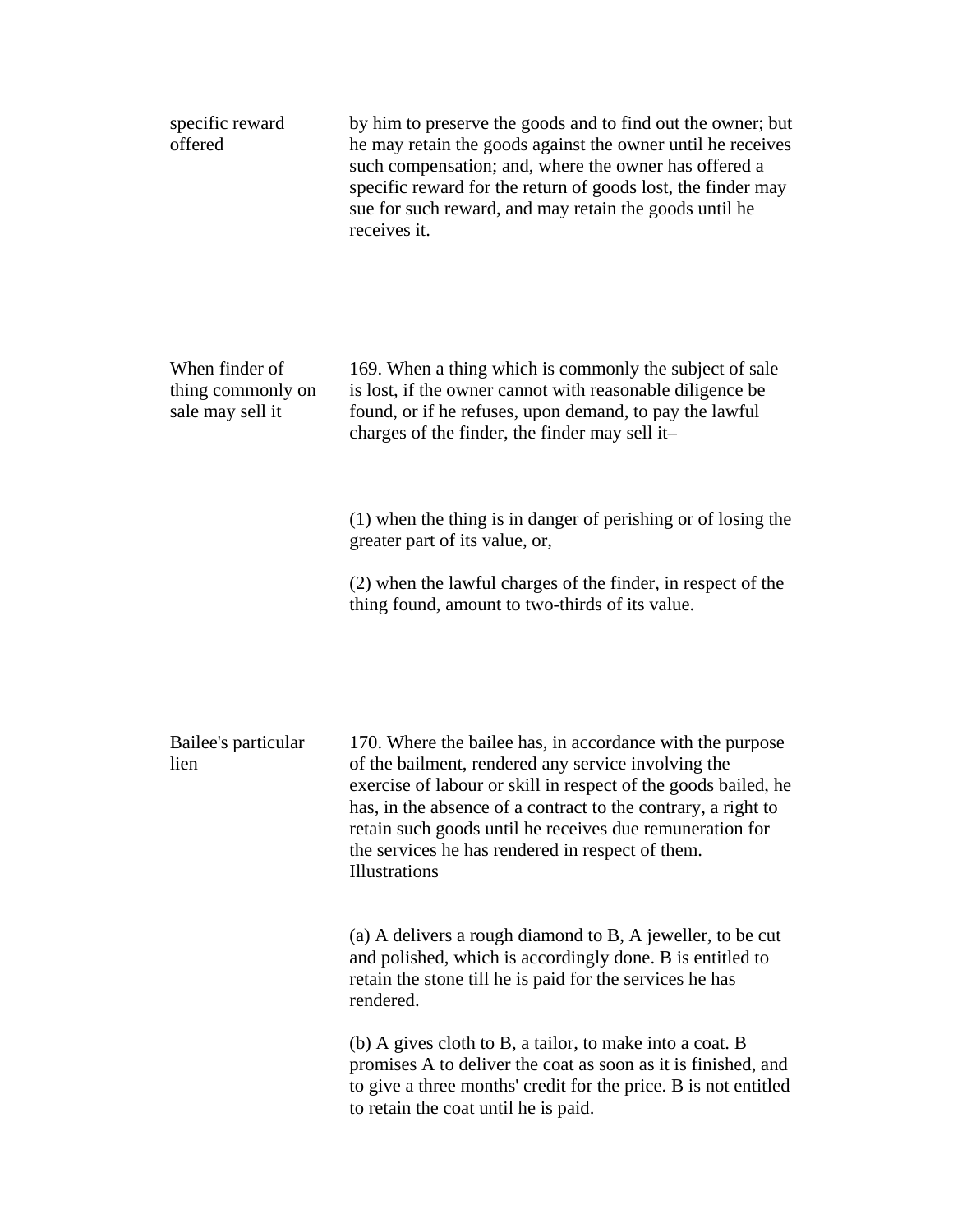specific reward offered

by him to preserve the goods and to find out the owner; but he may retain the goods against the owner until he receives such compensation; and, where the owner has offered a specific reward for the return of goods lost, the finder may sue for such reward, and may retain the goods until he receives it.

When finder of thing commonly on sale may sell it

169. When a thing which is commonly the subject of sale is lost, if the owner cannot with reasonable diligence be found, or if he refuses, upon demand, to pay the lawful charges of the finder, the finder may sell it–

(1) when the thing is in danger of perishing or of losing the greater part of its value, or,

(2) when the lawful charges of the finder, in respect of the thing found, amount to two-thirds of its value.

Bailee's particular lien

170. Where the bailee has, in accordance with the purpose of the bailment, rendered any service involving the exercise of labour or skill in respect of the goods bailed, he has, in the absence of a contract to the contrary, a right to retain such goods until he receives due remuneration for the services he has rendered in respect of them.
Illustrations

(a) A delivers a rough diamond to B, A jeweller, to be cut and polished, which is accordingly done. B is entitled to retain the stone till he is paid for the services he has rendered.

(b) A gives cloth to B, a tailor, to make into a coat. B promises A to deliver the coat as soon as it is finished, and to give a three months' credit for the price. B is not entitled to retain the coat until he is paid.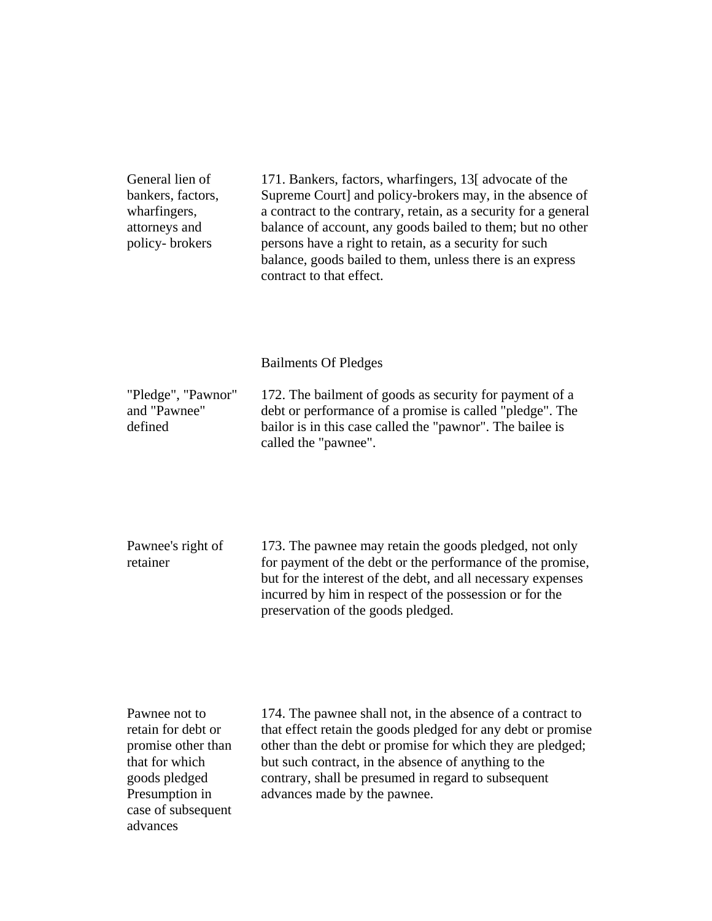**General lien of bankers, factors, wharfingers, attorneys and policy- brokers**

171. Bankers, factors, wharfingers, 13[ advocate of the Supreme Court] and policy-brokers may, in the absence of a contract to the contrary, retain, as a security for a general balance of account, any goods bailed to them; but no other persons have a right to retain, as a security for such balance, goods bailed to them, unless there is an express contract to that effect.

## Bailments Of Pledges

**"Pledge", "Pawnor" and "Pawnee" defined**

172. The bailment of goods as security for payment of a debt or performance of a promise is called "pledge". The bailor is in this case called the "pawnor". The bailee is called the "pawnee".

**Pawnee's right of retainer**

173. The pawnee may retain the goods pledged, not only for payment of the debt or the performance of the promise, but for the interest of the debt, and all necessary expenses incurred by him in respect of the possession or for the preservation of the goods pledged.

**Pawnee not to retain for debt or promise other than that for which goods pledged Presumption in case of subsequent advances**

174. The pawnee shall not, in the absence of a contract to that effect retain the goods pledged for any debt or promise other than the debt or promise for which they are pledged; but such contract, in the absence of anything to the contrary, shall be presumed in regard to subsequent advances made by the pawnee.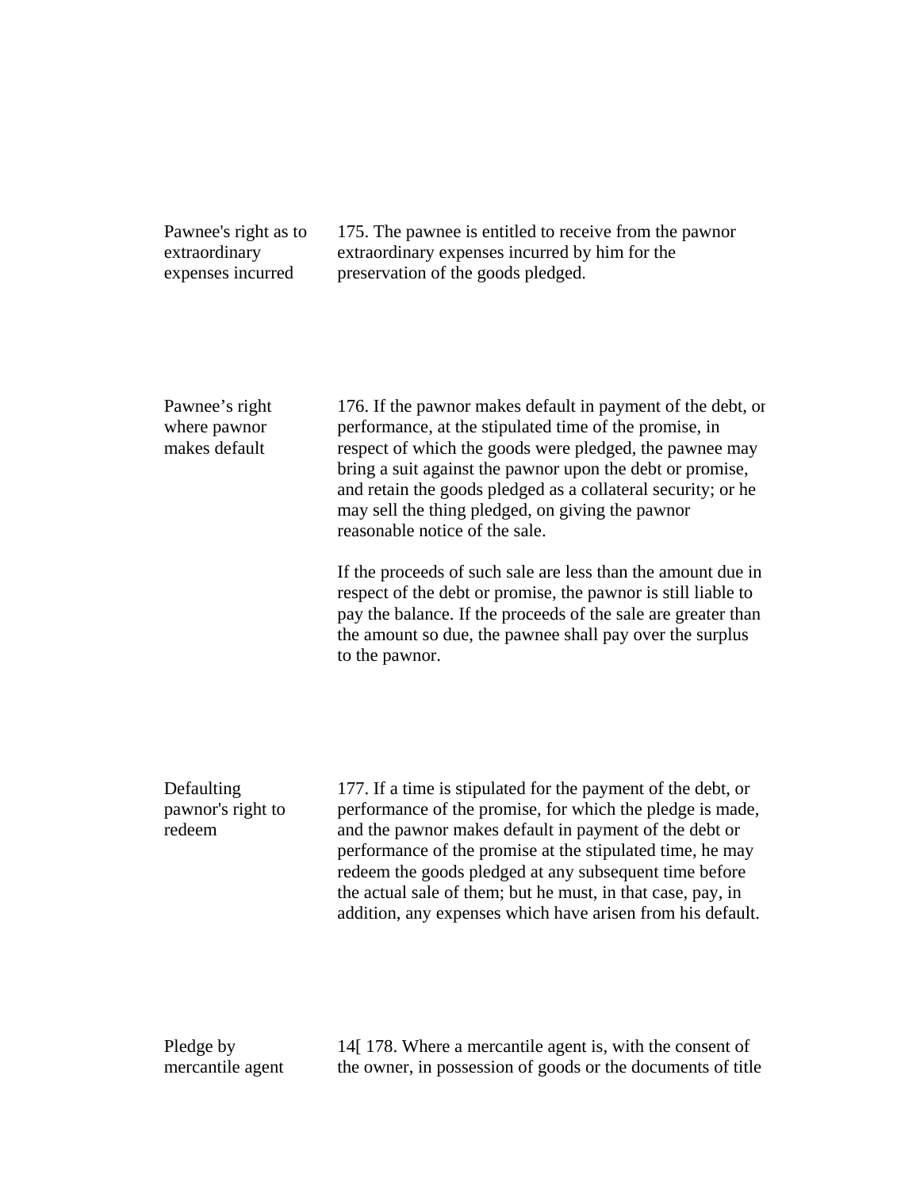**Pawnee's right as to extraordinary expenses incurred**

175. The pawnee is entitled to receive from the pawnor extraordinary expenses incurred by him for the preservation of the goods pledged.

**Pawnee's right where pawnor makes default**

176. If the pawnor makes default in payment of the debt, or performance, at the stipulated time of the promise, in respect of which the goods were pledged, the pawnee may bring a suit against the pawnor upon the debt or promise, and retain the goods pledged as a collateral security; or he may sell the thing pledged, on giving the pawnor reasonable notice of the sale.

If the proceeds of such sale are less than the amount due in respect of the debt or promise, the pawnor is still liable to pay the balance. If the proceeds of the sale are greater than the amount so due, the pawnee shall pay over the surplus to the pawnor.

**Defaulting pawnor's right to redeem**

177. If a time is stipulated for the payment of the debt, or performance of the promise, for which the pledge is made, and the pawnor makes default in payment of the debt or performance of the promise at the stipulated time, he may redeem the goods pledged at any subsequent time before the actual sale of them; but he must, in that case, pay, in addition, any expenses which have arisen from his default.

**Pledge by mercantile agent**

14[ 178. Where a mercantile agent is, with the consent of the owner, in possession of goods or the documents of title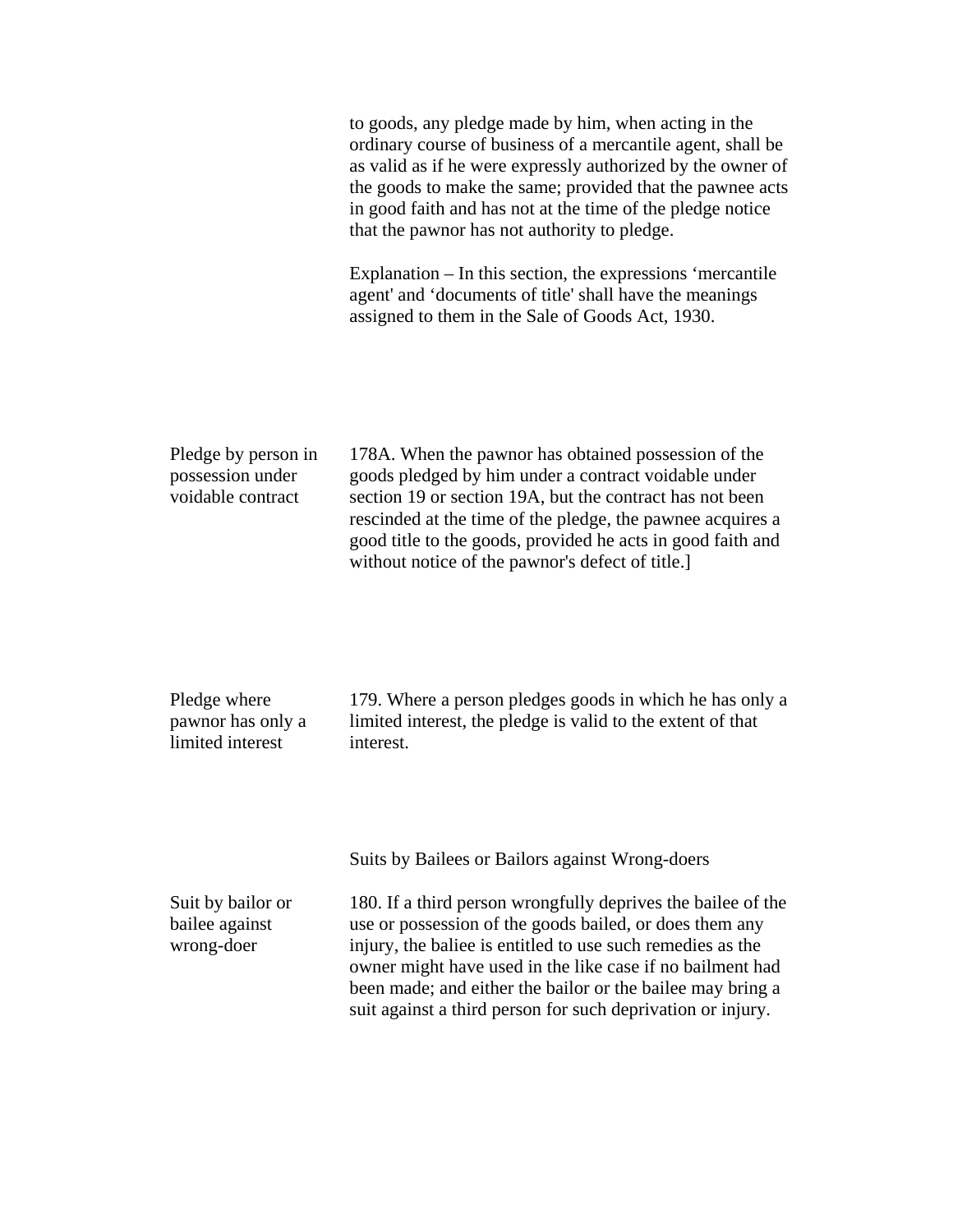to goods, any pledge made by him, when acting in the ordinary course of business of a mercantile agent, shall be as valid as if he were expressly authorized by the owner of the goods to make the same; provided that the pawnee acts in good faith and has not at the time of the pledge notice that the pawnor has not authority to pledge.

Explanation – In this section, the expressions 'mercantile agent' and 'documents of title' shall have the meanings assigned to them in the Sale of Goods Act, 1930.

**Pledge by person in possession under voidable contract**

178A. When the pawnor has obtained possession of the goods pledged by him under a contract voidable under section 19 or section 19A, but the contract has not been rescinded at the time of the pledge, the pawnee acquires a good title to the goods, provided he acts in good faith and without notice of the pawnor's defect of title.]

**Pledge where pawnor has only a limited interest**

179. Where a person pledges goods in which he has only a limited interest, the pledge is valid to the extent of that interest.

## Suits by Bailees or Bailors against Wrong-doers

**Suit by bailor or bailee against wrong-doer**

180. If a third person wrongfully deprives the bailee of the use or possession of the goods bailed, or does them any injury, the baliee is entitled to use such remedies as the owner might have used in the like case if no bailment had been made; and either the bailor or the bailee may bring a suit against a third person for such deprivation or injury.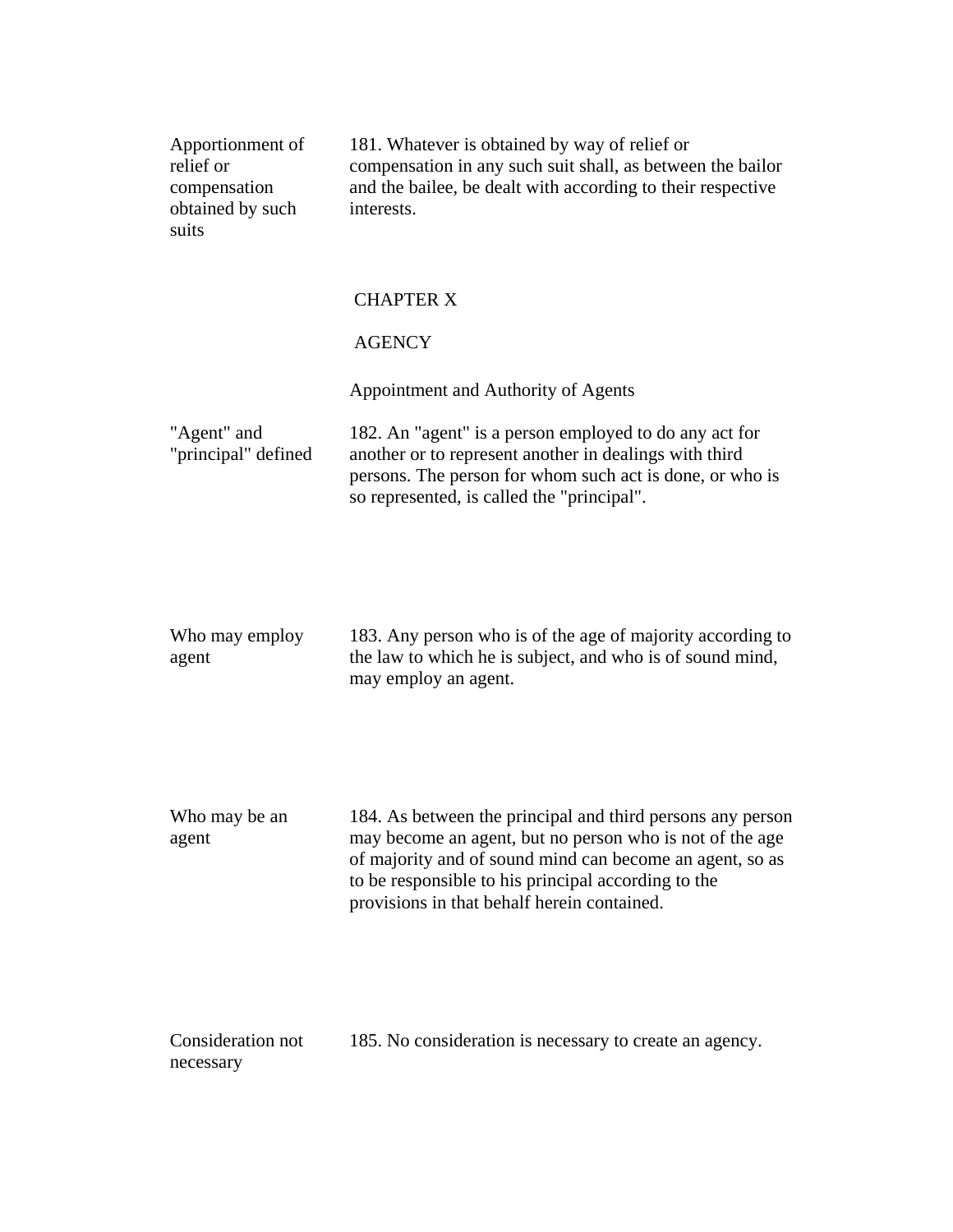Apportionment of relief or compensation obtained by such suits

181. Whatever is obtained by way of relief or compensation in any such suit shall, as between the bailor and the bailee, be dealt with according to their respective interests.

## CHAPTER X

## AGENCY

### Appointment and Authority of Agents

"Agent" and "principal" defined

182. An "agent" is a person employed to do any act for another or to represent another in dealings with third persons. The person for whom such act is done, or who is so represented, is called the "principal".

Who may employ agent

183. Any person who is of the age of majority according to the law to which he is subject, and who is of sound mind, may employ an agent.

Who may be an agent

184. As between the principal and third persons any person may become an agent, but no person who is not of the age of majority and of sound mind can become an agent, so as to be responsible to his principal according to the provisions in that behalf herein contained.

Consideration not necessary

185. No consideration is necessary to create an agency.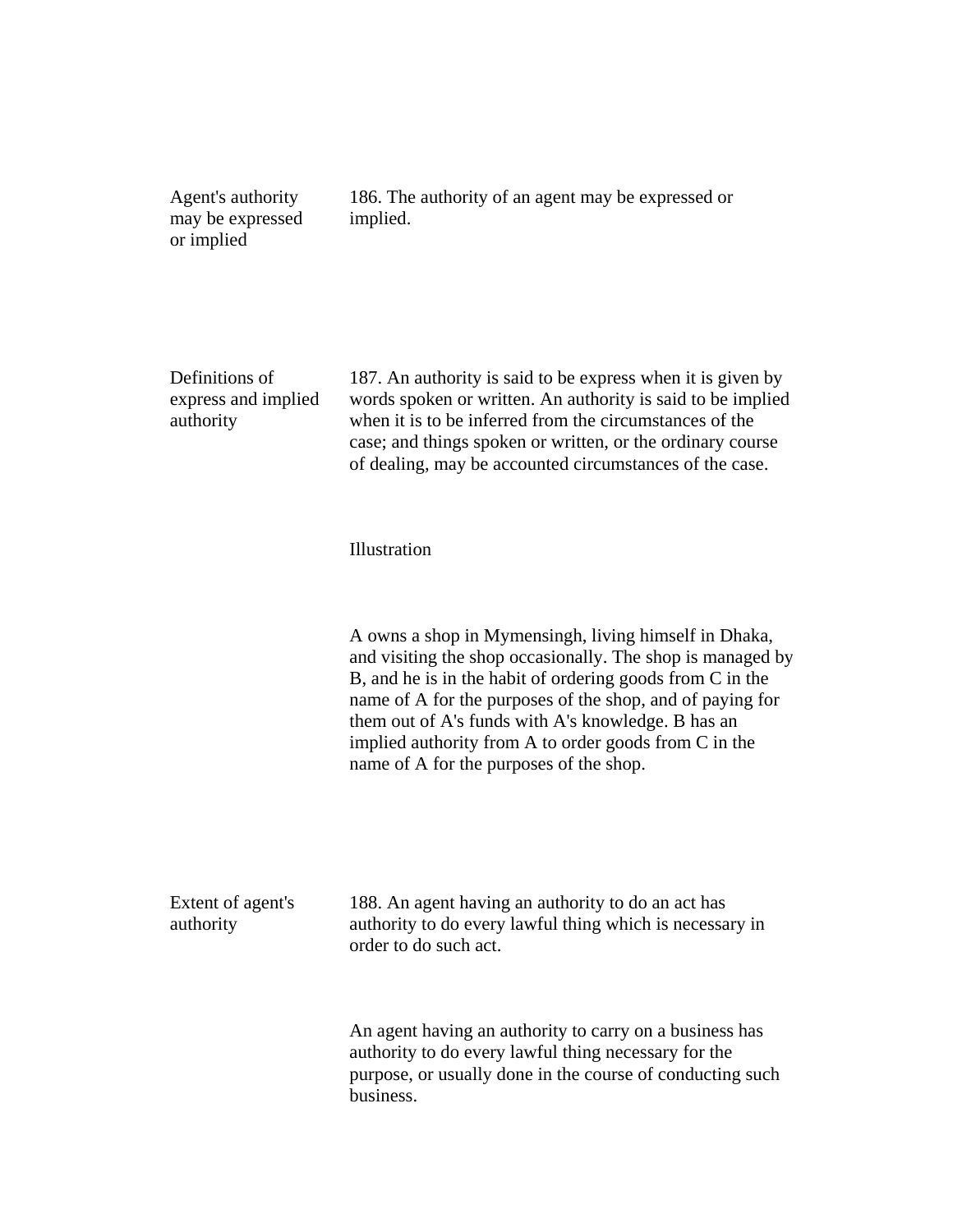**Agent's authority may be expressed or implied**

186. The authority of an agent may be expressed or implied.

**Definitions of express and implied authority**

187. An authority is said to be express when it is given by words spoken or written. An authority is said to be implied when it is to be inferred from the circumstances of the case; and things spoken or written, or the ordinary course of dealing, may be accounted circumstances of the case.

Illustration

A owns a shop in Mymensingh, living himself in Dhaka, and visiting the shop occasionally. The shop is managed by B, and he is in the habit of ordering goods from C in the name of A for the purposes of the shop, and of paying for them out of A's funds with A's knowledge. B has an implied authority from A to order goods from C in the name of A for the purposes of the shop.

**Extent of agent's authority**

188. An agent having an authority to do an act has authority to do every lawful thing which is necessary in order to do such act.

An agent having an authority to carry on a business has authority to do every lawful thing necessary for the purpose, or usually done in the course of conducting such business.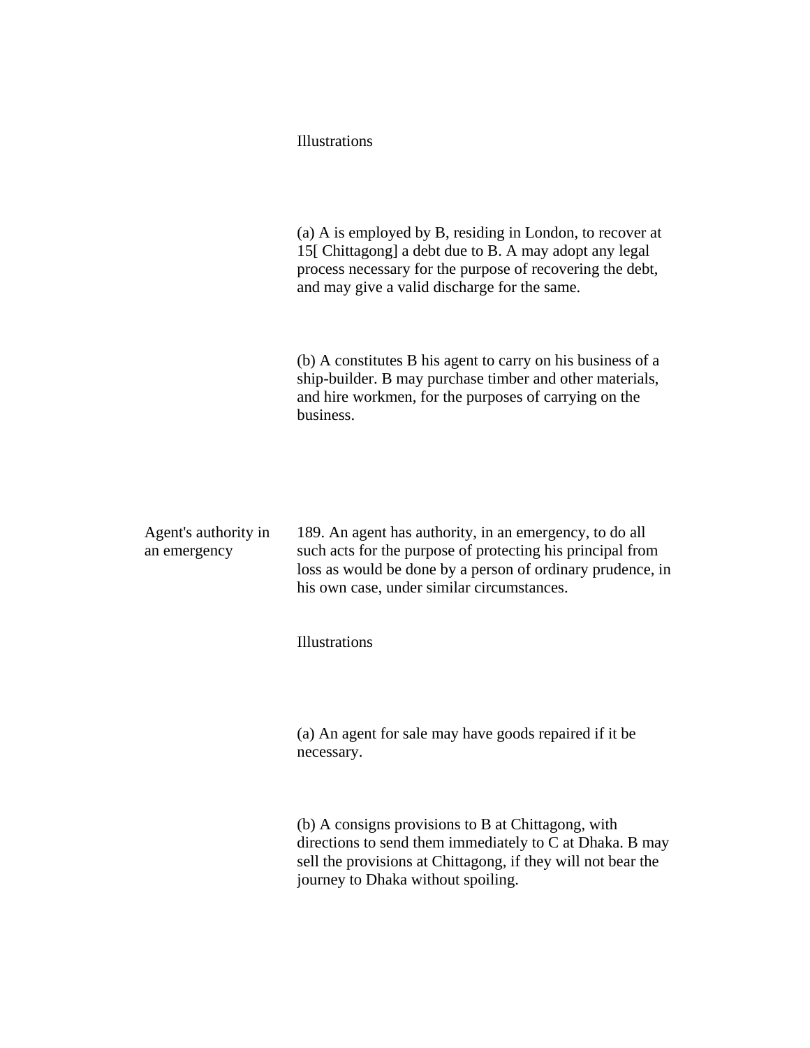Illustrations

(a) A is employed by B, residing in London, to recover at 15[ Chittagong] a debt due to B. A may adopt any legal process necessary for the purpose of recovering the debt, and may give a valid discharge for the same.

(b) A constitutes B his agent to carry on his business of a ship-builder. B may purchase timber and other materials, and hire workmen, for the purposes of carrying on the business.

**Agent's authority in an emergency**

189. An agent has authority, in an emergency, to do all such acts for the purpose of protecting his principal from loss as would be done by a person of ordinary prudence, in his own case, under similar circumstances.

Illustrations

(a) An agent for sale may have goods repaired if it be necessary.

(b) A consigns provisions to B at Chittagong, with directions to send them immediately to C at Dhaka. B may sell the provisions at Chittagong, if they will not bear the journey to Dhaka without spoiling.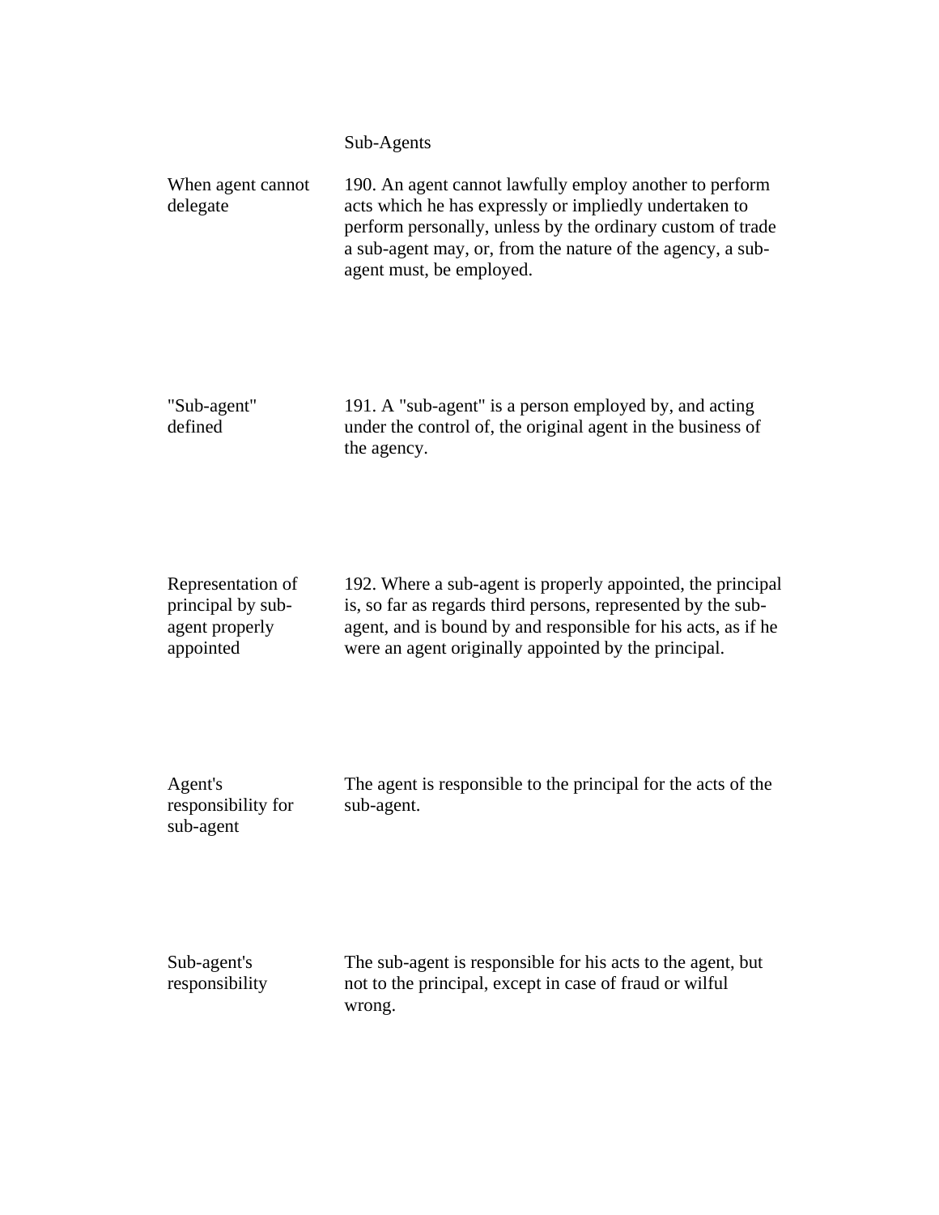## Sub-Agents

**When agent cannot delegate**

190. An agent cannot lawfully employ another to perform acts which he has expressly or impliedly undertaken to perform personally, unless by the ordinary custom of trade a sub-agent may, or, from the nature of the agency, a sub-agent must, be employed.

**"Sub-agent" defined**

191. A "sub-agent" is a person employed by, and acting under the control of, the original agent in the business of the agency.

**Representation of principal by sub-agent properly appointed**

192. Where a sub-agent is properly appointed, the principal is, so far as regards third persons, represented by the sub-agent, and is bound by and responsible for his acts, as if he were an agent originally appointed by the principal.

**Agent's responsibility for sub-agent**

The agent is responsible to the principal for the acts of the sub-agent.

**Sub-agent's responsibility**

The sub-agent is responsible for his acts to the agent, but not to the principal, except in case of fraud or wilful wrong.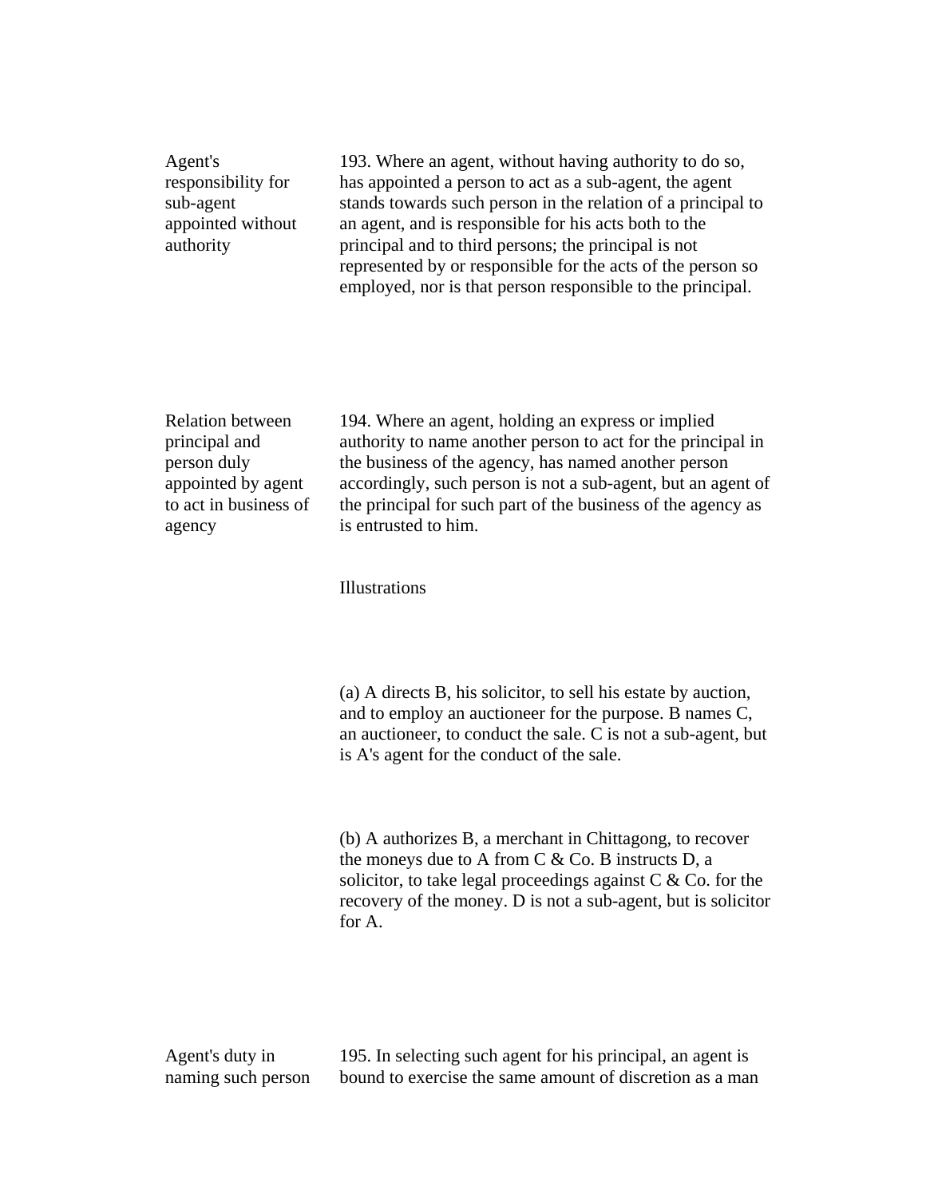**Agent's responsibility for sub-agent appointed without authority**

193. Where an agent, without having authority to do so, has appointed a person to act as a sub-agent, the agent stands towards such person in the relation of a principal to an agent, and is responsible for his acts both to the principal and to third persons; the principal is not represented by or responsible for the acts of the person so employed, nor is that person responsible to the principal.

**Relation between principal and person duly appointed by agent to act in business of agency**

194. Where an agent, holding an express or implied authority to name another person to act for the principal in the business of the agency, has named another person accordingly, such person is not a sub-agent, but an agent of the principal for such part of the business of the agency as is entrusted to him.

Illustrations

(a) A directs B, his solicitor, to sell his estate by auction, and to employ an auctioneer for the purpose. B names C, an auctioneer, to conduct the sale. C is not a sub-agent, but is A's agent for the conduct of the sale.

(b) A authorizes B, a merchant in Chittagong, to recover the moneys due to A from C & Co. B instructs D, a solicitor, to take legal proceedings against C & Co. for the recovery of the money. D is not a sub-agent, but is solicitor for A.

**Agent's duty in naming such person**

195. In selecting such agent for his principal, an agent is bound to exercise the same amount of discretion as a man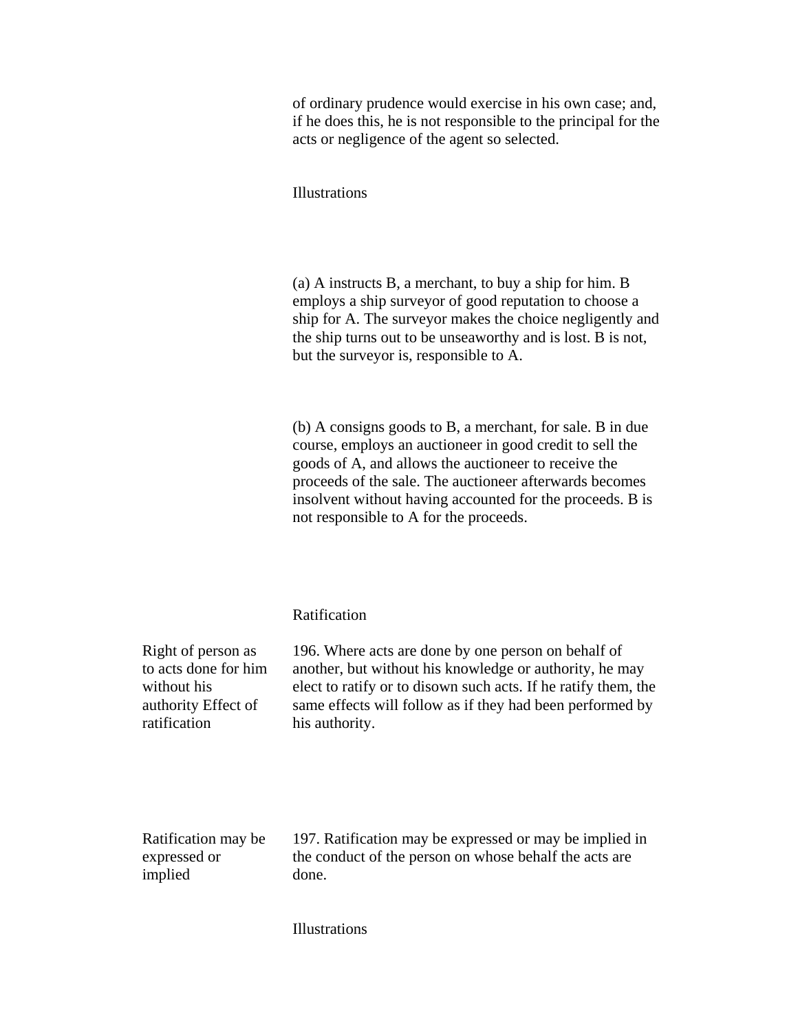of ordinary prudence would exercise in his own case; and, if he does this, he is not responsible to the principal for the acts or negligence of the agent so selected.

Illustrations

(a) A instructs B, a merchant, to buy a ship for him. B employs a ship surveyor of good reputation to choose a ship for A. The surveyor makes the choice negligently and the ship turns out to be unseaworthy and is lost. B is not, but the surveyor is, responsible to A.

(b) A consigns goods to B, a merchant, for sale. B in due course, employs an auctioneer in good credit to sell the goods of A, and allows the auctioneer to receive the proceeds of the sale. The auctioneer afterwards becomes insolvent without having accounted for the proceeds. B is not responsible to A for the proceeds.

## Ratification

*Right of person as to acts done for him without his authority Effect of ratification*

196. Where acts are done by one person on behalf of another, but without his knowledge or authority, he may elect to ratify or to disown such acts. If he ratify them, the same effects will follow as if they had been performed by his authority.

*Ratification may be expressed or implied*

197. Ratification may be expressed or may be implied in the conduct of the person on whose behalf the acts are done.

Illustrations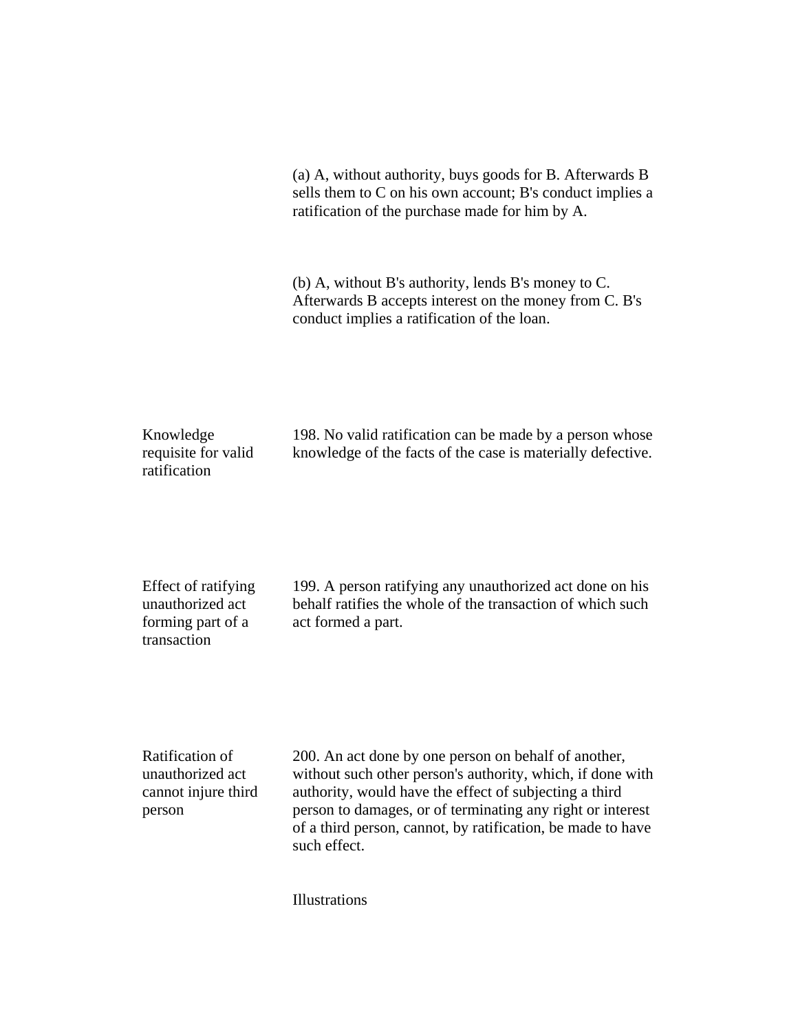(a) A, without authority, buys goods for B. Afterwards B sells them to C on his own account; B's conduct implies a ratification of the purchase made for him by A.

(b) A, without B's authority, lends B's money to C. Afterwards B accepts interest on the money from C. B's conduct implies a ratification of the loan.

**Knowledge requisite for valid ratification**

198. No valid ratification can be made by a person whose knowledge of the facts of the case is materially defective.

**Effect of ratifying unauthorized act forming part of a transaction**

199. A person ratifying any unauthorized act done on his behalf ratifies the whole of the transaction of which such act formed a part.

**Ratification of unauthorized act cannot injure third person**

200. An act done by one person on behalf of another, without such other person's authority, which, if done with authority, would have the effect of subjecting a third person to damages, or of terminating any right or interest of a third person, cannot, by ratification, be made to have such effect.

Illustrations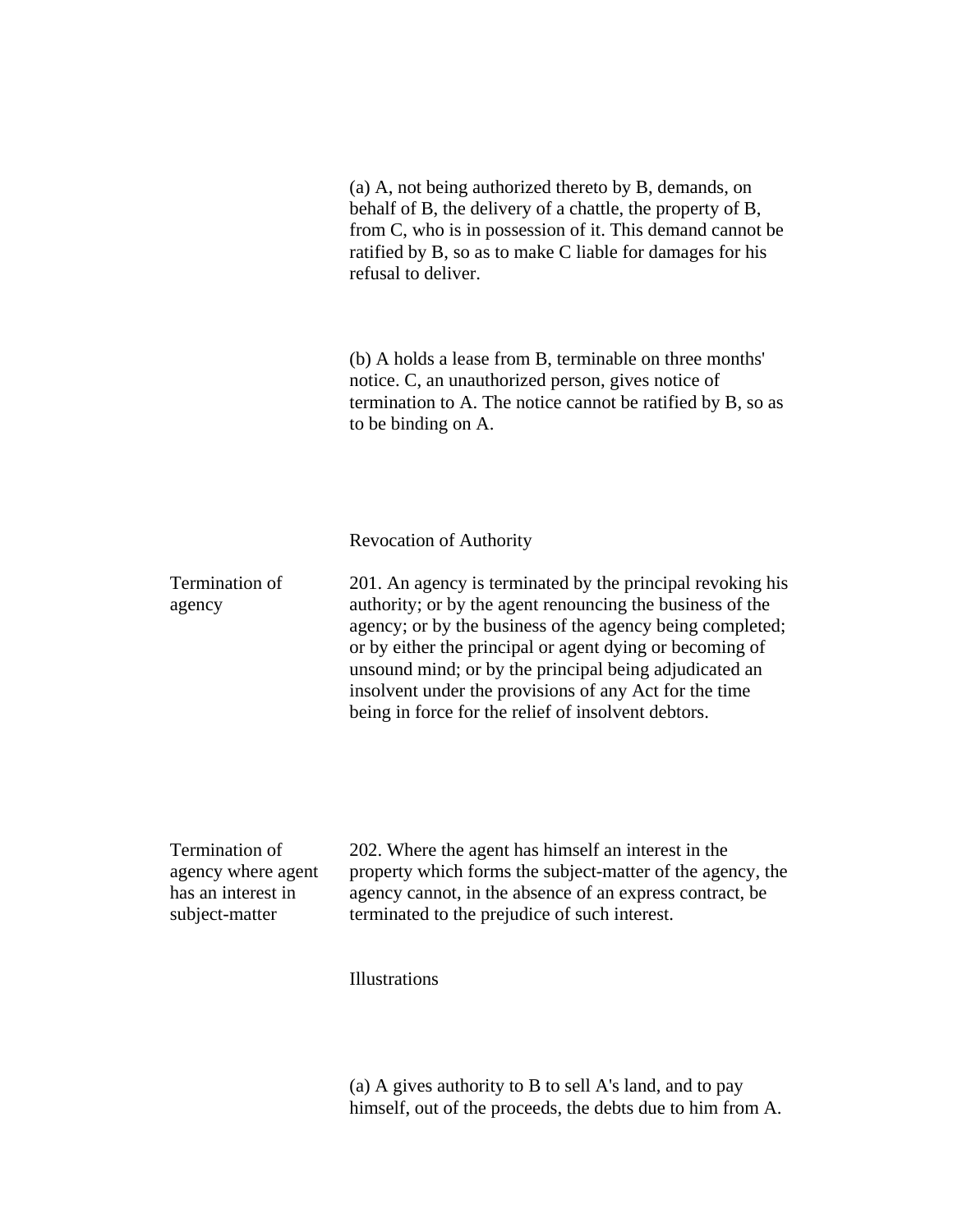(a) A, not being authorized thereto by B, demands, on behalf of B, the delivery of a chattle, the property of B, from C, who is in possession of it. This demand cannot be ratified by B, so as to make C liable for damages for his refusal to deliver.

(b) A holds a lease from B, terminable on three months' notice. C, an unauthorized person, gives notice of termination to A. The notice cannot be ratified by B, so as to be binding on A.

### Revocation of Authority

**Termination of agency**

201. An agency is terminated by the principal revoking his authority; or by the agent renouncing the business of the agency; or by the business of the agency being completed; or by either the principal or agent dying or becoming of unsound mind; or by the principal being adjudicated an insolvent under the provisions of any Act for the time being in force for the relief of insolvent debtors.

**Termination of agency where agent has an interest in subject-matter**

202. Where the agent has himself an interest in the property which forms the subject-matter of the agency, the agency cannot, in the absence of an express contract, be terminated to the prejudice of such interest.

Illustrations

(a) A gives authority to B to sell A's land, and to pay himself, out of the proceeds, the debts due to him from A.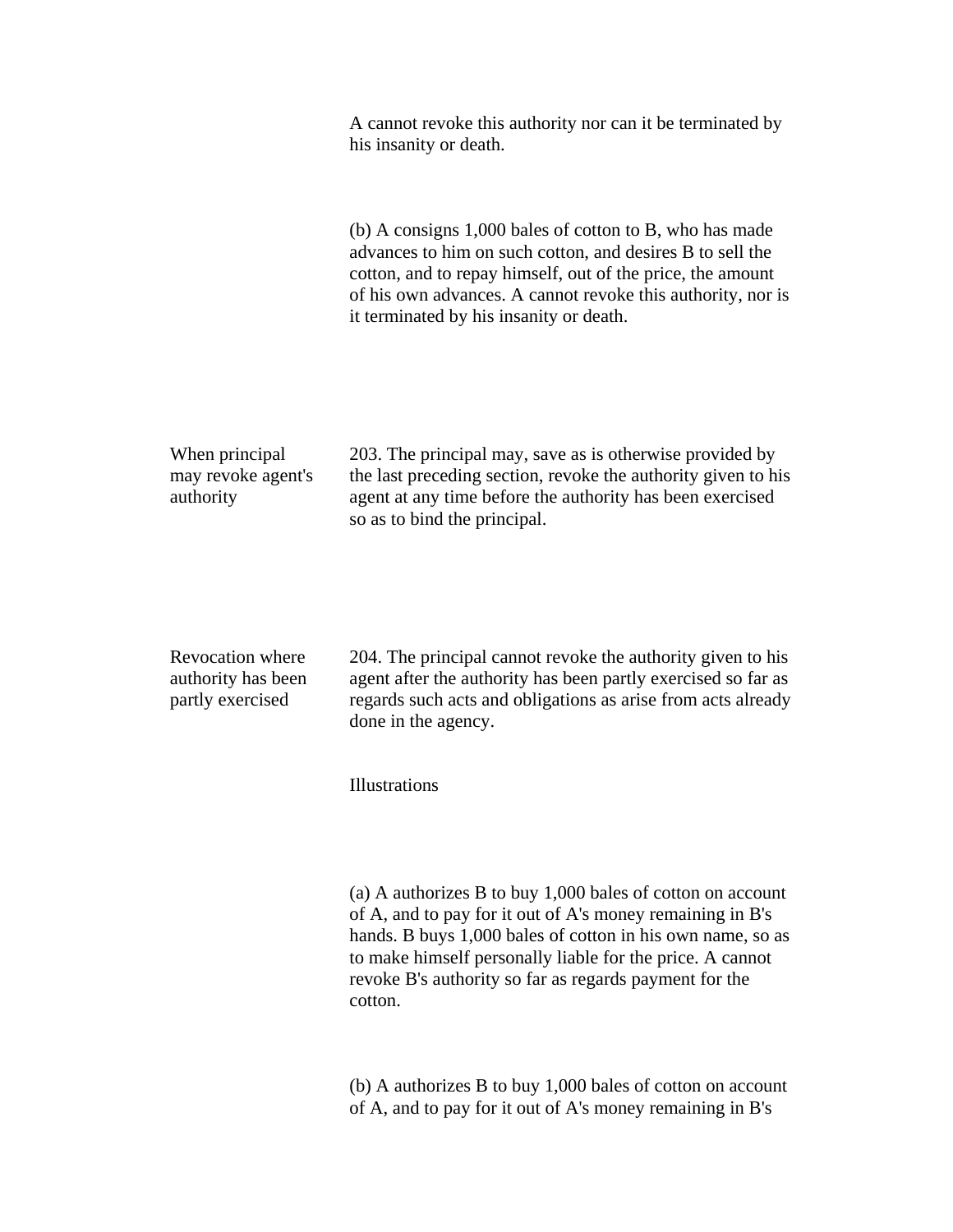A cannot revoke this authority nor can it be terminated by his insanity or death.

(b) A consigns 1,000 bales of cotton to B, who has made advances to him on such cotton, and desires B to sell the cotton, and to repay himself, out of the price, the amount of his own advances. A cannot revoke this authority, nor is it terminated by his insanity or death.

**When principal may revoke agent's authority**

203. The principal may, save as is otherwise provided by the last preceding section, revoke the authority given to his agent at any time before the authority has been exercised so as to bind the principal.

**Revocation where authority has been partly exercised**

204. The principal cannot revoke the authority given to his agent after the authority has been partly exercised so far as regards such acts and obligations as arise from acts already done in the agency.

Illustrations

(a) A authorizes B to buy 1,000 bales of cotton on account of A, and to pay for it out of A's money remaining in B's hands. B buys 1,000 bales of cotton in his own name, so as to make himself personally liable for the price. A cannot revoke B's authority so far as regards payment for the cotton.

(b) A authorizes B to buy 1,000 bales of cotton on account of A, and to pay for it out of A's money remaining in B's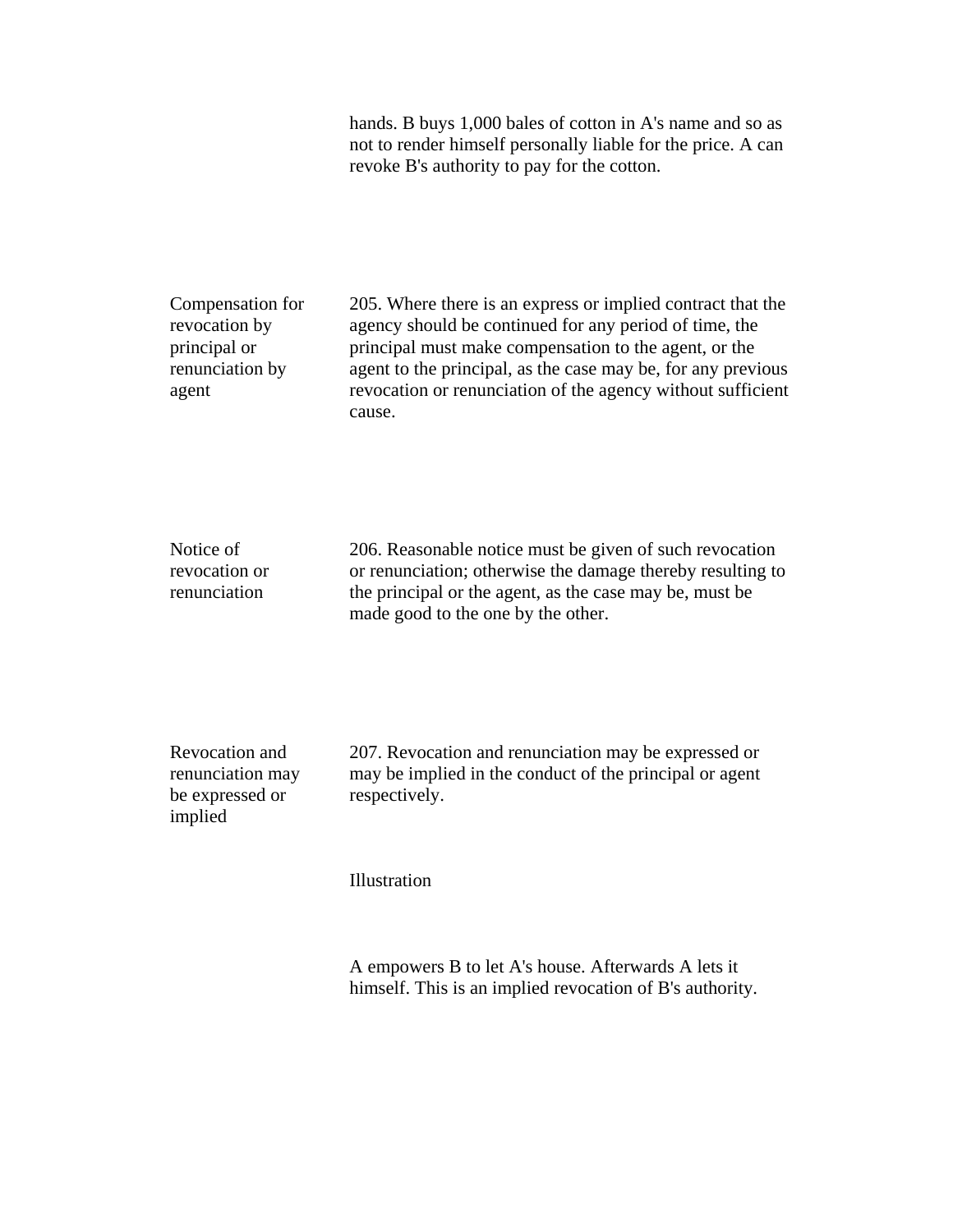hands. B buys 1,000 bales of cotton in A's name and so as not to render himself personally liable for the price. A can revoke B's authority to pay for the cotton.

**Compensation for revocation by principal or renunciation by agent**

205. Where there is an express or implied contract that the agency should be continued for any period of time, the principal must make compensation to the agent, or the agent to the principal, as the case may be, for any previous revocation or renunciation of the agency without sufficient cause.

**Notice of revocation or renunciation**

206. Reasonable notice must be given of such revocation or renunciation; otherwise the damage thereby resulting to the principal or the agent, as the case may be, must be made good to the one by the other.

**Revocation and renunciation may be expressed or implied**

207. Revocation and renunciation may be expressed or may be implied in the conduct of the principal or agent respectively.

Illustration

A empowers B to let A's house. Afterwards A lets it himself. This is an implied revocation of B's authority.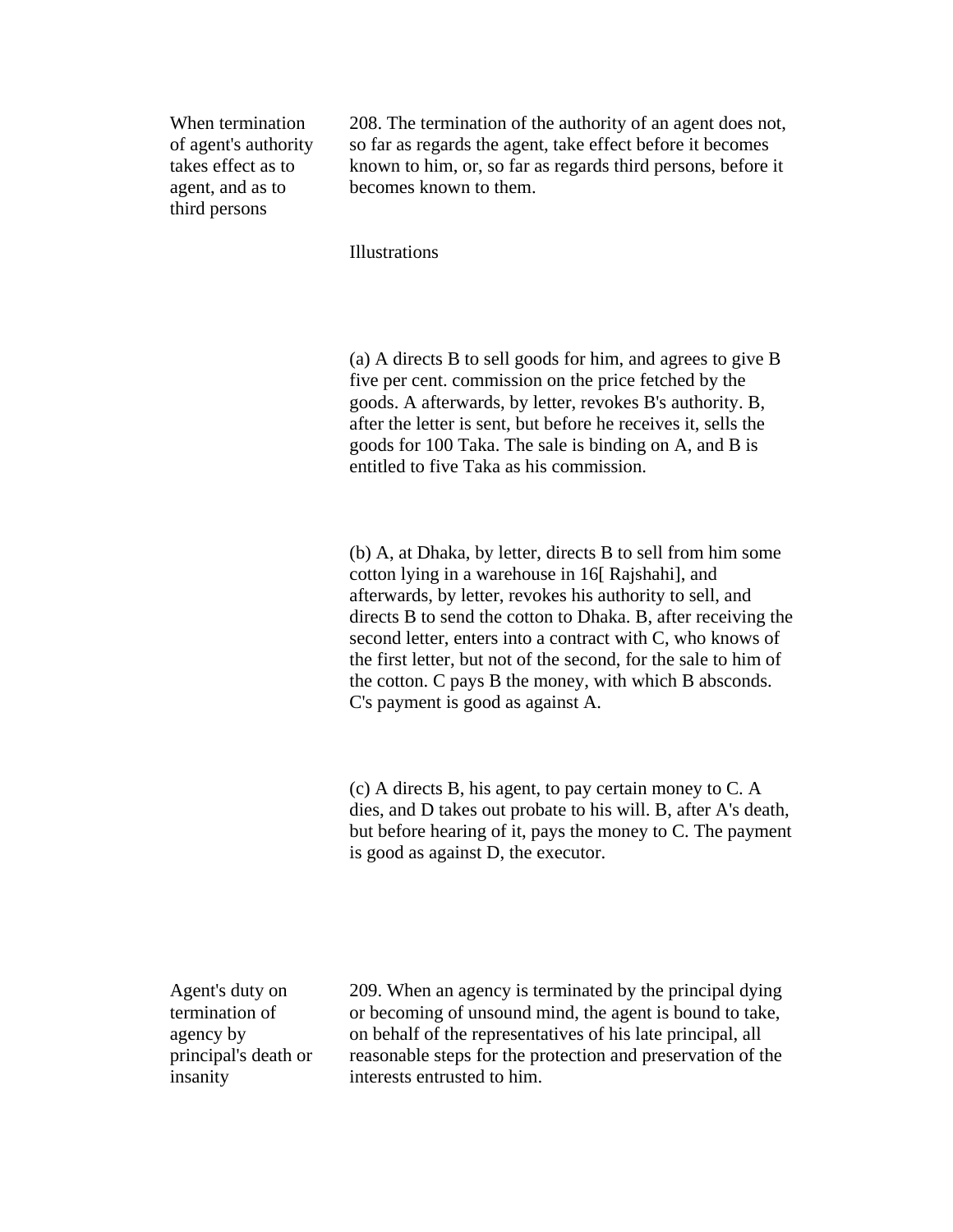**When termination of agent's authority takes effect as to agent, and as to third persons**

208. The termination of the authority of an agent does not, so far as regards the agent, take effect before it becomes known to him, or, so far as regards third persons, before it becomes known to them.

Illustrations

(a) A directs B to sell goods for him, and agrees to give B five per cent. commission on the price fetched by the goods. A afterwards, by letter, revokes B's authority. B, after the letter is sent, but before he receives it, sells the goods for 100 Taka. The sale is binding on A, and B is entitled to five Taka as his commission.

(b) A, at Dhaka, by letter, directs B to sell from him some cotton lying in a warehouse in 16[ Rajshahi], and afterwards, by letter, revokes his authority to sell, and directs B to send the cotton to Dhaka. B, after receiving the second letter, enters into a contract with C, who knows of the first letter, but not of the second, for the sale to him of the cotton. C pays B the money, with which B absconds. C's payment is good as against A.

(c) A directs B, his agent, to pay certain money to C. A dies, and D takes out probate to his will. B, after A's death, but before hearing of it, pays the money to C. The payment is good as against D, the executor.

**Agent's duty on termination of agency by principal's death or insanity**

209. When an agency is terminated by the principal dying or becoming of unsound mind, the agent is bound to take, on behalf of the representatives of his late principal, all reasonable steps for the protection and preservation of the interests entrusted to him.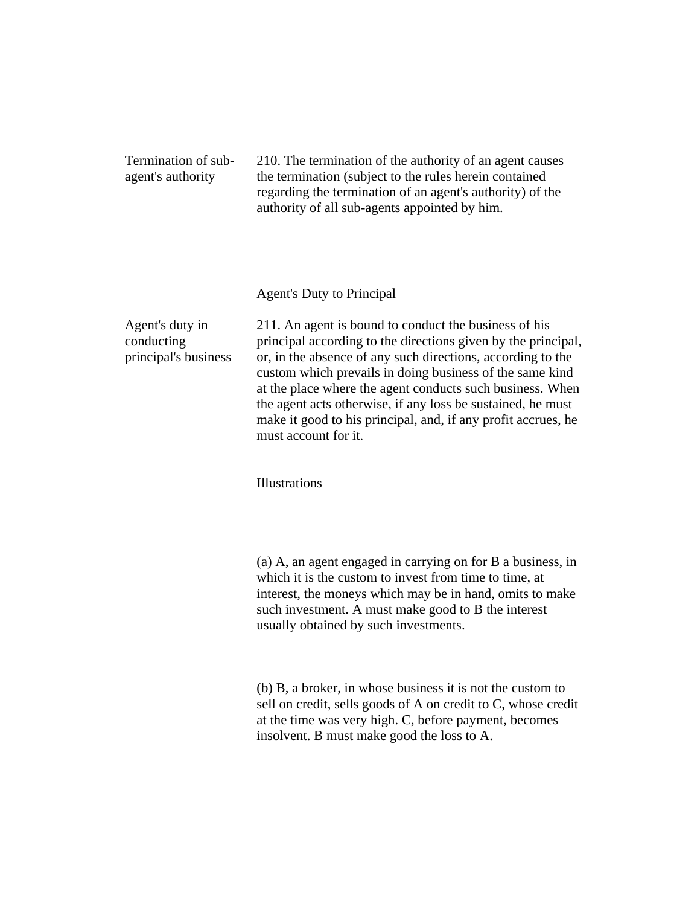**Termination of sub-agent's authority**

210. The termination of the authority of an agent causes the termination (subject to the rules herein contained regarding the termination of an agent's authority) of the authority of all sub-agents appointed by him.

## Agent's Duty to Principal

**Agent's duty in conducting principal's business**

211. An agent is bound to conduct the business of his principal according to the directions given by the principal, or, in the absence of any such directions, according to the custom which prevails in doing business of the same kind at the place where the agent conducts such business. When the agent acts otherwise, if any loss be sustained, he must make it good to his principal, and, if any profit accrues, he must account for it.

Illustrations

(a) A, an agent engaged in carrying on for B a business, in which it is the custom to invest from time to time, at interest, the moneys which may be in hand, omits to make such investment. A must make good to B the interest usually obtained by such investments.

(b) B, a broker, in whose business it is not the custom to sell on credit, sells goods of A on credit to C, whose credit at the time was very high. C, before payment, becomes insolvent. B must make good the loss to A.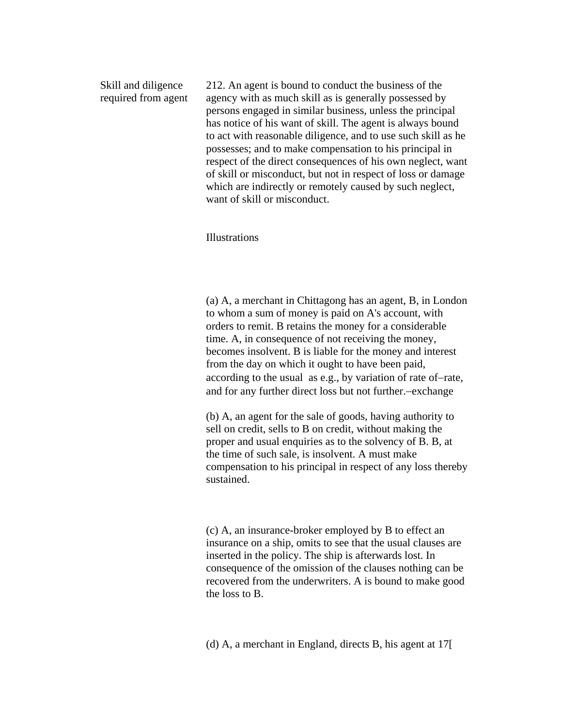**Skill and diligence required from agent**

212. An agent is bound to conduct the business of the agency with as much skill as is generally possessed by persons engaged in similar business, unless the principal has notice of his want of skill. The agent is always bound to act with reasonable diligence, and to use such skill as he possesses; and to make compensation to his principal in respect of the direct consequences of his own neglect, want of skill or misconduct, but not in respect of loss or damage which are indirectly or remotely caused by such neglect, want of skill or misconduct.

Illustrations

(a) A, a merchant in Chittagong has an agent, B, in London to whom a sum of money is paid on A's account, with orders to remit. B retains the money for a considerable time. A, in consequence of not receiving the money, becomes insolvent. B is liable for the money and interest from the day on which it ought to have been paid, according to the usual as e.g., by variation of rate of–rate, and for any further direct loss but not further.–exchange

(b) A, an agent for the sale of goods, having authority to sell on credit, sells to B on credit, without making the proper and usual enquiries as to the solvency of B. B, at the time of such sale, is insolvent. A must make compensation to his principal in respect of any loss thereby sustained.

(c) A, an insurance-broker employed by B to effect an insurance on a ship, omits to see that the usual clauses are inserted in the policy. The ship is afterwards lost. In consequence of the omission of the clauses nothing can be recovered from the underwriters. A is bound to make good the loss to B.

(d) A, a merchant in England, directs B, his agent at 17[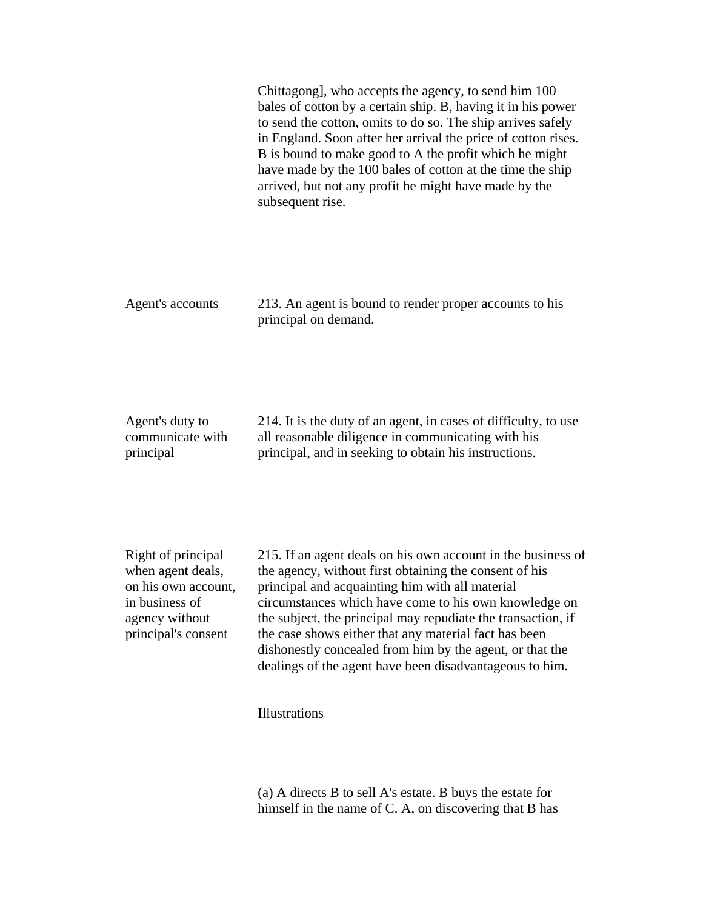Chittagong], who accepts the agency, to send him 100 bales of cotton by a certain ship. B, having it in his power to send the cotton, omits to do so. The ship arrives safely in England. Soon after her arrival the price of cotton rises. B is bound to make good to A the profit which he might have made by the 100 bales of cotton at the time the ship arrived, but not any profit he might have made by the subsequent rise.

**Agent's accounts**

213. An agent is bound to render proper accounts to his principal on demand.

**Agent's duty to communicate with principal**

214. It is the duty of an agent, in cases of difficulty, to use all reasonable diligence in communicating with his principal, and in seeking to obtain his instructions.

**Right of principal when agent deals, on his own account, in business of agency without principal's consent**

215. If an agent deals on his own account in the business of the agency, without first obtaining the consent of his principal and acquainting him with all material circumstances which have come to his own knowledge on the subject, the principal may repudiate the transaction, if the case shows either that any material fact has been dishonestly concealed from him by the agent, or that the dealings of the agent have been disadvantageous to him.

Illustrations

(a) A directs B to sell A's estate. B buys the estate for himself in the name of C. A, on discovering that B has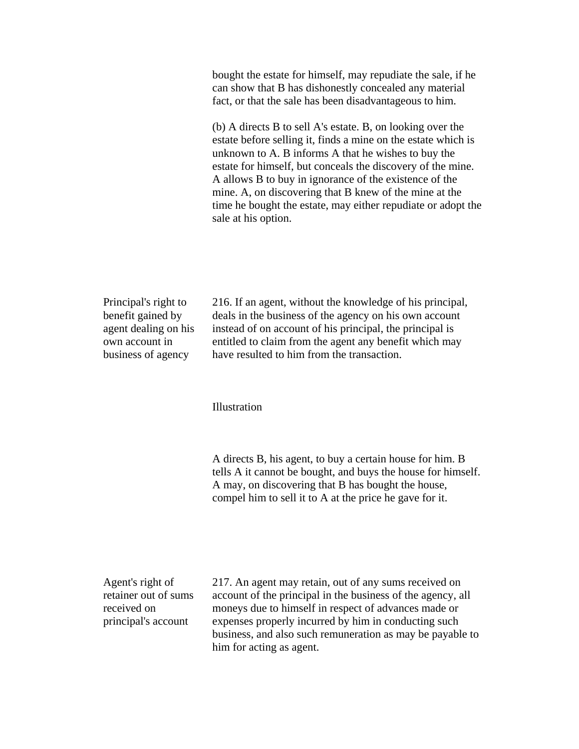bought the estate for himself, may repudiate the sale, if he can show that B has dishonestly concealed any material fact, or that the sale has been disadvantageous to him.

(b) A directs B to sell A's estate. B, on looking over the estate before selling it, finds a mine on the estate which is unknown to A. B informs A that he wishes to buy the estate for himself, but conceals the discovery of the mine. A allows B to buy in ignorance of the existence of the mine. A, on discovering that B knew of the mine at the time he bought the estate, may either repudiate or adopt the sale at his option.

**Principal's right to benefit gained by agent dealing on his own account in business of agency**

216. If an agent, without the knowledge of his principal, deals in the business of the agency on his own account instead of on account of his principal, the principal is entitled to claim from the agent any benefit which may have resulted to him from the transaction.

Illustration

A directs B, his agent, to buy a certain house for him. B tells A it cannot be bought, and buys the house for himself. A may, on discovering that B has bought the house, compel him to sell it to A at the price he gave for it.

**Agent's right of retainer out of sums received on principal's account**

217. An agent may retain, out of any sums received on account of the principal in the business of the agency, all moneys due to himself in respect of advances made or expenses properly incurred by him in conducting such business, and also such remuneration as may be payable to him for acting as agent.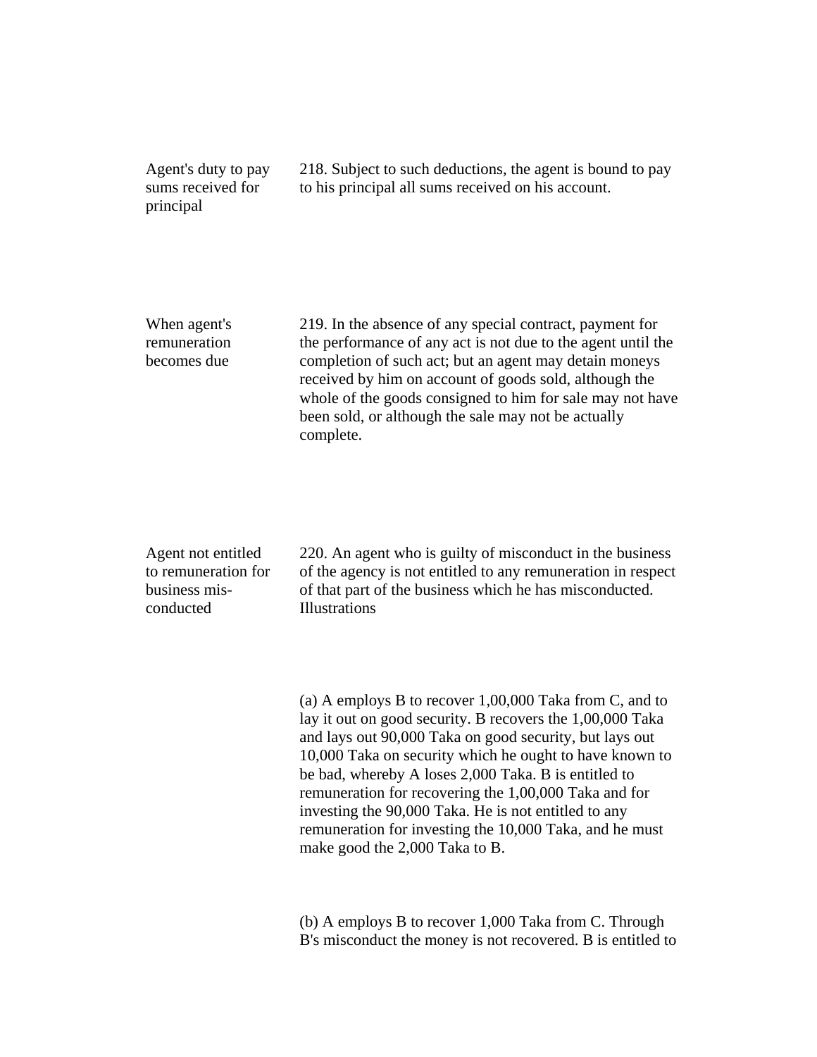**Agent's duty to pay sums received for principal**

218. Subject to such deductions, the agent is bound to pay to his principal all sums received on his account.

**When agent's remuneration becomes due**

219. In the absence of any special contract, payment for the performance of any act is not due to the agent until the completion of such act; but an agent may detain moneys received by him on account of goods sold, although the whole of the goods consigned to him for sale may not have been sold, or although the sale may not be actually complete.

**Agent not entitled to remuneration for business mis-conducted**

220. An agent who is guilty of misconduct in the business of the agency is not entitled to any remuneration in respect of that part of the business which he has misconducted.
Illustrations

(a) A employs B to recover 1,00,000 Taka from C, and to lay it out on good security. B recovers the 1,00,000 Taka and lays out 90,000 Taka on good security, but lays out 10,000 Taka on security which he ought to have known to be bad, whereby A loses 2,000 Taka. B is entitled to remuneration for recovering the 1,00,000 Taka and for investing the 90,000 Taka. He is not entitled to any remuneration for investing the 10,000 Taka, and he must make good the 2,000 Taka to B.

(b) A employs B to recover 1,000 Taka from C. Through B's misconduct the money is not recovered. B is entitled to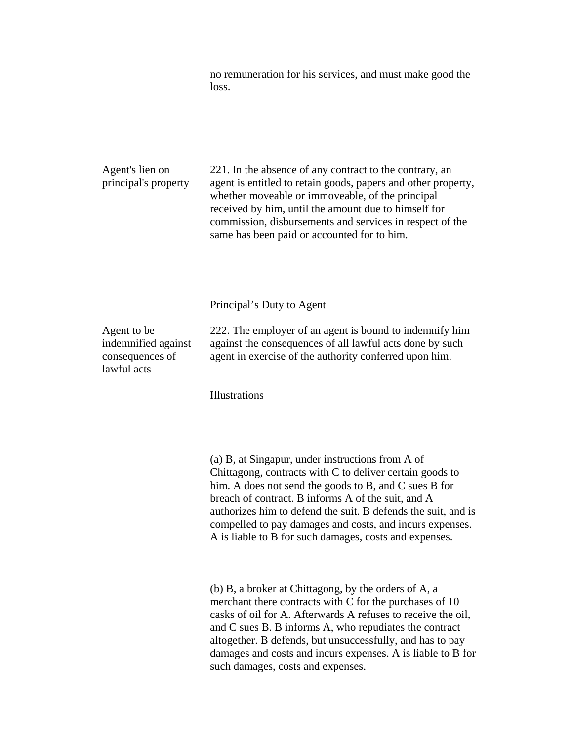no remuneration for his services, and must make good the loss.

**Agent's lien on principal's property**

221. In the absence of any contract to the contrary, an agent is entitled to retain goods, papers and other property, whether moveable or immoveable, of the principal received by him, until the amount due to himself for commission, disbursements and services in respect of the same has been paid or accounted for to him.

## Principal’s Duty to Agent

**Agent to be indemnified against consequences of lawful acts**

222. The employer of an agent is bound to indemnify him against the consequences of all lawful acts done by such agent in exercise of the authority conferred upon him.

Illustrations

(a) B, at Singapur, under instructions from A of Chittagong, contracts with C to deliver certain goods to him. A does not send the goods to B, and C sues B for breach of contract. B informs A of the suit, and A authorizes him to defend the suit. B defends the suit, and is compelled to pay damages and costs, and incurs expenses. A is liable to B for such damages, costs and expenses.

(b) B, a broker at Chittagong, by the orders of A, a merchant there contracts with C for the purchases of 10 casks of oil for A. Afterwards A refuses to receive the oil, and C sues B. B informs A, who repudiates the contract altogether. B defends, but unsuccessfully, and has to pay damages and costs and incurs expenses. A is liable to B for such damages, costs and expenses.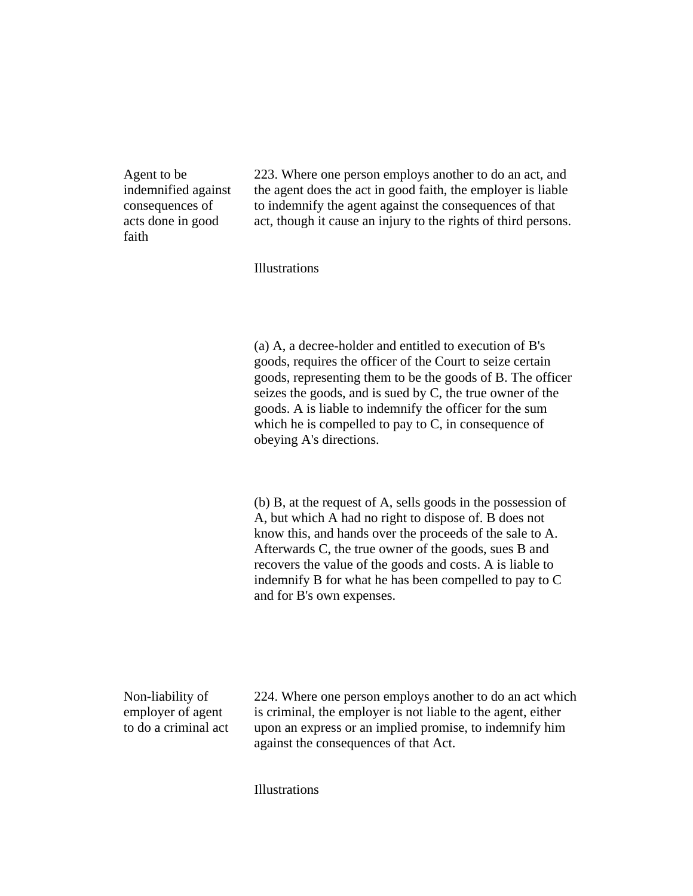**Agent to be indemnified against consequences of acts done in good faith**

223. Where one person employs another to do an act, and the agent does the act in good faith, the employer is liable to indemnify the agent against the consequences of that act, though it cause an injury to the rights of third persons.

Illustrations

(a) A, a decree-holder and entitled to execution of B's goods, requires the officer of the Court to seize certain goods, representing them to be the goods of B. The officer seizes the goods, and is sued by C, the true owner of the goods. A is liable to indemnify the officer for the sum which he is compelled to pay to C, in consequence of obeying A's directions.

(b) B, at the request of A, sells goods in the possession of A, but which A had no right to dispose of. B does not know this, and hands over the proceeds of the sale to A. Afterwards C, the true owner of the goods, sues B and recovers the value of the goods and costs. A is liable to indemnify B for what he has been compelled to pay to C and for B's own expenses.

**Non-liability of employer of agent to do a criminal act**

224. Where one person employs another to do an act which is criminal, the employer is not liable to the agent, either upon an express or an implied promise, to indemnify him against the consequences of that Act.

Illustrations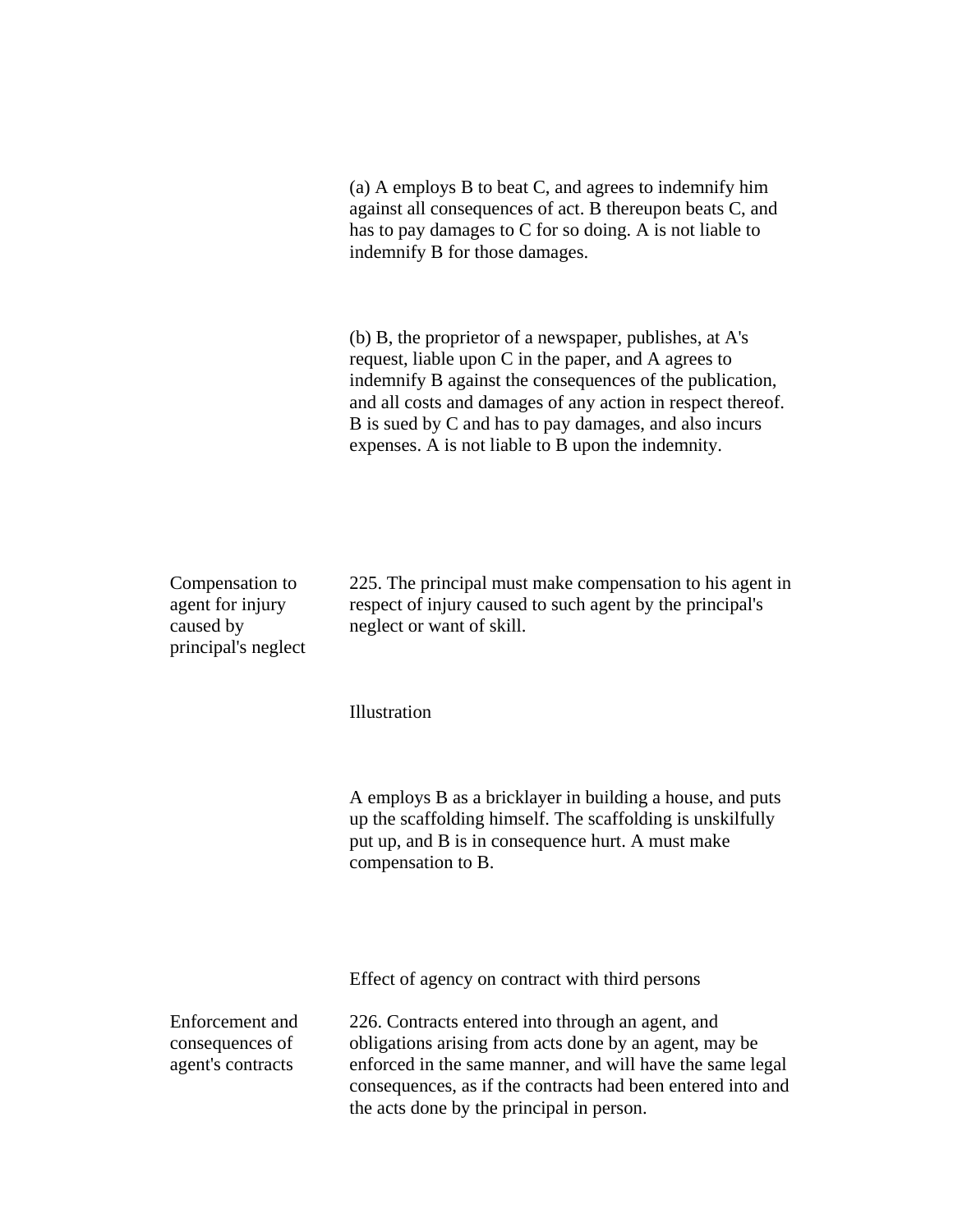(a) A employs B to beat C, and agrees to indemnify him against all consequences of act. B thereupon beats C, and has to pay damages to C for so doing. A is not liable to indemnify B for those damages.

(b) B, the proprietor of a newspaper, publishes, at A's request, liable upon C in the paper, and A agrees to indemnify B against the consequences of the publication, and all costs and damages of any action in respect thereof. B is sued by C and has to pay damages, and also incurs expenses. A is not liable to B upon the indemnity.

**Compensation to agent for injury caused by principal's neglect**

225. The principal must make compensation to his agent in respect of injury caused to such agent by the principal's neglect or want of skill.

Illustration

A employs B as a bricklayer in building a house, and puts up the scaffolding himself. The scaffolding is unskilfully put up, and B is in consequence hurt. A must make compensation to B.

### Effect of agency on contract with third persons

**Enforcement and consequences of agent's contracts**

226. Contracts entered into through an agent, and obligations arising from acts done by an agent, may be enforced in the same manner, and will have the same legal consequences, as if the contracts had been entered into and the acts done by the principal in person.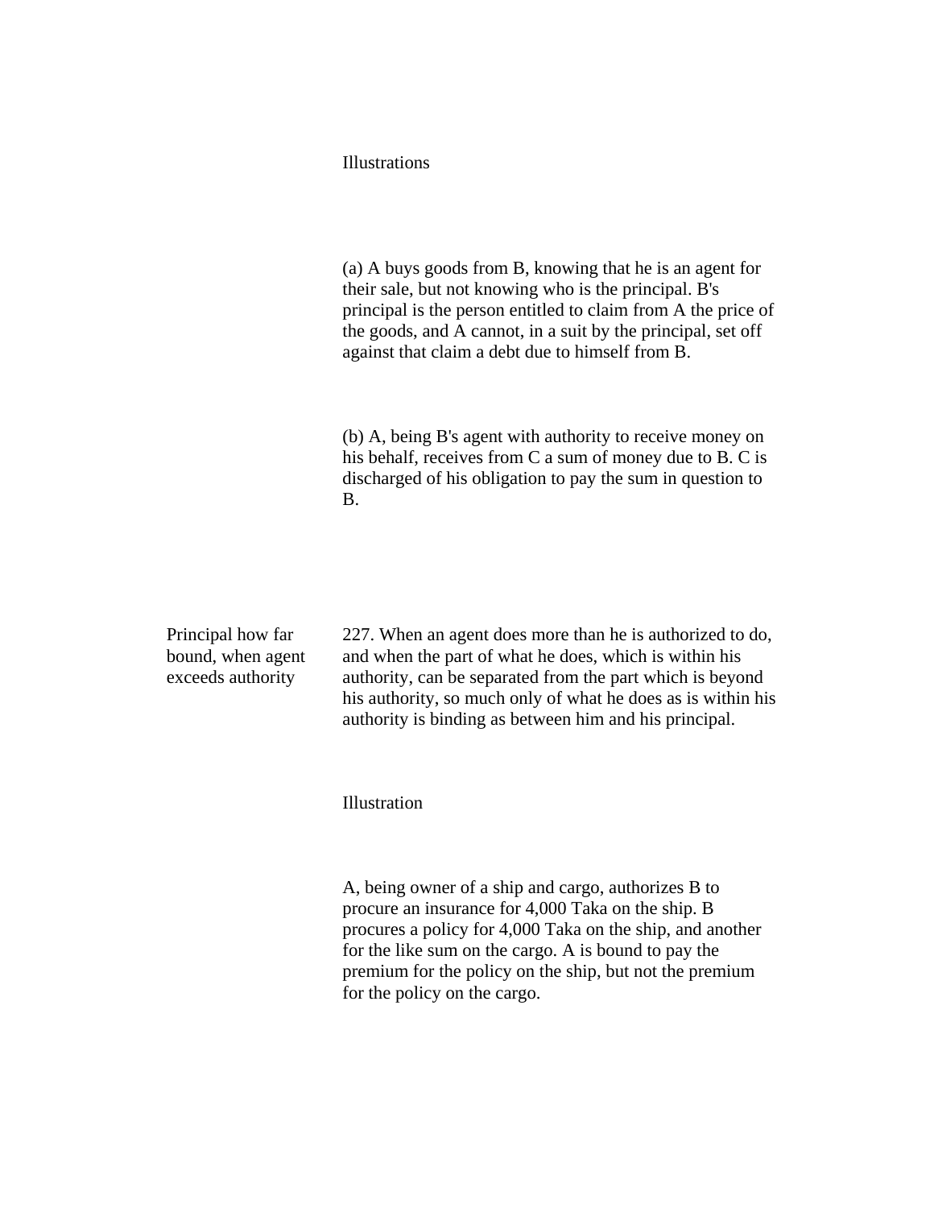Illustrations

(a) A buys goods from B, knowing that he is an agent for their sale, but not knowing who is the principal. B's principal is the person entitled to claim from A the price of the goods, and A cannot, in a suit by the principal, set off against that claim a debt due to himself from B.

(b) A, being B's agent with authority to receive money on his behalf, receives from C a sum of money due to B. C is discharged of his obligation to pay the sum in question to B.

**Principal how far bound, when agent exceeds authority**

227. When an agent does more than he is authorized to do, and when the part of what he does, which is within his authority, can be separated from the part which is beyond his authority, so much only of what he does as is within his authority is binding as between him and his principal.

Illustration

A, being owner of a ship and cargo, authorizes B to procure an insurance for 4,000 Taka on the ship. B procures a policy for 4,000 Taka on the ship, and another for the like sum on the cargo. A is bound to pay the premium for the policy on the ship, but not the premium for the policy on the cargo.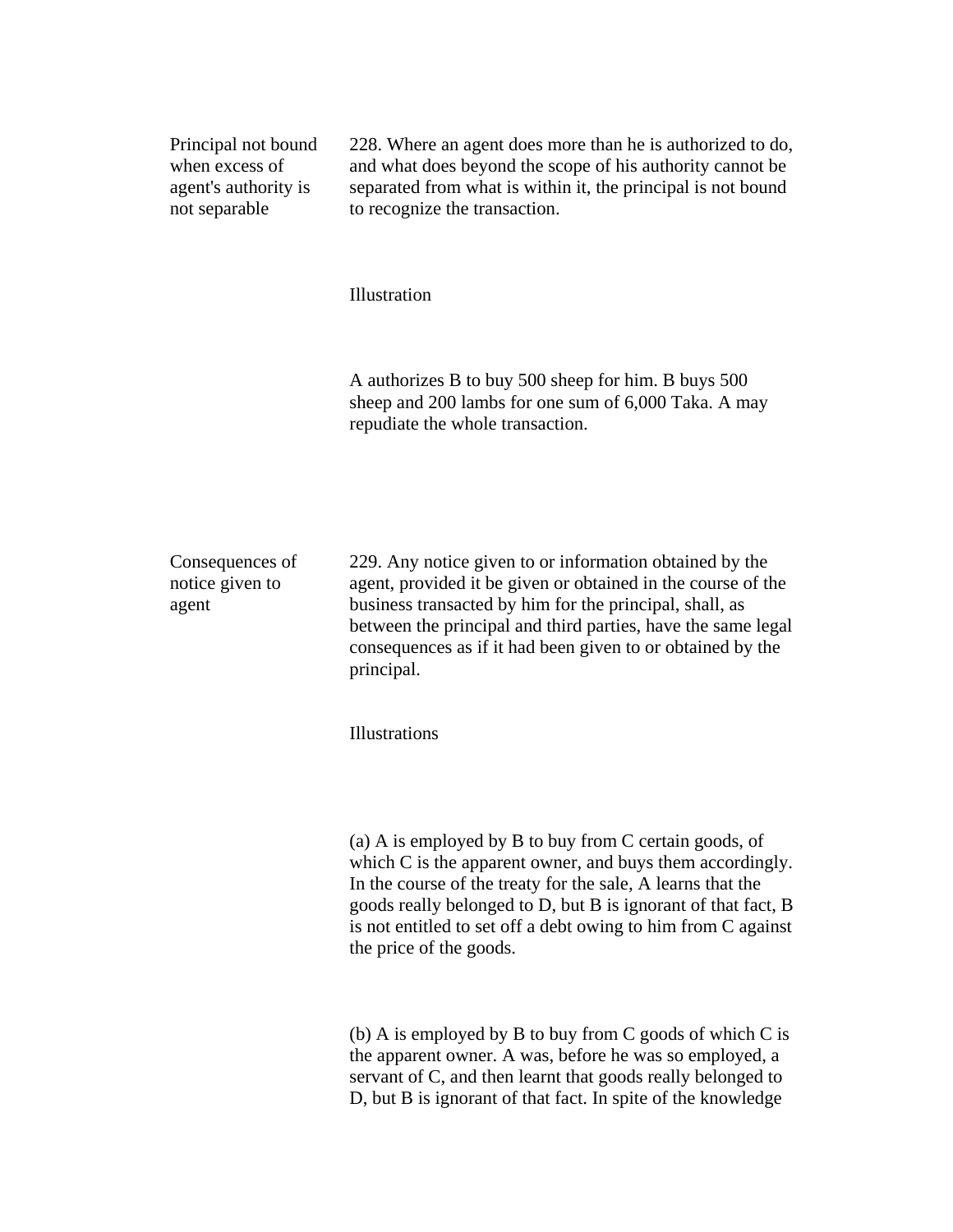**Principal not bound when excess of agent's authority is not separable**

228. Where an agent does more than he is authorized to do, and what does beyond the scope of his authority cannot be separated from what is within it, the principal is not bound to recognize the transaction.

Illustration

A authorizes B to buy 500 sheep for him. B buys 500 sheep and 200 lambs for one sum of 6,000 Taka. A may repudiate the whole transaction.

**Consequences of notice given to agent**

229. Any notice given to or information obtained by the agent, provided it be given or obtained in the course of the business transacted by him for the principal, shall, as between the principal and third parties, have the same legal consequences as if it had been given to or obtained by the principal.

Illustrations

(a) A is employed by B to buy from C certain goods, of which C is the apparent owner, and buys them accordingly. In the course of the treaty for the sale, A learns that the goods really belonged to D, but B is ignorant of that fact, B is not entitled to set off a debt owing to him from C against the price of the goods.

(b) A is employed by B to buy from C goods of which C is the apparent owner. A was, before he was so employed, a servant of C, and then learnt that goods really belonged to D, but B is ignorant of that fact. In spite of the knowledge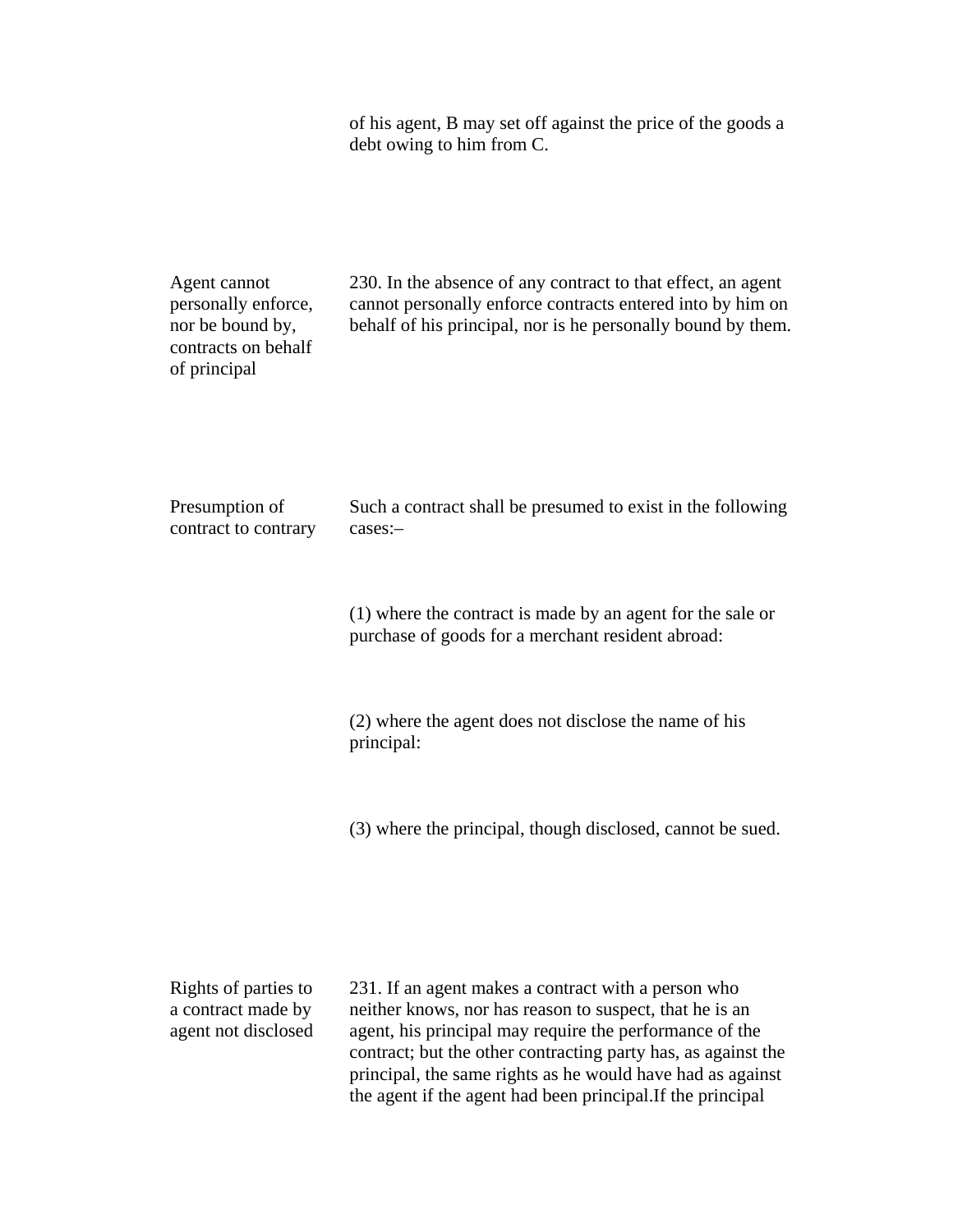of his agent, B may set off against the price of the goods a debt owing to him from C.

**Agent cannot personally enforce, nor be bound by, contracts on behalf of principal**

230. In the absence of any contract to that effect, an agent cannot personally enforce contracts entered into by him on behalf of his principal, nor is he personally bound by them.

**Presumption of contract to contrary**

Such a contract shall be presumed to exist in the following cases:–

(1) where the contract is made by an agent for the sale or purchase of goods for a merchant resident abroad:

(2) where the agent does not disclose the name of his principal:

(3) where the principal, though disclosed, cannot be sued.

**Rights of parties to a contract made by agent not disclosed**

231. If an agent makes a contract with a person who neither knows, nor has reason to suspect, that he is an agent, his principal may require the performance of the contract; but the other contracting party has, as against the principal, the same rights as he would have had as against the agent if the agent had been principal.If the principal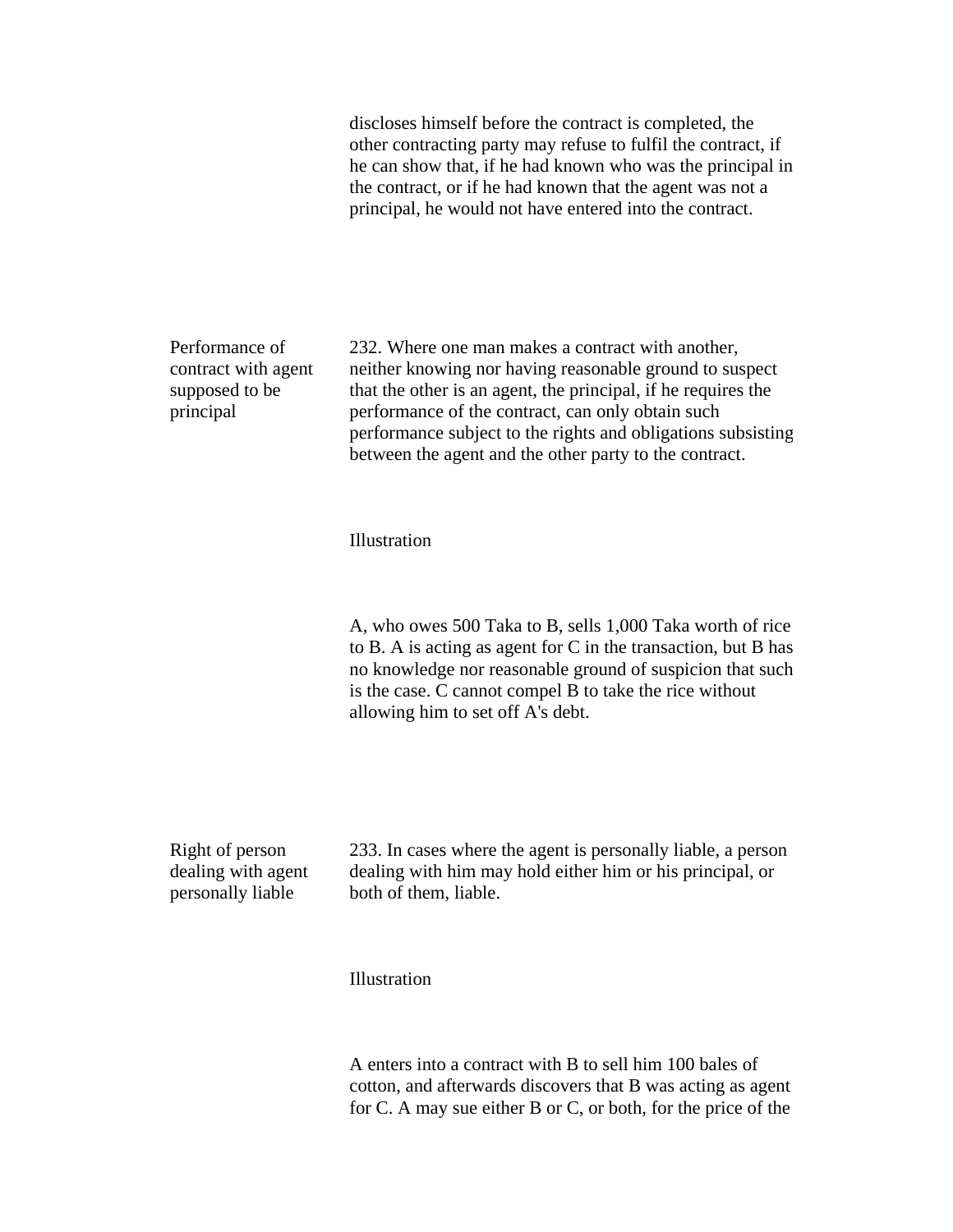discloses himself before the contract is completed, the other contracting party may refuse to fulfil the contract, if he can show that, if he had known who was the principal in the contract, or if he had known that the agent was not a principal, he would not have entered into the contract.

**Performance of contract with agent supposed to be principal**

232. Where one man makes a contract with another, neither knowing nor having reasonable ground to suspect that the other is an agent, the principal, if he requires the performance of the contract, can only obtain such performance subject to the rights and obligations subsisting between the agent and the other party to the contract.

Illustration

A, who owes 500 Taka to B, sells 1,000 Taka worth of rice to B. A is acting as agent for C in the transaction, but B has no knowledge nor reasonable ground of suspicion that such is the case. C cannot compel B to take the rice without allowing him to set off A's debt.

**Right of person dealing with agent personally liable**

233. In cases where the agent is personally liable, a person dealing with him may hold either him or his principal, or both of them, liable.

Illustration

A enters into a contract with B to sell him 100 bales of cotton, and afterwards discovers that B was acting as agent for C. A may sue either B or C, or both, for the price of the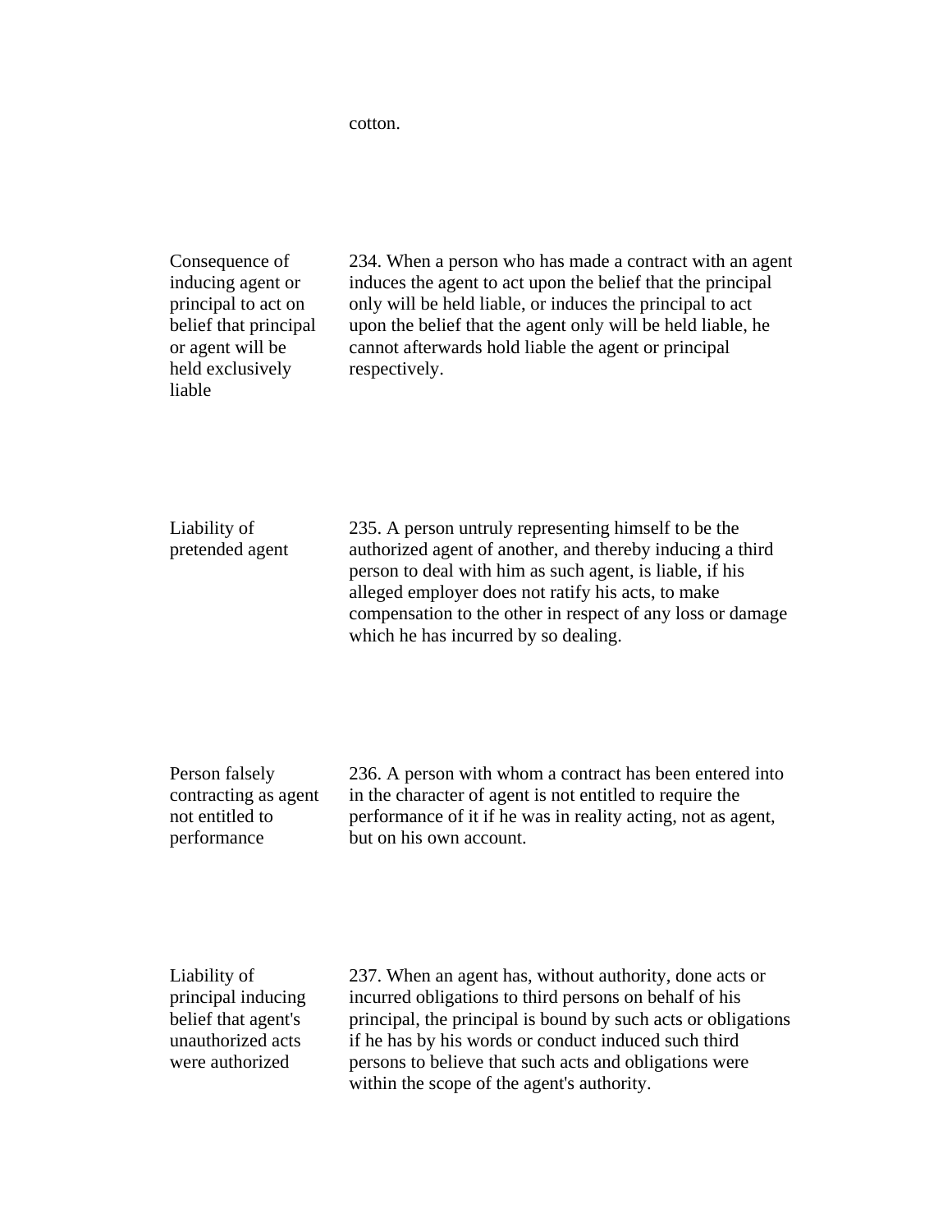cotton.

**Consequence of inducing agent or principal to act on belief that principal or agent will be held exclusively liable**

234. When a person who has made a contract with an agent induces the agent to act upon the belief that the principal only will be held liable, or induces the principal to act upon the belief that the agent only will be held liable, he cannot afterwards hold liable the agent or principal respectively.

**Liability of pretended agent**

235. A person untruly representing himself to be the authorized agent of another, and thereby inducing a third person to deal with him as such agent, is liable, if his alleged employer does not ratify his acts, to make compensation to the other in respect of any loss or damage which he has incurred by so dealing.

**Person falsely contracting as agent not entitled to performance**

236. A person with whom a contract has been entered into in the character of agent is not entitled to require the performance of it if he was in reality acting, not as agent, but on his own account.

**Liability of principal inducing belief that agent's unauthorized acts were authorized**

237. When an agent has, without authority, done acts or incurred obligations to third persons on behalf of his principal, the principal is bound by such acts or obligations if he has by his words or conduct induced such third persons to believe that such acts and obligations were within the scope of the agent's authority.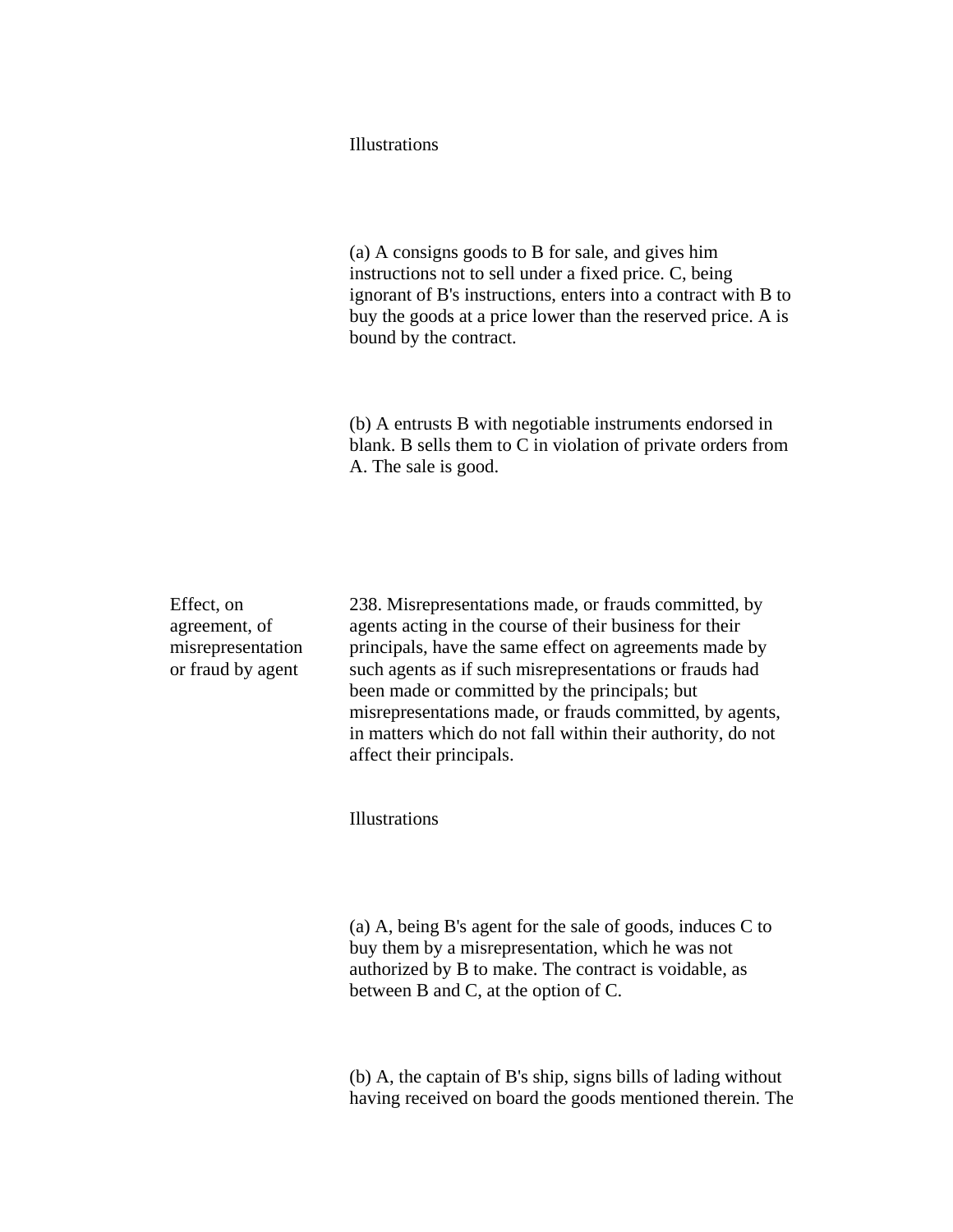Illustrations

(a) A consigns goods to B for sale, and gives him instructions not to sell under a fixed price. C, being ignorant of B's instructions, enters into a contract with B to buy the goods at a price lower than the reserved price. A is bound by the contract.

(b) A entrusts B with negotiable instruments endorsed in blank. B sells them to C in violation of private orders from A. The sale is good.

**Effect, on agreement, of misrepresentation or fraud by agent**

238. Misrepresentations made, or frauds committed, by agents acting in the course of their business for their principals, have the same effect on agreements made by such agents as if such misrepresentations or frauds had been made or committed by the principals; but misrepresentations made, or frauds committed, by agents, in matters which do not fall within their authority, do not affect their principals.

Illustrations

(a) A, being B's agent for the sale of goods, induces C to buy them by a misrepresentation, which he was not authorized by B to make. The contract is voidable, as between B and C, at the option of C.

(b) A, the captain of B's ship, signs bills of lading without having received on board the goods mentioned therein. The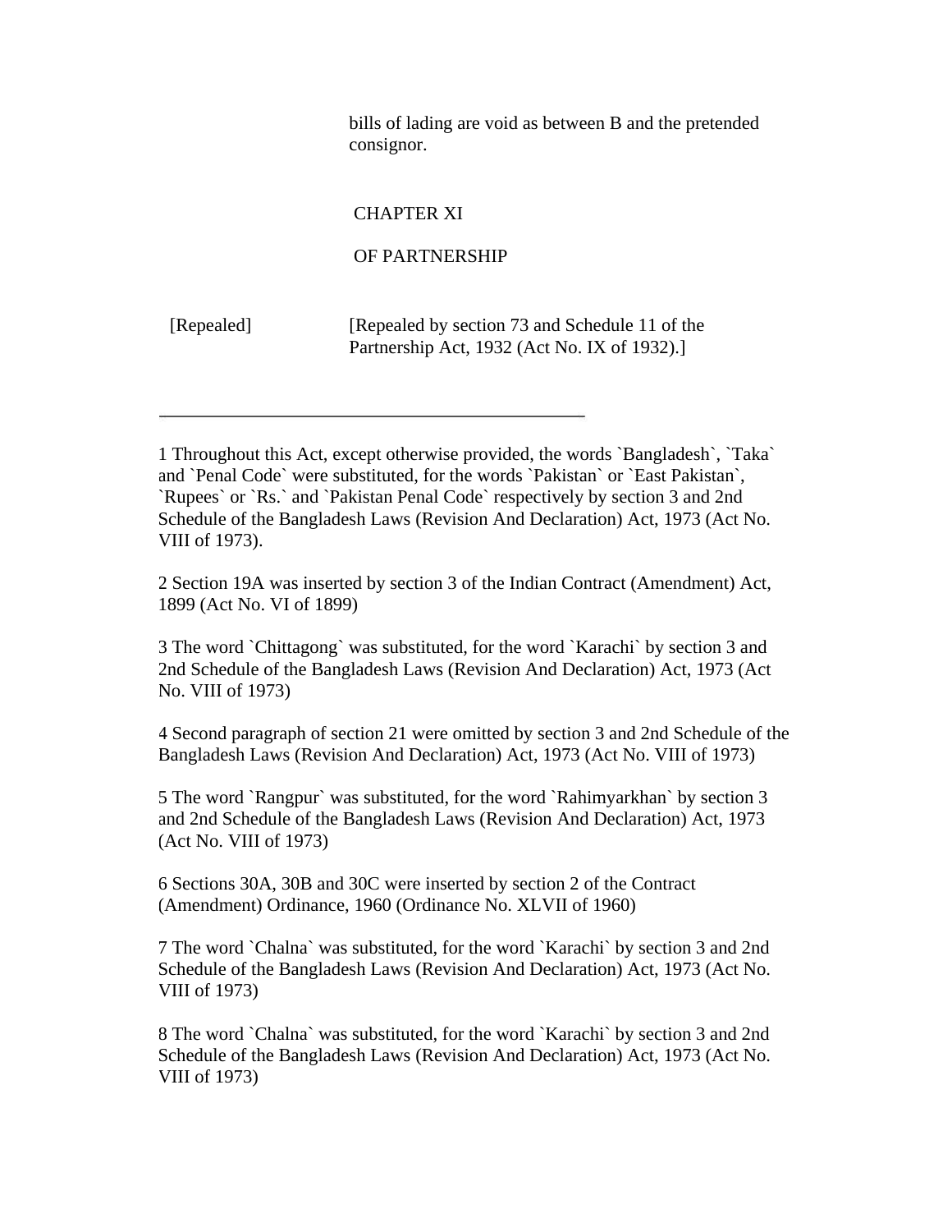bills of lading are void as between B and the pretended consignor.

## CHAPTER XI

## OF PARTNERSHIP

[Repealed] [Repealed by section 73 and Schedule 11 of the Partnership Act, 1932 (Act No. IX of 1932).]

---

1 Throughout this Act, except otherwise provided, the words `Bangladesh`, `Taka` and `Penal Code` were substituted, for the words `Pakistan` or `East Pakistan`, `Rupees` or `Rs.` and `Pakistan Penal Code` respectively by section 3 and 2nd Schedule of the Bangladesh Laws (Revision And Declaration) Act, 1973 (Act No. VIII of 1973).

2 Section 19A was inserted by section 3 of the Indian Contract (Amendment) Act, 1899 (Act No. VI of 1899)

3 The word `Chittagong` was substituted, for the word `Karachi` by section 3 and 2nd Schedule of the Bangladesh Laws (Revision And Declaration) Act, 1973 (Act No. VIII of 1973)

4 Second paragraph of section 21 were omitted by section 3 and 2nd Schedule of the Bangladesh Laws (Revision And Declaration) Act, 1973 (Act No. VIII of 1973)

5 The word `Rangpur` was substituted, for the word `Rahimyarkhan` by section 3 and 2nd Schedule of the Bangladesh Laws (Revision And Declaration) Act, 1973 (Act No. VIII of 1973)

6 Sections 30A, 30B and 30C were inserted by section 2 of the Contract (Amendment) Ordinance, 1960 (Ordinance No. XLVII of 1960)

7 The word `Chalna` was substituted, for the word `Karachi` by section 3 and 2nd Schedule of the Bangladesh Laws (Revision And Declaration) Act, 1973 (Act No. VIII of 1973)

8 The word `Chalna` was substituted, for the word `Karachi` by section 3 and 2nd Schedule of the Bangladesh Laws (Revision And Declaration) Act, 1973 (Act No. VIII of 1973)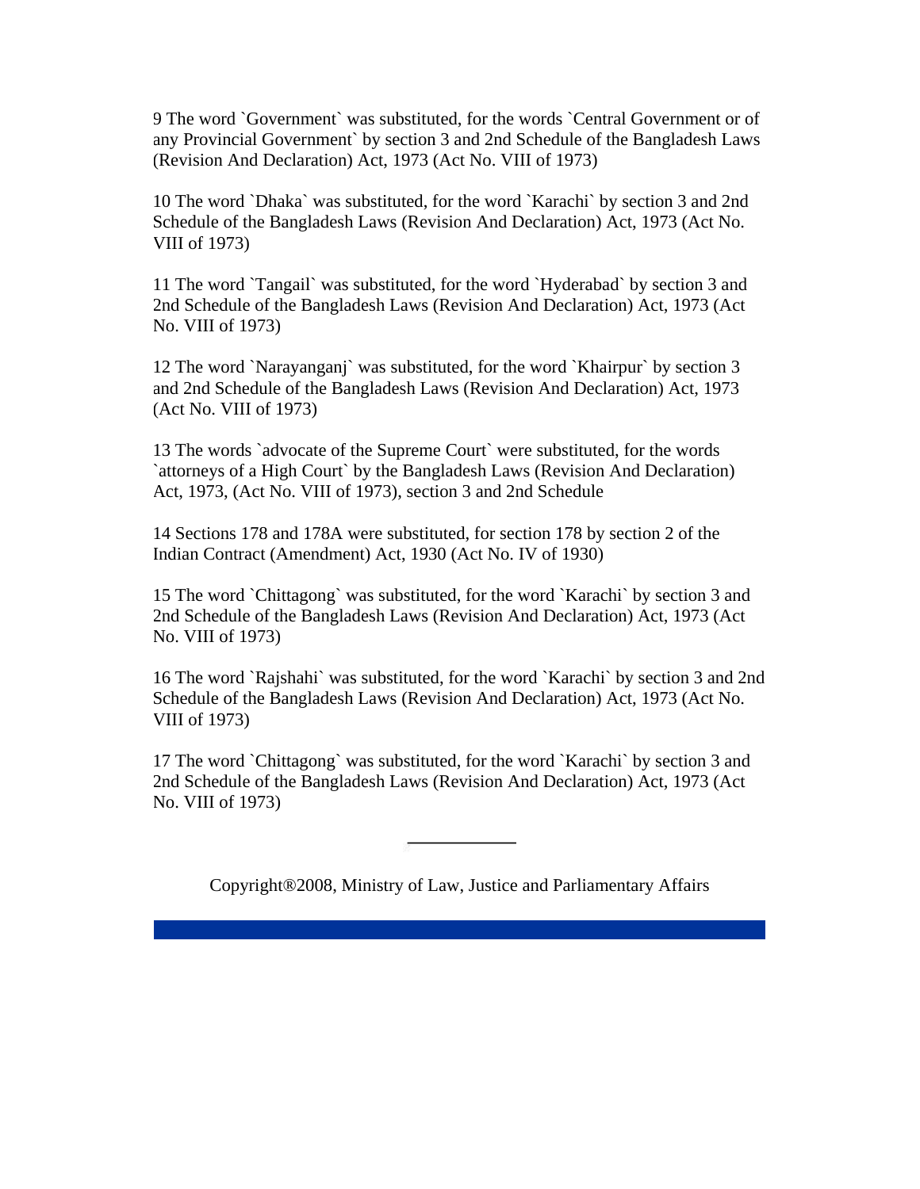9 The word `Government` was substituted, for the words `Central Government or of any Provincial Government` by section 3 and 2nd Schedule of the Bangladesh Laws (Revision And Declaration) Act, 1973 (Act No. VIII of 1973)

10 The word `Dhaka` was substituted, for the word `Karachi` by section 3 and 2nd Schedule of the Bangladesh Laws (Revision And Declaration) Act, 1973 (Act No. VIII of 1973)

11 The word `Tangail` was substituted, for the word `Hyderabad` by section 3 and 2nd Schedule of the Bangladesh Laws (Revision And Declaration) Act, 1973 (Act No. VIII of 1973)

12 The word `Narayanganj` was substituted, for the word `Khairpur` by section 3 and 2nd Schedule of the Bangladesh Laws (Revision And Declaration) Act, 1973 (Act No. VIII of 1973)

13 The words `advocate of the Supreme Court` were substituted, for the words `attorneys of a High Court` by the Bangladesh Laws (Revision And Declaration) Act, 1973, (Act No. VIII of 1973), section 3 and 2nd Schedule

14 Sections 178 and 178A were substituted, for section 178 by section 2 of the Indian Contract (Amendment) Act, 1930 (Act No. IV of 1930)

15 The word `Chittagong` was substituted, for the word `Karachi` by section 3 and 2nd Schedule of the Bangladesh Laws (Revision And Declaration) Act, 1973 (Act No. VIII of 1973)

16 The word `Rajshahi` was substituted, for the word `Karachi` by section 3 and 2nd Schedule of the Bangladesh Laws (Revision And Declaration) Act, 1973 (Act No. VIII of 1973)

17 The word `Chittagong` was substituted, for the word `Karachi` by section 3 and 2nd Schedule of the Bangladesh Laws (Revision And Declaration) Act, 1973 (Act No. VIII of 1973)

---

Copyright®2008, Ministry of Law, Justice and Parliamentary Affairs